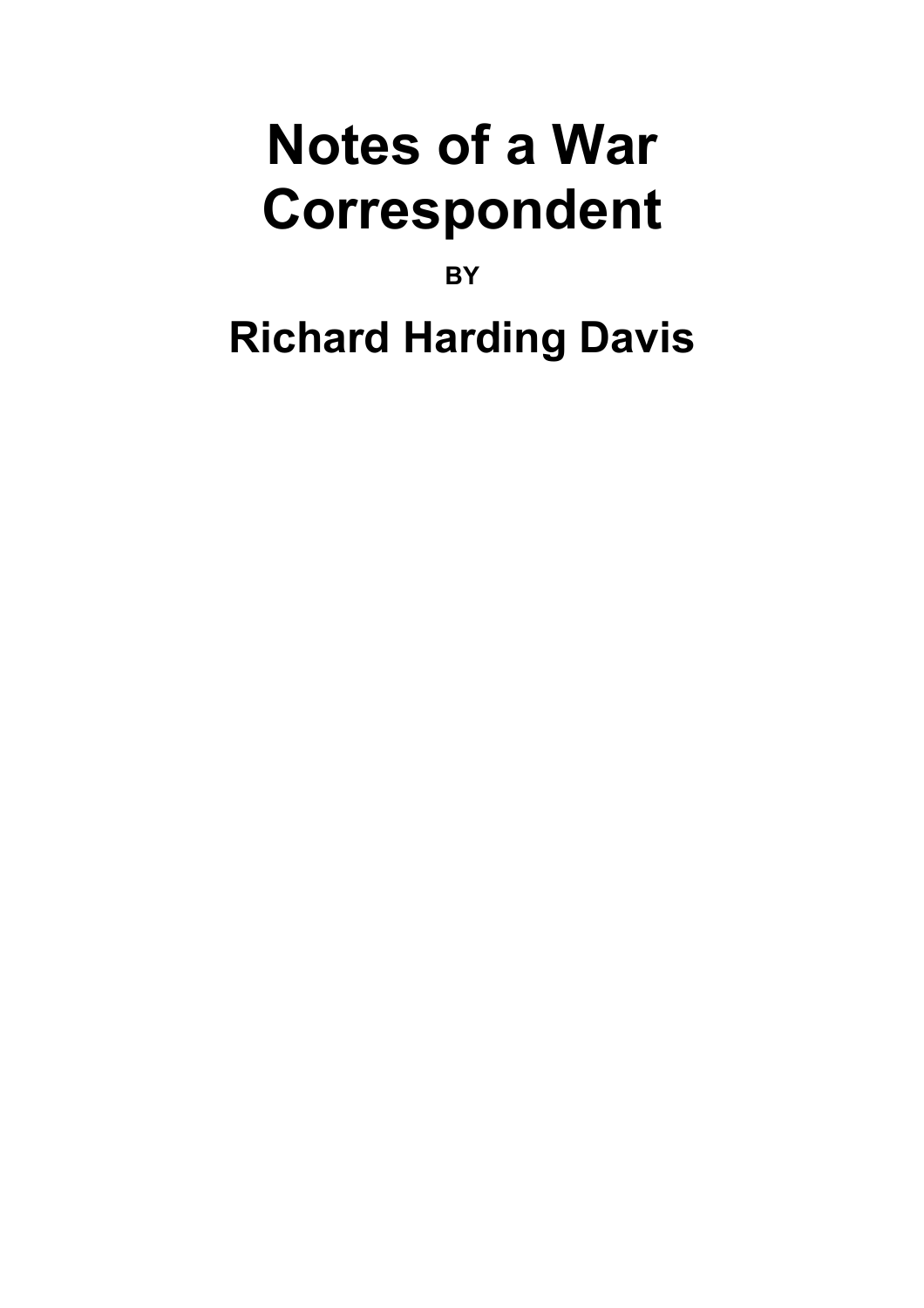# Notes of a War Correspondent

**BY**

## Richard Harding Davis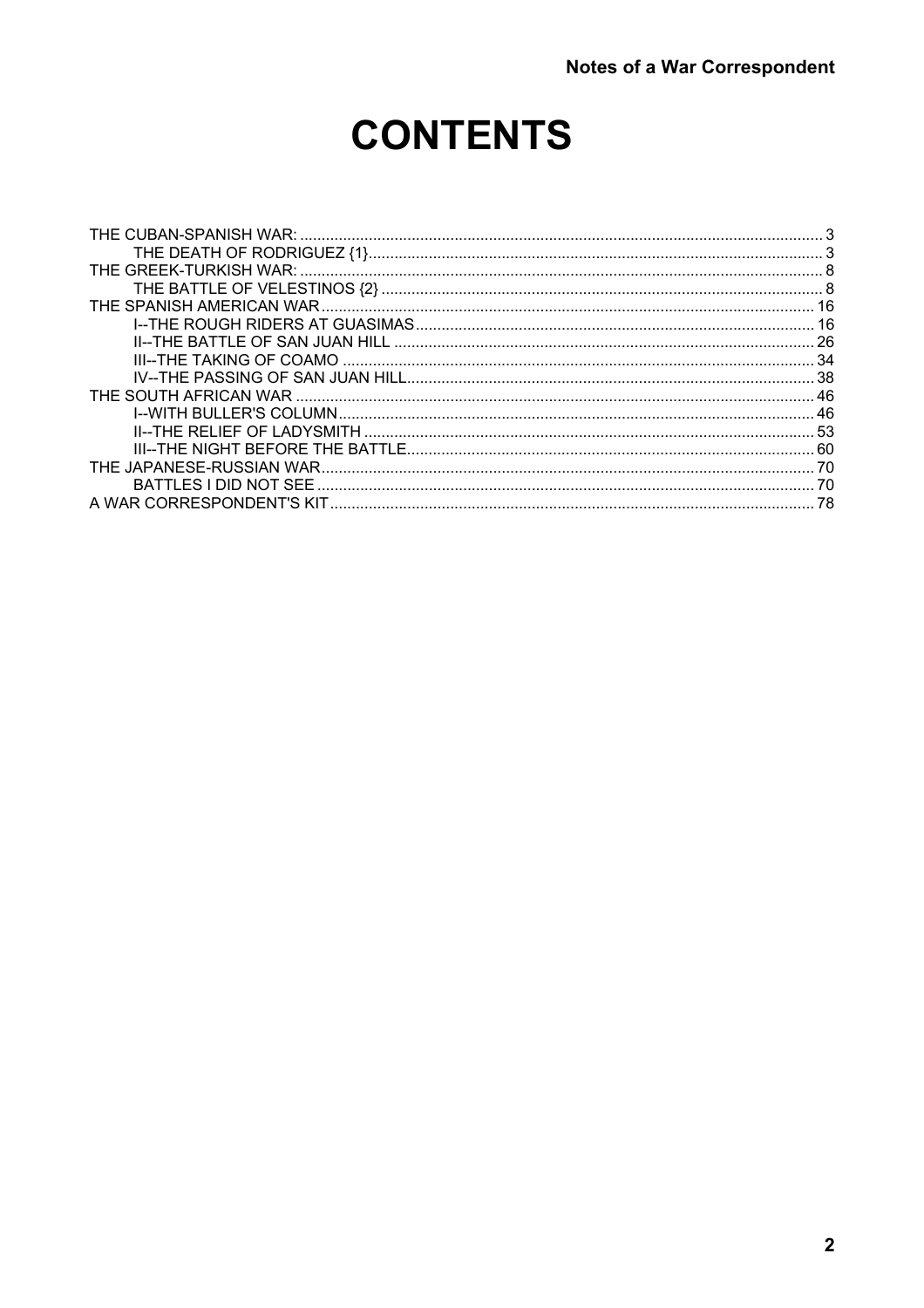# CONTENTS

- THE CUBAN-SPANISH WAR: 3
  - THE DEATH OF RODRIGUEZ {1} 3
- THE GREEK-TURKISH WAR: 8
  - THE BATTLE OF VELESTINOS {2} 8
- THE SPANISH AMERICAN WAR 16
  - I--THE ROUGH RIDERS AT GUASIMAS 16
  - II--THE BATTLE OF SAN JUAN HILL 26
  - III--THE TAKING OF COAMO 34
  - IV--THE PASSING OF SAN JUAN HILL 38
- THE SOUTH AFRICAN WAR 46
  - I--WITH BULLER'S COLUMN 46
  - II--THE RELIEF OF LADYSMITH 53
  - III--THE NIGHT BEFORE THE BATTLE 60
- THE JAPANESE-RUSSIAN WAR 70
  - BATTLES I DID NOT SEE 70
- A WAR CORRESPONDENT'S KIT 78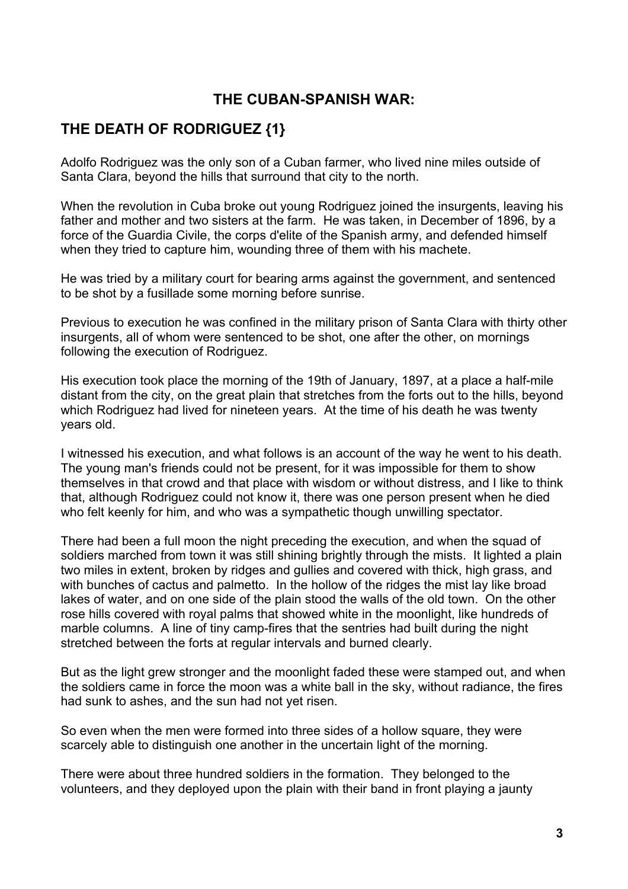## THE CUBAN-SPANISH WAR:

## THE DEATH OF RODRIGUEZ {1}

Adolfo Rodriguez was the only son of a Cuban farmer, who lived nine miles outside of Santa Clara, beyond the hills that surround that city to the north.

When the revolution in Cuba broke out young Rodriguez joined the insurgents, leaving his father and mother and two sisters at the farm. He was taken, in December of 1896, by a force of the Guardia Civile, the corps d'elite of the Spanish army, and defended himself when they tried to capture him, wounding three of them with his machete.

He was tried by a military court for bearing arms against the government, and sentenced to be shot by a fusillade some morning before sunrise.

Previous to execution he was confined in the military prison of Santa Clara with thirty other insurgents, all of whom were sentenced to be shot, one after the other, on mornings following the execution of Rodriguez.

His execution took place the morning of the 19th of January, 1897, at a place a half-mile distant from the city, on the great plain that stretches from the forts out to the hills, beyond which Rodriguez had lived for nineteen years. At the time of his death he was twenty years old.

I witnessed his execution, and what follows is an account of the way he went to his death. The young man's friends could not be present, for it was impossible for them to show themselves in that crowd and that place with wisdom or without distress, and I like to think that, although Rodriguez could not know it, there was one person present when he died who felt keenly for him, and who was a sympathetic though unwilling spectator.

There had been a full moon the night preceding the execution, and when the squad of soldiers marched from town it was still shining brightly through the mists. It lighted a plain two miles in extent, broken by ridges and gullies and covered with thick, high grass, and with bunches of cactus and palmetto. In the hollow of the ridges the mist lay like broad lakes of water, and on one side of the plain stood the walls of the old town. On the other rose hills covered with royal palms that showed white in the moonlight, like hundreds of marble columns. A line of tiny camp-fires that the sentries had built during the night stretched between the forts at regular intervals and burned clearly.

But as the light grew stronger and the moonlight faded these were stamped out, and when the soldiers came in force the moon was a white ball in the sky, without radiance, the fires had sunk to ashes, and the sun had not yet risen.

So even when the men were formed into three sides of a hollow square, they were scarcely able to distinguish one another in the uncertain light of the morning.

There were about three hundred soldiers in the formation. They belonged to the volunteers, and they deployed upon the plain with their band in front playing a jaunty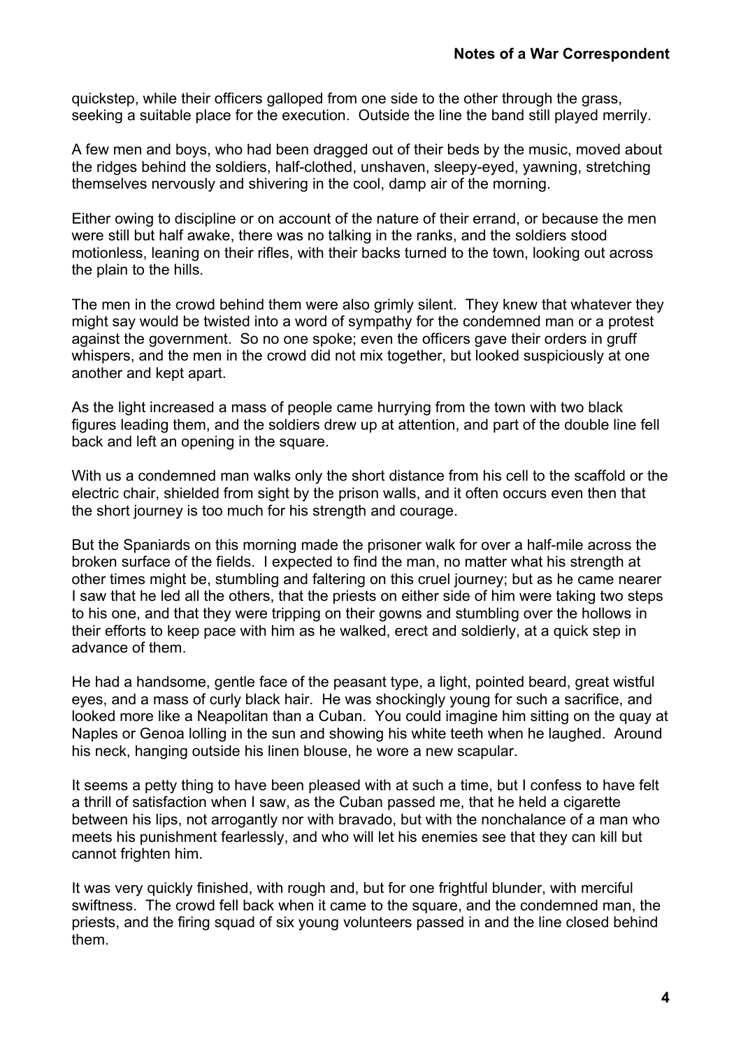quickstep, while their officers galloped from one side to the other through the grass, seeking a suitable place for the execution. Outside the line the band still played merrily.

A few men and boys, who had been dragged out of their beds by the music, moved about the ridges behind the soldiers, half-clothed, unshaven, sleepy-eyed, yawning, stretching themselves nervously and shivering in the cool, damp air of the morning.

Either owing to discipline or on account of the nature of their errand, or because the men were still but half awake, there was no talking in the ranks, and the soldiers stood motionless, leaning on their rifles, with their backs turned to the town, looking out across the plain to the hills.

The men in the crowd behind them were also grimly silent. They knew that whatever they might say would be twisted into a word of sympathy for the condemned man or a protest against the government. So no one spoke; even the officers gave their orders in gruff whispers, and the men in the crowd did not mix together, but looked suspiciously at one another and kept apart.

As the light increased a mass of people came hurrying from the town with two black figures leading them, and the soldiers drew up at attention, and part of the double line fell back and left an opening in the square.

With us a condemned man walks only the short distance from his cell to the scaffold or the electric chair, shielded from sight by the prison walls, and it often occurs even then that the short journey is too much for his strength and courage.

But the Spaniards on this morning made the prisoner walk for over a half-mile across the broken surface of the fields. I expected to find the man, no matter what his strength at other times might be, stumbling and faltering on this cruel journey; but as he came nearer I saw that he led all the others, that the priests on either side of him were taking two steps to his one, and that they were tripping on their gowns and stumbling over the hollows in their efforts to keep pace with him as he walked, erect and soldierly, at a quick step in advance of them.

He had a handsome, gentle face of the peasant type, a light, pointed beard, great wistful eyes, and a mass of curly black hair. He was shockingly young for such a sacrifice, and looked more like a Neapolitan than a Cuban. You could imagine him sitting on the quay at Naples or Genoa lolling in the sun and showing his white teeth when he laughed. Around his neck, hanging outside his linen blouse, he wore a new scapular.

It seems a petty thing to have been pleased with at such a time, but I confess to have felt a thrill of satisfaction when I saw, as the Cuban passed me, that he held a cigarette between his lips, not arrogantly nor with bravado, but with the nonchalance of a man who meets his punishment fearlessly, and who will let his enemies see that they can kill but cannot frighten him.

It was very quickly finished, with rough and, but for one frightful blunder, with merciful swiftness. The crowd fell back when it came to the square, and the condemned man, the priests, and the firing squad of six young volunteers passed in and the line closed behind them.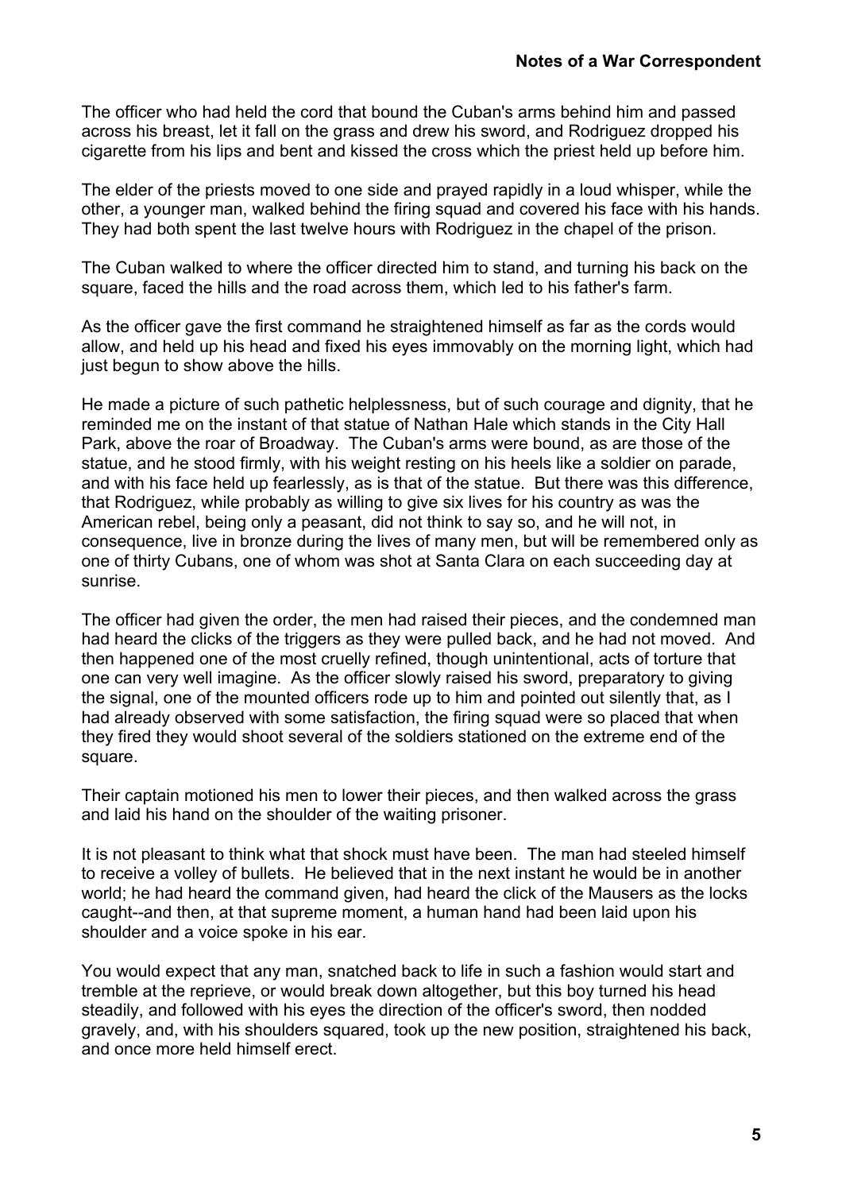The officer who had held the cord that bound the Cuban's arms behind him and passed across his breast, let it fall on the grass and drew his sword, and Rodriguez dropped his cigarette from his lips and bent and kissed the cross which the priest held up before him.

The elder of the priests moved to one side and prayed rapidly in a loud whisper, while the other, a younger man, walked behind the firing squad and covered his face with his hands. They had both spent the last twelve hours with Rodriguez in the chapel of the prison.

The Cuban walked to where the officer directed him to stand, and turning his back on the square, faced the hills and the road across them, which led to his father's farm.

As the officer gave the first command he straightened himself as far as the cords would allow, and held up his head and fixed his eyes immovably on the morning light, which had just begun to show above the hills.

He made a picture of such pathetic helplessness, but of such courage and dignity, that he reminded me on the instant of that statue of Nathan Hale which stands in the City Hall Park, above the roar of Broadway. The Cuban's arms were bound, as are those of the statue, and he stood firmly, with his weight resting on his heels like a soldier on parade, and with his face held up fearlessly, as is that of the statue. But there was this difference, that Rodriguez, while probably as willing to give six lives for his country as was the American rebel, being only a peasant, did not think to say so, and he will not, in consequence, live in bronze during the lives of many men, but will be remembered only as one of thirty Cubans, one of whom was shot at Santa Clara on each succeeding day at sunrise.

The officer had given the order, the men had raised their pieces, and the condemned man had heard the clicks of the triggers as they were pulled back, and he had not moved. And then happened one of the most cruelly refined, though unintentional, acts of torture that one can very well imagine. As the officer slowly raised his sword, preparatory to giving the signal, one of the mounted officers rode up to him and pointed out silently that, as I had already observed with some satisfaction, the firing squad were so placed that when they fired they would shoot several of the soldiers stationed on the extreme end of the square.

Their captain motioned his men to lower their pieces, and then walked across the grass and laid his hand on the shoulder of the waiting prisoner.

It is not pleasant to think what that shock must have been. The man had steeled himself to receive a volley of bullets. He believed that in the next instant he would be in another world; he had heard the command given, had heard the click of the Mausers as the locks caught--and then, at that supreme moment, a human hand had been laid upon his shoulder and a voice spoke in his ear.

You would expect that any man, snatched back to life in such a fashion would start and tremble at the reprieve, or would break down altogether, but this boy turned his head steadily, and followed with his eyes the direction of the officer's sword, then nodded gravely, and, with his shoulders squared, took up the new position, straightened his back, and once more held himself erect.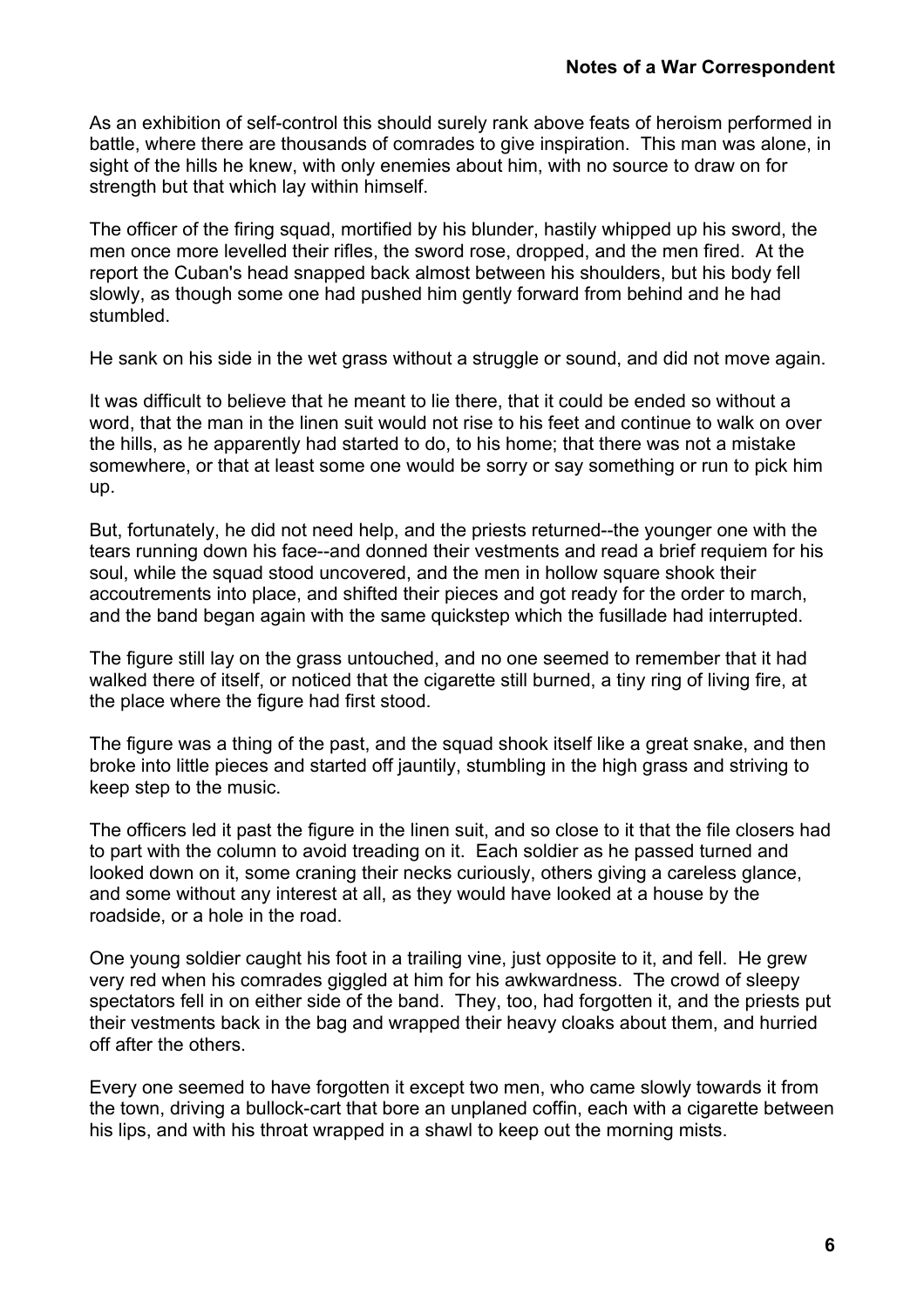As an exhibition of self-control this should surely rank above feats of heroism performed in battle, where there are thousands of comrades to give inspiration. This man was alone, in sight of the hills he knew, with only enemies about him, with no source to draw on for strength but that which lay within himself.

The officer of the firing squad, mortified by his blunder, hastily whipped up his sword, the men once more levelled their rifles, the sword rose, dropped, and the men fired. At the report the Cuban's head snapped back almost between his shoulders, but his body fell slowly, as though some one had pushed him gently forward from behind and he had stumbled.

He sank on his side in the wet grass without a struggle or sound, and did not move again.

It was difficult to believe that he meant to lie there, that it could be ended so without a word, that the man in the linen suit would not rise to his feet and continue to walk on over the hills, as he apparently had started to do, to his home; that there was not a mistake somewhere, or that at least some one would be sorry or say something or run to pick him up.

But, fortunately, he did not need help, and the priests returned--the younger one with the tears running down his face--and donned their vestments and read a brief requiem for his soul, while the squad stood uncovered, and the men in hollow square shook their accoutrements into place, and shifted their pieces and got ready for the order to march, and the band began again with the same quickstep which the fusillade had interrupted.

The figure still lay on the grass untouched, and no one seemed to remember that it had walked there of itself, or noticed that the cigarette still burned, a tiny ring of living fire, at the place where the figure had first stood.

The figure was a thing of the past, and the squad shook itself like a great snake, and then broke into little pieces and started off jauntily, stumbling in the high grass and striving to keep step to the music.

The officers led it past the figure in the linen suit, and so close to it that the file closers had to part with the column to avoid treading on it. Each soldier as he passed turned and looked down on it, some craning their necks curiously, others giving a careless glance, and some without any interest at all, as they would have looked at a house by the roadside, or a hole in the road.

One young soldier caught his foot in a trailing vine, just opposite to it, and fell. He grew very red when his comrades giggled at him for his awkwardness. The crowd of sleepy spectators fell in on either side of the band. They, too, had forgotten it, and the priests put their vestments back in the bag and wrapped their heavy cloaks about them, and hurried off after the others.

Every one seemed to have forgotten it except two men, who came slowly towards it from the town, driving a bullock-cart that bore an unplaned coffin, each with a cigarette between his lips, and with his throat wrapped in a shawl to keep out the morning mists.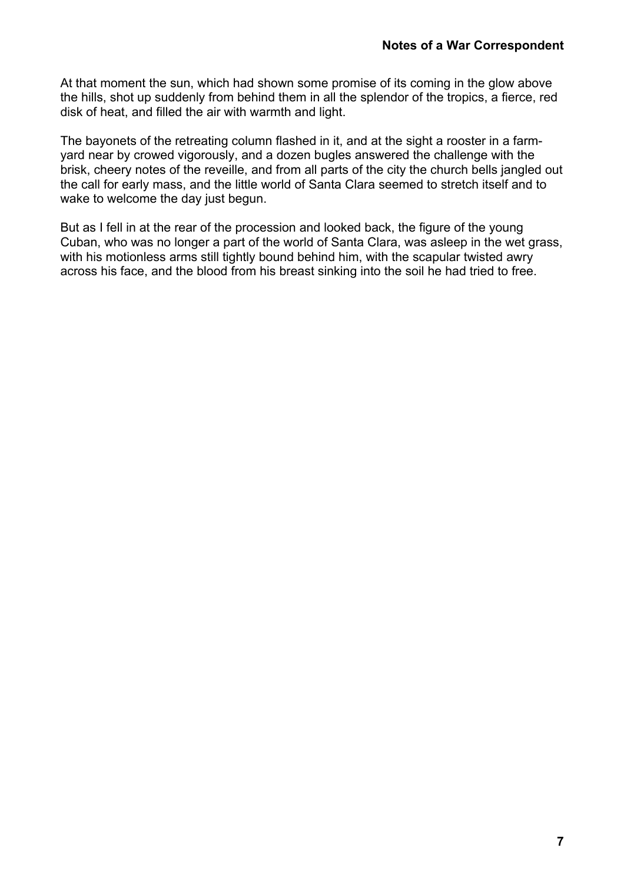At that moment the sun, which had shown some promise of its coming in the glow above the hills, shot up suddenly from behind them in all the splendor of the tropics, a fierce, red disk of heat, and filled the air with warmth and light.

The bayonets of the retreating column flashed in it, and at the sight a rooster in a farm-yard near by crowed vigorously, and a dozen bugles answered the challenge with the brisk, cheery notes of the reveille, and from all parts of the city the church bells jangled out the call for early mass, and the little world of Santa Clara seemed to stretch itself and to wake to welcome the day just begun.

But as I fell in at the rear of the procession and looked back, the figure of the young Cuban, who was no longer a part of the world of Santa Clara, was asleep in the wet grass, with his motionless arms still tightly bound behind him, with the scapular twisted awry across his face, and the blood from his breast sinking into the soil he had tried to free.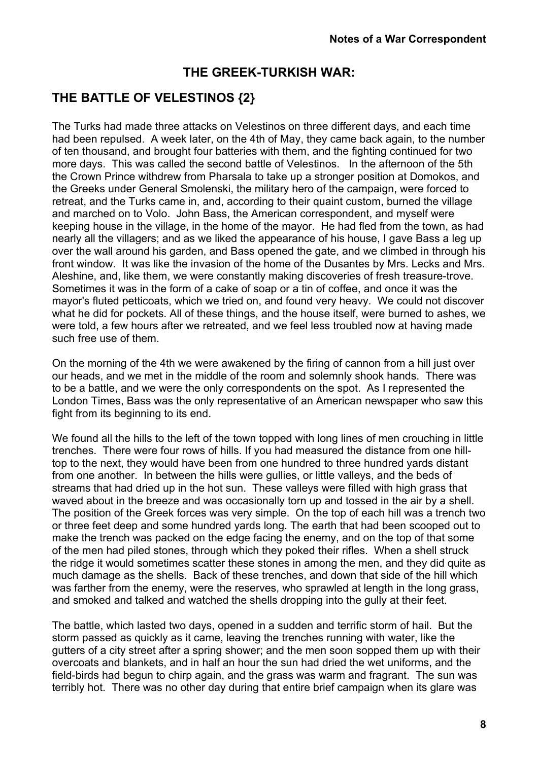## THE GREEK-TURKISH WAR:

## THE BATTLE OF VELESTINOS {2}

The Turks had made three attacks on Velestinos on three different days, and each time had been repulsed. A week later, on the 4th of May, they came back again, to the number of ten thousand, and brought four batteries with them, and the fighting continued for two more days. This was called the second battle of Velestinos. In the afternoon of the 5th the Crown Prince withdrew from Pharsala to take up a stronger position at Domokos, and the Greeks under General Smolenski, the military hero of the campaign, were forced to retreat, and the Turks came in, and, according to their quaint custom, burned the village and marched on to Volo. John Bass, the American correspondent, and myself were keeping house in the village, in the home of the mayor. He had fled from the town, as had nearly all the villagers; and as we liked the appearance of his house, I gave Bass a leg up over the wall around his garden, and Bass opened the gate, and we climbed in through his front window. It was like the invasion of the home of the Dusantes by Mrs. Lecks and Mrs. Aleshine, and, like them, we were constantly making discoveries of fresh treasure-trove. Sometimes it was in the form of a cake of soap or a tin of coffee, and once it was the mayor's fluted petticoats, which we tried on, and found very heavy. We could not discover what he did for pockets. All of these things, and the house itself, were burned to ashes, we were told, a few hours after we retreated, and we feel less troubled now at having made such free use of them.

On the morning of the 4th we were awakened by the firing of cannon from a hill just over our heads, and we met in the middle of the room and solemnly shook hands. There was to be a battle, and we were the only correspondents on the spot. As I represented the London Times, Bass was the only representative of an American newspaper who saw this fight from its beginning to its end.

We found all the hills to the left of the town topped with long lines of men crouching in little trenches. There were four rows of hills. If you had measured the distance from one hill-top to the next, they would have been from one hundred to three hundred yards distant from one another. In between the hills were gullies, or little valleys, and the beds of streams that had dried up in the hot sun. These valleys were filled with high grass that waved about in the breeze and was occasionally torn up and tossed in the air by a shell. The position of the Greek forces was very simple. On the top of each hill was a trench two or three feet deep and some hundred yards long. The earth that had been scooped out to make the trench was packed on the edge facing the enemy, and on the top of that some of the men had piled stones, through which they poked their rifles. When a shell struck the ridge it would sometimes scatter these stones in among the men, and they did quite as much damage as the shells. Back of these trenches, and down that side of the hill which was farther from the enemy, were the reserves, who sprawled at length in the long grass, and smoked and talked and watched the shells dropping into the gully at their feet.

The battle, which lasted two days, opened in a sudden and terrific storm of hail. But the storm passed as quickly as it came, leaving the trenches running with water, like the gutters of a city street after a spring shower; and the men soon sopped them up with their overcoats and blankets, and in half an hour the sun had dried the wet uniforms, and the field-birds had begun to chirp again, and the grass was warm and fragrant. The sun was terribly hot. There was no other day during that entire brief campaign when its glare was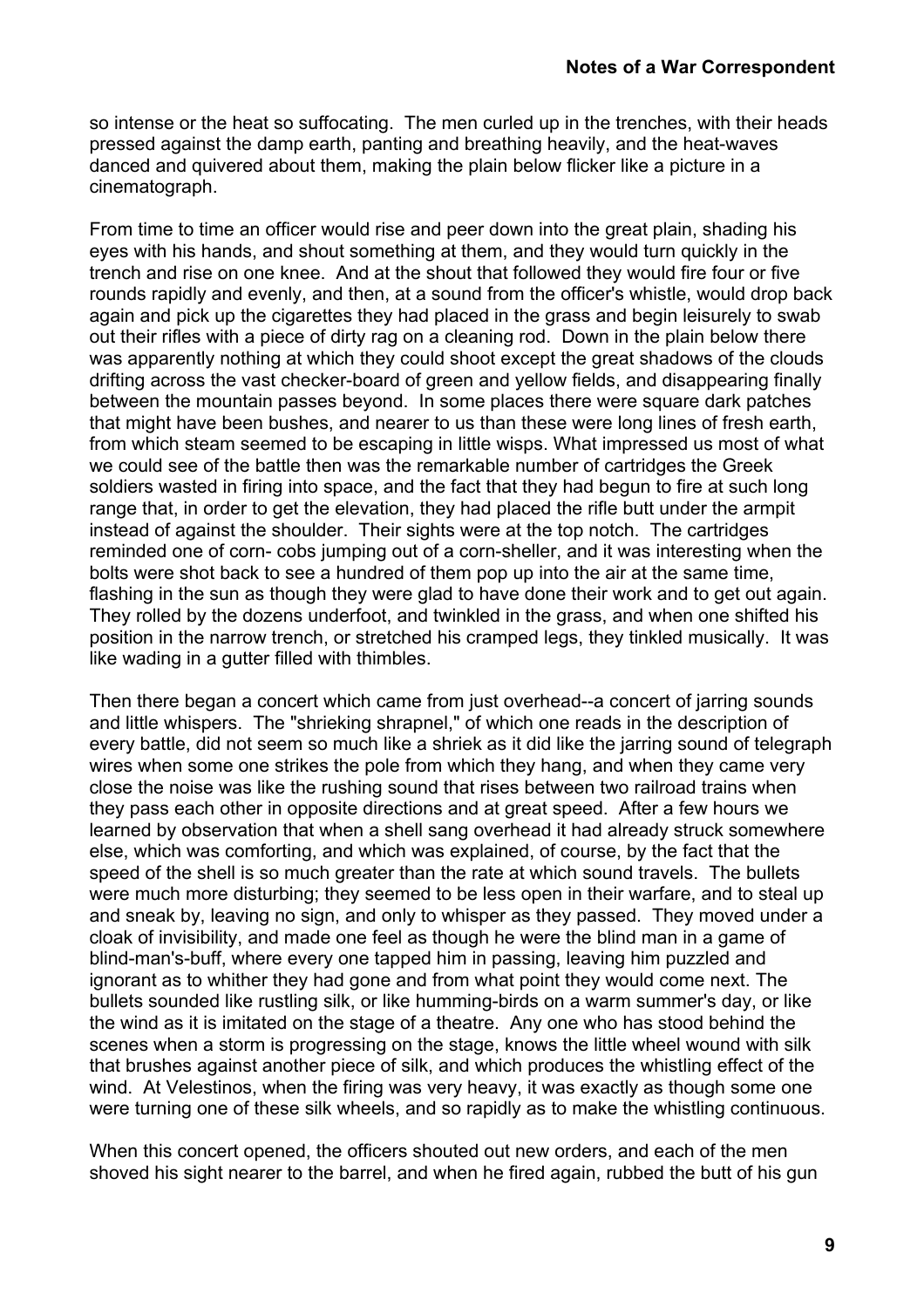so intense or the heat so suffocating. The men curled up in the trenches, with their heads pressed against the damp earth, panting and breathing heavily, and the heat-waves danced and quivered about them, making the plain below flicker like a picture in a cinematograph.

From time to time an officer would rise and peer down into the great plain, shading his eyes with his hands, and shout something at them, and they would turn quickly in the trench and rise on one knee. And at the shout that followed they would fire four or five rounds rapidly and evenly, and then, at a sound from the officer's whistle, would drop back again and pick up the cigarettes they had placed in the grass and begin leisurely to swab out their rifles with a piece of dirty rag on a cleaning rod. Down in the plain below there was apparently nothing at which they could shoot except the great shadows of the clouds drifting across the vast checker-board of green and yellow fields, and disappearing finally between the mountain passes beyond. In some places there were square dark patches that might have been bushes, and nearer to us than these were long lines of fresh earth, from which steam seemed to be escaping in little wisps. What impressed us most of what we could see of the battle then was the remarkable number of cartridges the Greek soldiers wasted in firing into space, and the fact that they had begun to fire at such long range that, in order to get the elevation, they had placed the rifle butt under the armpit instead of against the shoulder. Their sights were at the top notch. The cartridges reminded one of corn- cobs jumping out of a corn-sheller, and it was interesting when the bolts were shot back to see a hundred of them pop up into the air at the same time, flashing in the sun as though they were glad to have done their work and to get out again. They rolled by the dozens underfoot, and twinkled in the grass, and when one shifted his position in the narrow trench, or stretched his cramped legs, they tinkled musically. It was like wading in a gutter filled with thimbles.

Then there began a concert which came from just overhead--a concert of jarring sounds and little whispers. The "shrieking shrapnel," of which one reads in the description of every battle, did not seem so much like a shriek as it did like the jarring sound of telegraph wires when some one strikes the pole from which they hang, and when they came very close the noise was like the rushing sound that rises between two railroad trains when they pass each other in opposite directions and at great speed. After a few hours we learned by observation that when a shell sang overhead it had already struck somewhere else, which was comforting, and which was explained, of course, by the fact that the speed of the shell is so much greater than the rate at which sound travels. The bullets were much more disturbing; they seemed to be less open in their warfare, and to steal up and sneak by, leaving no sign, and only to whisper as they passed. They moved under a cloak of invisibility, and made one feel as though he were the blind man in a game of blind-man's-buff, where every one tapped him in passing, leaving him puzzled and ignorant as to whither they had gone and from what point they would come next. The bullets sounded like rustling silk, or like humming-birds on a warm summer's day, or like the wind as it is imitated on the stage of a theatre. Any one who has stood behind the scenes when a storm is progressing on the stage, knows the little wheel wound with silk that brushes against another piece of silk, and which produces the whistling effect of the wind. At Velestinos, when the firing was very heavy, it was exactly as though some one were turning one of these silk wheels, and so rapidly as to make the whistling continuous.

When this concert opened, the officers shouted out new orders, and each of the men shoved his sight nearer to the barrel, and when he fired again, rubbed the butt of his gun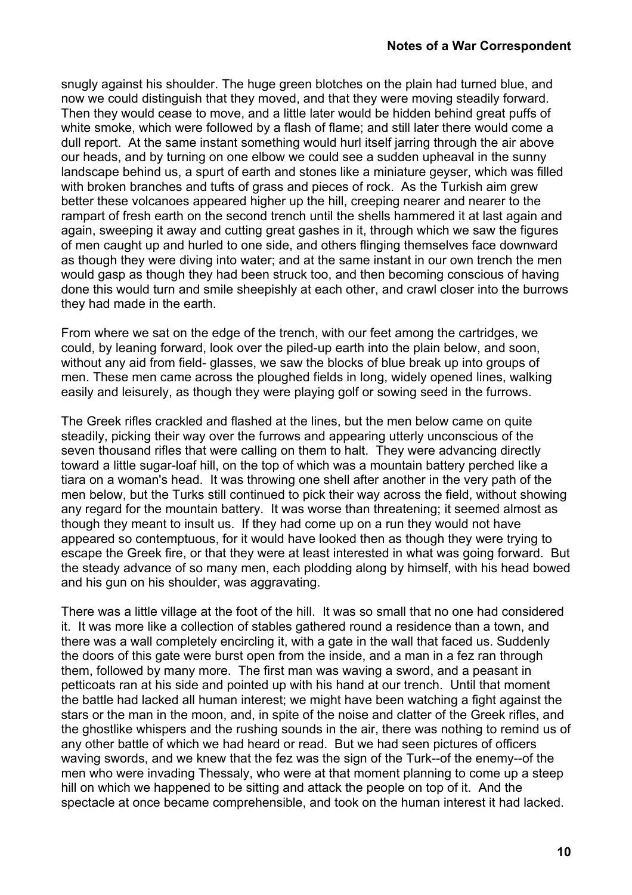snugly against his shoulder. The huge green blotches on the plain had turned blue, and now we could distinguish that they moved, and that they were moving steadily forward. Then they would cease to move, and a little later would be hidden behind great puffs of white smoke, which were followed by a flash of flame; and still later there would come a dull report. At the same instant something would hurl itself jarring through the air above our heads, and by turning on one elbow we could see a sudden upheaval in the sunny landscape behind us, a spurt of earth and stones like a miniature geyser, which was filled with broken branches and tufts of grass and pieces of rock. As the Turkish aim grew better these volcanoes appeared higher up the hill, creeping nearer and nearer to the rampart of fresh earth on the second trench until the shells hammered it at last again and again, sweeping it away and cutting great gashes in it, through which we saw the figures of men caught up and hurled to one side, and others flinging themselves face downward as though they were diving into water; and at the same instant in our own trench the men would gasp as though they had been struck too, and then becoming conscious of having done this would turn and smile sheepishly at each other, and crawl closer into the burrows they had made in the earth.

From where we sat on the edge of the trench, with our feet among the cartridges, we could, by leaning forward, look over the piled-up earth into the plain below, and soon, without any aid from field- glasses, we saw the blocks of blue break up into groups of men. These men came across the ploughed fields in long, widely opened lines, walking easily and leisurely, as though they were playing golf or sowing seed in the furrows.

The Greek rifles crackled and flashed at the lines, but the men below came on quite steadily, picking their way over the furrows and appearing utterly unconscious of the seven thousand rifles that were calling on them to halt. They were advancing directly toward a little sugar-loaf hill, on the top of which was a mountain battery perched like a tiara on a woman's head. It was throwing one shell after another in the very path of the men below, but the Turks still continued to pick their way across the field, without showing any regard for the mountain battery. It was worse than threatening; it seemed almost as though they meant to insult us. If they had come up on a run they would not have appeared so contemptuous, for it would have looked then as though they were trying to escape the Greek fire, or that they were at least interested in what was going forward. But the steady advance of so many men, each plodding along by himself, with his head bowed and his gun on his shoulder, was aggravating.

There was a little village at the foot of the hill. It was so small that no one had considered it. It was more like a collection of stables gathered round a residence than a town, and there was a wall completely encircling it, with a gate in the wall that faced us. Suddenly the doors of this gate were burst open from the inside, and a man in a fez ran through them, followed by many more. The first man was waving a sword, and a peasant in petticoats ran at his side and pointed up with his hand at our trench. Until that moment the battle had lacked all human interest; we might have been watching a fight against the stars or the man in the moon, and, in spite of the noise and clatter of the Greek rifles, and the ghostlike whispers and the rushing sounds in the air, there was nothing to remind us of any other battle of which we had heard or read. But we had seen pictures of officers waving swords, and we knew that the fez was the sign of the Turk--of the enemy--of the men who were invading Thessaly, who were at that moment planning to come up a steep hill on which we happened to be sitting and attack the people on top of it. And the spectacle at once became comprehensible, and took on the human interest it had lacked.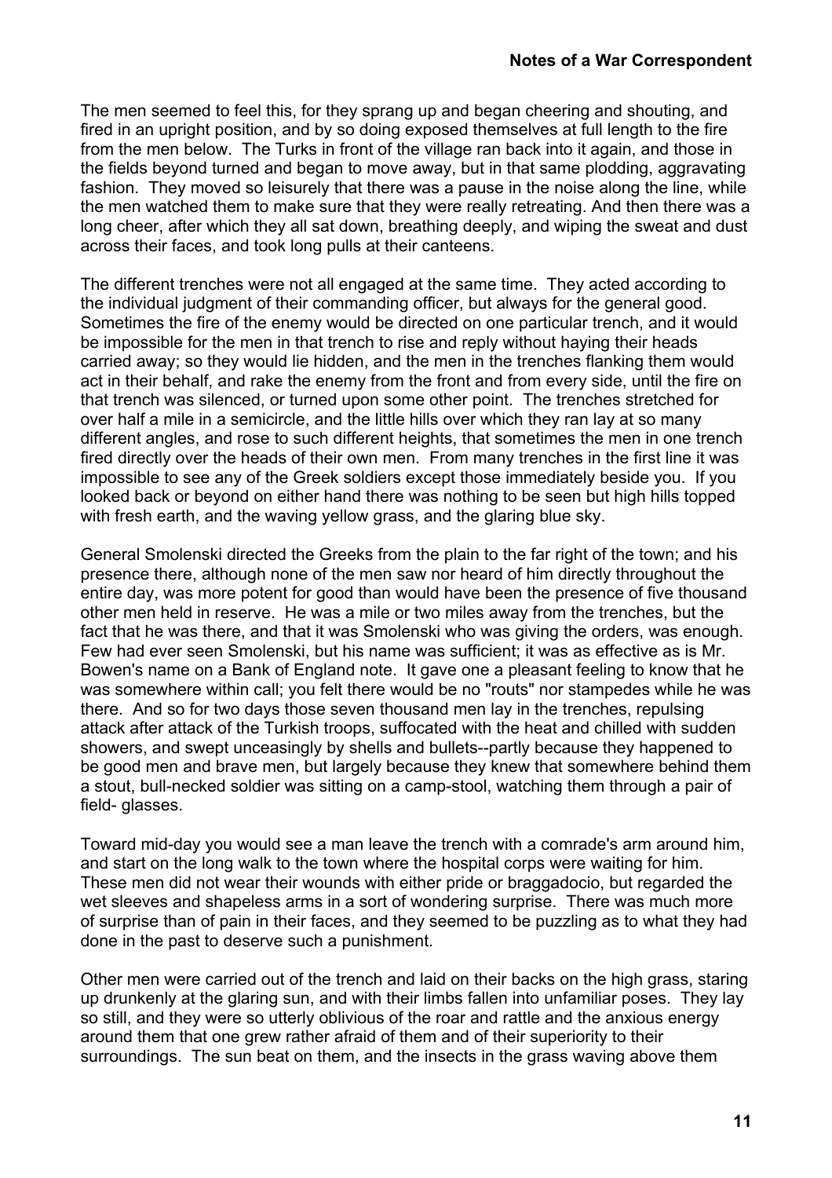The men seemed to feel this, for they sprang up and began cheering and shouting, and fired in an upright position, and by so doing exposed themselves at full length to the fire from the men below. The Turks in front of the village ran back into it again, and those in the fields beyond turned and began to move away, but in that same plodding, aggravating fashion. They moved so leisurely that there was a pause in the noise along the line, while the men watched them to make sure that they were really retreating. And then there was a long cheer, after which they all sat down, breathing deeply, and wiping the sweat and dust across their faces, and took long pulls at their canteens.

The different trenches were not all engaged at the same time. They acted according to the individual judgment of their commanding officer, but always for the general good. Sometimes the fire of the enemy would be directed on one particular trench, and it would be impossible for the men in that trench to rise and reply without haying their heads carried away; so they would lie hidden, and the men in the trenches flanking them would act in their behalf, and rake the enemy from the front and from every side, until the fire on that trench was silenced, or turned upon some other point. The trenches stretched for over half a mile in a semicircle, and the little hills over which they ran lay at so many different angles, and rose to such different heights, that sometimes the men in one trench fired directly over the heads of their own men. From many trenches in the first line it was impossible to see any of the Greek soldiers except those immediately beside you. If you looked back or beyond on either hand there was nothing to be seen but high hills topped with fresh earth, and the waving yellow grass, and the glaring blue sky.

General Smolenski directed the Greeks from the plain to the far right of the town; and his presence there, although none of the men saw nor heard of him directly throughout the entire day, was more potent for good than would have been the presence of five thousand other men held in reserve. He was a mile or two miles away from the trenches, but the fact that he was there, and that it was Smolenski who was giving the orders, was enough. Few had ever seen Smolenski, but his name was sufficient; it was as effective as is Mr. Bowen's name on a Bank of England note. It gave one a pleasant feeling to know that he was somewhere within call; you felt there would be no "routs" nor stampedes while he was there. And so for two days those seven thousand men lay in the trenches, repulsing attack after attack of the Turkish troops, suffocated with the heat and chilled with sudden showers, and swept unceasingly by shells and bullets--partly because they happened to be good men and brave men, but largely because they knew that somewhere behind them a stout, bull-necked soldier was sitting on a camp-stool, watching them through a pair of field- glasses.

Toward mid-day you would see a man leave the trench with a comrade's arm around him, and start on the long walk to the town where the hospital corps were waiting for him. These men did not wear their wounds with either pride or braggadocio, but regarded the wet sleeves and shapeless arms in a sort of wondering surprise. There was much more of surprise than of pain in their faces, and they seemed to be puzzling as to what they had done in the past to deserve such a punishment.

Other men were carried out of the trench and laid on their backs on the high grass, staring up drunkenly at the glaring sun, and with their limbs fallen into unfamiliar poses. They lay so still, and they were so utterly oblivious of the roar and rattle and the anxious energy around them that one grew rather afraid of them and of their superiority to their surroundings. The sun beat on them, and the insects in the grass waving above them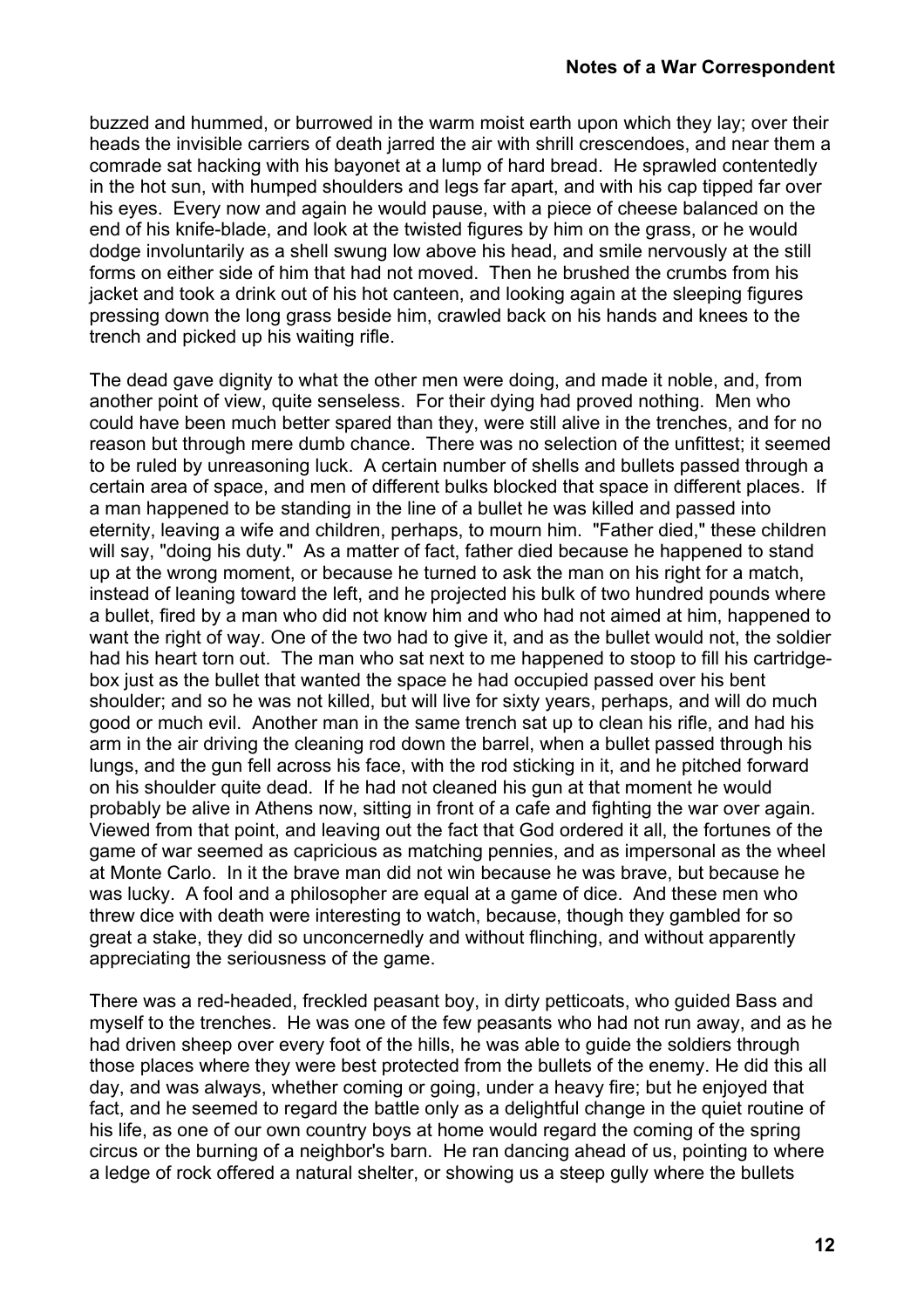buzzed and hummed, or burrowed in the warm moist earth upon which they lay; over their heads the invisible carriers of death jarred the air with shrill crescendoes, and near them a comrade sat hacking with his bayonet at a lump of hard bread. He sprawled contentedly in the hot sun, with humped shoulders and legs far apart, and with his cap tipped far over his eyes. Every now and again he would pause, with a piece of cheese balanced on the end of his knife-blade, and look at the twisted figures by him on the grass, or he would dodge involuntarily as a shell swung low above his head, and smile nervously at the still forms on either side of him that had not moved. Then he brushed the crumbs from his jacket and took a drink out of his hot canteen, and looking again at the sleeping figures pressing down the long grass beside him, crawled back on his hands and knees to the trench and picked up his waiting rifle.

The dead gave dignity to what the other men were doing, and made it noble, and, from another point of view, quite senseless. For their dying had proved nothing. Men who could have been much better spared than they, were still alive in the trenches, and for no reason but through mere dumb chance. There was no selection of the unfittest; it seemed to be ruled by unreasoning luck. A certain number of shells and bullets passed through a certain area of space, and men of different bulks blocked that space in different places. If a man happened to be standing in the line of a bullet he was killed and passed into eternity, leaving a wife and children, perhaps, to mourn him. "Father died," these children will say, "doing his duty." As a matter of fact, father died because he happened to stand up at the wrong moment, or because he turned to ask the man on his right for a match, instead of leaning toward the left, and he projected his bulk of two hundred pounds where a bullet, fired by a man who did not know him and who had not aimed at him, happened to want the right of way. One of the two had to give it, and as the bullet would not, the soldier had his heart torn out. The man who sat next to me happened to stoop to fill his cartridge-box just as the bullet that wanted the space he had occupied passed over his bent shoulder; and so he was not killed, but will live for sixty years, perhaps, and will do much good or much evil. Another man in the same trench sat up to clean his rifle, and had his arm in the air driving the cleaning rod down the barrel, when a bullet passed through his lungs, and the gun fell across his face, with the rod sticking in it, and he pitched forward on his shoulder quite dead. If he had not cleaned his gun at that moment he would probably be alive in Athens now, sitting in front of a cafe and fighting the war over again. Viewed from that point, and leaving out the fact that God ordered it all, the fortunes of the game of war seemed as capricious as matching pennies, and as impersonal as the wheel at Monte Carlo. In it the brave man did not win because he was brave, but because he was lucky. A fool and a philosopher are equal at a game of dice. And these men who threw dice with death were interesting to watch, because, though they gambled for so great a stake, they did so unconcernedly and without flinching, and without apparently appreciating the seriousness of the game.

There was a red-headed, freckled peasant boy, in dirty petticoats, who guided Bass and myself to the trenches. He was one of the few peasants who had not run away, and as he had driven sheep over every foot of the hills, he was able to guide the soldiers through those places where they were best protected from the bullets of the enemy. He did this all day, and was always, whether coming or going, under a heavy fire; but he enjoyed that fact, and he seemed to regard the battle only as a delightful change in the quiet routine of his life, as one of our own country boys at home would regard the coming of the spring circus or the burning of a neighbor's barn. He ran dancing ahead of us, pointing to where a ledge of rock offered a natural shelter, or showing us a steep gully where the bullets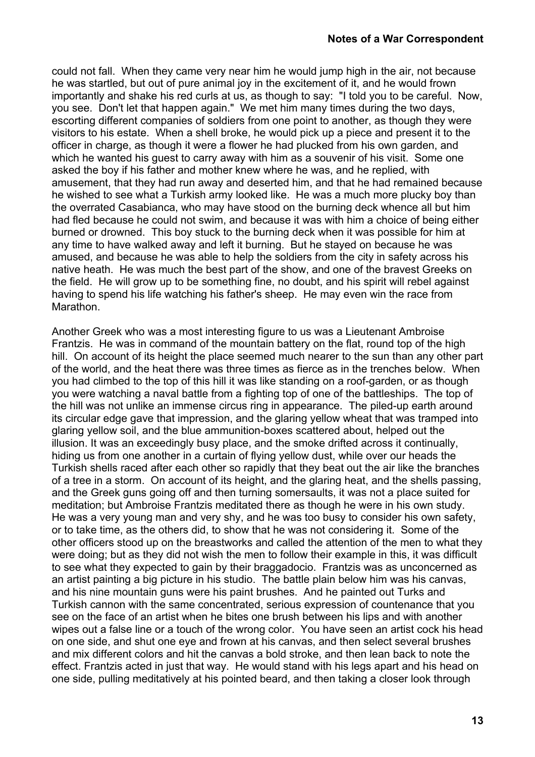could not fall. When they came very near him he would jump high in the air, not because he was startled, but out of pure animal joy in the excitement of it, and he would frown importantly and shake his red curls at us, as though to say: "I told you to be careful. Now, you see. Don't let that happen again." We met him many times during the two days, escorting different companies of soldiers from one point to another, as though they were visitors to his estate. When a shell broke, he would pick up a piece and present it to the officer in charge, as though it were a flower he had plucked from his own garden, and which he wanted his guest to carry away with him as a souvenir of his visit. Some one asked the boy if his father and mother knew where he was, and he replied, with amusement, that they had run away and deserted him, and that he had remained because he wished to see what a Turkish army looked like. He was a much more plucky boy than the overrated Casabianca, who may have stood on the burning deck whence all but him had fled because he could not swim, and because it was with him a choice of being either burned or drowned. This boy stuck to the burning deck when it was possible for him at any time to have walked away and left it burning. But he stayed on because he was amused, and because he was able to help the soldiers from the city in safety across his native heath. He was much the best part of the show, and one of the bravest Greeks on the field. He will grow up to be something fine, no doubt, and his spirit will rebel against having to spend his life watching his father's sheep. He may even win the race from Marathon.

Another Greek who was a most interesting figure to us was a Lieutenant Ambroise Frantzis. He was in command of the mountain battery on the flat, round top of the high hill. On account of its height the place seemed much nearer to the sun than any other part of the world, and the heat there was three times as fierce as in the trenches below. When you had climbed to the top of this hill it was like standing on a roof-garden, or as though you were watching a naval battle from a fighting top of one of the battleships. The top of the hill was not unlike an immense circus ring in appearance. The piled-up earth around its circular edge gave that impression, and the glaring yellow wheat that was tramped into glaring yellow soil, and the blue ammunition-boxes scattered about, helped out the illusion. It was an exceedingly busy place, and the smoke drifted across it continually, hiding us from one another in a curtain of flying yellow dust, while over our heads the Turkish shells raced after each other so rapidly that they beat out the air like the branches of a tree in a storm. On account of its height, and the glaring heat, and the shells passing, and the Greek guns going off and then turning somersaults, it was not a place suited for meditation; but Ambroise Frantzis meditated there as though he were in his own study. He was a very young man and very shy, and he was too busy to consider his own safety, or to take time, as the others did, to show that he was not considering it. Some of the other officers stood up on the breastworks and called the attention of the men to what they were doing; but as they did not wish the men to follow their example in this, it was difficult to see what they expected to gain by their braggadocio. Frantzis was as unconcerned as an artist painting a big picture in his studio. The battle plain below him was his canvas, and his nine mountain guns were his paint brushes. And he painted out Turks and Turkish cannon with the same concentrated, serious expression of countenance that you see on the face of an artist when he bites one brush between his lips and with another wipes out a false line or a touch of the wrong color. You have seen an artist cock his head on one side, and shut one eye and frown at his canvas, and then select several brushes and mix different colors and hit the canvas a bold stroke, and then lean back to note the effect. Frantzis acted in just that way. He would stand with his legs apart and his head on one side, pulling meditatively at his pointed beard, and then taking a closer look through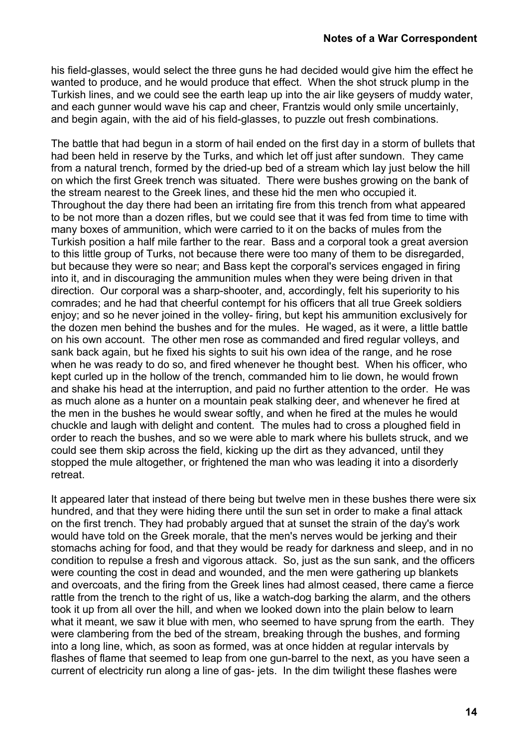his field-glasses, would select the three guns he had decided would give him the effect he wanted to produce, and he would produce that effect. When the shot struck plump in the Turkish lines, and we could see the earth leap up into the air like geysers of muddy water, and each gunner would wave his cap and cheer, Frantzis would only smile uncertainly, and begin again, with the aid of his field-glasses, to puzzle out fresh combinations.

The battle that had begun in a storm of hail ended on the first day in a storm of bullets that had been held in reserve by the Turks, and which let off just after sundown. They came from a natural trench, formed by the dried-up bed of a stream which lay just below the hill on which the first Greek trench was situated. There were bushes growing on the bank of the stream nearest to the Greek lines, and these hid the men who occupied it. Throughout the day there had been an irritating fire from this trench from what appeared to be not more than a dozen rifles, but we could see that it was fed from time to time with many boxes of ammunition, which were carried to it on the backs of mules from the Turkish position a half mile farther to the rear. Bass and a corporal took a great aversion to this little group of Turks, not because there were too many of them to be disregarded, but because they were so near; and Bass kept the corporal's services engaged in firing into it, and in discouraging the ammunition mules when they were being driven in that direction. Our corporal was a sharp-shooter, and, accordingly, felt his superiority to his comrades; and he had that cheerful contempt for his officers that all true Greek soldiers enjoy; and so he never joined in the volley- firing, but kept his ammunition exclusively for the dozen men behind the bushes and for the mules. He waged, as it were, a little battle on his own account. The other men rose as commanded and fired regular volleys, and sank back again, but he fixed his sights to suit his own idea of the range, and he rose when he was ready to do so, and fired whenever he thought best. When his officer, who kept curled up in the hollow of the trench, commanded him to lie down, he would frown and shake his head at the interruption, and paid no further attention to the order. He was as much alone as a hunter on a mountain peak stalking deer, and whenever he fired at the men in the bushes he would swear softly, and when he fired at the mules he would chuckle and laugh with delight and content. The mules had to cross a ploughed field in order to reach the bushes, and so we were able to mark where his bullets struck, and we could see them skip across the field, kicking up the dirt as they advanced, until they stopped the mule altogether, or frightened the man who was leading it into a disorderly retreat.

It appeared later that instead of there being but twelve men in these bushes there were six hundred, and that they were hiding there until the sun set in order to make a final attack on the first trench. They had probably argued that at sunset the strain of the day's work would have told on the Greek morale, that the men's nerves would be jerking and their stomachs aching for food, and that they would be ready for darkness and sleep, and in no condition to repulse a fresh and vigorous attack. So, just as the sun sank, and the officers were counting the cost in dead and wounded, and the men were gathering up blankets and overcoats, and the firing from the Greek lines had almost ceased, there came a fierce rattle from the trench to the right of us, like a watch-dog barking the alarm, and the others took it up from all over the hill, and when we looked down into the plain below to learn what it meant, we saw it blue with men, who seemed to have sprung from the earth. They were clambering from the bed of the stream, breaking through the bushes, and forming into a long line, which, as soon as formed, was at once hidden at regular intervals by flashes of flame that seemed to leap from one gun-barrel to the next, as you have seen a current of electricity run along a line of gas- jets. In the dim twilight these flashes were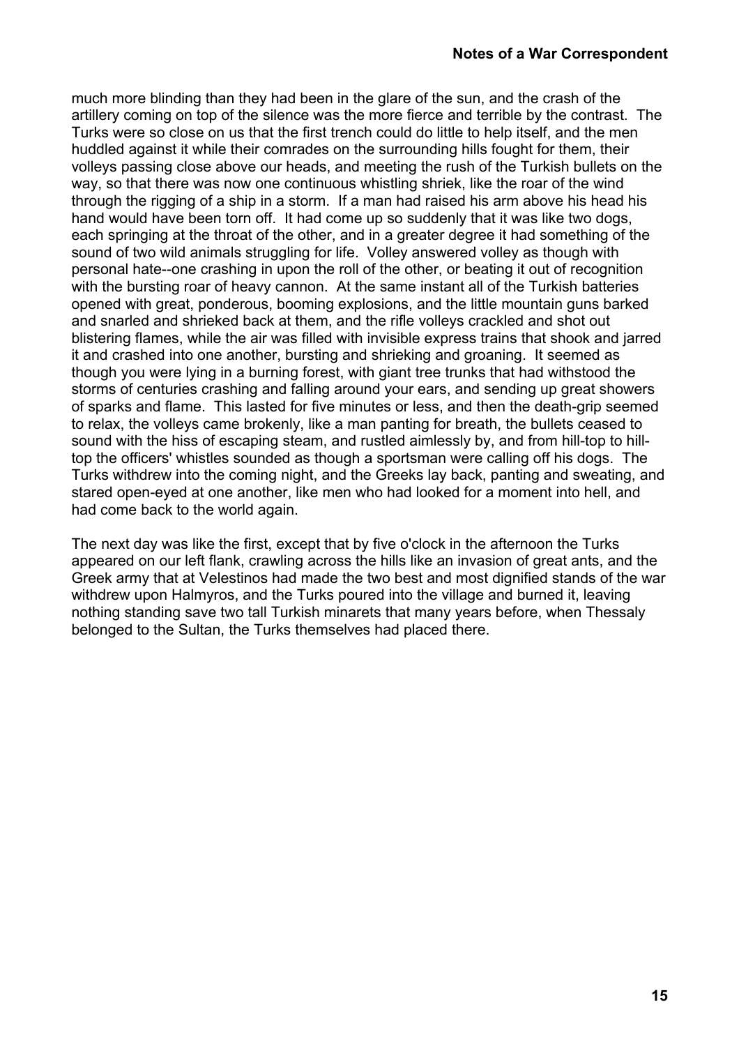much more blinding than they had been in the glare of the sun, and the crash of the artillery coming on top of the silence was the more fierce and terrible by the contrast. The Turks were so close on us that the first trench could do little to help itself, and the men huddled against it while their comrades on the surrounding hills fought for them, their volleys passing close above our heads, and meeting the rush of the Turkish bullets on the way, so that there was now one continuous whistling shriek, like the roar of the wind through the rigging of a ship in a storm. If a man had raised his arm above his head his hand would have been torn off. It had come up so suddenly that it was like two dogs, each springing at the throat of the other, and in a greater degree it had something of the sound of two wild animals struggling for life. Volley answered volley as though with personal hate--one crashing in upon the roll of the other, or beating it out of recognition with the bursting roar of heavy cannon. At the same instant all of the Turkish batteries opened with great, ponderous, booming explosions, and the little mountain guns barked and snarled and shrieked back at them, and the rifle volleys crackled and shot out blistering flames, while the air was filled with invisible express trains that shook and jarred it and crashed into one another, bursting and shrieking and groaning. It seemed as though you were lying in a burning forest, with giant tree trunks that had withstood the storms of centuries crashing and falling around your ears, and sending up great showers of sparks and flame. This lasted for five minutes or less, and then the death-grip seemed to relax, the volleys came brokenly, like a man panting for breath, the bullets ceased to sound with the hiss of escaping steam, and rustled aimlessly by, and from hill-top to hill-top the officers' whistles sounded as though a sportsman were calling off his dogs. The Turks withdrew into the coming night, and the Greeks lay back, panting and sweating, and stared open-eyed at one another, like men who had looked for a moment into hell, and had come back to the world again.

The next day was like the first, except that by five o'clock in the afternoon the Turks appeared on our left flank, crawling across the hills like an invasion of great ants, and the Greek army that at Velestinos had made the two best and most dignified stands of the war withdrew upon Halmyros, and the Turks poured into the village and burned it, leaving nothing standing save two tall Turkish minarets that many years before, when Thessaly belonged to the Sultan, the Turks themselves had placed there.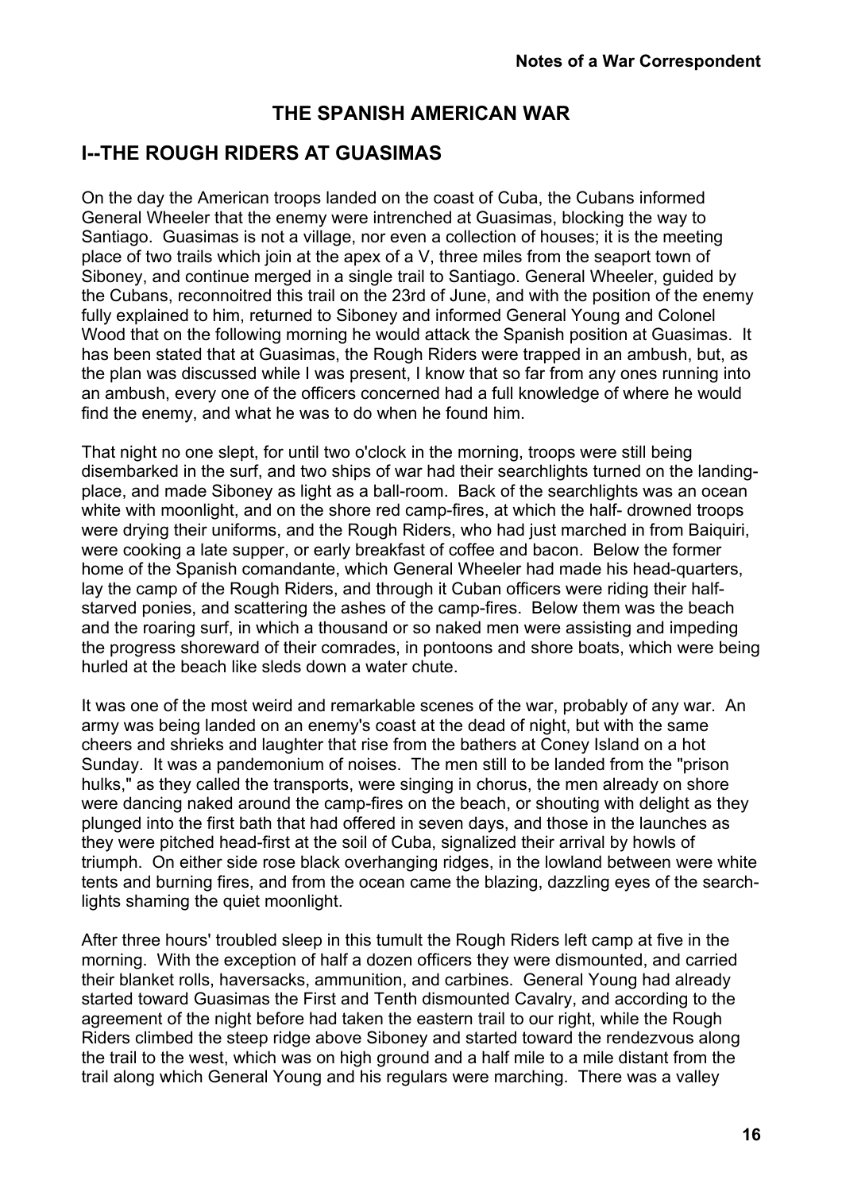# THE SPANISH AMERICAN WAR

## I--THE ROUGH RIDERS AT GUASIMAS

On the day the American troops landed on the coast of Cuba, the Cubans informed General Wheeler that the enemy were intrenched at Guasimas, blocking the way to Santiago. Guasimas is not a village, nor even a collection of houses; it is the meeting place of two trails which join at the apex of a V, three miles from the seaport town of Siboney, and continue merged in a single trail to Santiago. General Wheeler, guided by the Cubans, reconnoitred this trail on the 23rd of June, and with the position of the enemy fully explained to him, returned to Siboney and informed General Young and Colonel Wood that on the following morning he would attack the Spanish position at Guasimas. It has been stated that at Guasimas, the Rough Riders were trapped in an ambush, but, as the plan was discussed while I was present, I know that so far from any ones running into an ambush, every one of the officers concerned had a full knowledge of where he would find the enemy, and what he was to do when he found him.

That night no one slept, for until two o'clock in the morning, troops were still being disembarked in the surf, and two ships of war had their searchlights turned on the landing-place, and made Siboney as light as a ball-room. Back of the searchlights was an ocean white with moonlight, and on the shore red camp-fires, at which the half- drowned troops were drying their uniforms, and the Rough Riders, who had just marched in from Baiquiri, were cooking a late supper, or early breakfast of coffee and bacon. Below the former home of the Spanish comandante, which General Wheeler had made his head-quarters, lay the camp of the Rough Riders, and through it Cuban officers were riding their half-starved ponies, and scattering the ashes of the camp-fires. Below them was the beach and the roaring surf, in which a thousand or so naked men were assisting and impeding the progress shoreward of their comrades, in pontoons and shore boats, which were being hurled at the beach like sleds down a water chute.

It was one of the most weird and remarkable scenes of the war, probably of any war. An army was being landed on an enemy's coast at the dead of night, but with the same cheers and shrieks and laughter that rise from the bathers at Coney Island on a hot Sunday. It was a pandemonium of noises. The men still to be landed from the "prison hulks," as they called the transports, were singing in chorus, the men already on shore were dancing naked around the camp-fires on the beach, or shouting with delight as they plunged into the first bath that had offered in seven days, and those in the launches as they were pitched head-first at the soil of Cuba, signalized their arrival by howls of triumph. On either side rose black overhanging ridges, in the lowland between were white tents and burning fires, and from the ocean came the blazing, dazzling eyes of the search-lights shaming the quiet moonlight.

After three hours' troubled sleep in this tumult the Rough Riders left camp at five in the morning. With the exception of half a dozen officers they were dismounted, and carried their blanket rolls, haversacks, ammunition, and carbines. General Young had already started toward Guasimas the First and Tenth dismounted Cavalry, and according to the agreement of the night before had taken the eastern trail to our right, while the Rough Riders climbed the steep ridge above Siboney and started toward the rendezvous along the trail to the west, which was on high ground and a half mile to a mile distant from the trail along which General Young and his regulars were marching. There was a valley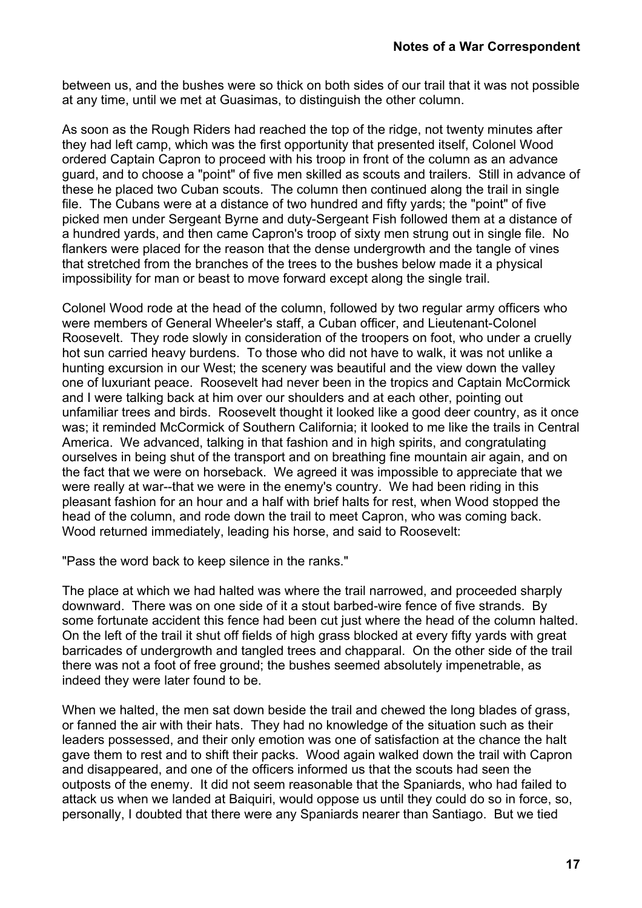between us, and the bushes were so thick on both sides of our trail that it was not possible at any time, until we met at Guasimas, to distinguish the other column.

As soon as the Rough Riders had reached the top of the ridge, not twenty minutes after they had left camp, which was the first opportunity that presented itself, Colonel Wood ordered Captain Capron to proceed with his troop in front of the column as an advance guard, and to choose a "point" of five men skilled as scouts and trailers. Still in advance of these he placed two Cuban scouts. The column then continued along the trail in single file. The Cubans were at a distance of two hundred and fifty yards; the "point" of five picked men under Sergeant Byrne and duty-Sergeant Fish followed them at a distance of a hundred yards, and then came Capron's troop of sixty men strung out in single file. No flankers were placed for the reason that the dense undergrowth and the tangle of vines that stretched from the branches of the trees to the bushes below made it a physical impossibility for man or beast to move forward except along the single trail.

Colonel Wood rode at the head of the column, followed by two regular army officers who were members of General Wheeler's staff, a Cuban officer, and Lieutenant-Colonel Roosevelt. They rode slowly in consideration of the troopers on foot, who under a cruelly hot sun carried heavy burdens. To those who did not have to walk, it was not unlike a hunting excursion in our West; the scenery was beautiful and the view down the valley one of luxuriant peace. Roosevelt had never been in the tropics and Captain McCormick and I were talking back at him over our shoulders and at each other, pointing out unfamiliar trees and birds. Roosevelt thought it looked like a good deer country, as it once was; it reminded McCormick of Southern California; it looked to me like the trails in Central America. We advanced, talking in that fashion and in high spirits, and congratulating ourselves in being shut of the transport and on breathing fine mountain air again, and on the fact that we were on horseback. We agreed it was impossible to appreciate that we were really at war--that we were in the enemy's country. We had been riding in this pleasant fashion for an hour and a half with brief halts for rest, when Wood stopped the head of the column, and rode down the trail to meet Capron, who was coming back. Wood returned immediately, leading his horse, and said to Roosevelt:

"Pass the word back to keep silence in the ranks."

The place at which we had halted was where the trail narrowed, and proceeded sharply downward. There was on one side of it a stout barbed-wire fence of five strands. By some fortunate accident this fence had been cut just where the head of the column halted. On the left of the trail it shut off fields of high grass blocked at every fifty yards with great barricades of undergrowth and tangled trees and chapparal. On the other side of the trail there was not a foot of free ground; the bushes seemed absolutely impenetrable, as indeed they were later found to be.

When we halted, the men sat down beside the trail and chewed the long blades of grass, or fanned the air with their hats. They had no knowledge of the situation such as their leaders possessed, and their only emotion was one of satisfaction at the chance the halt gave them to rest and to shift their packs. Wood again walked down the trail with Capron and disappeared, and one of the officers informed us that the scouts had seen the outposts of the enemy. It did not seem reasonable that the Spaniards, who had failed to attack us when we landed at Baiquiri, would oppose us until they could do so in force, so, personally, I doubted that there were any Spaniards nearer than Santiago. But we tied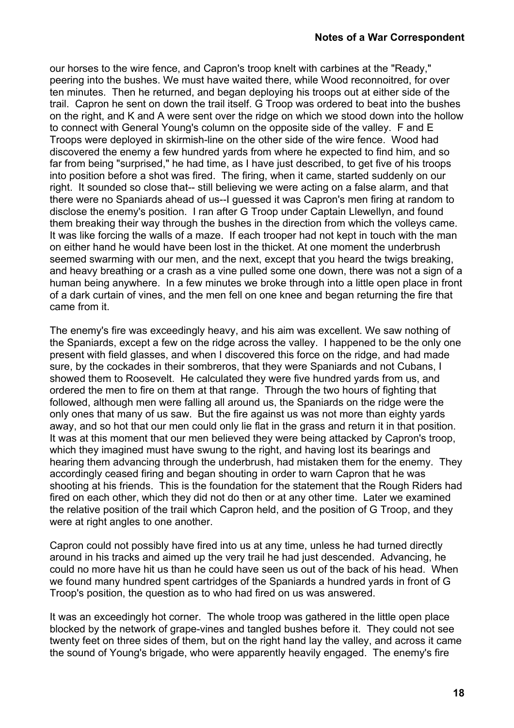our horses to the wire fence, and Capron's troop knelt with carbines at the "Ready," peering into the bushes. We must have waited there, while Wood reconnoitred, for over ten minutes. Then he returned, and began deploying his troops out at either side of the trail. Capron he sent on down the trail itself. G Troop was ordered to beat into the bushes on the right, and K and A were sent over the ridge on which we stood down into the hollow to connect with General Young's column on the opposite side of the valley. F and E Troops were deployed in skirmish-line on the other side of the wire fence. Wood had discovered the enemy a few hundred yards from where he expected to find him, and so far from being "surprised," he had time, as I have just described, to get five of his troops into position before a shot was fired. The firing, when it came, started suddenly on our right. It sounded so close that-- still believing we were acting on a false alarm, and that there were no Spaniards ahead of us--I guessed it was Capron's men firing at random to disclose the enemy's position. I ran after G Troop under Captain Llewellyn, and found them breaking their way through the bushes in the direction from which the volleys came. It was like forcing the walls of a maze. If each trooper had not kept in touch with the man on either hand he would have been lost in the thicket. At one moment the underbrush seemed swarming with our men, and the next, except that you heard the twigs breaking, and heavy breathing or a crash as a vine pulled some one down, there was not a sign of a human being anywhere. In a few minutes we broke through into a little open place in front of a dark curtain of vines, and the men fell on one knee and began returning the fire that came from it.

The enemy's fire was exceedingly heavy, and his aim was excellent. We saw nothing of the Spaniards, except a few on the ridge across the valley. I happened to be the only one present with field glasses, and when I discovered this force on the ridge, and had made sure, by the cockades in their sombreros, that they were Spaniards and not Cubans, I showed them to Roosevelt. He calculated they were five hundred yards from us, and ordered the men to fire on them at that range. Through the two hours of fighting that followed, although men were falling all around us, the Spaniards on the ridge were the only ones that many of us saw. But the fire against us was not more than eighty yards away, and so hot that our men could only lie flat in the grass and return it in that position. It was at this moment that our men believed they were being attacked by Capron's troop, which they imagined must have swung to the right, and having lost its bearings and hearing them advancing through the underbrush, had mistaken them for the enemy. They accordingly ceased firing and began shouting in order to warn Capron that he was shooting at his friends. This is the foundation for the statement that the Rough Riders had fired on each other, which they did not do then or at any other time. Later we examined the relative position of the trail which Capron held, and the position of G Troop, and they were at right angles to one another.

Capron could not possibly have fired into us at any time, unless he had turned directly around in his tracks and aimed up the very trail he had just descended. Advancing, he could no more have hit us than he could have seen us out of the back of his head. When we found many hundred spent cartridges of the Spaniards a hundred yards in front of G Troop's position, the question as to who had fired on us was answered.

It was an exceedingly hot corner. The whole troop was gathered in the little open place blocked by the network of grape-vines and tangled bushes before it. They could not see twenty feet on three sides of them, but on the right hand lay the valley, and across it came the sound of Young's brigade, who were apparently heavily engaged. The enemy's fire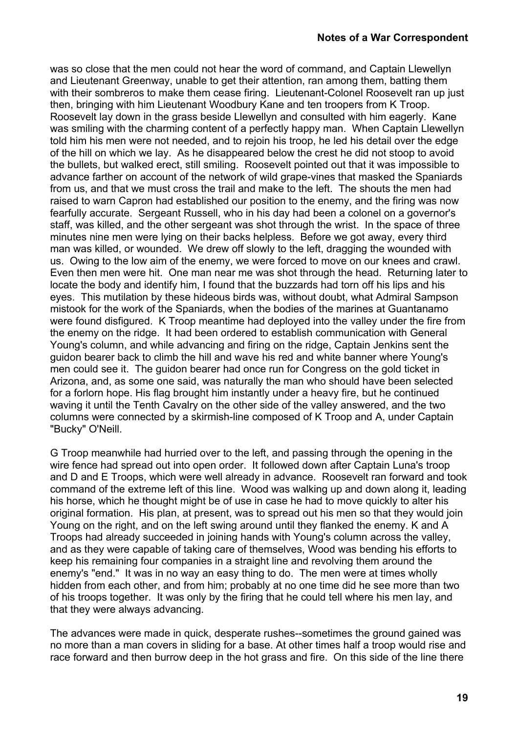was so close that the men could not hear the word of command, and Captain Llewellyn and Lieutenant Greenway, unable to get their attention, ran among them, batting them with their sombreros to make them cease firing. Lieutenant-Colonel Roosevelt ran up just then, bringing with him Lieutenant Woodbury Kane and ten troopers from K Troop. Roosevelt lay down in the grass beside Llewellyn and consulted with him eagerly. Kane was smiling with the charming content of a perfectly happy man. When Captain Llewellyn told him his men were not needed, and to rejoin his troop, he led his detail over the edge of the hill on which we lay. As he disappeared below the crest he did not stoop to avoid the bullets, but walked erect, still smiling. Roosevelt pointed out that it was impossible to advance farther on account of the network of wild grape-vines that masked the Spaniards from us, and that we must cross the trail and make to the left. The shouts the men had raised to warn Capron had established our position to the enemy, and the firing was now fearfully accurate. Sergeant Russell, who in his day had been a colonel on a governor's staff, was killed, and the other sergeant was shot through the wrist. In the space of three minutes nine men were lying on their backs helpless. Before we got away, every third man was killed, or wounded. We drew off slowly to the left, dragging the wounded with us. Owing to the low aim of the enemy, we were forced to move on our knees and crawl. Even then men were hit. One man near me was shot through the head. Returning later to locate the body and identify him, I found that the buzzards had torn off his lips and his eyes. This mutilation by these hideous birds was, without doubt, what Admiral Sampson mistook for the work of the Spaniards, when the bodies of the marines at Guantanamo were found disfigured. K Troop meantime had deployed into the valley under the fire from the enemy on the ridge. It had been ordered to establish communication with General Young's column, and while advancing and firing on the ridge, Captain Jenkins sent the guidon bearer back to climb the hill and wave his red and white banner where Young's men could see it. The guidon bearer had once run for Congress on the gold ticket in Arizona, and, as some one said, was naturally the man who should have been selected for a forlorn hope. His flag brought him instantly under a heavy fire, but he continued waving it until the Tenth Cavalry on the other side of the valley answered, and the two columns were connected by a skirmish-line composed of K Troop and A, under Captain "Bucky" O'Neill.

G Troop meanwhile had hurried over to the left, and passing through the opening in the wire fence had spread out into open order. It followed down after Captain Luna's troop and D and E Troops, which were well already in advance. Roosevelt ran forward and took command of the extreme left of this line. Wood was walking up and down along it, leading his horse, which he thought might be of use in case he had to move quickly to alter his original formation. His plan, at present, was to spread out his men so that they would join Young on the right, and on the left swing around until they flanked the enemy. K and A Troops had already succeeded in joining hands with Young's column across the valley, and as they were capable of taking care of themselves, Wood was bending his efforts to keep his remaining four companies in a straight line and revolving them around the enemy's "end." It was in no way an easy thing to do. The men were at times wholly hidden from each other, and from him; probably at no one time did he see more than two of his troops together. It was only by the firing that he could tell where his men lay, and that they were always advancing.

The advances were made in quick, desperate rushes--sometimes the ground gained was no more than a man covers in sliding for a base. At other times half a troop would rise and race forward and then burrow deep in the hot grass and fire. On this side of the line there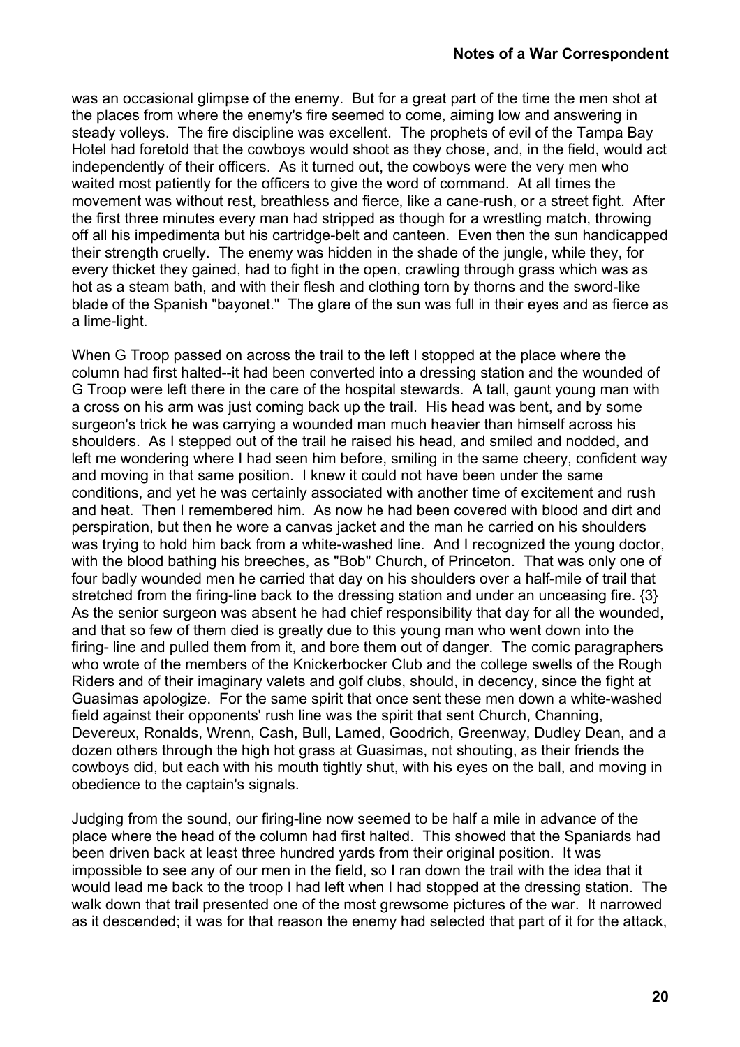was an occasional glimpse of the enemy. But for a great part of the time the men shot at the places from where the enemy's fire seemed to come, aiming low and answering in steady volleys. The fire discipline was excellent. The prophets of evil of the Tampa Bay Hotel had foretold that the cowboys would shoot as they chose, and, in the field, would act independently of their officers. As it turned out, the cowboys were the very men who waited most patiently for the officers to give the word of command. At all times the movement was without rest, breathless and fierce, like a cane-rush, or a street fight. After the first three minutes every man had stripped as though for a wrestling match, throwing off all his impedimenta but his cartridge-belt and canteen. Even then the sun handicapped their strength cruelly. The enemy was hidden in the shade of the jungle, while they, for every thicket they gained, had to fight in the open, crawling through grass which was as hot as a steam bath, and with their flesh and clothing torn by thorns and the sword-like blade of the Spanish "bayonet." The glare of the sun was full in their eyes and as fierce as a lime-light.

When G Troop passed on across the trail to the left I stopped at the place where the column had first halted--it had been converted into a dressing station and the wounded of G Troop were left there in the care of the hospital stewards. A tall, gaunt young man with a cross on his arm was just coming back up the trail. His head was bent, and by some surgeon's trick he was carrying a wounded man much heavier than himself across his shoulders. As I stepped out of the trail he raised his head, and smiled and nodded, and left me wondering where I had seen him before, smiling in the same cheery, confident way and moving in that same position. I knew it could not have been under the same conditions, and yet he was certainly associated with another time of excitement and rush and heat. Then I remembered him. As now he had been covered with blood and dirt and perspiration, but then he wore a canvas jacket and the man he carried on his shoulders was trying to hold him back from a white-washed line. And I recognized the young doctor, with the blood bathing his breeches, as "Bob" Church, of Princeton. That was only one of four badly wounded men he carried that day on his shoulders over a half-mile of trail that stretched from the firing-line back to the dressing station and under an unceasing fire. {3} As the senior surgeon was absent he had chief responsibility that day for all the wounded, and that so few of them died is greatly due to this young man who went down into the firing- line and pulled them from it, and bore them out of danger. The comic paragraphers who wrote of the members of the Knickerbocker Club and the college swells of the Rough Riders and of their imaginary valets and golf clubs, should, in decency, since the fight at Guasimas apologize. For the same spirit that once sent these men down a white-washed field against their opponents' rush line was the spirit that sent Church, Channing, Devereux, Ronalds, Wrenn, Cash, Bull, Larned, Goodrich, Greenway, Dudley Dean, and a dozen others through the high hot grass at Guasimas, not shouting, as their friends the cowboys did, but each with his mouth tightly shut, with his eyes on the ball, and moving in obedience to the captain's signals.

Judging from the sound, our firing-line now seemed to be half a mile in advance of the place where the head of the column had first halted. This showed that the Spaniards had been driven back at least three hundred yards from their original position. It was impossible to see any of our men in the field, so I ran down the trail with the idea that it would lead me back to the troop I had left when I had stopped at the dressing station. The walk down that trail presented one of the most grewsome pictures of the war. It narrowed as it descended; it was for that reason the enemy had selected that part of it for the attack,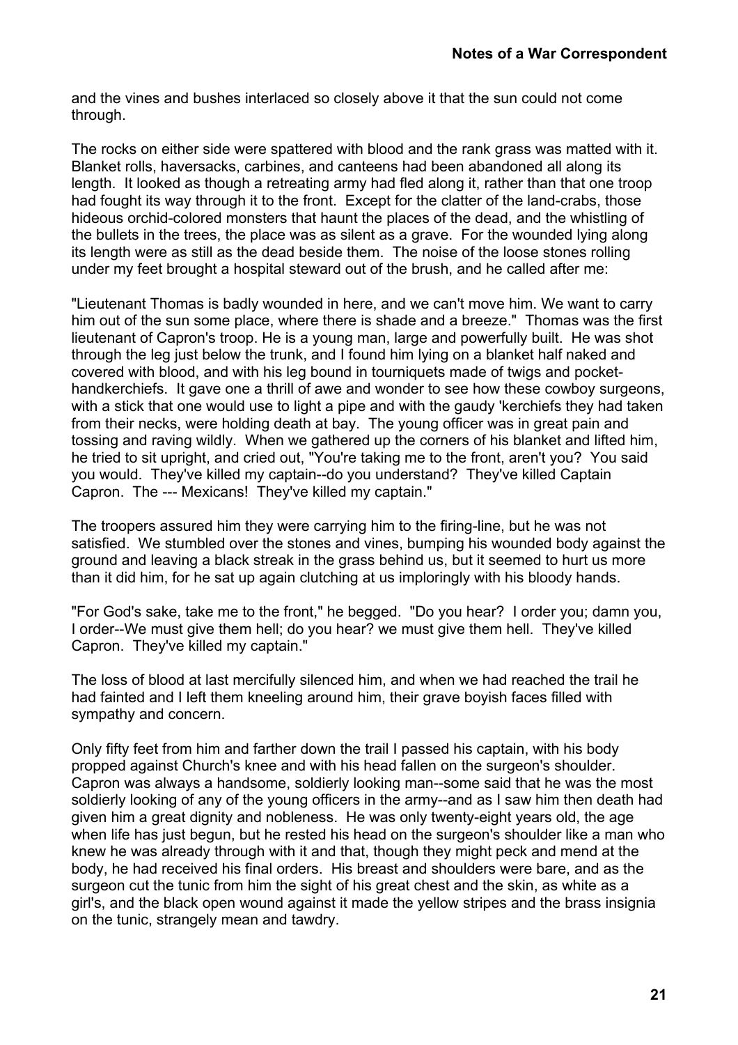and the vines and bushes interlaced so closely above it that the sun could not come through.

The rocks on either side were spattered with blood and the rank grass was matted with it. Blanket rolls, haversacks, carbines, and canteens had been abandoned all along its length. It looked as though a retreating army had fled along it, rather than that one troop had fought its way through it to the front. Except for the clatter of the land-crabs, those hideous orchid-colored monsters that haunt the places of the dead, and the whistling of the bullets in the trees, the place was as silent as a grave. For the wounded lying along its length were as still as the dead beside them. The noise of the loose stones rolling under my feet brought a hospital steward out of the brush, and he called after me:

"Lieutenant Thomas is badly wounded in here, and we can't move him. We want to carry him out of the sun some place, where there is shade and a breeze." Thomas was the first lieutenant of Capron's troop. He is a young man, large and powerfully built. He was shot through the leg just below the trunk, and I found him lying on a blanket half naked and covered with blood, and with his leg bound in tourniquets made of twigs and pocket-handkerchiefs. It gave one a thrill of awe and wonder to see how these cowboy surgeons, with a stick that one would use to light a pipe and with the gaudy 'kerchiefs they had taken from their necks, were holding death at bay. The young officer was in great pain and tossing and raving wildly. When we gathered up the corners of his blanket and lifted him, he tried to sit upright, and cried out, "You're taking me to the front, aren't you? You said you would. They've killed my captain--do you understand? They've killed Captain Capron. The --- Mexicans! They've killed my captain."

The troopers assured him they were carrying him to the firing-line, but he was not satisfied. We stumbled over the stones and vines, bumping his wounded body against the ground and leaving a black streak in the grass behind us, but it seemed to hurt us more than it did him, for he sat up again clutching at us imploringly with his bloody hands.

"For God's sake, take me to the front," he begged. "Do you hear? I order you; damn you, I order--We must give them hell; do you hear? we must give them hell. They've killed Capron. They've killed my captain."

The loss of blood at last mercifully silenced him, and when we had reached the trail he had fainted and I left them kneeling around him, their grave boyish faces filled with sympathy and concern.

Only fifty feet from him and farther down the trail I passed his captain, with his body propped against Church's knee and with his head fallen on the surgeon's shoulder. Capron was always a handsome, soldierly looking man--some said that he was the most soldierly looking of any of the young officers in the army--and as I saw him then death had given him a great dignity and nobleness. He was only twenty-eight years old, the age when life has just begun, but he rested his head on the surgeon's shoulder like a man who knew he was already through with it and that, though they might peck and mend at the body, he had received his final orders. His breast and shoulders were bare, and as the surgeon cut the tunic from him the sight of his great chest and the skin, as white as a girl's, and the black open wound against it made the yellow stripes and the brass insignia on the tunic, strangely mean and tawdry.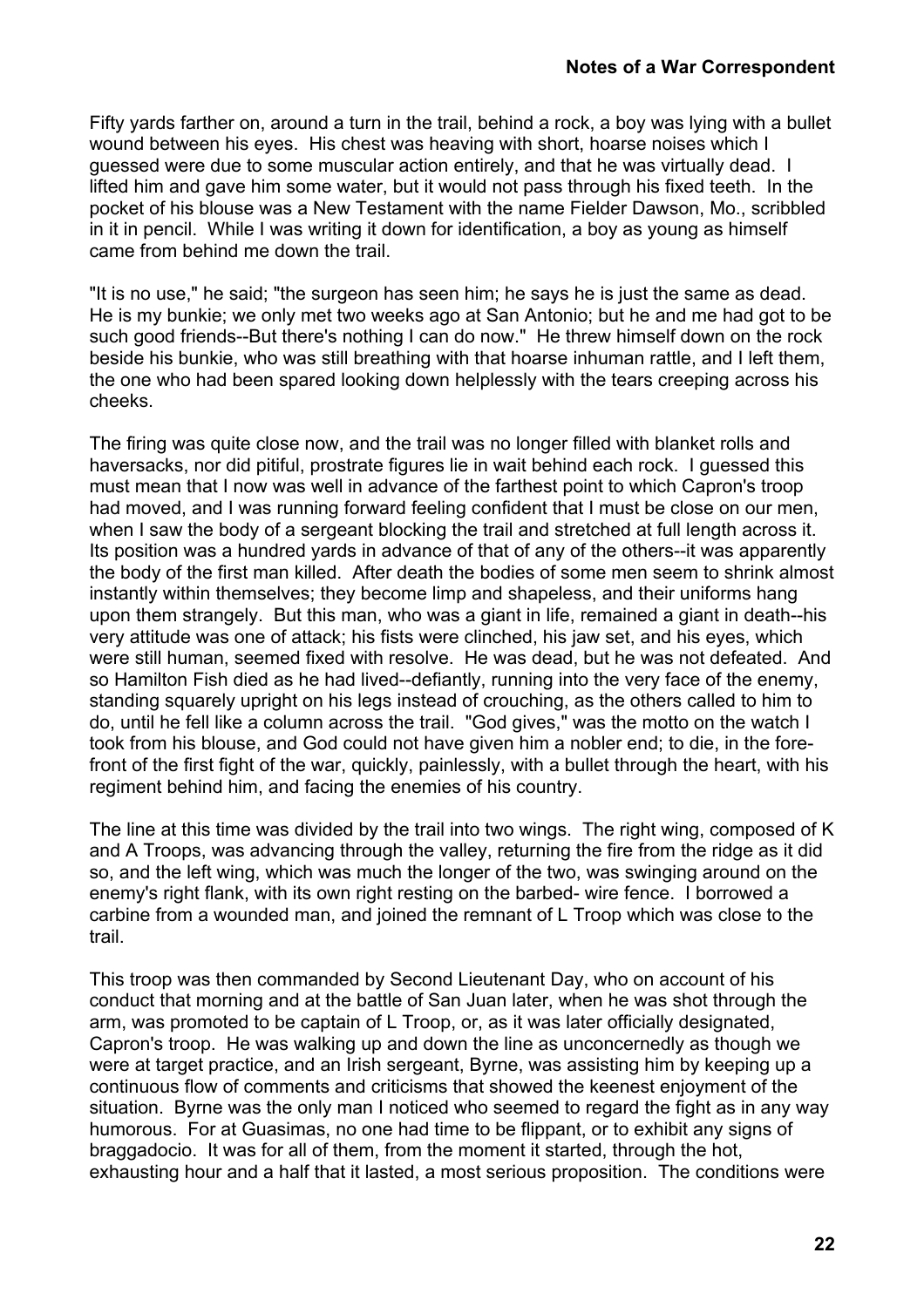Fifty yards farther on, around a turn in the trail, behind a rock, a boy was lying with a bullet wound between his eyes. His chest was heaving with short, hoarse noises which I guessed were due to some muscular action entirely, and that he was virtually dead. I lifted him and gave him some water, but it would not pass through his fixed teeth. In the pocket of his blouse was a New Testament with the name Fielder Dawson, Mo., scribbled in it in pencil. While I was writing it down for identification, a boy as young as himself came from behind me down the trail.

"It is no use," he said; "the surgeon has seen him; he says he is just the same as dead. He is my bunkie; we only met two weeks ago at San Antonio; but he and me had got to be such good friends--But there's nothing I can do now." He threw himself down on the rock beside his bunkie, who was still breathing with that hoarse inhuman rattle, and I left them, the one who had been spared looking down helplessly with the tears creeping across his cheeks.

The firing was quite close now, and the trail was no longer filled with blanket rolls and haversacks, nor did pitiful, prostrate figures lie in wait behind each rock. I guessed this must mean that I now was well in advance of the farthest point to which Capron's troop had moved, and I was running forward feeling confident that I must be close on our men, when I saw the body of a sergeant blocking the trail and stretched at full length across it. Its position was a hundred yards in advance of that of any of the others--it was apparently the body of the first man killed. After death the bodies of some men seem to shrink almost instantly within themselves; they become limp and shapeless, and their uniforms hang upon them strangely. But this man, who was a giant in life, remained a giant in death--his very attitude was one of attack; his fists were clinched, his jaw set, and his eyes, which were still human, seemed fixed with resolve. He was dead, but he was not defeated. And so Hamilton Fish died as he had lived--defiantly, running into the very face of the enemy, standing squarely upright on his legs instead of crouching, as the others called to him to do, until he fell like a column across the trail. "God gives," was the motto on the watch I took from his blouse, and God could not have given him a nobler end; to die, in the fore-front of the first fight of the war, quickly, painlessly, with a bullet through the heart, with his regiment behind him, and facing the enemies of his country.

The line at this time was divided by the trail into two wings. The right wing, composed of K and A Troops, was advancing through the valley, returning the fire from the ridge as it did so, and the left wing, which was much the longer of the two, was swinging around on the enemy's right flank, with its own right resting on the barbed- wire fence. I borrowed a carbine from a wounded man, and joined the remnant of L Troop which was close to the trail.

This troop was then commanded by Second Lieutenant Day, who on account of his conduct that morning and at the battle of San Juan later, when he was shot through the arm, was promoted to be captain of L Troop, or, as it was later officially designated, Capron's troop. He was walking up and down the line as unconcernedly as though we were at target practice, and an Irish sergeant, Byrne, was assisting him by keeping up a continuous flow of comments and criticisms that showed the keenest enjoyment of the situation. Byrne was the only man I noticed who seemed to regard the fight as in any way humorous. For at Guasimas, no one had time to be flippant, or to exhibit any signs of braggadocio. It was for all of them, from the moment it started, through the hot, exhausting hour and a half that it lasted, a most serious proposition. The conditions were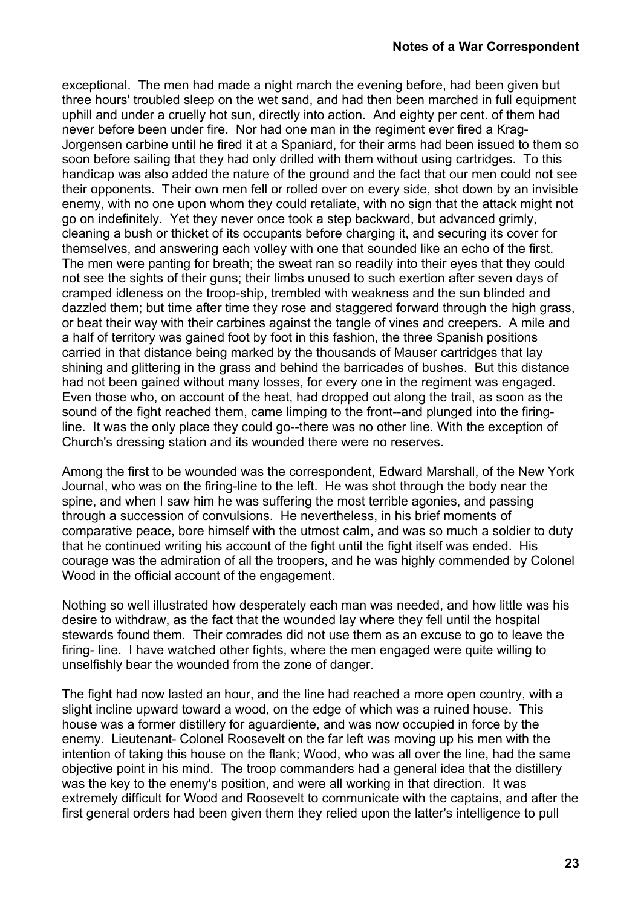exceptional. The men had made a night march the evening before, had been given but three hours' troubled sleep on the wet sand, and had then been marched in full equipment uphill and under a cruelly hot sun, directly into action. And eighty per cent. of them had never before been under fire. Nor had one man in the regiment ever fired a Krag-Jorgensen carbine until he fired it at a Spaniard, for their arms had been issued to them so soon before sailing that they had only drilled with them without using cartridges. To this handicap was also added the nature of the ground and the fact that our men could not see their opponents. Their own men fell or rolled over on every side, shot down by an invisible enemy, with no one upon whom they could retaliate, with no sign that the attack might not go on indefinitely. Yet they never once took a step backward, but advanced grimly, cleaning a bush or thicket of its occupants before charging it, and securing its cover for themselves, and answering each volley with one that sounded like an echo of the first. The men were panting for breath; the sweat ran so readily into their eyes that they could not see the sights of their guns; their limbs unused to such exertion after seven days of cramped idleness on the troop-ship, trembled with weakness and the sun blinded and dazzled them; but time after time they rose and staggered forward through the high grass, or beat their way with their carbines against the tangle of vines and creepers. A mile and a half of territory was gained foot by foot in this fashion, the three Spanish positions carried in that distance being marked by the thousands of Mauser cartridges that lay shining and glittering in the grass and behind the barricades of bushes. But this distance had not been gained without many losses, for every one in the regiment was engaged. Even those who, on account of the heat, had dropped out along the trail, as soon as the sound of the fight reached them, came limping to the front--and plunged into the firing-line. It was the only place they could go--there was no other line. With the exception of Church's dressing station and its wounded there were no reserves.

Among the first to be wounded was the correspondent, Edward Marshall, of the New York Journal, who was on the firing-line to the left. He was shot through the body near the spine, and when I saw him he was suffering the most terrible agonies, and passing through a succession of convulsions. He nevertheless, in his brief moments of comparative peace, bore himself with the utmost calm, and was so much a soldier to duty that he continued writing his account of the fight until the fight itself was ended. His courage was the admiration of all the troopers, and he was highly commended by Colonel Wood in the official account of the engagement.

Nothing so well illustrated how desperately each man was needed, and how little was his desire to withdraw, as the fact that the wounded lay where they fell until the hospital stewards found them. Their comrades did not use them as an excuse to go to leave the firing- line. I have watched other fights, where the men engaged were quite willing to unselfishly bear the wounded from the zone of danger.

The fight had now lasted an hour, and the line had reached a more open country, with a slight incline upward toward a wood, on the edge of which was a ruined house. This house was a former distillery for aguardiente, and was now occupied in force by the enemy. Lieutenant- Colonel Roosevelt on the far left was moving up his men with the intention of taking this house on the flank; Wood, who was all over the line, had the same objective point in his mind. The troop commanders had a general idea that the distillery was the key to the enemy's position, and were all working in that direction. It was extremely difficult for Wood and Roosevelt to communicate with the captains, and after the first general orders had been given them they relied upon the latter's intelligence to pull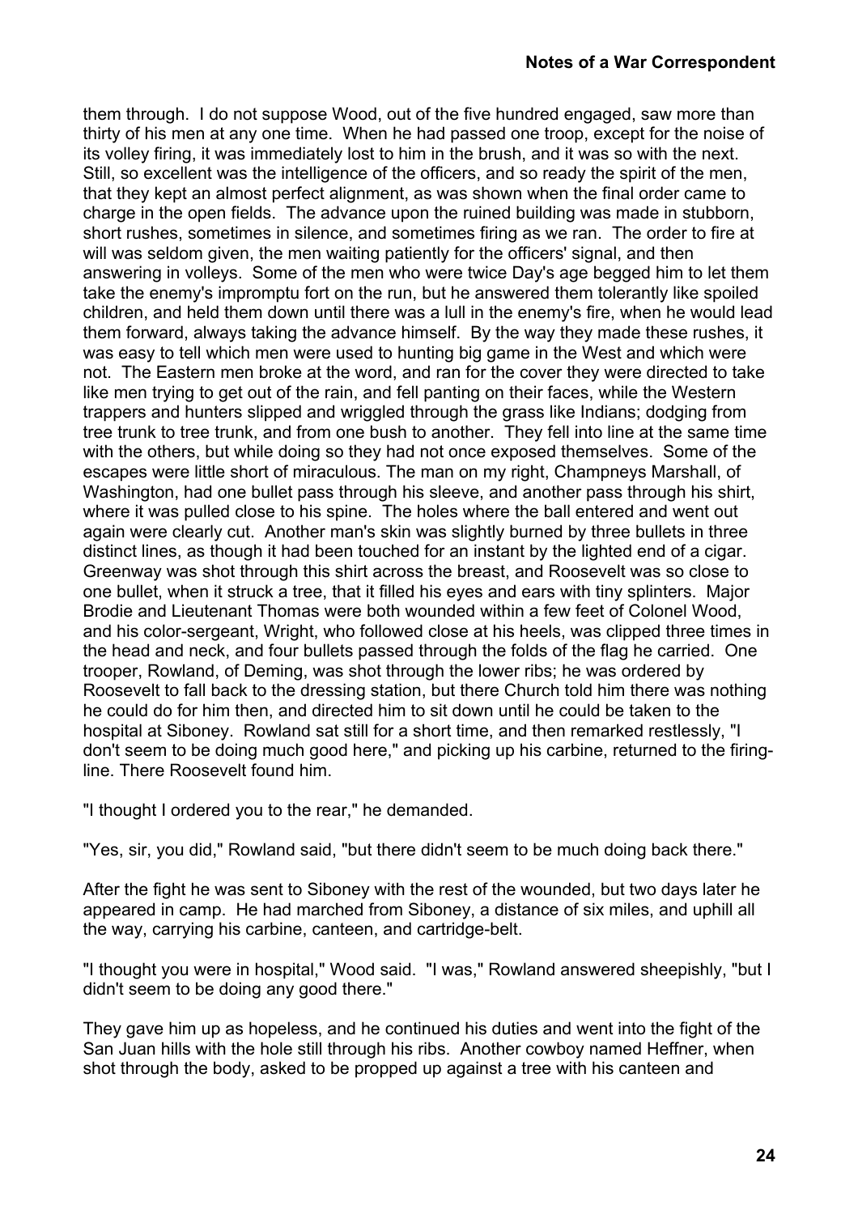them through. I do not suppose Wood, out of the five hundred engaged, saw more than thirty of his men at any one time. When he had passed one troop, except for the noise of its volley firing, it was immediately lost to him in the brush, and it was so with the next. Still, so excellent was the intelligence of the officers, and so ready the spirit of the men, that they kept an almost perfect alignment, as was shown when the final order came to charge in the open fields. The advance upon the ruined building was made in stubborn, short rushes, sometimes in silence, and sometimes firing as we ran. The order to fire at will was seldom given, the men waiting patiently for the officers' signal, and then answering in volleys. Some of the men who were twice Day's age begged him to let them take the enemy's impromptu fort on the run, but he answered them tolerantly like spoiled children, and held them down until there was a lull in the enemy's fire, when he would lead them forward, always taking the advance himself. By the way they made these rushes, it was easy to tell which men were used to hunting big game in the West and which were not. The Eastern men broke at the word, and ran for the cover they were directed to take like men trying to get out of the rain, and fell panting on their faces, while the Western trappers and hunters slipped and wriggled through the grass like Indians; dodging from tree trunk to tree trunk, and from one bush to another. They fell into line at the same time with the others, but while doing so they had not once exposed themselves. Some of the escapes were little short of miraculous. The man on my right, Champneys Marshall, of Washington, had one bullet pass through his sleeve, and another pass through his shirt, where it was pulled close to his spine. The holes where the ball entered and went out again were clearly cut. Another man's skin was slightly burned by three bullets in three distinct lines, as though it had been touched for an instant by the lighted end of a cigar. Greenway was shot through this shirt across the breast, and Roosevelt was so close to one bullet, when it struck a tree, that it filled his eyes and ears with tiny splinters. Major Brodie and Lieutenant Thomas were both wounded within a few feet of Colonel Wood, and his color-sergeant, Wright, who followed close at his heels, was clipped three times in the head and neck, and four bullets passed through the folds of the flag he carried. One trooper, Rowland, of Deming, was shot through the lower ribs; he was ordered by Roosevelt to fall back to the dressing station, but there Church told him there was nothing he could do for him then, and directed him to sit down until he could be taken to the hospital at Siboney. Rowland sat still for a short time, and then remarked restlessly, "I don't seem to be doing much good here," and picking up his carbine, returned to the firing-line. There Roosevelt found him.

"I thought I ordered you to the rear," he demanded.

"Yes, sir, you did," Rowland said, "but there didn't seem to be much doing back there."

After the fight he was sent to Siboney with the rest of the wounded, but two days later he appeared in camp. He had marched from Siboney, a distance of six miles, and uphill all the way, carrying his carbine, canteen, and cartridge-belt.

"I thought you were in hospital," Wood said. "I was," Rowland answered sheepishly, "but I didn't seem to be doing any good there."

They gave him up as hopeless, and he continued his duties and went into the fight of the San Juan hills with the hole still through his ribs. Another cowboy named Heffner, when shot through the body, asked to be propped up against a tree with his canteen and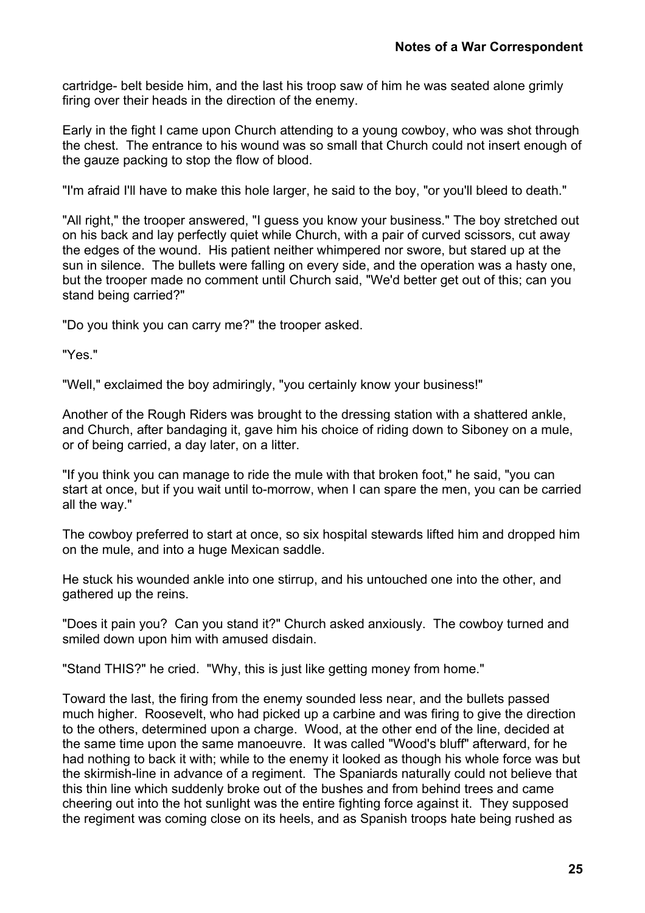cartridge- belt beside him, and the last his troop saw of him he was seated alone grimly firing over their heads in the direction of the enemy.

Early in the fight I came upon Church attending to a young cowboy, who was shot through the chest. The entrance to his wound was so small that Church could not insert enough of the gauze packing to stop the flow of blood.

"I'm afraid I'll have to make this hole larger, he said to the boy, "or you'll bleed to death."

"All right," the trooper answered, "I guess you know your business." The boy stretched out on his back and lay perfectly quiet while Church, with a pair of curved scissors, cut away the edges of the wound. His patient neither whimpered nor swore, but stared up at the sun in silence. The bullets were falling on every side, and the operation was a hasty one, but the trooper made no comment until Church said, "We'd better get out of this; can you stand being carried?"

"Do you think you can carry me?" the trooper asked.

"Yes."

"Well," exclaimed the boy admiringly, "you certainly know your business!"

Another of the Rough Riders was brought to the dressing station with a shattered ankle, and Church, after bandaging it, gave him his choice of riding down to Siboney on a mule, or of being carried, a day later, on a litter.

"If you think you can manage to ride the mule with that broken foot," he said, "you can start at once, but if you wait until to-morrow, when I can spare the men, you can be carried all the way."

The cowboy preferred to start at once, so six hospital stewards lifted him and dropped him on the mule, and into a huge Mexican saddle.

He stuck his wounded ankle into one stirrup, and his untouched one into the other, and gathered up the reins.

"Does it pain you? Can you stand it?" Church asked anxiously. The cowboy turned and smiled down upon him with amused disdain.

"Stand THIS?" he cried. "Why, this is just like getting money from home."

Toward the last, the firing from the enemy sounded less near, and the bullets passed much higher. Roosevelt, who had picked up a carbine and was firing to give the direction to the others, determined upon a charge. Wood, at the other end of the line, decided at the same time upon the same manoeuvre. It was called "Wood's bluff" afterward, for he had nothing to back it with; while to the enemy it looked as though his whole force was but the skirmish-line in advance of a regiment. The Spaniards naturally could not believe that this thin line which suddenly broke out of the bushes and from behind trees and came cheering out into the hot sunlight was the entire fighting force against it. They supposed the regiment was coming close on its heels, and as Spanish troops hate being rushed as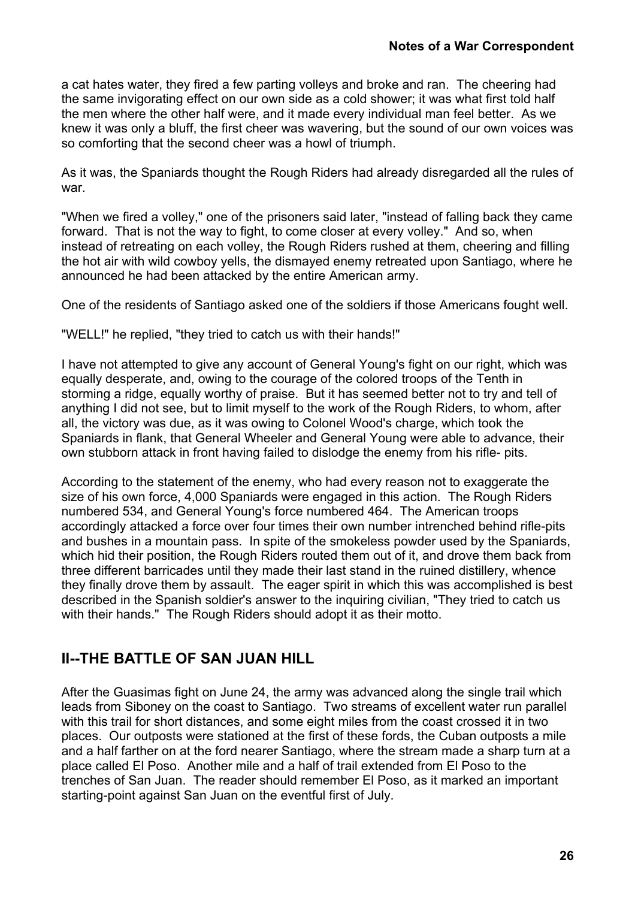a cat hates water, they fired a few parting volleys and broke and ran. The cheering had the same invigorating effect on our own side as a cold shower; it was what first told half the men where the other half were, and it made every individual man feel better. As we knew it was only a bluff, the first cheer was wavering, but the sound of our own voices was so comforting that the second cheer was a howl of triumph.

As it was, the Spaniards thought the Rough Riders had already disregarded all the rules of war.

"When we fired a volley," one of the prisoners said later, "instead of falling back they came forward. That is not the way to fight, to come closer at every volley." And so, when instead of retreating on each volley, the Rough Riders rushed at them, cheering and filling the hot air with wild cowboy yells, the dismayed enemy retreated upon Santiago, where he announced he had been attacked by the entire American army.

One of the residents of Santiago asked one of the soldiers if those Americans fought well.

"WELL!" he replied, "they tried to catch us with their hands!"

I have not attempted to give any account of General Young's fight on our right, which was equally desperate, and, owing to the courage of the colored troops of the Tenth in storming a ridge, equally worthy of praise. But it has seemed better not to try and tell of anything I did not see, but to limit myself to the work of the Rough Riders, to whom, after all, the victory was due, as it was owing to Colonel Wood's charge, which took the Spaniards in flank, that General Wheeler and General Young were able to advance, their own stubborn attack in front having failed to dislodge the enemy from his rifle- pits.

According to the statement of the enemy, who had every reason not to exaggerate the size of his own force, 4,000 Spaniards were engaged in this action. The Rough Riders numbered 534, and General Young's force numbered 464. The American troops accordingly attacked a force over four times their own number intrenched behind rifle-pits and bushes in a mountain pass. In spite of the smokeless powder used by the Spaniards, which hid their position, the Rough Riders routed them out of it, and drove them back from three different barricades until they made their last stand in the ruined distillery, whence they finally drove them by assault. The eager spirit in which this was accomplished is best described in the Spanish soldier's answer to the inquiring civilian, "They tried to catch us with their hands." The Rough Riders should adopt it as their motto.

## II--THE BATTLE OF SAN JUAN HILL

After the Guasimas fight on June 24, the army was advanced along the single trail which leads from Siboney on the coast to Santiago. Two streams of excellent water run parallel with this trail for short distances, and some eight miles from the coast crossed it in two places. Our outposts were stationed at the first of these fords, the Cuban outposts a mile and a half farther on at the ford nearer Santiago, where the stream made a sharp turn at a place called El Poso. Another mile and a half of trail extended from El Poso to the trenches of San Juan. The reader should remember El Poso, as it marked an important starting-point against San Juan on the eventful first of July.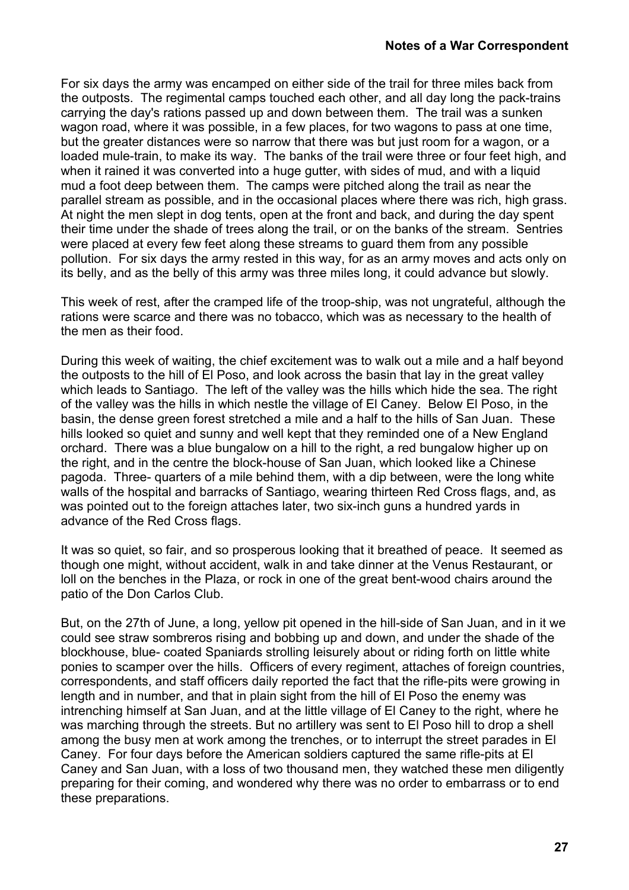For six days the army was encamped on either side of the trail for three miles back from the outposts. The regimental camps touched each other, and all day long the pack-trains carrying the day's rations passed up and down between them. The trail was a sunken wagon road, where it was possible, in a few places, for two wagons to pass at one time, but the greater distances were so narrow that there was but just room for a wagon, or a loaded mule-train, to make its way. The banks of the trail were three or four feet high, and when it rained it was converted into a huge gutter, with sides of mud, and with a liquid mud a foot deep between them. The camps were pitched along the trail as near the parallel stream as possible, and in the occasional places where there was rich, high grass. At night the men slept in dog tents, open at the front and back, and during the day spent their time under the shade of trees along the trail, or on the banks of the stream. Sentries were placed at every few feet along these streams to guard them from any possible pollution. For six days the army rested in this way, for as an army moves and acts only on its belly, and as the belly of this army was three miles long, it could advance but slowly.

This week of rest, after the cramped life of the troop-ship, was not ungrateful, although the rations were scarce and there was no tobacco, which was as necessary to the health of the men as their food.

During this week of waiting, the chief excitement was to walk out a mile and a half beyond the outposts to the hill of El Poso, and look across the basin that lay in the great valley which leads to Santiago. The left of the valley was the hills which hide the sea. The right of the valley was the hills in which nestle the village of El Caney. Below El Poso, in the basin, the dense green forest stretched a mile and a half to the hills of San Juan. These hills looked so quiet and sunny and well kept that they reminded one of a New England orchard. There was a blue bungalow on a hill to the right, a red bungalow higher up on the right, and in the centre the block-house of San Juan, which looked like a Chinese pagoda. Three- quarters of a mile behind them, with a dip between, were the long white walls of the hospital and barracks of Santiago, wearing thirteen Red Cross flags, and, as was pointed out to the foreign attaches later, two six-inch guns a hundred yards in advance of the Red Cross flags.

It was so quiet, so fair, and so prosperous looking that it breathed of peace. It seemed as though one might, without accident, walk in and take dinner at the Venus Restaurant, or loll on the benches in the Plaza, or rock in one of the great bent-wood chairs around the patio of the Don Carlos Club.

But, on the 27th of June, a long, yellow pit opened in the hill-side of San Juan, and in it we could see straw sombreros rising and bobbing up and down, and under the shade of the blockhouse, blue- coated Spaniards strolling leisurely about or riding forth on little white ponies to scamper over the hills. Officers of every regiment, attaches of foreign countries, correspondents, and staff officers daily reported the fact that the rifle-pits were growing in length and in number, and that in plain sight from the hill of El Poso the enemy was intrenching himself at San Juan, and at the little village of El Caney to the right, where he was marching through the streets. But no artillery was sent to El Poso hill to drop a shell among the busy men at work among the trenches, or to interrupt the street parades in El Caney. For four days before the American soldiers captured the same rifle-pits at El Caney and San Juan, with a loss of two thousand men, they watched these men diligently preparing for their coming, and wondered why there was no order to embarrass or to end these preparations.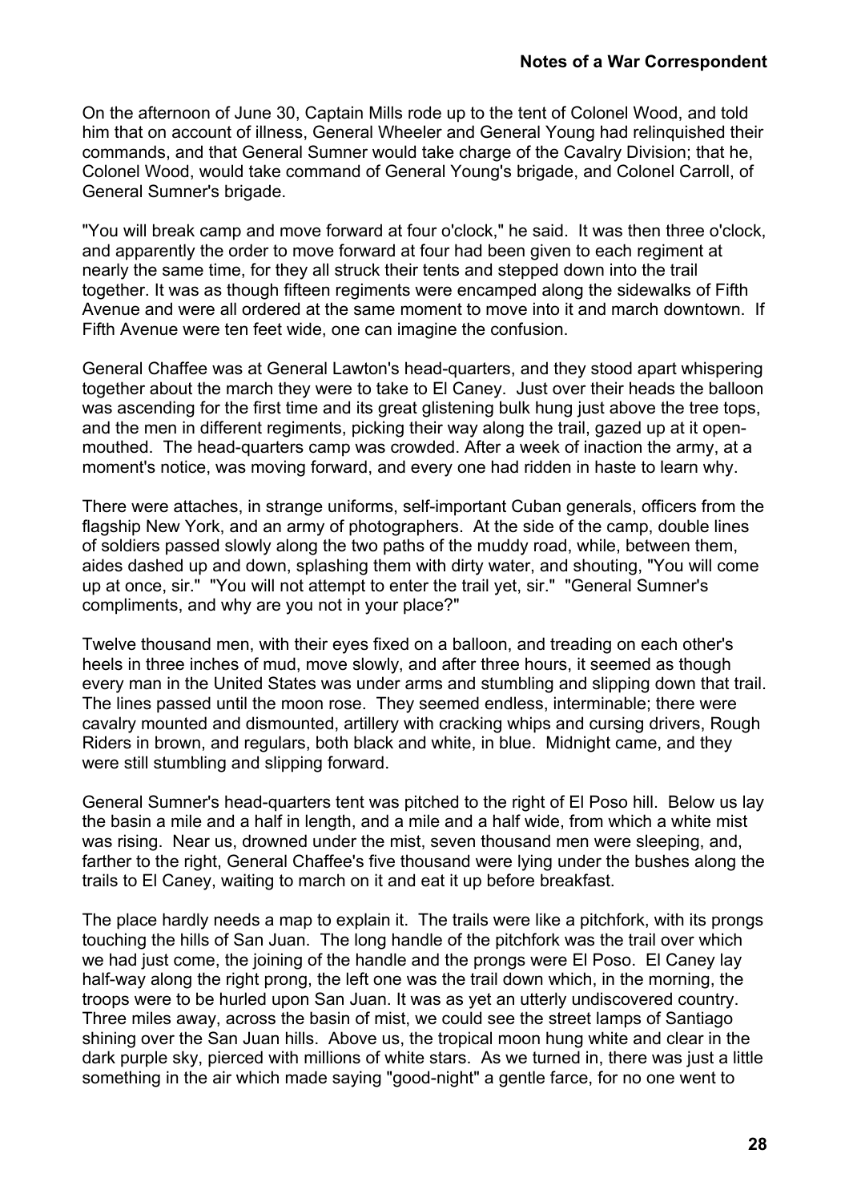On the afternoon of June 30, Captain Mills rode up to the tent of Colonel Wood, and told him that on account of illness, General Wheeler and General Young had relinquished their commands, and that General Sumner would take charge of the Cavalry Division; that he, Colonel Wood, would take command of General Young's brigade, and Colonel Carroll, of General Sumner's brigade.

"You will break camp and move forward at four o'clock," he said. It was then three o'clock, and apparently the order to move forward at four had been given to each regiment at nearly the same time, for they all struck their tents and stepped down into the trail together. It was as though fifteen regiments were encamped along the sidewalks of Fifth Avenue and were all ordered at the same moment to move into it and march downtown. If Fifth Avenue were ten feet wide, one can imagine the confusion.

General Chaffee was at General Lawton's head-quarters, and they stood apart whispering together about the march they were to take to El Caney. Just over their heads the balloon was ascending for the first time and its great glistening bulk hung just above the tree tops, and the men in different regiments, picking their way along the trail, gazed up at it open-mouthed. The head-quarters camp was crowded. After a week of inaction the army, at a moment's notice, was moving forward, and every one had ridden in haste to learn why.

There were attaches, in strange uniforms, self-important Cuban generals, officers from the flagship New York, and an army of photographers. At the side of the camp, double lines of soldiers passed slowly along the two paths of the muddy road, while, between them, aides dashed up and down, splashing them with dirty water, and shouting, "You will come up at once, sir." "You will not attempt to enter the trail yet, sir." "General Sumner's compliments, and why are you not in your place?"

Twelve thousand men, with their eyes fixed on a balloon, and treading on each other's heels in three inches of mud, move slowly, and after three hours, it seemed as though every man in the United States was under arms and stumbling and slipping down that trail. The lines passed until the moon rose. They seemed endless, interminable; there were cavalry mounted and dismounted, artillery with cracking whips and cursing drivers, Rough Riders in brown, and regulars, both black and white, in blue. Midnight came, and they were still stumbling and slipping forward.

General Sumner's head-quarters tent was pitched to the right of El Poso hill. Below us lay the basin a mile and a half in length, and a mile and a half wide, from which a white mist was rising. Near us, drowned under the mist, seven thousand men were sleeping, and, farther to the right, General Chaffee's five thousand were lying under the bushes along the trails to El Caney, waiting to march on it and eat it up before breakfast.

The place hardly needs a map to explain it. The trails were like a pitchfork, with its prongs touching the hills of San Juan. The long handle of the pitchfork was the trail over which we had just come, the joining of the handle and the prongs were El Poso. El Caney lay half-way along the right prong, the left one was the trail down which, in the morning, the troops were to be hurled upon San Juan. It was as yet an utterly undiscovered country. Three miles away, across the basin of mist, we could see the street lamps of Santiago shining over the San Juan hills. Above us, the tropical moon hung white and clear in the dark purple sky, pierced with millions of white stars. As we turned in, there was just a little something in the air which made saying "good-night" a gentle farce, for no one went to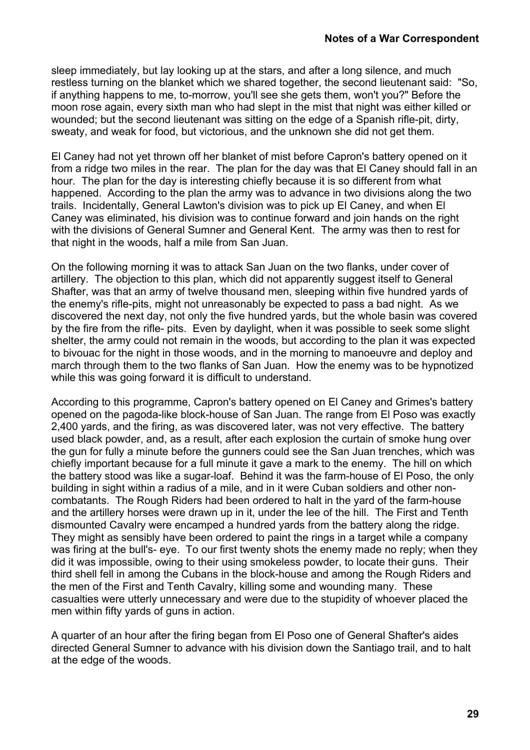sleep immediately, but lay looking up at the stars, and after a long silence, and much restless turning on the blanket which we shared together, the second lieutenant said: "So, if anything happens to me, to-morrow, you'll see she gets them, won't you?" Before the moon rose again, every sixth man who had slept in the mist that night was either killed or wounded; but the second lieutenant was sitting on the edge of a Spanish rifle-pit, dirty, sweaty, and weak for food, but victorious, and the unknown she did not get them.

El Caney had not yet thrown off her blanket of mist before Capron's battery opened on it from a ridge two miles in the rear. The plan for the day was that El Caney should fall in an hour. The plan for the day is interesting chiefly because it is so different from what happened. According to the plan the army was to advance in two divisions along the two trails. Incidentally, General Lawton's division was to pick up El Caney, and when El Caney was eliminated, his division was to continue forward and join hands on the right with the divisions of General Sumner and General Kent. The army was then to rest for that night in the woods, half a mile from San Juan.

On the following morning it was to attack San Juan on the two flanks, under cover of artillery. The objection to this plan, which did not apparently suggest itself to General Shafter, was that an army of twelve thousand men, sleeping within five hundred yards of the enemy's rifle-pits, might not unreasonably be expected to pass a bad night. As we discovered the next day, not only the five hundred yards, but the whole basin was covered by the fire from the rifle- pits. Even by daylight, when it was possible to seek some slight shelter, the army could not remain in the woods, but according to the plan it was expected to bivouac for the night in those woods, and in the morning to manoeuvre and deploy and march through them to the two flanks of San Juan. How the enemy was to be hypnotized while this was going forward it is difficult to understand.

According to this programme, Capron's battery opened on El Caney and Grimes's battery opened on the pagoda-like block-house of San Juan. The range from El Poso was exactly 2,400 yards, and the firing, as was discovered later, was not very effective. The battery used black powder, and, as a result, after each explosion the curtain of smoke hung over the gun for fully a minute before the gunners could see the San Juan trenches, which was chiefly important because for a full minute it gave a mark to the enemy. The hill on which the battery stood was like a sugar-loaf. Behind it was the farm-house of El Poso, the only building in sight within a radius of a mile, and in it were Cuban soldiers and other non-combatants. The Rough Riders had been ordered to halt in the yard of the farm-house and the artillery horses were drawn up in it, under the lee of the hill. The First and Tenth dismounted Cavalry were encamped a hundred yards from the battery along the ridge. They might as sensibly have been ordered to paint the rings in a target while a company was firing at the bull's- eye. To our first twenty shots the enemy made no reply; when they did it was impossible, owing to their using smokeless powder, to locate their guns. Their third shell fell in among the Cubans in the block-house and among the Rough Riders and the men of the First and Tenth Cavalry, killing some and wounding many. These casualties were utterly unnecessary and were due to the stupidity of whoever placed the men within fifty yards of guns in action.

A quarter of an hour after the firing began from El Poso one of General Shafter's aides directed General Sumner to advance with his division down the Santiago trail, and to halt at the edge of the woods.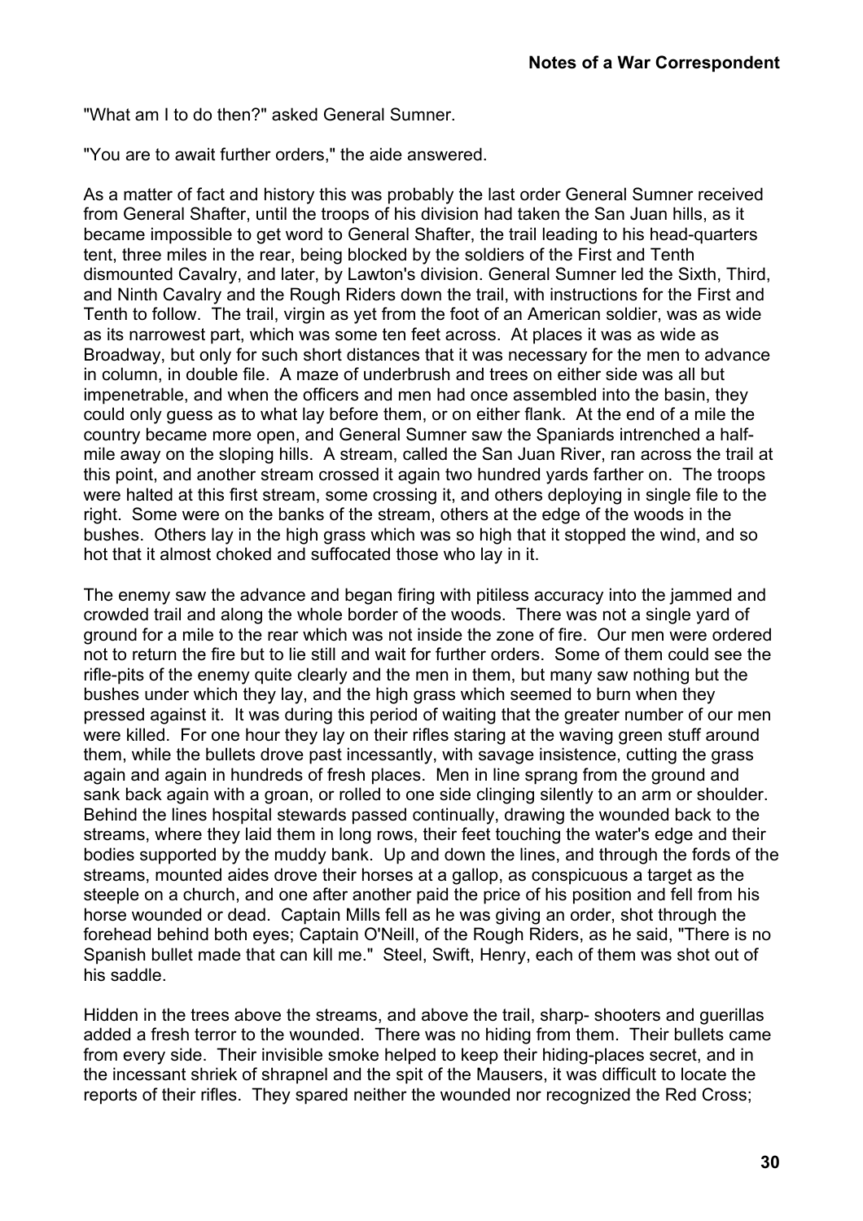"What am I to do then?" asked General Sumner.

"You are to await further orders," the aide answered.

As a matter of fact and history this was probably the last order General Sumner received from General Shafter, until the troops of his division had taken the San Juan hills, as it became impossible to get word to General Shafter, the trail leading to his head-quarters tent, three miles in the rear, being blocked by the soldiers of the First and Tenth dismounted Cavalry, and later, by Lawton's division. General Sumner led the Sixth, Third, and Ninth Cavalry and the Rough Riders down the trail, with instructions for the First and Tenth to follow. The trail, virgin as yet from the foot of an American soldier, was as wide as its narrowest part, which was some ten feet across. At places it was as wide as Broadway, but only for such short distances that it was necessary for the men to advance in column, in double file. A maze of underbrush and trees on either side was all but impenetrable, and when the officers and men had once assembled into the basin, they could only guess as to what lay before them, or on either flank. At the end of a mile the country became more open, and General Sumner saw the Spaniards intrenched a half-mile away on the sloping hills. A stream, called the San Juan River, ran across the trail at this point, and another stream crossed it again two hundred yards farther on. The troops were halted at this first stream, some crossing it, and others deploying in single file to the right. Some were on the banks of the stream, others at the edge of the woods in the bushes. Others lay in the high grass which was so high that it stopped the wind, and so hot that it almost choked and suffocated those who lay in it.

The enemy saw the advance and began firing with pitiless accuracy into the jammed and crowded trail and along the whole border of the woods. There was not a single yard of ground for a mile to the rear which was not inside the zone of fire. Our men were ordered not to return the fire but to lie still and wait for further orders. Some of them could see the rifle-pits of the enemy quite clearly and the men in them, but many saw nothing but the bushes under which they lay, and the high grass which seemed to burn when they pressed against it. It was during this period of waiting that the greater number of our men were killed. For one hour they lay on their rifles staring at the waving green stuff around them, while the bullets drove past incessantly, with savage insistence, cutting the grass again and again in hundreds of fresh places. Men in line sprang from the ground and sank back again with a groan, or rolled to one side clinging silently to an arm or shoulder. Behind the lines hospital stewards passed continually, drawing the wounded back to the streams, where they laid them in long rows, their feet touching the water's edge and their bodies supported by the muddy bank. Up and down the lines, and through the fords of the streams, mounted aides drove their horses at a gallop, as conspicuous a target as the steeple on a church, and one after another paid the price of his position and fell from his horse wounded or dead. Captain Mills fell as he was giving an order, shot through the forehead behind both eyes; Captain O'Neill, of the Rough Riders, as he said, "There is no Spanish bullet made that can kill me." Steel, Swift, Henry, each of them was shot out of his saddle.

Hidden in the trees above the streams, and above the trail, sharp- shooters and guerillas added a fresh terror to the wounded. There was no hiding from them. Their bullets came from every side. Their invisible smoke helped to keep their hiding-places secret, and in the incessant shriek of shrapnel and the spit of the Mausers, it was difficult to locate the reports of their rifles. They spared neither the wounded nor recognized the Red Cross;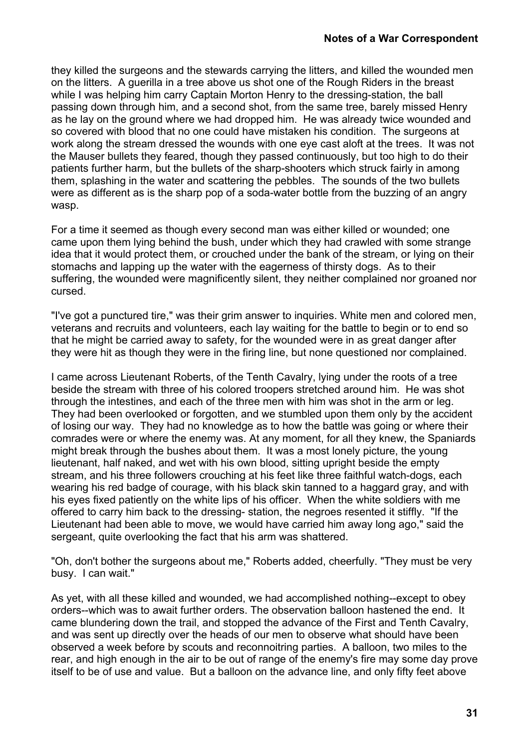they killed the surgeons and the stewards carrying the litters, and killed the wounded men on the litters. A guerilla in a tree above us shot one of the Rough Riders in the breast while I was helping him carry Captain Morton Henry to the dressing-station, the ball passing down through him, and a second shot, from the same tree, barely missed Henry as he lay on the ground where we had dropped him. He was already twice wounded and so covered with blood that no one could have mistaken his condition. The surgeons at work along the stream dressed the wounds with one eye cast aloft at the trees. It was not the Mauser bullets they feared, though they passed continuously, but too high to do their patients further harm, but the bullets of the sharp-shooters which struck fairly in among them, splashing in the water and scattering the pebbles. The sounds of the two bullets were as different as is the sharp pop of a soda-water bottle from the buzzing of an angry wasp.

For a time it seemed as though every second man was either killed or wounded; one came upon them lying behind the bush, under which they had crawled with some strange idea that it would protect them, or crouched under the bank of the stream, or lying on their stomachs and lapping up the water with the eagerness of thirsty dogs. As to their suffering, the wounded were magnificently silent, they neither complained nor groaned nor cursed.

"I've got a punctured tire," was their grim answer to inquiries. White men and colored men, veterans and recruits and volunteers, each lay waiting for the battle to begin or to end so that he might be carried away to safety, for the wounded were in as great danger after they were hit as though they were in the firing line, but none questioned nor complained.

I came across Lieutenant Roberts, of the Tenth Cavalry, lying under the roots of a tree beside the stream with three of his colored troopers stretched around him. He was shot through the intestines, and each of the three men with him was shot in the arm or leg. They had been overlooked or forgotten, and we stumbled upon them only by the accident of losing our way. They had no knowledge as to how the battle was going or where their comrades were or where the enemy was. At any moment, for all they knew, the Spaniards might break through the bushes about them. It was a most lonely picture, the young lieutenant, half naked, and wet with his own blood, sitting upright beside the empty stream, and his three followers crouching at his feet like three faithful watch-dogs, each wearing his red badge of courage, with his black skin tanned to a haggard gray, and with his eyes fixed patiently on the white lips of his officer. When the white soldiers with me offered to carry him back to the dressing- station, the negroes resented it stiffly. "If the Lieutenant had been able to move, we would have carried him away long ago," said the sergeant, quite overlooking the fact that his arm was shattered.

"Oh, don't bother the surgeons about me," Roberts added, cheerfully. "They must be very busy. I can wait."

As yet, with all these killed and wounded, we had accomplished nothing--except to obey orders--which was to await further orders. The observation balloon hastened the end. It came blundering down the trail, and stopped the advance of the First and Tenth Cavalry, and was sent up directly over the heads of our men to observe what should have been observed a week before by scouts and reconnoitring parties. A balloon, two miles to the rear, and high enough in the air to be out of range of the enemy's fire may some day prove itself to be of use and value. But a balloon on the advance line, and only fifty feet above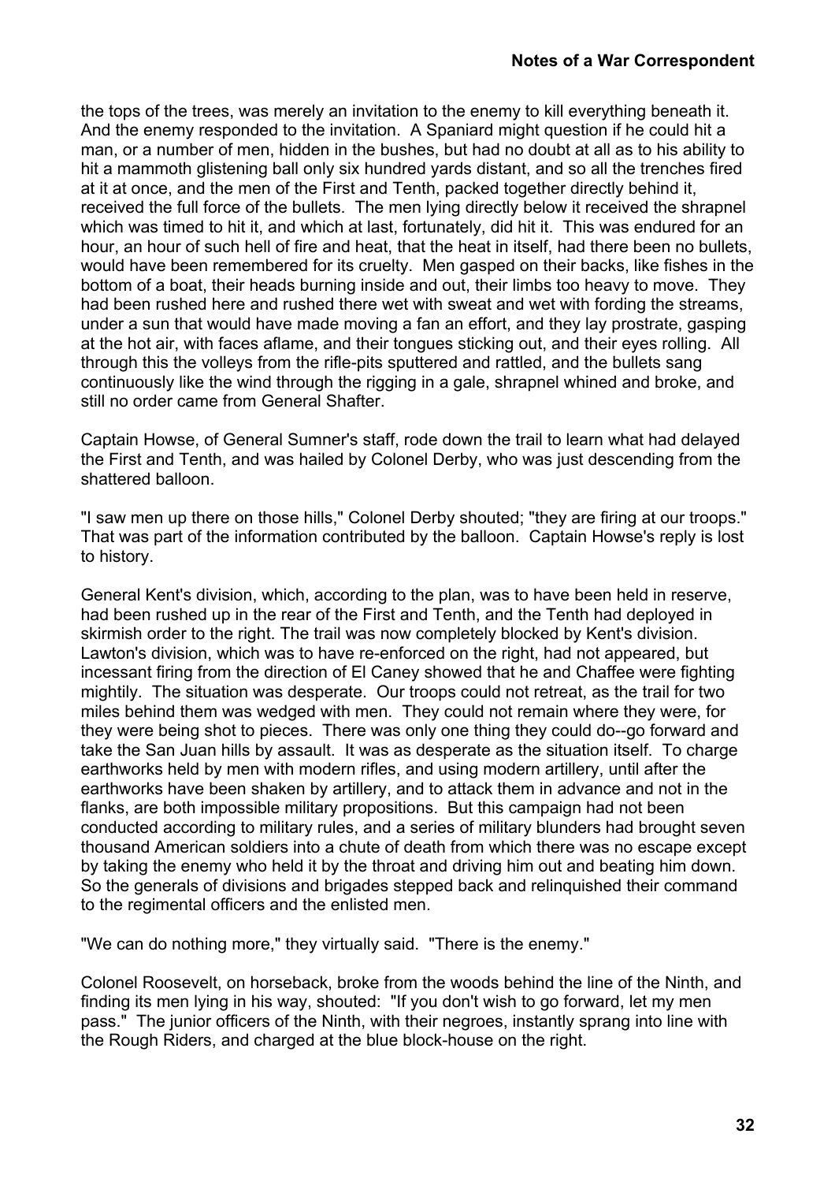the tops of the trees, was merely an invitation to the enemy to kill everything beneath it. And the enemy responded to the invitation. A Spaniard might question if he could hit a man, or a number of men, hidden in the bushes, but had no doubt at all as to his ability to hit a mammoth glistening ball only six hundred yards distant, and so all the trenches fired at it at once, and the men of the First and Tenth, packed together directly behind it, received the full force of the bullets. The men lying directly below it received the shrapnel which was timed to hit it, and which at last, fortunately, did hit it. This was endured for an hour, an hour of such hell of fire and heat, that the heat in itself, had there been no bullets, would have been remembered for its cruelty. Men gasped on their backs, like fishes in the bottom of a boat, their heads burning inside and out, their limbs too heavy to move. They had been rushed here and rushed there wet with sweat and wet with fording the streams, under a sun that would have made moving a fan an effort, and they lay prostrate, gasping at the hot air, with faces aflame, and their tongues sticking out, and their eyes rolling. All through this the volleys from the rifle-pits sputtered and rattled, and the bullets sang continuously like the wind through the rigging in a gale, shrapnel whined and broke, and still no order came from General Shafter.

Captain Howse, of General Sumner's staff, rode down the trail to learn what had delayed the First and Tenth, and was hailed by Colonel Derby, who was just descending from the shattered balloon.

"I saw men up there on those hills," Colonel Derby shouted; "they are firing at our troops." That was part of the information contributed by the balloon. Captain Howse's reply is lost to history.

General Kent's division, which, according to the plan, was to have been held in reserve, had been rushed up in the rear of the First and Tenth, and the Tenth had deployed in skirmish order to the right. The trail was now completely blocked by Kent's division. Lawton's division, which was to have re-enforced on the right, had not appeared, but incessant firing from the direction of El Caney showed that he and Chaffee were fighting mightily. The situation was desperate. Our troops could not retreat, as the trail for two miles behind them was wedged with men. They could not remain where they were, for they were being shot to pieces. There was only one thing they could do--go forward and take the San Juan hills by assault. It was as desperate as the situation itself. To charge earthworks held by men with modern rifles, and using modern artillery, until after the earthworks have been shaken by artillery, and to attack them in advance and not in the flanks, are both impossible military propositions. But this campaign had not been conducted according to military rules, and a series of military blunders had brought seven thousand American soldiers into a chute of death from which there was no escape except by taking the enemy who held it by the throat and driving him out and beating him down. So the generals of divisions and brigades stepped back and relinquished their command to the regimental officers and the enlisted men.

"We can do nothing more," they virtually said. "There is the enemy."

Colonel Roosevelt, on horseback, broke from the woods behind the line of the Ninth, and finding its men lying in his way, shouted: "If you don't wish to go forward, let my men pass." The junior officers of the Ninth, with their negroes, instantly sprang into line with the Rough Riders, and charged at the blue block-house on the right.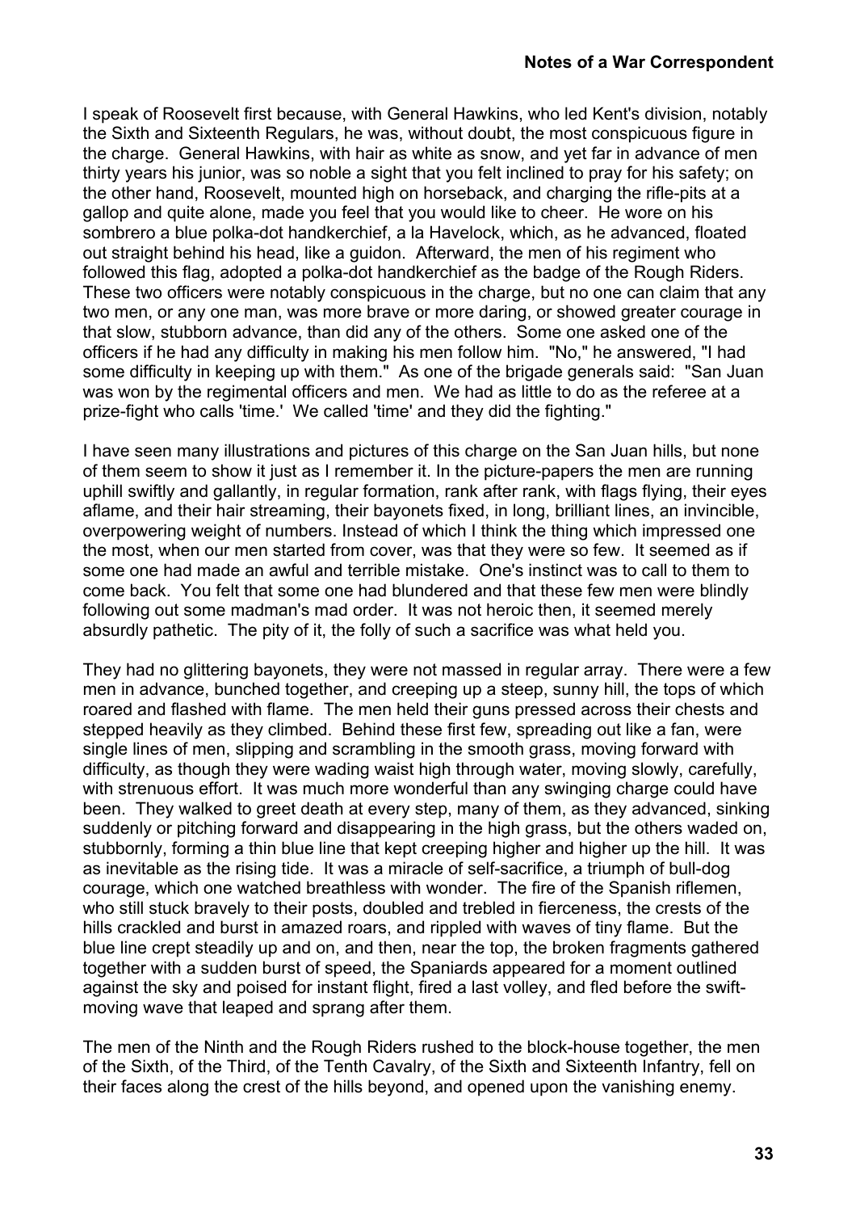I speak of Roosevelt first because, with General Hawkins, who led Kent's division, notably the Sixth and Sixteenth Regulars, he was, without doubt, the most conspicuous figure in the charge. General Hawkins, with hair as white as snow, and yet far in advance of men thirty years his junior, was so noble a sight that you felt inclined to pray for his safety; on the other hand, Roosevelt, mounted high on horseback, and charging the rifle-pits at a gallop and quite alone, made you feel that you would like to cheer. He wore on his sombrero a blue polka-dot handkerchief, a la Havelock, which, as he advanced, floated out straight behind his head, like a guidon. Afterward, the men of his regiment who followed this flag, adopted a polka-dot handkerchief as the badge of the Rough Riders. These two officers were notably conspicuous in the charge, but no one can claim that any two men, or any one man, was more brave or more daring, or showed greater courage in that slow, stubborn advance, than did any of the others. Some one asked one of the officers if he had any difficulty in making his men follow him. "No," he answered, "I had some difficulty in keeping up with them." As one of the brigade generals said: "San Juan was won by the regimental officers and men. We had as little to do as the referee at a prize-fight who calls 'time.' We called 'time' and they did the fighting."

I have seen many illustrations and pictures of this charge on the San Juan hills, but none of them seem to show it just as I remember it. In the picture-papers the men are running uphill swiftly and gallantly, in regular formation, rank after rank, with flags flying, their eyes aflame, and their hair streaming, their bayonets fixed, in long, brilliant lines, an invincible, overpowering weight of numbers. Instead of which I think the thing which impressed one the most, when our men started from cover, was that they were so few. It seemed as if some one had made an awful and terrible mistake. One's instinct was to call to them to come back. You felt that some one had blundered and that these few men were blindly following out some madman's mad order. It was not heroic then, it seemed merely absurdly pathetic. The pity of it, the folly of such a sacrifice was what held you.

They had no glittering bayonets, they were not massed in regular array. There were a few men in advance, bunched together, and creeping up a steep, sunny hill, the tops of which roared and flashed with flame. The men held their guns pressed across their chests and stepped heavily as they climbed. Behind these first few, spreading out like a fan, were single lines of men, slipping and scrambling in the smooth grass, moving forward with difficulty, as though they were wading waist high through water, moving slowly, carefully, with strenuous effort. It was much more wonderful than any swinging charge could have been. They walked to greet death at every step, many of them, as they advanced, sinking suddenly or pitching forward and disappearing in the high grass, but the others waded on, stubbornly, forming a thin blue line that kept creeping higher and higher up the hill. It was as inevitable as the rising tide. It was a miracle of self-sacrifice, a triumph of bull-dog courage, which one watched breathless with wonder. The fire of the Spanish riflemen, who still stuck bravely to their posts, doubled and trebled in fierceness, the crests of the hills crackled and burst in amazed roars, and rippled with waves of tiny flame. But the blue line crept steadily up and on, and then, near the top, the broken fragments gathered together with a sudden burst of speed, the Spaniards appeared for a moment outlined against the sky and poised for instant flight, fired a last volley, and fled before the swift-moving wave that leaped and sprang after them.

The men of the Ninth and the Rough Riders rushed to the block-house together, the men of the Sixth, of the Third, of the Tenth Cavalry, of the Sixth and Sixteenth Infantry, fell on their faces along the crest of the hills beyond, and opened upon the vanishing enemy.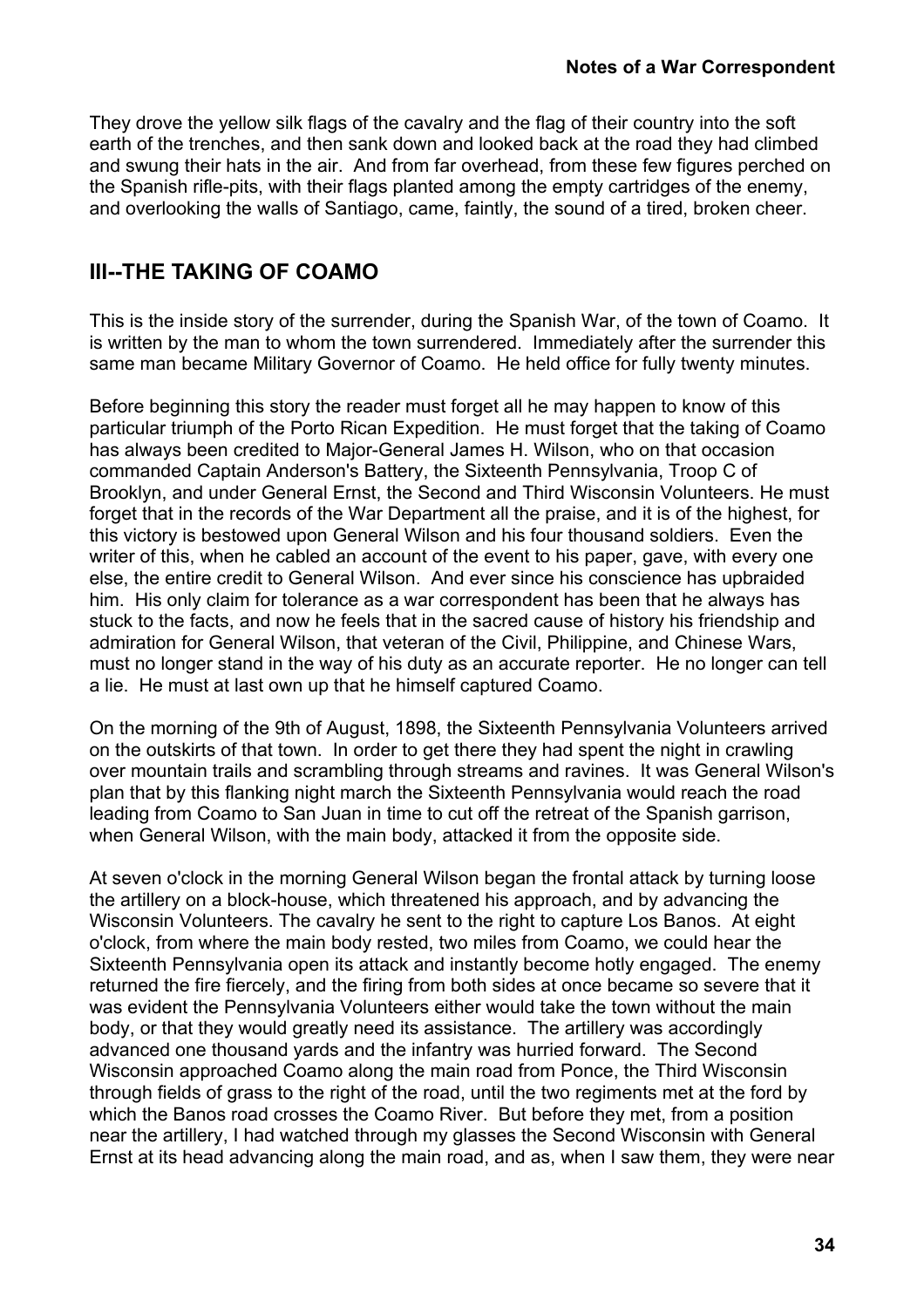They drove the yellow silk flags of the cavalry and the flag of their country into the soft earth of the trenches, and then sank down and looked back at the road they had climbed and swung their hats in the air. And from far overhead, from these few figures perched on the Spanish rifle-pits, with their flags planted among the empty cartridges of the enemy, and overlooking the walls of Santiago, came, faintly, the sound of a tired, broken cheer.

## III--THE TAKING OF COAMO

This is the inside story of the surrender, during the Spanish War, of the town of Coamo. It is written by the man to whom the town surrendered. Immediately after the surrender this same man became Military Governor of Coamo. He held office for fully twenty minutes.

Before beginning this story the reader must forget all he may happen to know of this particular triumph of the Porto Rican Expedition. He must forget that the taking of Coamo has always been credited to Major-General James H. Wilson, who on that occasion commanded Captain Anderson's Battery, the Sixteenth Pennsylvania, Troop C of Brooklyn, and under General Ernst, the Second and Third Wisconsin Volunteers. He must forget that in the records of the War Department all the praise, and it is of the highest, for this victory is bestowed upon General Wilson and his four thousand soldiers. Even the writer of this, when he cabled an account of the event to his paper, gave, with every one else, the entire credit to General Wilson. And ever since his conscience has upbraided him. His only claim for tolerance as a war correspondent has been that he always has stuck to the facts, and now he feels that in the sacred cause of history his friendship and admiration for General Wilson, that veteran of the Civil, Philippine, and Chinese Wars, must no longer stand in the way of his duty as an accurate reporter. He no longer can tell a lie. He must at last own up that he himself captured Coamo.

On the morning of the 9th of August, 1898, the Sixteenth Pennsylvania Volunteers arrived on the outskirts of that town. In order to get there they had spent the night in crawling over mountain trails and scrambling through streams and ravines. It was General Wilson's plan that by this flanking night march the Sixteenth Pennsylvania would reach the road leading from Coamo to San Juan in time to cut off the retreat of the Spanish garrison, when General Wilson, with the main body, attacked it from the opposite side.

At seven o'clock in the morning General Wilson began the frontal attack by turning loose the artillery on a block-house, which threatened his approach, and by advancing the Wisconsin Volunteers. The cavalry he sent to the right to capture Los Banos. At eight o'clock, from where the main body rested, two miles from Coamo, we could hear the Sixteenth Pennsylvania open its attack and instantly become hotly engaged. The enemy returned the fire fiercely, and the firing from both sides at once became so severe that it was evident the Pennsylvania Volunteers either would take the town without the main body, or that they would greatly need its assistance. The artillery was accordingly advanced one thousand yards and the infantry was hurried forward. The Second Wisconsin approached Coamo along the main road from Ponce, the Third Wisconsin through fields of grass to the right of the road, until the two regiments met at the ford by which the Banos road crosses the Coamo River. But before they met, from a position near the artillery, I had watched through my glasses the Second Wisconsin with General Ernst at its head advancing along the main road, and as, when I saw them, they were near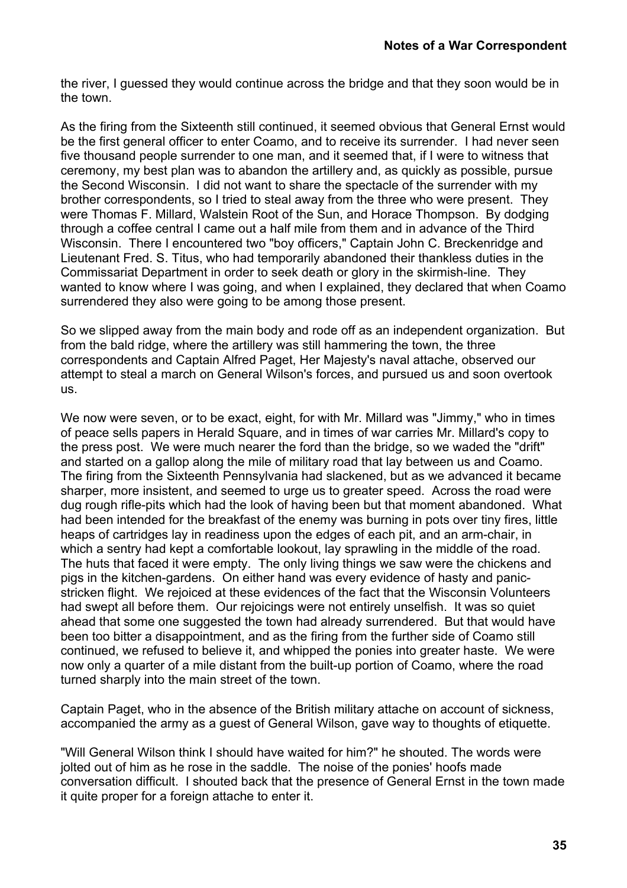the river, I guessed they would continue across the bridge and that they soon would be in the town.

As the firing from the Sixteenth still continued, it seemed obvious that General Ernst would be the first general officer to enter Coamo, and to receive its surrender. I had never seen five thousand people surrender to one man, and it seemed that, if I were to witness that ceremony, my best plan was to abandon the artillery and, as quickly as possible, pursue the Second Wisconsin. I did not want to share the spectacle of the surrender with my brother correspondents, so I tried to steal away from the three who were present. They were Thomas F. Millard, Walstein Root of the Sun, and Horace Thompson. By dodging through a coffee central I came out a half mile from them and in advance of the Third Wisconsin. There I encountered two "boy officers," Captain John C. Breckenridge and Lieutenant Fred. S. Titus, who had temporarily abandoned their thankless duties in the Commissariat Department in order to seek death or glory in the skirmish-line. They wanted to know where I was going, and when I explained, they declared that when Coamo surrendered they also were going to be among those present.

So we slipped away from the main body and rode off as an independent organization. But from the bald ridge, where the artillery was still hammering the town, the three correspondents and Captain Alfred Paget, Her Majesty's naval attache, observed our attempt to steal a march on General Wilson's forces, and pursued us and soon overtook us.

We now were seven, or to be exact, eight, for with Mr. Millard was "Jimmy," who in times of peace sells papers in Herald Square, and in times of war carries Mr. Millard's copy to the press post. We were much nearer the ford than the bridge, so we waded the "drift" and started on a gallop along the mile of military road that lay between us and Coamo. The firing from the Sixteenth Pennsylvania had slackened, but as we advanced it became sharper, more insistent, and seemed to urge us to greater speed. Across the road were dug rough rifle-pits which had the look of having been but that moment abandoned. What had been intended for the breakfast of the enemy was burning in pots over tiny fires, little heaps of cartridges lay in readiness upon the edges of each pit, and an arm-chair, in which a sentry had kept a comfortable lookout, lay sprawling in the middle of the road. The huts that faced it were empty. The only living things we saw were the chickens and pigs in the kitchen-gardens. On either hand was every evidence of hasty and panic-stricken flight. We rejoiced at these evidences of the fact that the Wisconsin Volunteers had swept all before them. Our rejoicings were not entirely unselfish. It was so quiet ahead that some one suggested the town had already surrendered. But that would have been too bitter a disappointment, and as the firing from the further side of Coamo still continued, we refused to believe it, and whipped the ponies into greater haste. We were now only a quarter of a mile distant from the built-up portion of Coamo, where the road turned sharply into the main street of the town.

Captain Paget, who in the absence of the British military attache on account of sickness, accompanied the army as a guest of General Wilson, gave way to thoughts of etiquette.

"Will General Wilson think I should have waited for him?" he shouted. The words were jolted out of him as he rose in the saddle. The noise of the ponies' hoofs made conversation difficult. I shouted back that the presence of General Ernst in the town made it quite proper for a foreign attache to enter it.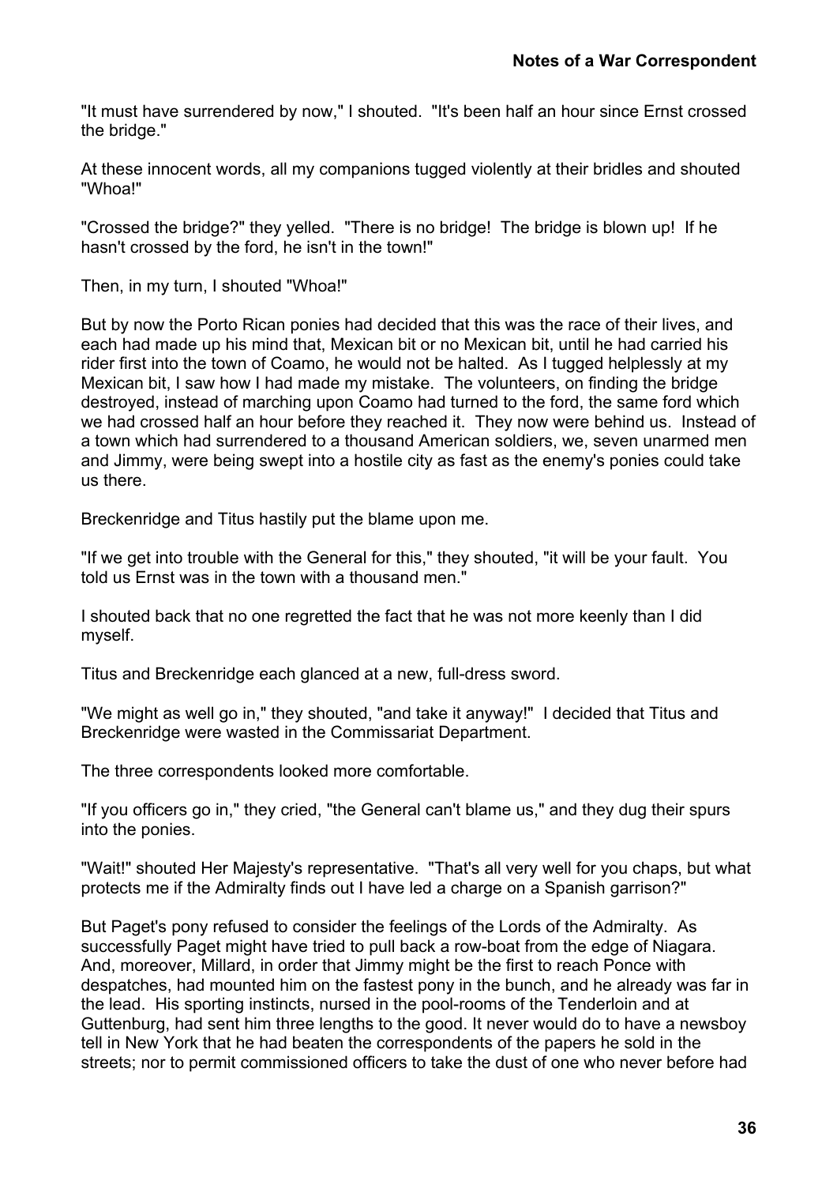"It must have surrendered by now," I shouted. "It's been half an hour since Ernst crossed the bridge."

At these innocent words, all my companions tugged violently at their bridles and shouted "Whoa!"

"Crossed the bridge?" they yelled. "There is no bridge! The bridge is blown up! If he hasn't crossed by the ford, he isn't in the town!"

Then, in my turn, I shouted "Whoa!"

But by now the Porto Rican ponies had decided that this was the race of their lives, and each had made up his mind that, Mexican bit or no Mexican bit, until he had carried his rider first into the town of Coamo, he would not be halted. As I tugged helplessly at my Mexican bit, I saw how I had made my mistake. The volunteers, on finding the bridge destroyed, instead of marching upon Coamo had turned to the ford, the same ford which we had crossed half an hour before they reached it. They now were behind us. Instead of a town which had surrendered to a thousand American soldiers, we, seven unarmed men and Jimmy, were being swept into a hostile city as fast as the enemy's ponies could take us there.

Breckenridge and Titus hastily put the blame upon me.

"If we get into trouble with the General for this," they shouted, "it will be your fault. You told us Ernst was in the town with a thousand men."

I shouted back that no one regretted the fact that he was not more keenly than I did myself.

Titus and Breckenridge each glanced at a new, full-dress sword.

"We might as well go in," they shouted, "and take it anyway!" I decided that Titus and Breckenridge were wasted in the Commissariat Department.

The three correspondents looked more comfortable.

"If you officers go in," they cried, "the General can't blame us," and they dug their spurs into the ponies.

"Wait!" shouted Her Majesty's representative. "That's all very well for you chaps, but what protects me if the Admiralty finds out I have led a charge on a Spanish garrison?"

But Paget's pony refused to consider the feelings of the Lords of the Admiralty. As successfully Paget might have tried to pull back a row-boat from the edge of Niagara. And, moreover, Millard, in order that Jimmy might be the first to reach Ponce with despatches, had mounted him on the fastest pony in the bunch, and he already was far in the lead. His sporting instincts, nursed in the pool-rooms of the Tenderloin and at Guttenburg, had sent him three lengths to the good. It never would do to have a newsboy tell in New York that he had beaten the correspondents of the papers he sold in the streets; nor to permit commissioned officers to take the dust of one who never before had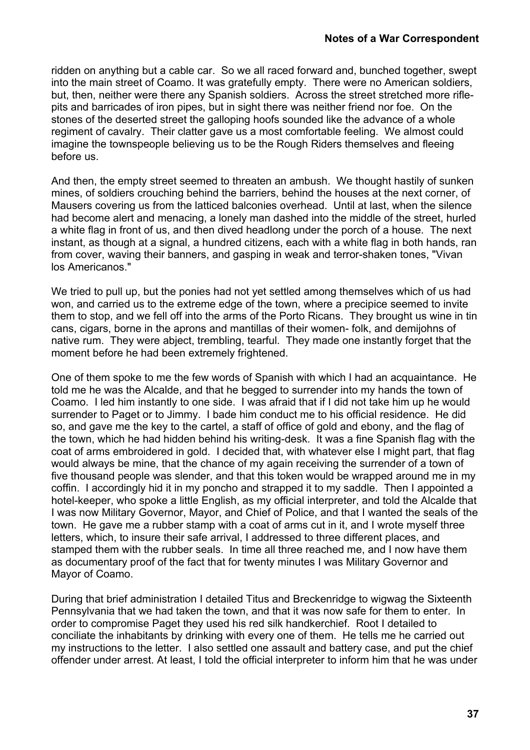ridden on anything but a cable car. So we all raced forward and, bunched together, swept into the main street of Coamo. It was gratefully empty. There were no American soldiers, but, then, neither were there any Spanish soldiers. Across the street stretched more rifle-pits and barricades of iron pipes, but in sight there was neither friend nor foe. On the stones of the deserted street the galloping hoofs sounded like the advance of a whole regiment of cavalry. Their clatter gave us a most comfortable feeling. We almost could imagine the townspeople believing us to be the Rough Riders themselves and fleeing before us.

And then, the empty street seemed to threaten an ambush. We thought hastily of sunken mines, of soldiers crouching behind the barriers, behind the houses at the next corner, of Mausers covering us from the latticed balconies overhead. Until at last, when the silence had become alert and menacing, a lonely man dashed into the middle of the street, hurled a white flag in front of us, and then dived headlong under the porch of a house. The next instant, as though at a signal, a hundred citizens, each with a white flag in both hands, ran from cover, waving their banners, and gasping in weak and terror-shaken tones, "Vivan los Americanos."

We tried to pull up, but the ponies had not yet settled among themselves which of us had won, and carried us to the extreme edge of the town, where a precipice seemed to invite them to stop, and we fell off into the arms of the Porto Ricans. They brought us wine in tin cans, cigars, borne in the aprons and mantillas of their women- folk, and demijohns of native rum. They were abject, trembling, tearful. They made one instantly forget that the moment before he had been extremely frightened.

One of them spoke to me the few words of Spanish with which I had an acquaintance. He told me he was the Alcalde, and that he begged to surrender into my hands the town of Coamo. I led him instantly to one side. I was afraid that if I did not take him up he would surrender to Paget or to Jimmy. I bade him conduct me to his official residence. He did so, and gave me the key to the cartel, a staff of office of gold and ebony, and the flag of the town, which he had hidden behind his writing-desk. It was a fine Spanish flag with the coat of arms embroidered in gold. I decided that, with whatever else I might part, that flag would always be mine, that the chance of my again receiving the surrender of a town of five thousand people was slender, and that this token would be wrapped around me in my coffin. I accordingly hid it in my poncho and strapped it to my saddle. Then I appointed a hotel-keeper, who spoke a little English, as my official interpreter, and told the Alcalde that I was now Military Governor, Mayor, and Chief of Police, and that I wanted the seals of the town. He gave me a rubber stamp with a coat of arms cut in it, and I wrote myself three letters, which, to insure their safe arrival, I addressed to three different places, and stamped them with the rubber seals. In time all three reached me, and I now have them as documentary proof of the fact that for twenty minutes I was Military Governor and Mayor of Coamo.

During that brief administration I detailed Titus and Breckenridge to wigwag the Sixteenth Pennsylvania that we had taken the town, and that it was now safe for them to enter. In order to compromise Paget they used his red silk handkerchief. Root I detailed to conciliate the inhabitants by drinking with every one of them. He tells me he carried out my instructions to the letter. I also settled one assault and battery case, and put the chief offender under arrest. At least, I told the official interpreter to inform him that he was under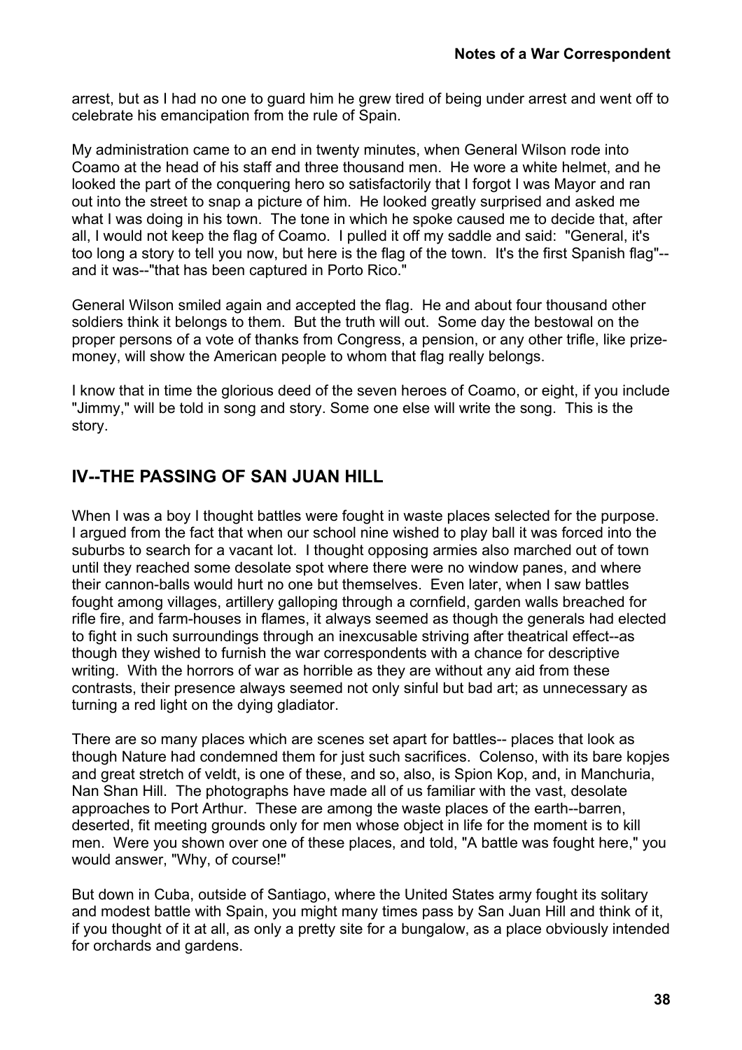arrest, but as I had no one to guard him he grew tired of being under arrest and went off to celebrate his emancipation from the rule of Spain.

My administration came to an end in twenty minutes, when General Wilson rode into Coamo at the head of his staff and three thousand men. He wore a white helmet, and he looked the part of the conquering hero so satisfactorily that I forgot I was Mayor and ran out into the street to snap a picture of him. He looked greatly surprised and asked me what I was doing in his town. The tone in which he spoke caused me to decide that, after all, I would not keep the flag of Coamo. I pulled it off my saddle and said: "General, it's too long a story to tell you now, but here is the flag of the town. It's the first Spanish flag"--and it was--"that has been captured in Porto Rico."

General Wilson smiled again and accepted the flag. He and about four thousand other soldiers think it belongs to them. But the truth will out. Some day the bestowal on the proper persons of a vote of thanks from Congress, a pension, or any other trifle, like prize-money, will show the American people to whom that flag really belongs.

I know that in time the glorious deed of the seven heroes of Coamo, or eight, if you include "Jimmy," will be told in song and story. Some one else will write the song. This is the story.

## IV--THE PASSING OF SAN JUAN HILL

When I was a boy I thought battles were fought in waste places selected for the purpose. I argued from the fact that when our school nine wished to play ball it was forced into the suburbs to search for a vacant lot. I thought opposing armies also marched out of town until they reached some desolate spot where there were no window panes, and where their cannon-balls would hurt no one but themselves. Even later, when I saw battles fought among villages, artillery galloping through a cornfield, garden walls breached for rifle fire, and farm-houses in flames, it always seemed as though the generals had elected to fight in such surroundings through an inexcusable striving after theatrical effect--as though they wished to furnish the war correspondents with a chance for descriptive writing. With the horrors of war as horrible as they are without any aid from these contrasts, their presence always seemed not only sinful but bad art; as unnecessary as turning a red light on the dying gladiator.

There are so many places which are scenes set apart for battles-- places that look as though Nature had condemned them for just such sacrifices. Colenso, with its bare kopjes and great stretch of veldt, is one of these, and so, also, is Spion Kop, and, in Manchuria, Nan Shan Hill. The photographs have made all of us familiar with the vast, desolate approaches to Port Arthur. These are among the waste places of the earth--barren, deserted, fit meeting grounds only for men whose object in life for the moment is to kill men. Were you shown over one of these places, and told, "A battle was fought here," you would answer, "Why, of course!"

But down in Cuba, outside of Santiago, where the United States army fought its solitary and modest battle with Spain, you might many times pass by San Juan Hill and think of it, if you thought of it at all, as only a pretty site for a bungalow, as a place obviously intended for orchards and gardens.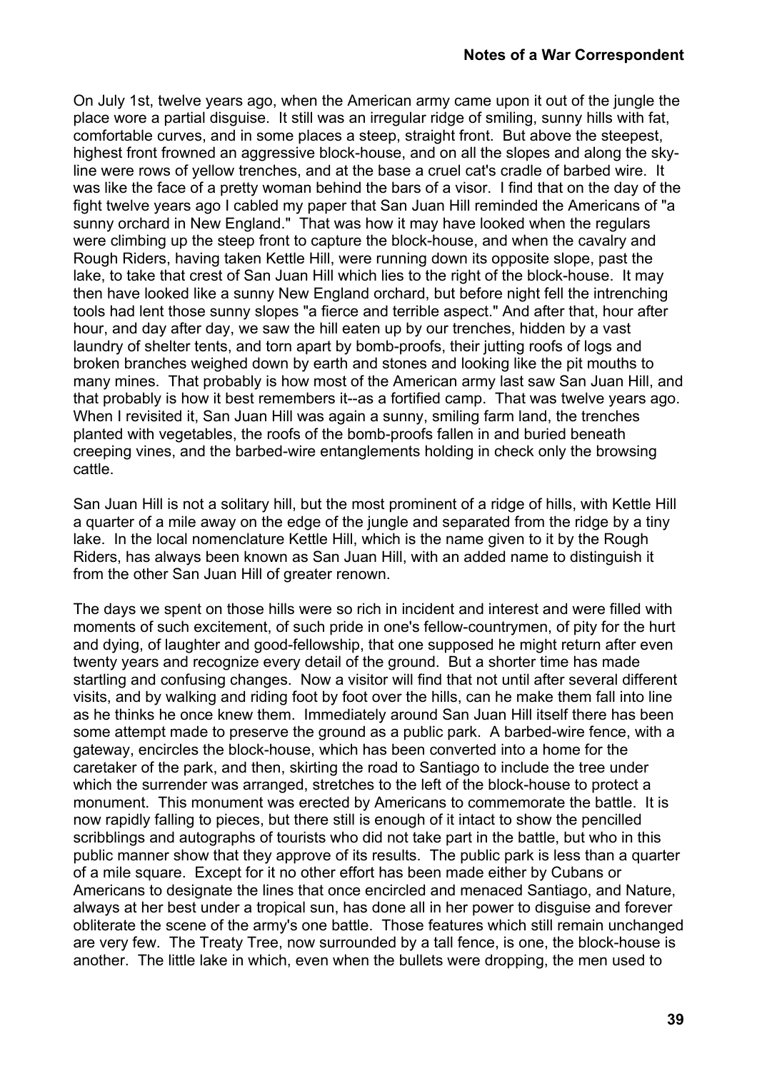On July 1st, twelve years ago, when the American army came upon it out of the jungle the place wore a partial disguise. It still was an irregular ridge of smiling, sunny hills with fat, comfortable curves, and in some places a steep, straight front. But above the steepest, highest front frowned an aggressive block-house, and on all the slopes and along the sky-line were rows of yellow trenches, and at the base a cruel cat's cradle of barbed wire. It was like the face of a pretty woman behind the bars of a visor. I find that on the day of the fight twelve years ago I cabled my paper that San Juan Hill reminded the Americans of "a sunny orchard in New England." That was how it may have looked when the regulars were climbing up the steep front to capture the block-house, and when the cavalry and Rough Riders, having taken Kettle Hill, were running down its opposite slope, past the lake, to take that crest of San Juan Hill which lies to the right of the block-house. It may then have looked like a sunny New England orchard, but before night fell the intrenching tools had lent those sunny slopes "a fierce and terrible aspect." And after that, hour after hour, and day after day, we saw the hill eaten up by our trenches, hidden by a vast laundry of shelter tents, and torn apart by bomb-proofs, their jutting roofs of logs and broken branches weighed down by earth and stones and looking like the pit mouths to many mines. That probably is how most of the American army last saw San Juan Hill, and that probably is how it best remembers it--as a fortified camp. That was twelve years ago. When I revisited it, San Juan Hill was again a sunny, smiling farm land, the trenches planted with vegetables, the roofs of the bomb-proofs fallen in and buried beneath creeping vines, and the barbed-wire entanglements holding in check only the browsing cattle.

San Juan Hill is not a solitary hill, but the most prominent of a ridge of hills, with Kettle Hill a quarter of a mile away on the edge of the jungle and separated from the ridge by a tiny lake. In the local nomenclature Kettle Hill, which is the name given to it by the Rough Riders, has always been known as San Juan Hill, with an added name to distinguish it from the other San Juan Hill of greater renown.

The days we spent on those hills were so rich in incident and interest and were filled with moments of such excitement, of such pride in one's fellow-countrymen, of pity for the hurt and dying, of laughter and good-fellowship, that one supposed he might return after even twenty years and recognize every detail of the ground. But a shorter time has made startling and confusing changes. Now a visitor will find that not until after several different visits, and by walking and riding foot by foot over the hills, can he make them fall into line as he thinks he once knew them. Immediately around San Juan Hill itself there has been some attempt made to preserve the ground as a public park. A barbed-wire fence, with a gateway, encircles the block-house, which has been converted into a home for the caretaker of the park, and then, skirting the road to Santiago to include the tree under which the surrender was arranged, stretches to the left of the block-house to protect a monument. This monument was erected by Americans to commemorate the battle. It is now rapidly falling to pieces, but there still is enough of it intact to show the pencilled scribblings and autographs of tourists who did not take part in the battle, but who in this public manner show that they approve of its results. The public park is less than a quarter of a mile square. Except for it no other effort has been made either by Cubans or Americans to designate the lines that once encircled and menaced Santiago, and Nature, always at her best under a tropical sun, has done all in her power to disguise and forever obliterate the scene of the army's one battle. Those features which still remain unchanged are very few. The Treaty Tree, now surrounded by a tall fence, is one, the block-house is another. The little lake in which, even when the bullets were dropping, the men used to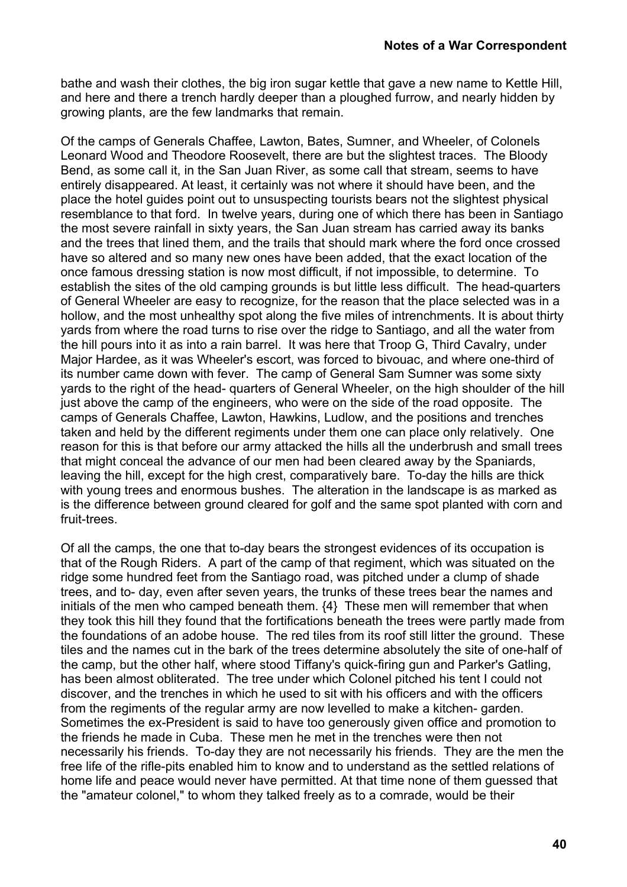bathe and wash their clothes, the big iron sugar kettle that gave a new name to Kettle Hill, and here and there a trench hardly deeper than a ploughed furrow, and nearly hidden by growing plants, are the few landmarks that remain.

Of the camps of Generals Chaffee, Lawton, Bates, Sumner, and Wheeler, of Colonels Leonard Wood and Theodore Roosevelt, there are but the slightest traces. The Bloody Bend, as some call it, in the San Juan River, as some call that stream, seems to have entirely disappeared. At least, it certainly was not where it should have been, and the place the hotel guides point out to unsuspecting tourists bears not the slightest physical resemblance to that ford. In twelve years, during one of which there has been in Santiago the most severe rainfall in sixty years, the San Juan stream has carried away its banks and the trees that lined them, and the trails that should mark where the ford once crossed have so altered and so many new ones have been added, that the exact location of the once famous dressing station is now most difficult, if not impossible, to determine. To establish the sites of the old camping grounds is but little less difficult. The head-quarters of General Wheeler are easy to recognize, for the reason that the place selected was in a hollow, and the most unhealthy spot along the five miles of intrenchments. It is about thirty yards from where the road turns to rise over the ridge to Santiago, and all the water from the hill pours into it as into a rain barrel. It was here that Troop G, Third Cavalry, under Major Hardee, as it was Wheeler's escort, was forced to bivouac, and where one-third of its number came down with fever. The camp of General Sam Sumner was some sixty yards to the right of the head- quarters of General Wheeler, on the high shoulder of the hill just above the camp of the engineers, who were on the side of the road opposite. The camps of Generals Chaffee, Lawton, Hawkins, Ludlow, and the positions and trenches taken and held by the different regiments under them one can place only relatively. One reason for this is that before our army attacked the hills all the underbrush and small trees that might conceal the advance of our men had been cleared away by the Spaniards, leaving the hill, except for the high crest, comparatively bare. To-day the hills are thick with young trees and enormous bushes. The alteration in the landscape is as marked as is the difference between ground cleared for golf and the same spot planted with corn and fruit-trees.

Of all the camps, the one that to-day bears the strongest evidences of its occupation is that of the Rough Riders. A part of the camp of that regiment, which was situated on the ridge some hundred feet from the Santiago road, was pitched under a clump of shade trees, and to- day, even after seven years, the trunks of these trees bear the names and initials of the men who camped beneath them. {4} These men will remember that when they took this hill they found that the fortifications beneath the trees were partly made from the foundations of an adobe house. The red tiles from its roof still litter the ground. These tiles and the names cut in the bark of the trees determine absolutely the site of one-half of the camp, but the other half, where stood Tiffany's quick-firing gun and Parker's Gatling, has been almost obliterated. The tree under which Colonel pitched his tent I could not discover, and the trenches in which he used to sit with his officers and with the officers from the regiments of the regular army are now levelled to make a kitchen- garden. Sometimes the ex-President is said to have too generously given office and promotion to the friends he made in Cuba. These men he met in the trenches were then not necessarily his friends. To-day they are not necessarily his friends. They are the men the free life of the rifle-pits enabled him to know and to understand as the settled relations of home life and peace would never have permitted. At that time none of them guessed that the "amateur colonel," to whom they talked freely as to a comrade, would be their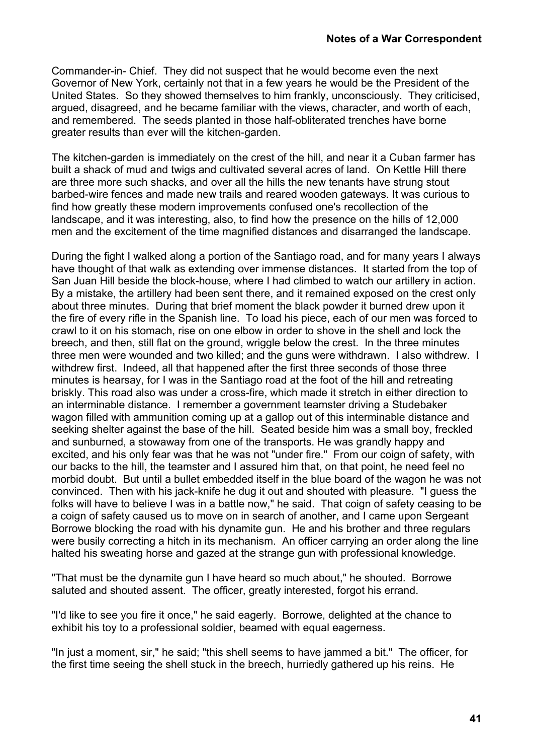Commander-in- Chief. They did not suspect that he would become even the next Governor of New York, certainly not that in a few years he would be the President of the United States. So they showed themselves to him frankly, unconsciously. They criticised, argued, disagreed, and he became familiar with the views, character, and worth of each, and remembered. The seeds planted in those half-obliterated trenches have borne greater results than ever will the kitchen-garden.

The kitchen-garden is immediately on the crest of the hill, and near it a Cuban farmer has built a shack of mud and twigs and cultivated several acres of land. On Kettle Hill there are three more such shacks, and over all the hills the new tenants have strung stout barbed-wire fences and made new trails and reared wooden gateways. It was curious to find how greatly these modern improvements confused one's recollection of the landscape, and it was interesting, also, to find how the presence on the hills of 12,000 men and the excitement of the time magnified distances and disarranged the landscape.

During the fight I walked along a portion of the Santiago road, and for many years I always have thought of that walk as extending over immense distances. It started from the top of San Juan Hill beside the block-house, where I had climbed to watch our artillery in action. By a mistake, the artillery had been sent there, and it remained exposed on the crest only about three minutes. During that brief moment the black powder it burned drew upon it the fire of every rifle in the Spanish line. To load his piece, each of our men was forced to crawl to it on his stomach, rise on one elbow in order to shove in the shell and lock the breech, and then, still flat on the ground, wriggle below the crest. In the three minutes three men were wounded and two killed; and the guns were withdrawn. I also withdrew. I withdrew first. Indeed, all that happened after the first three seconds of those three minutes is hearsay, for I was in the Santiago road at the foot of the hill and retreating briskly. This road also was under a cross-fire, which made it stretch in either direction to an interminable distance. I remember a government teamster driving a Studebaker wagon filled with ammunition coming up at a gallop out of this interminable distance and seeking shelter against the base of the hill. Seated beside him was a small boy, freckled and sunburned, a stowaway from one of the transports. He was grandly happy and excited, and his only fear was that he was not "under fire." From our coign of safety, with our backs to the hill, the teamster and I assured him that, on that point, he need feel no morbid doubt. But until a bullet embedded itself in the blue board of the wagon he was not convinced. Then with his jack-knife he dug it out and shouted with pleasure. "I guess the folks will have to believe I was in a battle now," he said. That coign of safety ceasing to be a coign of safety caused us to move on in search of another, and I came upon Sergeant Borrowe blocking the road with his dynamite gun. He and his brother and three regulars were busily correcting a hitch in its mechanism. An officer carrying an order along the line halted his sweating horse and gazed at the strange gun with professional knowledge.

"That must be the dynamite gun I have heard so much about," he shouted. Borrowe saluted and shouted assent. The officer, greatly interested, forgot his errand.

"I'd like to see you fire it once," he said eagerly. Borrowe, delighted at the chance to exhibit his toy to a professional soldier, beamed with equal eagerness.

"In just a moment, sir," he said; "this shell seems to have jammed a bit." The officer, for the first time seeing the shell stuck in the breech, hurriedly gathered up his reins. He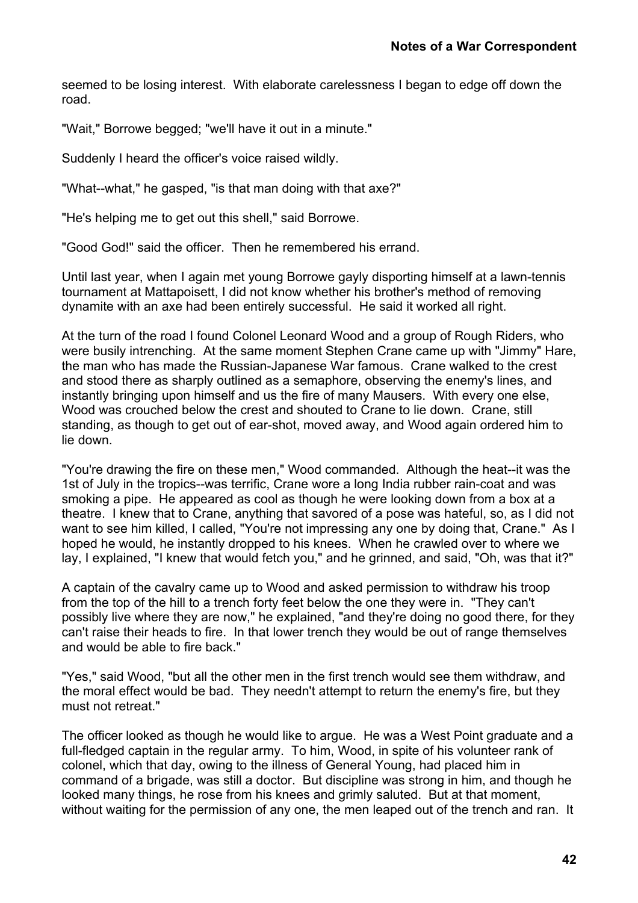seemed to be losing interest. With elaborate carelessness I began to edge off down the road.

"Wait," Borrowe begged; "we'll have it out in a minute."

Suddenly I heard the officer's voice raised wildly.

"What--what," he gasped, "is that man doing with that axe?"

"He's helping me to get out this shell," said Borrowe.

"Good God!" said the officer. Then he remembered his errand.

Until last year, when I again met young Borrowe gayly disporting himself at a lawn-tennis tournament at Mattapoisett, I did not know whether his brother's method of removing dynamite with an axe had been entirely successful. He said it worked all right.

At the turn of the road I found Colonel Leonard Wood and a group of Rough Riders, who were busily intrenching. At the same moment Stephen Crane came up with "Jimmy" Hare, the man who has made the Russian-Japanese War famous. Crane walked to the crest and stood there as sharply outlined as a semaphore, observing the enemy's lines, and instantly bringing upon himself and us the fire of many Mausers. With every one else, Wood was crouched below the crest and shouted to Crane to lie down. Crane, still standing, as though to get out of ear-shot, moved away, and Wood again ordered him to lie down.

"You're drawing the fire on these men," Wood commanded. Although the heat--it was the 1st of July in the tropics--was terrific, Crane wore a long India rubber rain-coat and was smoking a pipe. He appeared as cool as though he were looking down from a box at a theatre. I knew that to Crane, anything that savored of a pose was hateful, so, as I did not want to see him killed, I called, "You're not impressing any one by doing that, Crane." As I hoped he would, he instantly dropped to his knees. When he crawled over to where we lay, I explained, "I knew that would fetch you," and he grinned, and said, "Oh, was that it?"

A captain of the cavalry came up to Wood and asked permission to withdraw his troop from the top of the hill to a trench forty feet below the one they were in. "They can't possibly live where they are now," he explained, "and they're doing no good there, for they can't raise their heads to fire. In that lower trench they would be out of range themselves and would be able to fire back."

"Yes," said Wood, "but all the other men in the first trench would see them withdraw, and the moral effect would be bad. They needn't attempt to return the enemy's fire, but they must not retreat."

The officer looked as though he would like to argue. He was a West Point graduate and a full-fledged captain in the regular army. To him, Wood, in spite of his volunteer rank of colonel, which that day, owing to the illness of General Young, had placed him in command of a brigade, was still a doctor. But discipline was strong in him, and though he looked many things, he rose from his knees and grimly saluted. But at that moment, without waiting for the permission of any one, the men leaped out of the trench and ran. It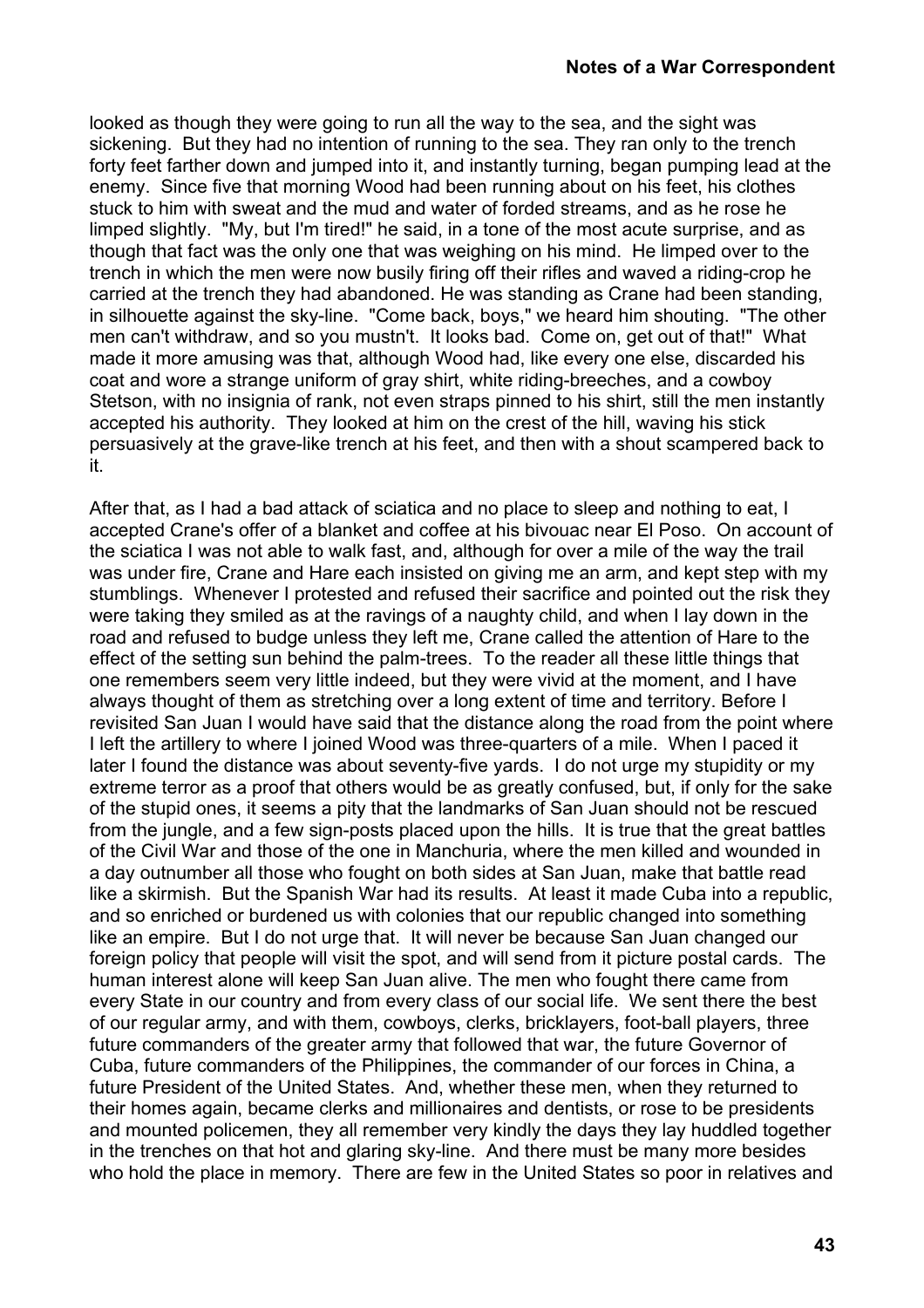looked as though they were going to run all the way to the sea, and the sight was sickening. But they had no intention of running to the sea. They ran only to the trench forty feet farther down and jumped into it, and instantly turning, began pumping lead at the enemy. Since five that morning Wood had been running about on his feet, his clothes stuck to him with sweat and the mud and water of forded streams, and as he rose he limped slightly. "My, but I'm tired!" he said, in a tone of the most acute surprise, and as though that fact was the only one that was weighing on his mind. He limped over to the trench in which the men were now busily firing off their rifles and waved a riding-crop he carried at the trench they had abandoned. He was standing as Crane had been standing, in silhouette against the sky-line. "Come back, boys," we heard him shouting. "The other men can't withdraw, and so you mustn't. It looks bad. Come on, get out of that!" What made it more amusing was that, although Wood had, like every one else, discarded his coat and wore a strange uniform of gray shirt, white riding-breeches, and a cowboy Stetson, with no insignia of rank, not even straps pinned to his shirt, still the men instantly accepted his authority. They looked at him on the crest of the hill, waving his stick persuasively at the grave-like trench at his feet, and then with a shout scampered back to it.

After that, as I had a bad attack of sciatica and no place to sleep and nothing to eat, I accepted Crane's offer of a blanket and coffee at his bivouac near El Poso. On account of the sciatica I was not able to walk fast, and, although for over a mile of the way the trail was under fire, Crane and Hare each insisted on giving me an arm, and kept step with my stumblings. Whenever I protested and refused their sacrifice and pointed out the risk they were taking they smiled as at the ravings of a naughty child, and when I lay down in the road and refused to budge unless they left me, Crane called the attention of Hare to the effect of the setting sun behind the palm-trees. To the reader all these little things that one remembers seem very little indeed, but they were vivid at the moment, and I have always thought of them as stretching over a long extent of time and territory. Before I revisited San Juan I would have said that the distance along the road from the point where I left the artillery to where I joined Wood was three-quarters of a mile. When I paced it later I found the distance was about seventy-five yards. I do not urge my stupidity or my extreme terror as a proof that others would be as greatly confused, but, if only for the sake of the stupid ones, it seems a pity that the landmarks of San Juan should not be rescued from the jungle, and a few sign-posts placed upon the hills. It is true that the great battles of the Civil War and those of the one in Manchuria, where the men killed and wounded in a day outnumber all those who fought on both sides at San Juan, make that battle read like a skirmish. But the Spanish War had its results. At least it made Cuba into a republic, and so enriched or burdened us with colonies that our republic changed into something like an empire. But I do not urge that. It will never be because San Juan changed our foreign policy that people will visit the spot, and will send from it picture postal cards. The human interest alone will keep San Juan alive. The men who fought there came from every State in our country and from every class of our social life. We sent there the best of our regular army, and with them, cowboys, clerks, bricklayers, foot-ball players, three future commanders of the greater army that followed that war, the future Governor of Cuba, future commanders of the Philippines, the commander of our forces in China, a future President of the United States. And, whether these men, when they returned to their homes again, became clerks and millionaires and dentists, or rose to be presidents and mounted policemen, they all remember very kindly the days they lay huddled together in the trenches on that hot and glaring sky-line. And there must be many more besides who hold the place in memory. There are few in the United States so poor in relatives and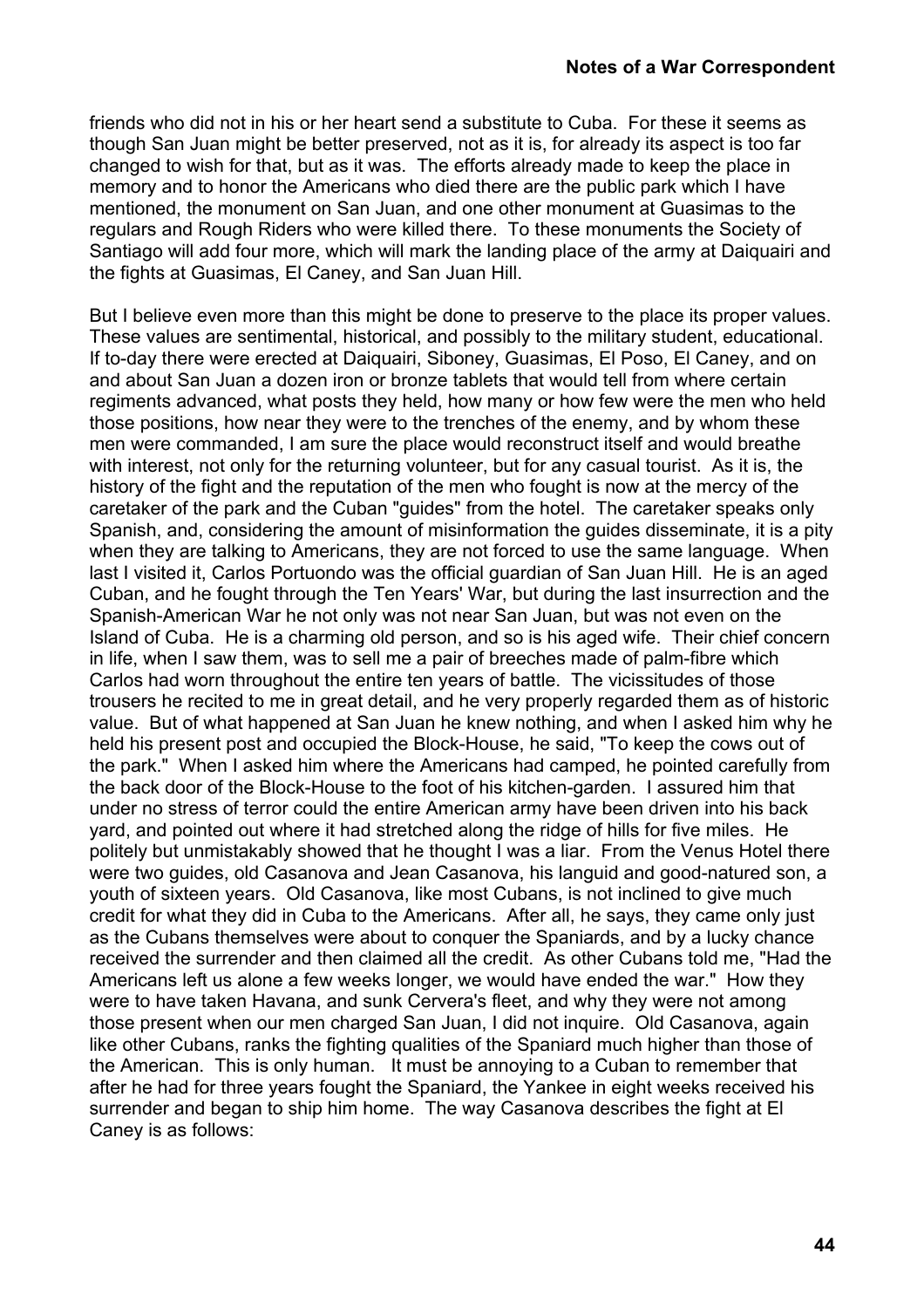friends who did not in his or her heart send a substitute to Cuba. For these it seems as though San Juan might be better preserved, not as it is, for already its aspect is too far changed to wish for that, but as it was. The efforts already made to keep the place in memory and to honor the Americans who died there are the public park which I have mentioned, the monument on San Juan, and one other monument at Guasimas to the regulars and Rough Riders who were killed there. To these monuments the Society of Santiago will add four more, which will mark the landing place of the army at Daiquairi and the fights at Guasimas, El Caney, and San Juan Hill.

But I believe even more than this might be done to preserve to the place its proper values. These values are sentimental, historical, and possibly to the military student, educational. If to-day there were erected at Daiquairi, Siboney, Guasimas, El Poso, El Caney, and on and about San Juan a dozen iron or bronze tablets that would tell from where certain regiments advanced, what posts they held, how many or how few were the men who held those positions, how near they were to the trenches of the enemy, and by whom these men were commanded, I am sure the place would reconstruct itself and would breathe with interest, not only for the returning volunteer, but for any casual tourist. As it is, the history of the fight and the reputation of the men who fought is now at the mercy of the caretaker of the park and the Cuban "guides" from the hotel. The caretaker speaks only Spanish, and, considering the amount of misinformation the guides disseminate, it is a pity when they are talking to Americans, they are not forced to use the same language. When last I visited it, Carlos Portuondo was the official guardian of San Juan Hill. He is an aged Cuban, and he fought through the Ten Years' War, but during the last insurrection and the Spanish-American War he not only was not near San Juan, but was not even on the Island of Cuba. He is a charming old person, and so is his aged wife. Their chief concern in life, when I saw them, was to sell me a pair of breeches made of palm-fibre which Carlos had worn throughout the entire ten years of battle. The vicissitudes of those trousers he recited to me in great detail, and he very properly regarded them as of historic value. But of what happened at San Juan he knew nothing, and when I asked him why he held his present post and occupied the Block-House, he said, "To keep the cows out of the park." When I asked him where the Americans had camped, he pointed carefully from the back door of the Block-House to the foot of his kitchen-garden. I assured him that under no stress of terror could the entire American army have been driven into his back yard, and pointed out where it had stretched along the ridge of hills for five miles. He politely but unmistakably showed that he thought I was a liar. From the Venus Hotel there were two guides, old Casanova and Jean Casanova, his languid and good-natured son, a youth of sixteen years. Old Casanova, like most Cubans, is not inclined to give much credit for what they did in Cuba to the Americans. After all, he says, they came only just as the Cubans themselves were about to conquer the Spaniards, and by a lucky chance received the surrender and then claimed all the credit. As other Cubans told me, "Had the Americans left us alone a few weeks longer, we would have ended the war." How they were to have taken Havana, and sunk Cervera's fleet, and why they were not among those present when our men charged San Juan, I did not inquire. Old Casanova, again like other Cubans, ranks the fighting qualities of the Spaniard much higher than those of the American. This is only human. It must be annoying to a Cuban to remember that after he had for three years fought the Spaniard, the Yankee in eight weeks received his surrender and began to ship him home. The way Casanova describes the fight at El Caney is as follows: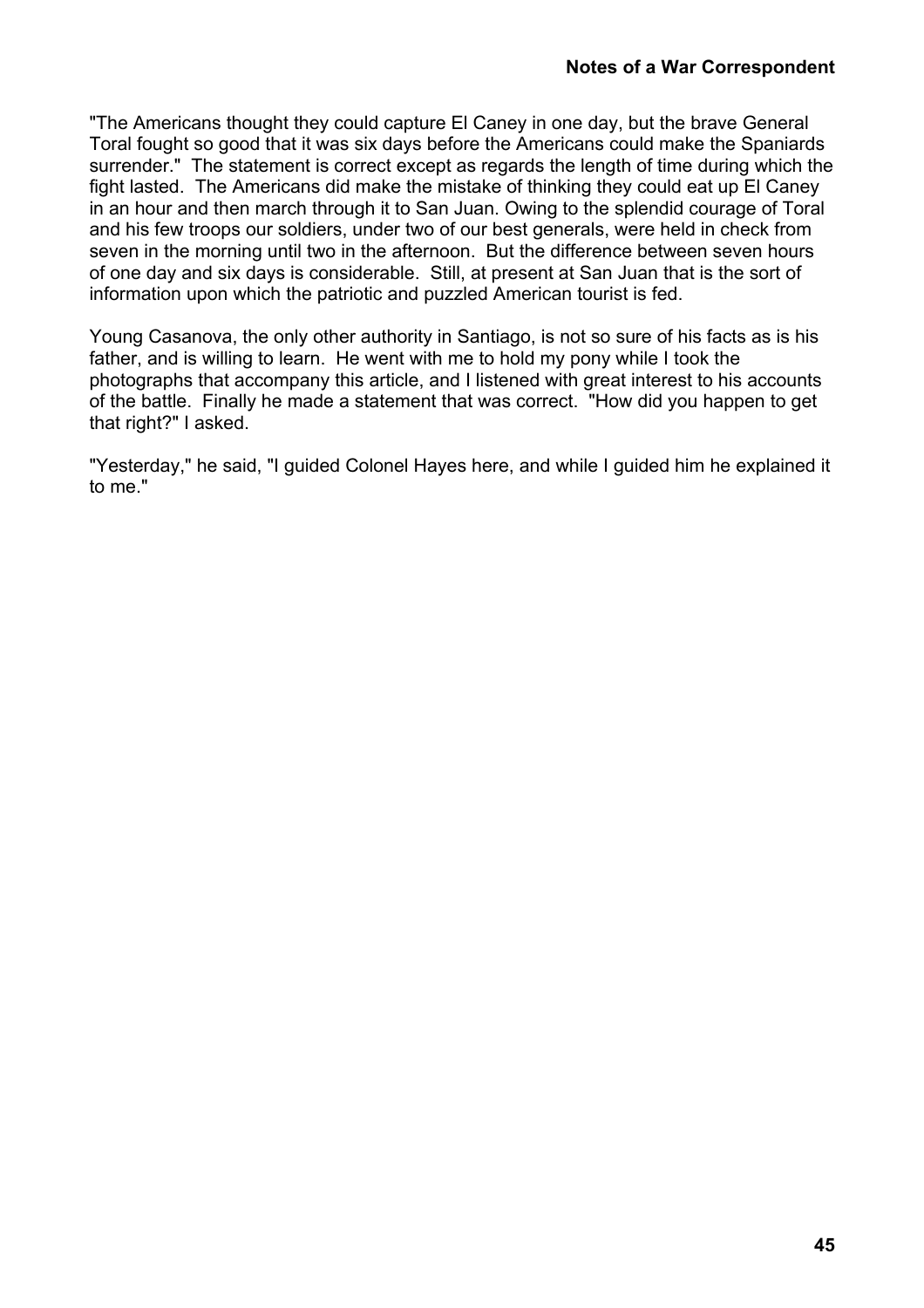"The Americans thought they could capture El Caney in one day, but the brave General Toral fought so good that it was six days before the Americans could make the Spaniards surrender." The statement is correct except as regards the length of time during which the fight lasted. The Americans did make the mistake of thinking they could eat up El Caney in an hour and then march through it to San Juan. Owing to the splendid courage of Toral and his few troops our soldiers, under two of our best generals, were held in check from seven in the morning until two in the afternoon. But the difference between seven hours of one day and six days is considerable. Still, at present at San Juan that is the sort of information upon which the patriotic and puzzled American tourist is fed.

Young Casanova, the only other authority in Santiago, is not so sure of his facts as is his father, and is willing to learn. He went with me to hold my pony while I took the photographs that accompany this article, and I listened with great interest to his accounts of the battle. Finally he made a statement that was correct. "How did you happen to get that right?" I asked.

"Yesterday," he said, "I guided Colonel Hayes here, and while I guided him he explained it to me."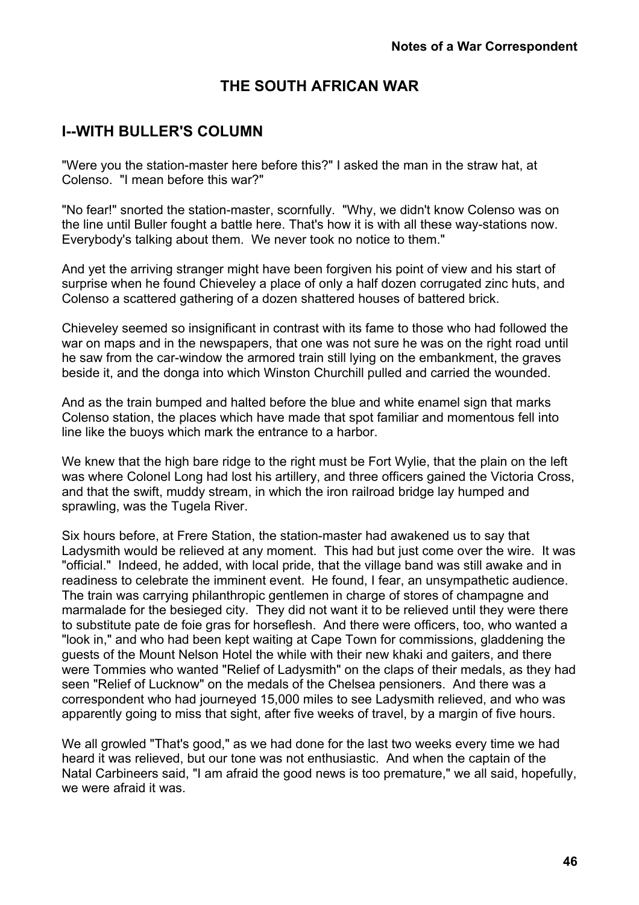## THE SOUTH AFRICAN WAR

### I--WITH BULLER'S COLUMN

"Were you the station-master here before this?" I asked the man in the straw hat, at Colenso. "I mean before this war?"

"No fear!" snorted the station-master, scornfully. "Why, we didn't know Colenso was on the line until Buller fought a battle here. That's how it is with all these way-stations now. Everybody's talking about them. We never took no notice to them."

And yet the arriving stranger might have been forgiven his point of view and his start of surprise when he found Chieveley a place of only a half dozen corrugated zinc huts, and Colenso a scattered gathering of a dozen shattered houses of battered brick.

Chieveley seemed so insignificant in contrast with its fame to those who had followed the war on maps and in the newspapers, that one was not sure he was on the right road until he saw from the car-window the armored train still lying on the embankment, the graves beside it, and the donga into which Winston Churchill pulled and carried the wounded.

And as the train bumped and halted before the blue and white enamel sign that marks Colenso station, the places which have made that spot familiar and momentous fell into line like the buoys which mark the entrance to a harbor.

We knew that the high bare ridge to the right must be Fort Wylie, that the plain on the left was where Colonel Long had lost his artillery, and three officers gained the Victoria Cross, and that the swift, muddy stream, in which the iron railroad bridge lay humped and sprawling, was the Tugela River.

Six hours before, at Frere Station, the station-master had awakened us to say that Ladysmith would be relieved at any moment. This had but just come over the wire. It was "official." Indeed, he added, with local pride, that the village band was still awake and in readiness to celebrate the imminent event. He found, I fear, an unsympathetic audience. The train was carrying philanthropic gentlemen in charge of stores of champagne and marmalade for the besieged city. They did not want it to be relieved until they were there to substitute pate de foie gras for horseflesh. And there were officers, too, who wanted a "look in," and who had been kept waiting at Cape Town for commissions, gladdening the guests of the Mount Nelson Hotel the while with their new khaki and gaiters, and there were Tommies who wanted "Relief of Ladysmith" on the claps of their medals, as they had seen "Relief of Lucknow" on the medals of the Chelsea pensioners. And there was a correspondent who had journeyed 15,000 miles to see Ladysmith relieved, and who was apparently going to miss that sight, after five weeks of travel, by a margin of five hours.

We all growled "That's good," as we had done for the last two weeks every time we had heard it was relieved, but our tone was not enthusiastic. And when the captain of the Natal Carbineers said, "I am afraid the good news is too premature," we all said, hopefully, we were afraid it was.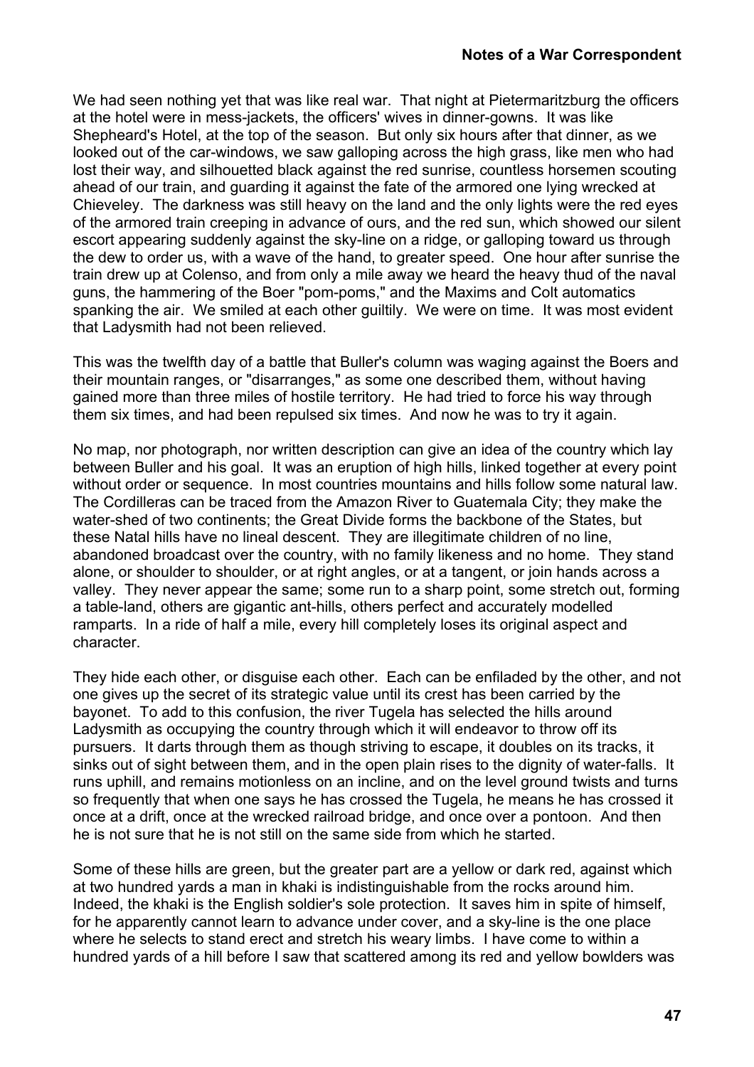We had seen nothing yet that was like real war. That night at Pietermaritzburg the officers at the hotel were in mess-jackets, the officers' wives in dinner-gowns. It was like Shepheard's Hotel, at the top of the season. But only six hours after that dinner, as we looked out of the car-windows, we saw galloping across the high grass, like men who had lost their way, and silhouetted black against the red sunrise, countless horsemen scouting ahead of our train, and guarding it against the fate of the armored one lying wrecked at Chieveley. The darkness was still heavy on the land and the only lights were the red eyes of the armored train creeping in advance of ours, and the red sun, which showed our silent escort appearing suddenly against the sky-line on a ridge, or galloping toward us through the dew to order us, with a wave of the hand, to greater speed. One hour after sunrise the train drew up at Colenso, and from only a mile away we heard the heavy thud of the naval guns, the hammering of the Boer "pom-poms," and the Maxims and Colt automatics spanking the air. We smiled at each other guiltily. We were on time. It was most evident that Ladysmith had not been relieved.

This was the twelfth day of a battle that Buller's column was waging against the Boers and their mountain ranges, or "disarranges," as some one described them, without having gained more than three miles of hostile territory. He had tried to force his way through them six times, and had been repulsed six times. And now he was to try it again.

No map, nor photograph, nor written description can give an idea of the country which lay between Buller and his goal. It was an eruption of high hills, linked together at every point without order or sequence. In most countries mountains and hills follow some natural law. The Cordilleras can be traced from the Amazon River to Guatemala City; they make the water-shed of two continents; the Great Divide forms the backbone of the States, but these Natal hills have no lineal descent. They are illegitimate children of no line, abandoned broadcast over the country, with no family likeness and no home. They stand alone, or shoulder to shoulder, or at right angles, or at a tangent, or join hands across a valley. They never appear the same; some run to a sharp point, some stretch out, forming a table-land, others are gigantic ant-hills, others perfect and accurately modelled ramparts. In a ride of half a mile, every hill completely loses its original aspect and character.

They hide each other, or disguise each other. Each can be enfiladed by the other, and not one gives up the secret of its strategic value until its crest has been carried by the bayonet. To add to this confusion, the river Tugela has selected the hills around Ladysmith as occupying the country through which it will endeavor to throw off its pursuers. It darts through them as though striving to escape, it doubles on its tracks, it sinks out of sight between them, and in the open plain rises to the dignity of water-falls. It runs uphill, and remains motionless on an incline, and on the level ground twists and turns so frequently that when one says he has crossed the Tugela, he means he has crossed it once at a drift, once at the wrecked railroad bridge, and once over a pontoon. And then he is not sure that he is not still on the same side from which he started.

Some of these hills are green, but the greater part are a yellow or dark red, against which at two hundred yards a man in khaki is indistinguishable from the rocks around him. Indeed, the khaki is the English soldier's sole protection. It saves him in spite of himself, for he apparently cannot learn to advance under cover, and a sky-line is the one place where he selects to stand erect and stretch his weary limbs. I have come to within a hundred yards of a hill before I saw that scattered among its red and yellow bowlders was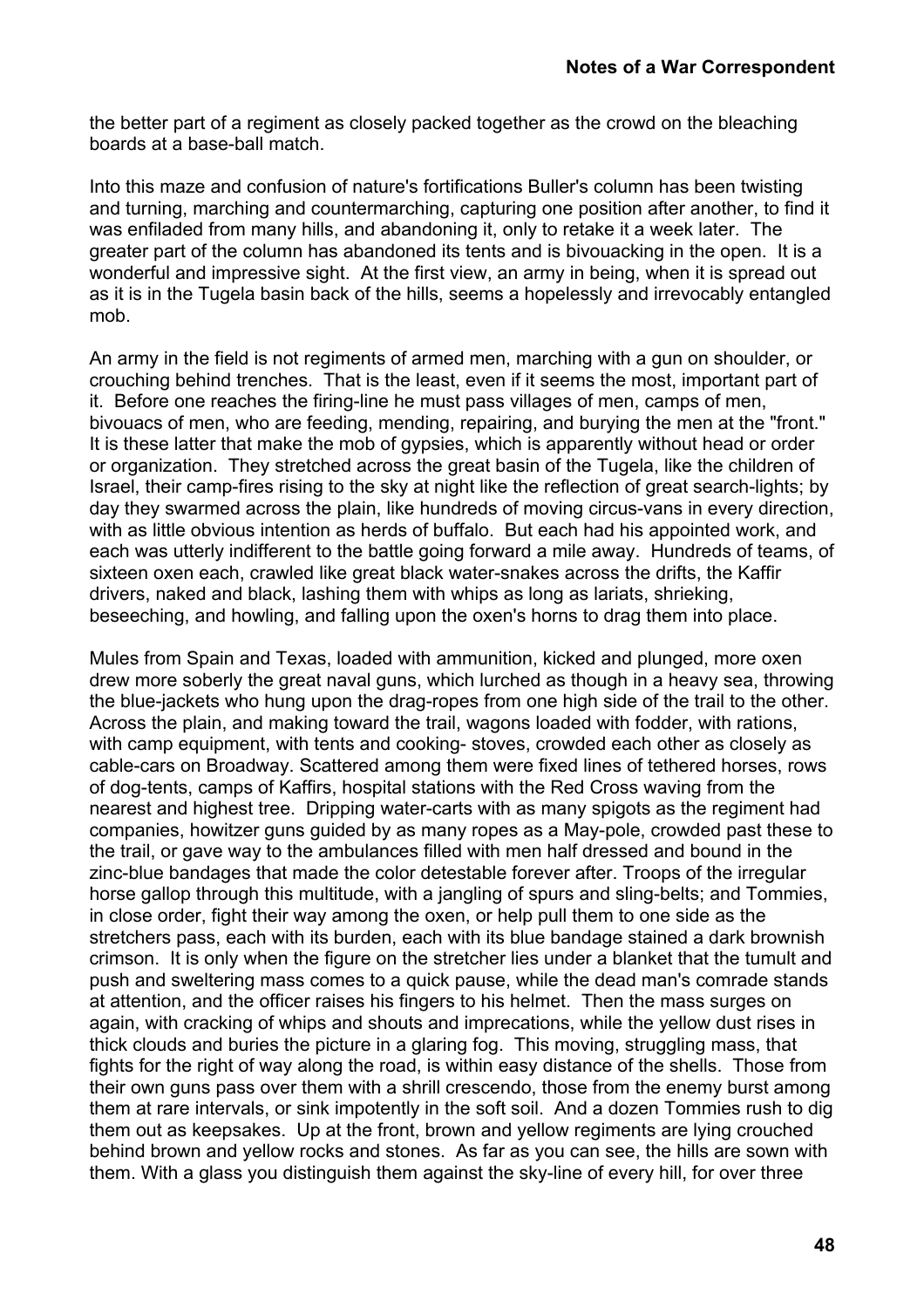the better part of a regiment as closely packed together as the crowd on the bleaching boards at a base-ball match.

Into this maze and confusion of nature's fortifications Buller's column has been twisting and turning, marching and countermarching, capturing one position after another, to find it was enfiladed from many hills, and abandoning it, only to retake it a week later. The greater part of the column has abandoned its tents and is bivouacking in the open. It is a wonderful and impressive sight. At the first view, an army in being, when it is spread out as it is in the Tugela basin back of the hills, seems a hopelessly and irrevocably entangled mob.

An army in the field is not regiments of armed men, marching with a gun on shoulder, or crouching behind trenches. That is the least, even if it seems the most, important part of it. Before one reaches the firing-line he must pass villages of men, camps of men, bivouacs of men, who are feeding, mending, repairing, and burying the men at the "front." It is these latter that make the mob of gypsies, which is apparently without head or order or organization. They stretched across the great basin of the Tugela, like the children of Israel, their camp-fires rising to the sky at night like the reflection of great search-lights; by day they swarmed across the plain, like hundreds of moving circus-vans in every direction, with as little obvious intention as herds of buffalo. But each had his appointed work, and each was utterly indifferent to the battle going forward a mile away. Hundreds of teams, of sixteen oxen each, crawled like great black water-snakes across the drifts, the Kaffir drivers, naked and black, lashing them with whips as long as lariats, shrieking, beseeching, and howling, and falling upon the oxen's horns to drag them into place.

Mules from Spain and Texas, loaded with ammunition, kicked and plunged, more oxen drew more soberly the great naval guns, which lurched as though in a heavy sea, throwing the blue-jackets who hung upon the drag-ropes from one high side of the trail to the other. Across the plain, and making toward the trail, wagons loaded with fodder, with rations, with camp equipment, with tents and cooking- stoves, crowded each other as closely as cable-cars on Broadway. Scattered among them were fixed lines of tethered horses, rows of dog-tents, camps of Kaffirs, hospital stations with the Red Cross waving from the nearest and highest tree. Dripping water-carts with as many spigots as the regiment had companies, howitzer guns guided by as many ropes as a May-pole, crowded past these to the trail, or gave way to the ambulances filled with men half dressed and bound in the zinc-blue bandages that made the color detestable forever after. Troops of the irregular horse gallop through this multitude, with a jangling of spurs and sling-belts; and Tommies, in close order, fight their way among the oxen, or help pull them to one side as the stretchers pass, each with its burden, each with its blue bandage stained a dark brownish crimson. It is only when the figure on the stretcher lies under a blanket that the tumult and push and sweltering mass comes to a quick pause, while the dead man's comrade stands at attention, and the officer raises his fingers to his helmet. Then the mass surges on again, with cracking of whips and shouts and imprecations, while the yellow dust rises in thick clouds and buries the picture in a glaring fog. This moving, struggling mass, that fights for the right of way along the road, is within easy distance of the shells. Those from their own guns pass over them with a shrill crescendo, those from the enemy burst among them at rare intervals, or sink impotently in the soft soil. And a dozen Tommies rush to dig them out as keepsakes. Up at the front, brown and yellow regiments are lying crouched behind brown and yellow rocks and stones. As far as you can see, the hills are sown with them. With a glass you distinguish them against the sky-line of every hill, for over three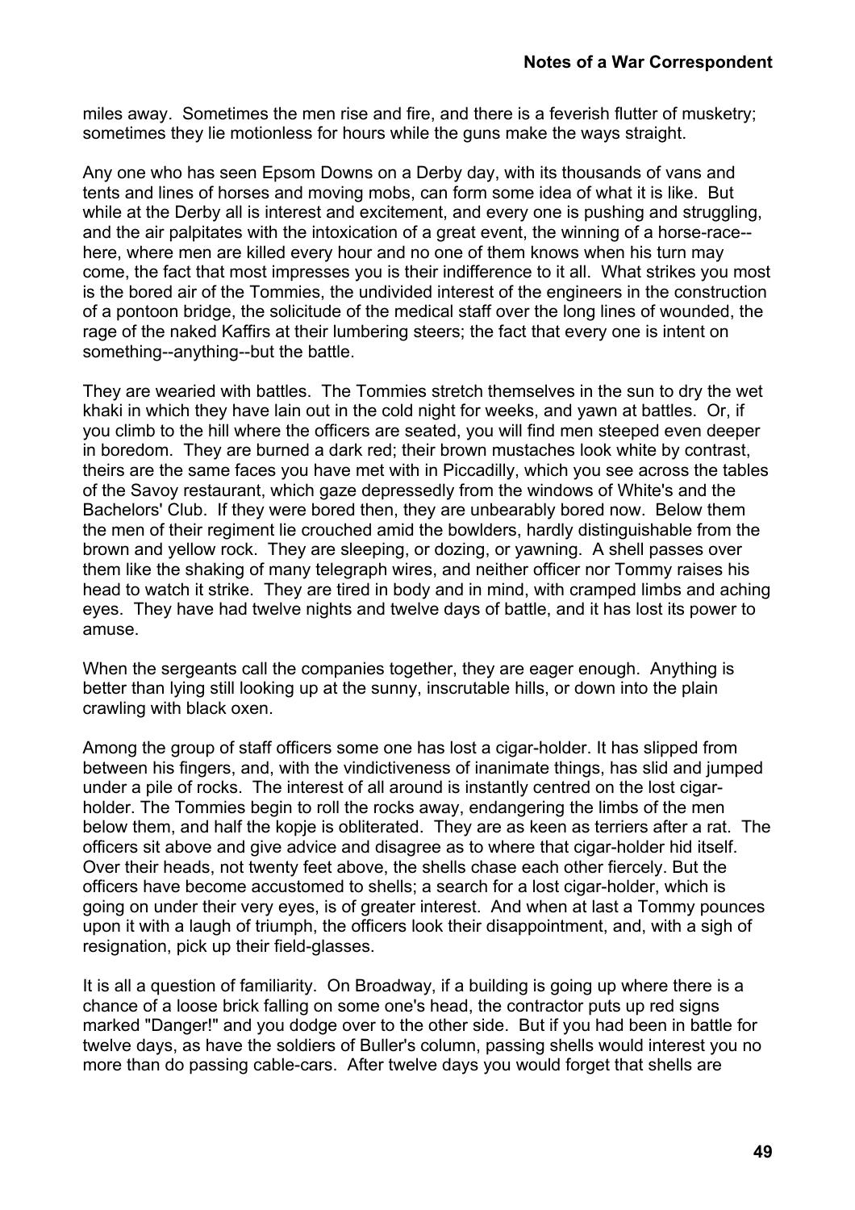miles away. Sometimes the men rise and fire, and there is a feverish flutter of musketry; sometimes they lie motionless for hours while the guns make the ways straight.

Any one who has seen Epsom Downs on a Derby day, with its thousands of vans and tents and lines of horses and moving mobs, can form some idea of what it is like. But while at the Derby all is interest and excitement, and every one is pushing and struggling, and the air palpitates with the intoxication of a great event, the winning of a horse-race--here, where men are killed every hour and no one of them knows when his turn may come, the fact that most impresses you is their indifference to it all. What strikes you most is the bored air of the Tommies, the undivided interest of the engineers in the construction of a pontoon bridge, the solicitude of the medical staff over the long lines of wounded, the rage of the naked Kaffirs at their lumbering steers; the fact that every one is intent on something--anything--but the battle.

They are wearied with battles. The Tommies stretch themselves in the sun to dry the wet khaki in which they have lain out in the cold night for weeks, and yawn at battles. Or, if you climb to the hill where the officers are seated, you will find men steeped even deeper in boredom. They are burned a dark red; their brown mustaches look white by contrast, theirs are the same faces you have met with in Piccadilly, which you see across the tables of the Savoy restaurant, which gaze depressedly from the windows of White's and the Bachelors' Club. If they were bored then, they are unbearably bored now. Below them the men of their regiment lie crouched amid the bowlders, hardly distinguishable from the brown and yellow rock. They are sleeping, or dozing, or yawning. A shell passes over them like the shaking of many telegraph wires, and neither officer nor Tommy raises his head to watch it strike. They are tired in body and in mind, with cramped limbs and aching eyes. They have had twelve nights and twelve days of battle, and it has lost its power to amuse.

When the sergeants call the companies together, they are eager enough. Anything is better than lying still looking up at the sunny, inscrutable hills, or down into the plain crawling with black oxen.

Among the group of staff officers some one has lost a cigar-holder. It has slipped from between his fingers, and, with the vindictiveness of inanimate things, has slid and jumped under a pile of rocks. The interest of all around is instantly centred on the lost cigar-holder. The Tommies begin to roll the rocks away, endangering the limbs of the men below them, and half the kopje is obliterated. They are as keen as terriers after a rat. The officers sit above and give advice and disagree as to where that cigar-holder hid itself. Over their heads, not twenty feet above, the shells chase each other fiercely. But the officers have become accustomed to shells; a search for a lost cigar-holder, which is going on under their very eyes, is of greater interest. And when at last a Tommy pounces upon it with a laugh of triumph, the officers look their disappointment, and, with a sigh of resignation, pick up their field-glasses.

It is all a question of familiarity. On Broadway, if a building is going up where there is a chance of a loose brick falling on some one's head, the contractor puts up red signs marked "Danger!" and you dodge over to the other side. But if you had been in battle for twelve days, as have the soldiers of Buller's column, passing shells would interest you no more than do passing cable-cars. After twelve days you would forget that shells are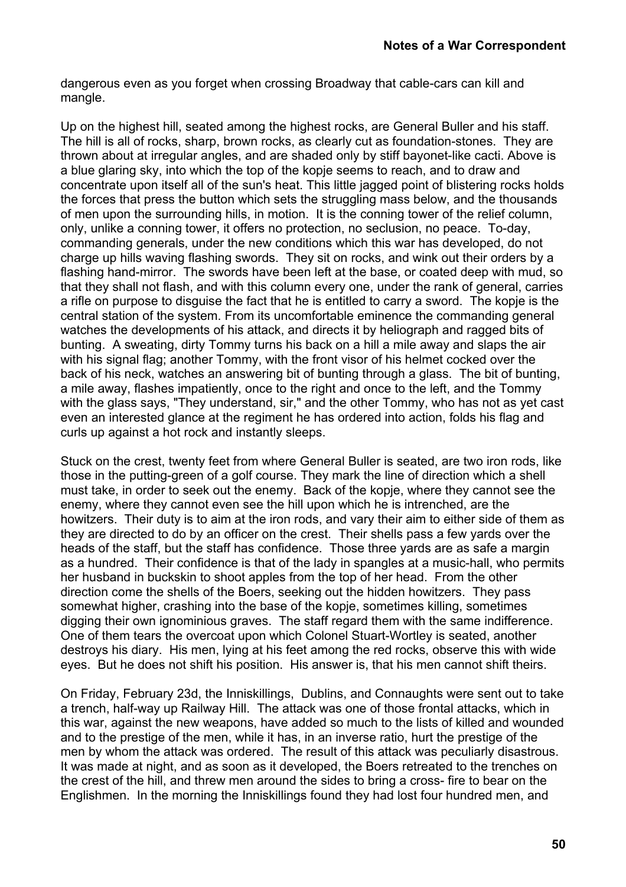dangerous even as you forget when crossing Broadway that cable-cars can kill and mangle.

Up on the highest hill, seated among the highest rocks, are General Buller and his staff. The hill is all of rocks, sharp, brown rocks, as clearly cut as foundation-stones. They are thrown about at irregular angles, and are shaded only by stiff bayonet-like cacti. Above is a blue glaring sky, into which the top of the kopje seems to reach, and to draw and concentrate upon itself all of the sun's heat. This little jagged point of blistering rocks holds the forces that press the button which sets the struggling mass below, and the thousands of men upon the surrounding hills, in motion. It is the conning tower of the relief column, only, unlike a conning tower, it offers no protection, no seclusion, no peace. To-day, commanding generals, under the new conditions which this war has developed, do not charge up hills waving flashing swords. They sit on rocks, and wink out their orders by a flashing hand-mirror. The swords have been left at the base, or coated deep with mud, so that they shall not flash, and with this column every one, under the rank of general, carries a rifle on purpose to disguise the fact that he is entitled to carry a sword. The kopje is the central station of the system. From its uncomfortable eminence the commanding general watches the developments of his attack, and directs it by heliograph and ragged bits of bunting. A sweating, dirty Tommy turns his back on a hill a mile away and slaps the air with his signal flag; another Tommy, with the front visor of his helmet cocked over the back of his neck, watches an answering bit of bunting through a glass. The bit of bunting, a mile away, flashes impatiently, once to the right and once to the left, and the Tommy with the glass says, "They understand, sir," and the other Tommy, who has not as yet cast even an interested glance at the regiment he has ordered into action, folds his flag and curls up against a hot rock and instantly sleeps.

Stuck on the crest, twenty feet from where General Buller is seated, are two iron rods, like those in the putting-green of a golf course. They mark the line of direction which a shell must take, in order to seek out the enemy. Back of the kopje, where they cannot see the enemy, where they cannot even see the hill upon which he is intrenched, are the howitzers. Their duty is to aim at the iron rods, and vary their aim to either side of them as they are directed to do by an officer on the crest. Their shells pass a few yards over the heads of the staff, but the staff has confidence. Those three yards are as safe a margin as a hundred. Their confidence is that of the lady in spangles at a music-hall, who permits her husband in buckskin to shoot apples from the top of her head. From the other direction come the shells of the Boers, seeking out the hidden howitzers. They pass somewhat higher, crashing into the base of the kopje, sometimes killing, sometimes digging their own ignominious graves. The staff regard them with the same indifference. One of them tears the overcoat upon which Colonel Stuart-Wortley is seated, another destroys his diary. His men, lying at his feet among the red rocks, observe this with wide eyes. But he does not shift his position. His answer is, that his men cannot shift theirs.

On Friday, February 23d, the Inniskillings, Dublins, and Connaughts were sent out to take a trench, half-way up Railway Hill. The attack was one of those frontal attacks, which in this war, against the new weapons, have added so much to the lists of killed and wounded and to the prestige of the men, while it has, in an inverse ratio, hurt the prestige of the men by whom the attack was ordered. The result of this attack was peculiarly disastrous. It was made at night, and as soon as it developed, the Boers retreated to the trenches on the crest of the hill, and threw men around the sides to bring a cross- fire to bear on the Englishmen. In the morning the Inniskillings found they had lost four hundred men, and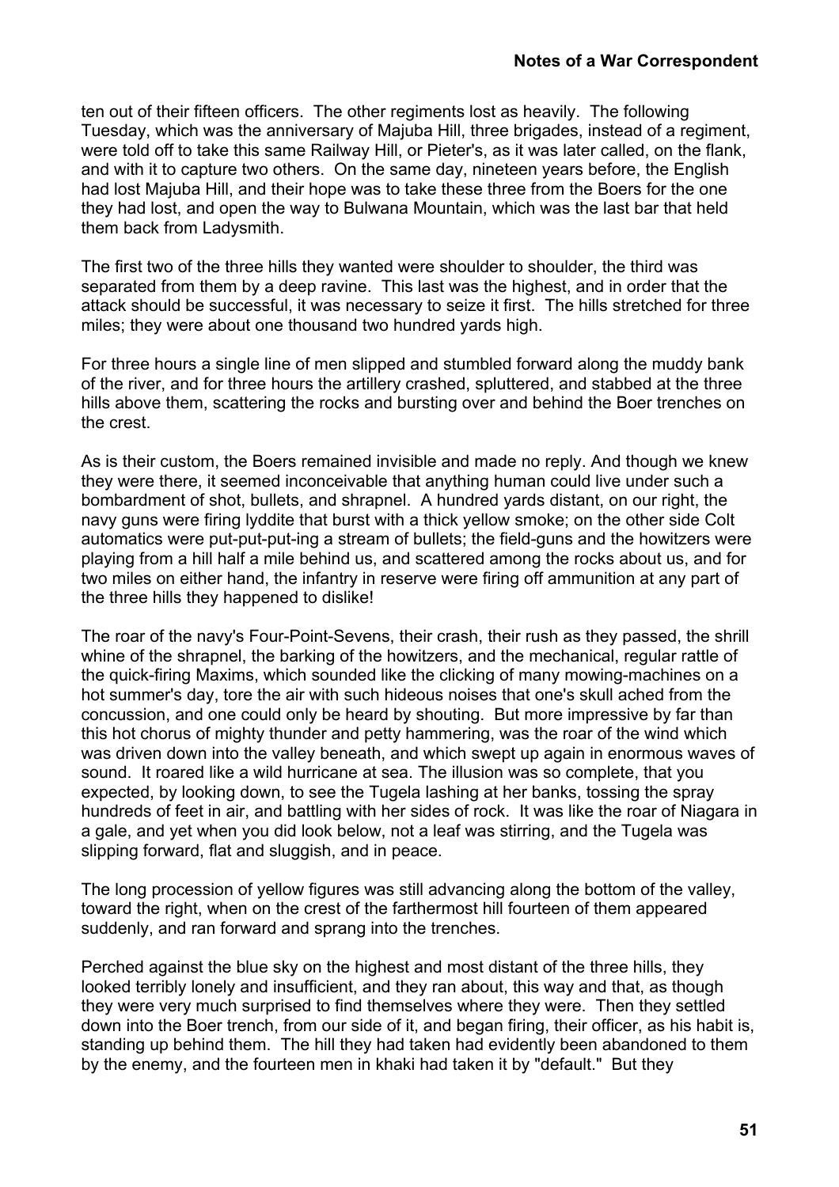ten out of their fifteen officers. The other regiments lost as heavily. The following Tuesday, which was the anniversary of Majuba Hill, three brigades, instead of a regiment, were told off to take this same Railway Hill, or Pieter's, as it was later called, on the flank, and with it to capture two others. On the same day, nineteen years before, the English had lost Majuba Hill, and their hope was to take these three from the Boers for the one they had lost, and open the way to Bulwana Mountain, which was the last bar that held them back from Ladysmith.

The first two of the three hills they wanted were shoulder to shoulder, the third was separated from them by a deep ravine. This last was the highest, and in order that the attack should be successful, it was necessary to seize it first. The hills stretched for three miles; they were about one thousand two hundred yards high.

For three hours a single line of men slipped and stumbled forward along the muddy bank of the river, and for three hours the artillery crashed, spluttered, and stabbed at the three hills above them, scattering the rocks and bursting over and behind the Boer trenches on the crest.

As is their custom, the Boers remained invisible and made no reply. And though we knew they were there, it seemed inconceivable that anything human could live under such a bombardment of shot, bullets, and shrapnel. A hundred yards distant, on our right, the navy guns were firing lyddite that burst with a thick yellow smoke; on the other side Colt automatics were put-put-put-ing a stream of bullets; the field-guns and the howitzers were playing from a hill half a mile behind us, and scattered among the rocks about us, and for two miles on either hand, the infantry in reserve were firing off ammunition at any part of the three hills they happened to dislike!

The roar of the navy's Four-Point-Sevens, their crash, their rush as they passed, the shrill whine of the shrapnel, the barking of the howitzers, and the mechanical, regular rattle of the quick-firing Maxims, which sounded like the clicking of many mowing-machines on a hot summer's day, tore the air with such hideous noises that one's skull ached from the concussion, and one could only be heard by shouting. But more impressive by far than this hot chorus of mighty thunder and petty hammering, was the roar of the wind which was driven down into the valley beneath, and which swept up again in enormous waves of sound. It roared like a wild hurricane at sea. The illusion was so complete, that you expected, by looking down, to see the Tugela lashing at her banks, tossing the spray hundreds of feet in air, and battling with her sides of rock. It was like the roar of Niagara in a gale, and yet when you did look below, not a leaf was stirring, and the Tugela was slipping forward, flat and sluggish, and in peace.

The long procession of yellow figures was still advancing along the bottom of the valley, toward the right, when on the crest of the farthermost hill fourteen of them appeared suddenly, and ran forward and sprang into the trenches.

Perched against the blue sky on the highest and most distant of the three hills, they looked terribly lonely and insufficient, and they ran about, this way and that, as though they were very much surprised to find themselves where they were. Then they settled down into the Boer trench, from our side of it, and began firing, their officer, as his habit is, standing up behind them. The hill they had taken had evidently been abandoned to them by the enemy, and the fourteen men in khaki had taken it by "default." But they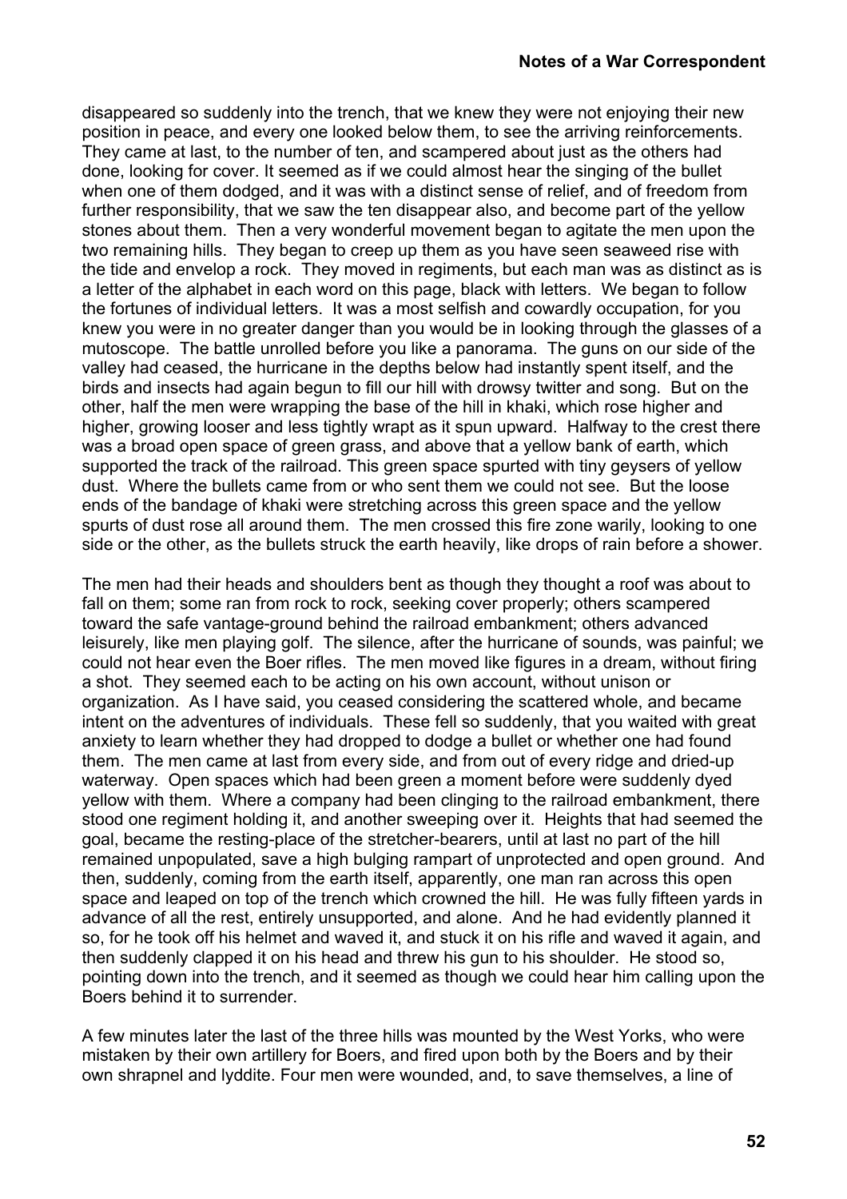disappeared so suddenly into the trench, that we knew they were not enjoying their new position in peace, and every one looked below them, to see the arriving reinforcements. They came at last, to the number of ten, and scampered about just as the others had done, looking for cover. It seemed as if we could almost hear the singing of the bullet when one of them dodged, and it was with a distinct sense of relief, and of freedom from further responsibility, that we saw the ten disappear also, and become part of the yellow stones about them. Then a very wonderful movement began to agitate the men upon the two remaining hills. They began to creep up them as you have seen seaweed rise with the tide and envelop a rock. They moved in regiments, but each man was as distinct as is a letter of the alphabet in each word on this page, black with letters. We began to follow the fortunes of individual letters. It was a most selfish and cowardly occupation, for you knew you were in no greater danger than you would be in looking through the glasses of a mutoscope. The battle unrolled before you like a panorama. The guns on our side of the valley had ceased, the hurricane in the depths below had instantly spent itself, and the birds and insects had again begun to fill our hill with drowsy twitter and song. But on the other, half the men were wrapping the base of the hill in khaki, which rose higher and higher, growing looser and less tightly wrapt as it spun upward. Halfway to the crest there was a broad open space of green grass, and above that a yellow bank of earth, which supported the track of the railroad. This green space spurted with tiny geysers of yellow dust. Where the bullets came from or who sent them we could not see. But the loose ends of the bandage of khaki were stretching across this green space and the yellow spurts of dust rose all around them. The men crossed this fire zone warily, looking to one side or the other, as the bullets struck the earth heavily, like drops of rain before a shower.

The men had their heads and shoulders bent as though they thought a roof was about to fall on them; some ran from rock to rock, seeking cover properly; others scampered toward the safe vantage-ground behind the railroad embankment; others advanced leisurely, like men playing golf. The silence, after the hurricane of sounds, was painful; we could not hear even the Boer rifles. The men moved like figures in a dream, without firing a shot. They seemed each to be acting on his own account, without unison or organization. As I have said, you ceased considering the scattered whole, and became intent on the adventures of individuals. These fell so suddenly, that you waited with great anxiety to learn whether they had dropped to dodge a bullet or whether one had found them. The men came at last from every side, and from out of every ridge and dried-up waterway. Open spaces which had been green a moment before were suddenly dyed yellow with them. Where a company had been clinging to the railroad embankment, there stood one regiment holding it, and another sweeping over it. Heights that had seemed the goal, became the resting-place of the stretcher-bearers, until at last no part of the hill remained unpopulated, save a high bulging rampart of unprotected and open ground. And then, suddenly, coming from the earth itself, apparently, one man ran across this open space and leaped on top of the trench which crowned the hill. He was fully fifteen yards in advance of all the rest, entirely unsupported, and alone. And he had evidently planned it so, for he took off his helmet and waved it, and stuck it on his rifle and waved it again, and then suddenly clapped it on his head and threw his gun to his shoulder. He stood so, pointing down into the trench, and it seemed as though we could hear him calling upon the Boers behind it to surrender.

A few minutes later the last of the three hills was mounted by the West Yorks, who were mistaken by their own artillery for Boers, and fired upon both by the Boers and by their own shrapnel and lyddite. Four men were wounded, and, to save themselves, a line of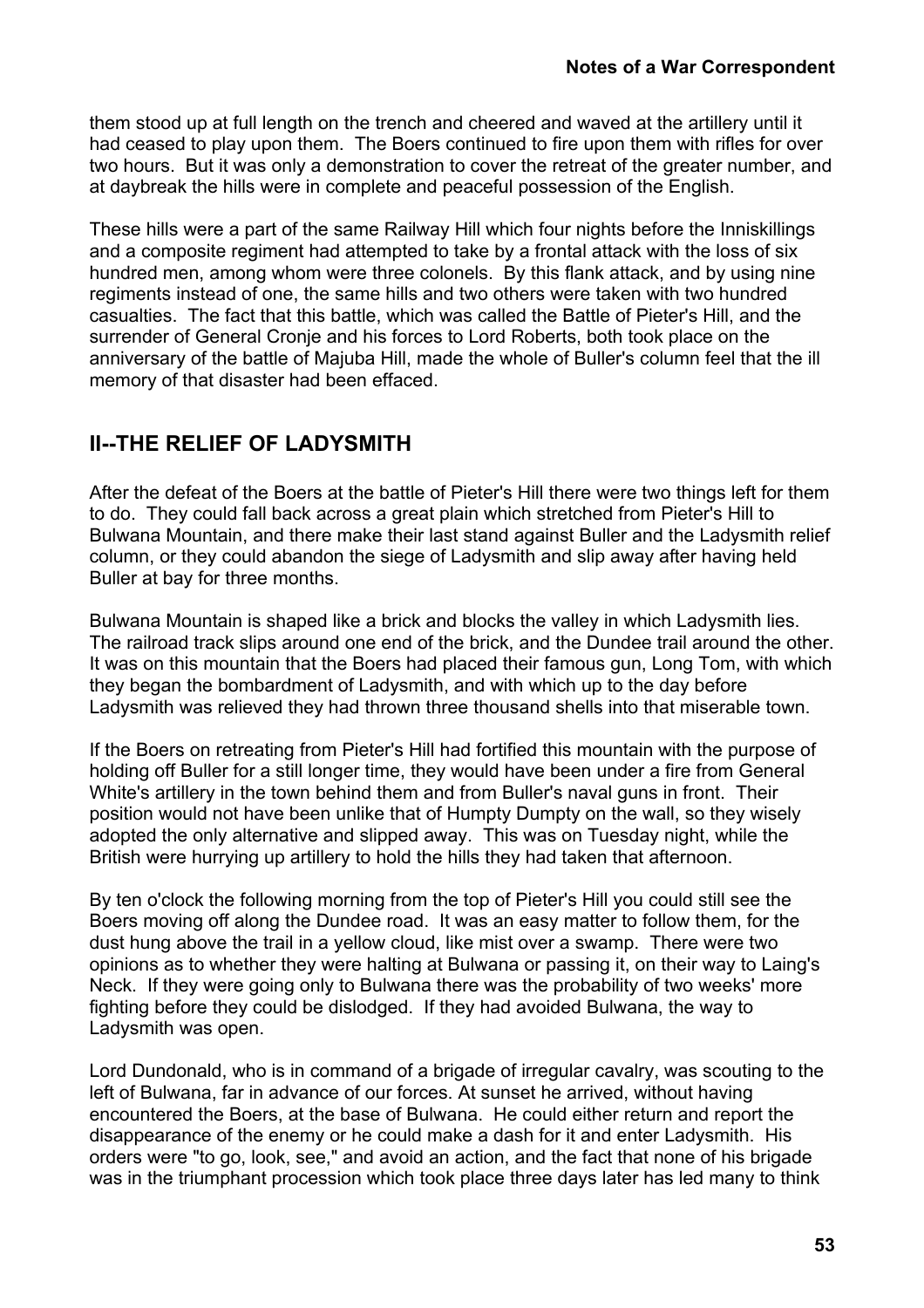them stood up at full length on the trench and cheered and waved at the artillery until it had ceased to play upon them. The Boers continued to fire upon them with rifles for over two hours. But it was only a demonstration to cover the retreat of the greater number, and at daybreak the hills were in complete and peaceful possession of the English.

These hills were a part of the same Railway Hill which four nights before the Inniskillings and a composite regiment had attempted to take by a frontal attack with the loss of six hundred men, among whom were three colonels. By this flank attack, and by using nine regiments instead of one, the same hills and two others were taken with two hundred casualties. The fact that this battle, which was called the Battle of Pieter's Hill, and the surrender of General Cronje and his forces to Lord Roberts, both took place on the anniversary of the battle of Majuba Hill, made the whole of Buller's column feel that the ill memory of that disaster had been effaced.

## II--THE RELIEF OF LADYSMITH

After the defeat of the Boers at the battle of Pieter's Hill there were two things left for them to do. They could fall back across a great plain which stretched from Pieter's Hill to Bulwana Mountain, and there make their last stand against Buller and the Ladysmith relief column, or they could abandon the siege of Ladysmith and slip away after having held Buller at bay for three months.

Bulwana Mountain is shaped like a brick and blocks the valley in which Ladysmith lies. The railroad track slips around one end of the brick, and the Dundee trail around the other. It was on this mountain that the Boers had placed their famous gun, Long Tom, with which they began the bombardment of Ladysmith, and with which up to the day before Ladysmith was relieved they had thrown three thousand shells into that miserable town.

If the Boers on retreating from Pieter's Hill had fortified this mountain with the purpose of holding off Buller for a still longer time, they would have been under a fire from General White's artillery in the town behind them and from Buller's naval guns in front. Their position would not have been unlike that of Humpty Dumpty on the wall, so they wisely adopted the only alternative and slipped away. This was on Tuesday night, while the British were hurrying up artillery to hold the hills they had taken that afternoon.

By ten o'clock the following morning from the top of Pieter's Hill you could still see the Boers moving off along the Dundee road. It was an easy matter to follow them, for the dust hung above the trail in a yellow cloud, like mist over a swamp. There were two opinions as to whether they were halting at Bulwana or passing it, on their way to Laing's Neck. If they were going only to Bulwana there was the probability of two weeks' more fighting before they could be dislodged. If they had avoided Bulwana, the way to Ladysmith was open.

Lord Dundonald, who is in command of a brigade of irregular cavalry, was scouting to the left of Bulwana, far in advance of our forces. At sunset he arrived, without having encountered the Boers, at the base of Bulwana. He could either return and report the disappearance of the enemy or he could make a dash for it and enter Ladysmith. His orders were "to go, look, see," and avoid an action, and the fact that none of his brigade was in the triumphant procession which took place three days later has led many to think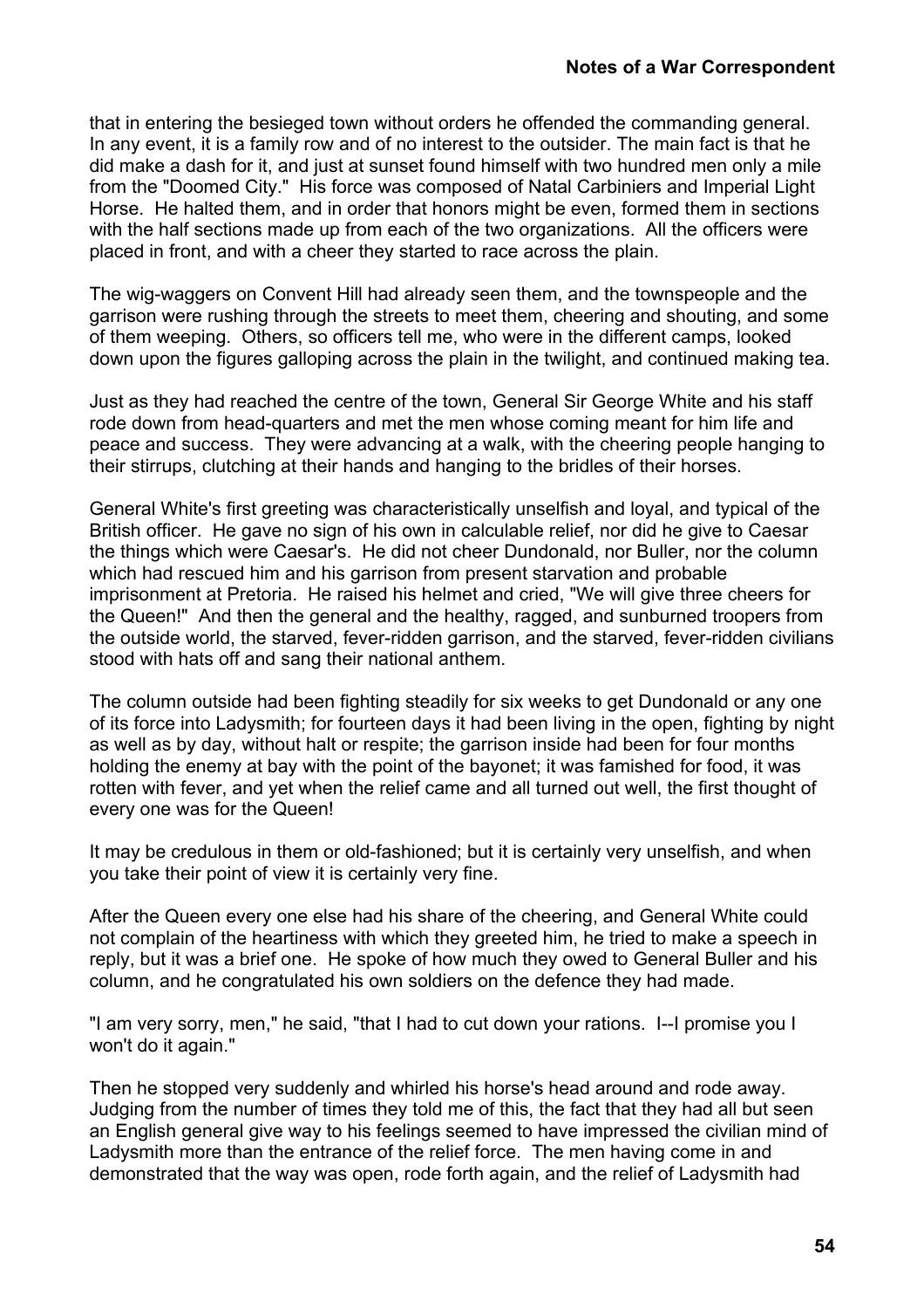that in entering the besieged town without orders he offended the commanding general. In any event, it is a family row and of no interest to the outsider. The main fact is that he did make a dash for it, and just at sunset found himself with two hundred men only a mile from the "Doomed City." His force was composed of Natal Carbiniers and Imperial Light Horse. He halted them, and in order that honors might be even, formed them in sections with the half sections made up from each of the two organizations. All the officers were placed in front, and with a cheer they started to race across the plain.

The wig-waggers on Convent Hill had already seen them, and the townspeople and the garrison were rushing through the streets to meet them, cheering and shouting, and some of them weeping. Others, so officers tell me, who were in the different camps, looked down upon the figures galloping across the plain in the twilight, and continued making tea.

Just as they had reached the centre of the town, General Sir George White and his staff rode down from head-quarters and met the men whose coming meant for him life and peace and success. They were advancing at a walk, with the cheering people hanging to their stirrups, clutching at their hands and hanging to the bridles of their horses.

General White's first greeting was characteristically unselfish and loyal, and typical of the British officer. He gave no sign of his own in calculable relief, nor did he give to Caesar the things which were Caesar's. He did not cheer Dundonald, nor Buller, nor the column which had rescued him and his garrison from present starvation and probable imprisonment at Pretoria. He raised his helmet and cried, "We will give three cheers for the Queen!" And then the general and the healthy, ragged, and sunburned troopers from the outside world, the starved, fever-ridden garrison, and the starved, fever-ridden civilians stood with hats off and sang their national anthem.

The column outside had been fighting steadily for six weeks to get Dundonald or any one of its force into Ladysmith; for fourteen days it had been living in the open, fighting by night as well as by day, without halt or respite; the garrison inside had been for four months holding the enemy at bay with the point of the bayonet; it was famished for food, it was rotten with fever, and yet when the relief came and all turned out well, the first thought of every one was for the Queen!

It may be credulous in them or old-fashioned; but it is certainly very unselfish, and when you take their point of view it is certainly very fine.

After the Queen every one else had his share of the cheering, and General White could not complain of the heartiness with which they greeted him, he tried to make a speech in reply, but it was a brief one. He spoke of how much they owed to General Buller and his column, and he congratulated his own soldiers on the defence they had made.

"I am very sorry, men," he said, "that I had to cut down your rations. I--I promise you I won't do it again."

Then he stopped very suddenly and whirled his horse's head around and rode away. Judging from the number of times they told me of this, the fact that they had all but seen an English general give way to his feelings seemed to have impressed the civilian mind of Ladysmith more than the entrance of the relief force. The men having come in and demonstrated that the way was open, rode forth again, and the relief of Ladysmith had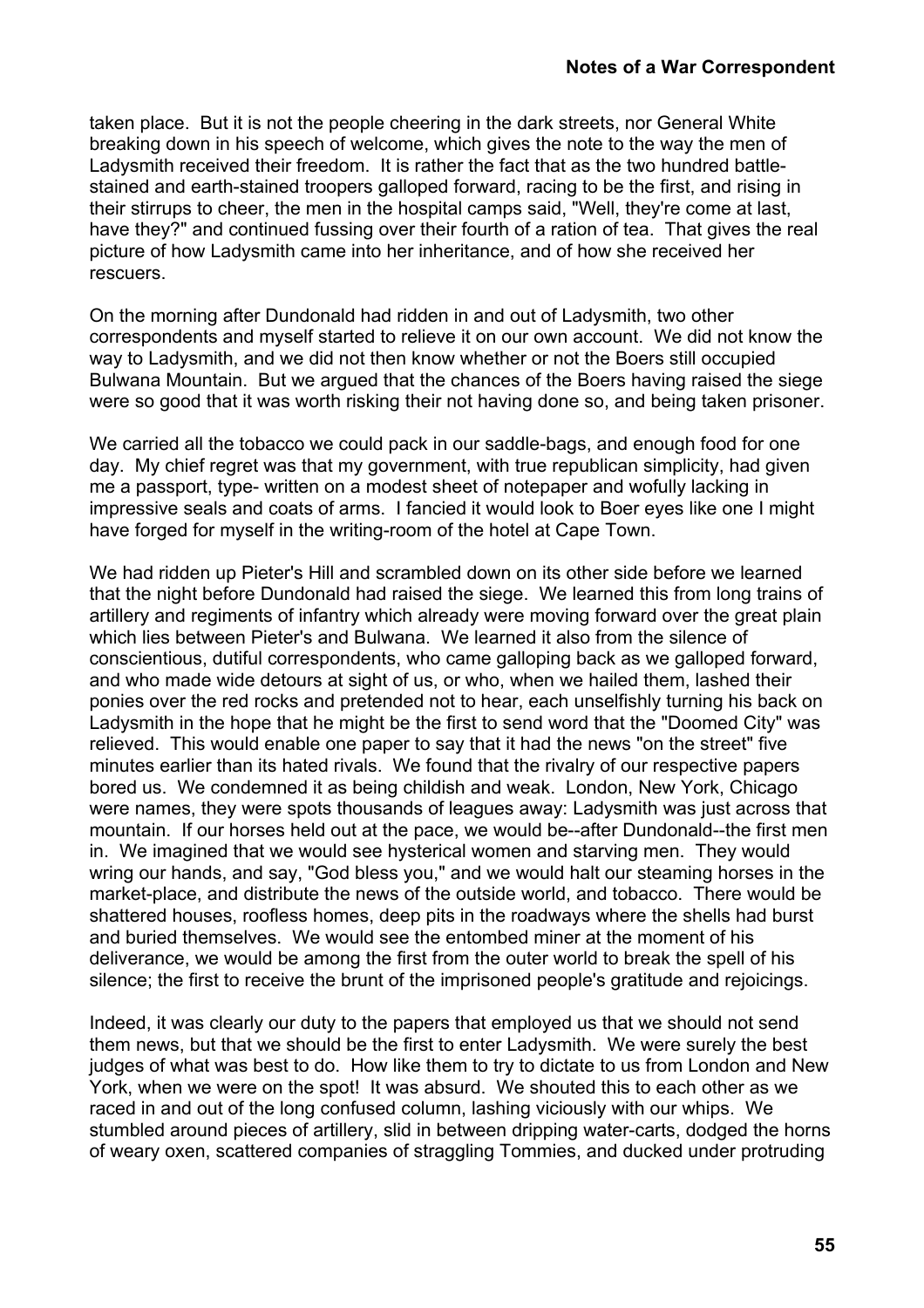taken place. But it is not the people cheering in the dark streets, nor General White breaking down in his speech of welcome, which gives the note to the way the men of Ladysmith received their freedom. It is rather the fact that as the two hundred battle-stained and earth-stained troopers galloped forward, racing to be the first, and rising in their stirrups to cheer, the men in the hospital camps said, "Well, they're come at last, have they?" and continued fussing over their fourth of a ration of tea. That gives the real picture of how Ladysmith came into her inheritance, and of how she received her rescuers.

On the morning after Dundonald had ridden in and out of Ladysmith, two other correspondents and myself started to relieve it on our own account. We did not know the way to Ladysmith, and we did not then know whether or not the Boers still occupied Bulwana Mountain. But we argued that the chances of the Boers having raised the siege were so good that it was worth risking their not having done so, and being taken prisoner.

We carried all the tobacco we could pack in our saddle-bags, and enough food for one day. My chief regret was that my government, with true republican simplicity, had given me a passport, type- written on a modest sheet of notepaper and wofully lacking in impressive seals and coats of arms. I fancied it would look to Boer eyes like one I might have forged for myself in the writing-room of the hotel at Cape Town.

We had ridden up Pieter's Hill and scrambled down on its other side before we learned that the night before Dundonald had raised the siege. We learned this from long trains of artillery and regiments of infantry which already were moving forward over the great plain which lies between Pieter's and Bulwana. We learned it also from the silence of conscientious, dutiful correspondents, who came galloping back as we galloped forward, and who made wide detours at sight of us, or who, when we hailed them, lashed their ponies over the red rocks and pretended not to hear, each unselfishly turning his back on Ladysmith in the hope that he might be the first to send word that the "Doomed City" was relieved. This would enable one paper to say that it had the news "on the street" five minutes earlier than its hated rivals. We found that the rivalry of our respective papers bored us. We condemned it as being childish and weak. London, New York, Chicago were names, they were spots thousands of leagues away: Ladysmith was just across that mountain. If our horses held out at the pace, we would be--after Dundonald--the first men in. We imagined that we would see hysterical women and starving men. They would wring our hands, and say, "God bless you," and we would halt our steaming horses in the market-place, and distribute the news of the outside world, and tobacco. There would be shattered houses, roofless homes, deep pits in the roadways where the shells had burst and buried themselves. We would see the entombed miner at the moment of his deliverance, we would be among the first from the outer world to break the spell of his silence; the first to receive the brunt of the imprisoned people's gratitude and rejoicings.

Indeed, it was clearly our duty to the papers that employed us that we should not send them news, but that we should be the first to enter Ladysmith. We were surely the best judges of what was best to do. How like them to try to dictate to us from London and New York, when we were on the spot! It was absurd. We shouted this to each other as we raced in and out of the long confused column, lashing viciously with our whips. We stumbled around pieces of artillery, slid in between dripping water-carts, dodged the horns of weary oxen, scattered companies of straggling Tommies, and ducked under protruding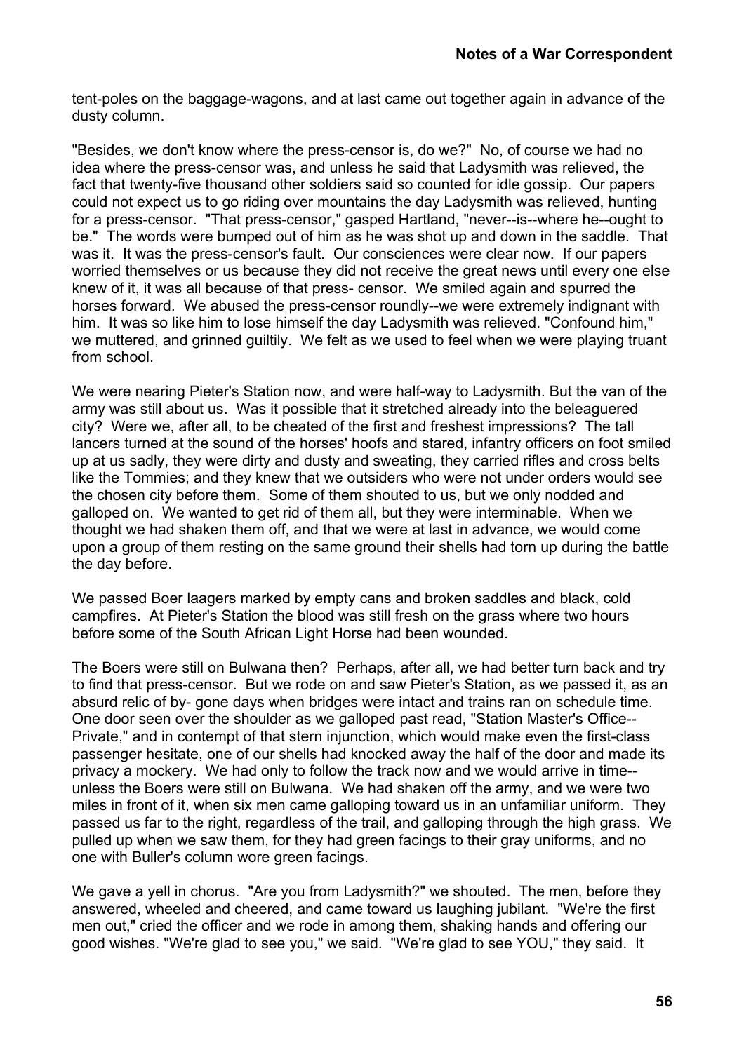tent-poles on the baggage-wagons, and at last came out together again in advance of the dusty column.

"Besides, we don't know where the press-censor is, do we?" No, of course we had no idea where the press-censor was, and unless he said that Ladysmith was relieved, the fact that twenty-five thousand other soldiers said so counted for idle gossip. Our papers could not expect us to go riding over mountains the day Ladysmith was relieved, hunting for a press-censor. "That press-censor," gasped Hartland, "never--is--where he--ought to be." The words were bumped out of him as he was shot up and down in the saddle. That was it. It was the press-censor's fault. Our consciences were clear now. If our papers worried themselves or us because they did not receive the great news until every one else knew of it, it was all because of that press- censor. We smiled again and spurred the horses forward. We abused the press-censor roundly--we were extremely indignant with him. It was so like him to lose himself the day Ladysmith was relieved. "Confound him," we muttered, and grinned guiltily. We felt as we used to feel when we were playing truant from school.

We were nearing Pieter's Station now, and were half-way to Ladysmith. But the van of the army was still about us. Was it possible that it stretched already into the beleaguered city? Were we, after all, to be cheated of the first and freshest impressions? The tall lancers turned at the sound of the horses' hoofs and stared, infantry officers on foot smiled up at us sadly, they were dirty and dusty and sweating, they carried rifles and cross belts like the Tommies; and they knew that we outsiders who were not under orders would see the chosen city before them. Some of them shouted to us, but we only nodded and galloped on. We wanted to get rid of them all, but they were interminable. When we thought we had shaken them off, and that we were at last in advance, we would come upon a group of them resting on the same ground their shells had torn up during the battle the day before.

We passed Boer laagers marked by empty cans and broken saddles and black, cold campfires. At Pieter's Station the blood was still fresh on the grass where two hours before some of the South African Light Horse had been wounded.

The Boers were still on Bulwana then? Perhaps, after all, we had better turn back and try to find that press-censor. But we rode on and saw Pieter's Station, as we passed it, as an absurd relic of by- gone days when bridges were intact and trains ran on schedule time. One door seen over the shoulder as we galloped past read, "Station Master's Office--Private," and in contempt of that stern injunction, which would make even the first-class passenger hesitate, one of our shells had knocked away the half of the door and made its privacy a mockery. We had only to follow the track now and we would arrive in time--unless the Boers were still on Bulwana. We had shaken off the army, and we were two miles in front of it, when six men came galloping toward us in an unfamiliar uniform. They passed us far to the right, regardless of the trail, and galloping through the high grass. We pulled up when we saw them, for they had green facings to their gray uniforms, and no one with Buller's column wore green facings.

We gave a yell in chorus. "Are you from Ladysmith?" we shouted. The men, before they answered, wheeled and cheered, and came toward us laughing jubilant. "We're the first men out," cried the officer and we rode in among them, shaking hands and offering our good wishes. "We're glad to see you," we said. "We're glad to see YOU," they said. It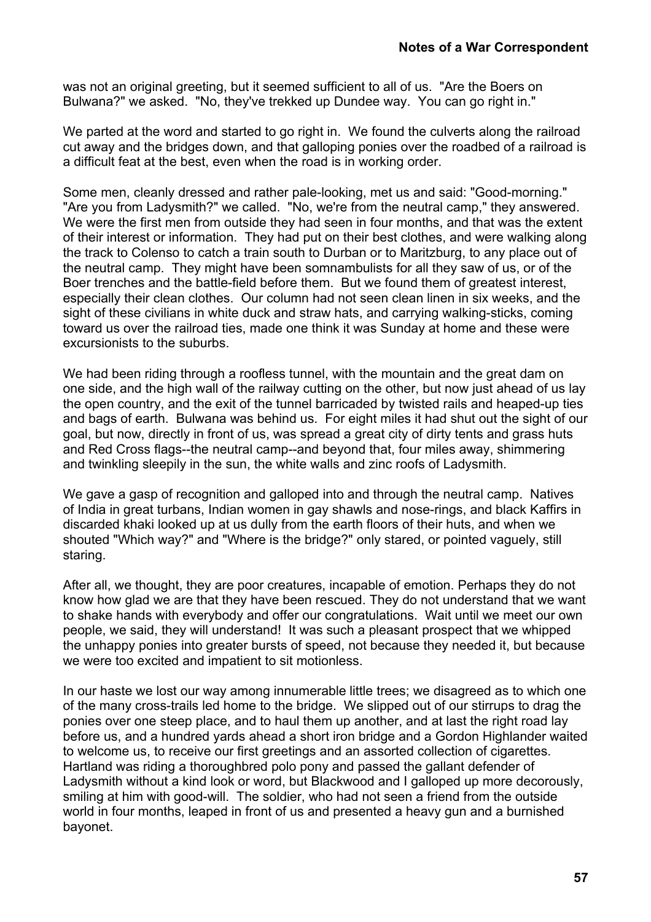was not an original greeting, but it seemed sufficient to all of us. "Are the Boers on Bulwana?" we asked. "No, they've trekked up Dundee way. You can go right in."

We parted at the word and started to go right in. We found the culverts along the railroad cut away and the bridges down, and that galloping ponies over the roadbed of a railroad is a difficult feat at the best, even when the road is in working order.

Some men, cleanly dressed and rather pale-looking, met us and said: "Good-morning." "Are you from Ladysmith?" we called. "No, we're from the neutral camp," they answered. We were the first men from outside they had seen in four months, and that was the extent of their interest or information. They had put on their best clothes, and were walking along the track to Colenso to catch a train south to Durban or to Maritzburg, to any place out of the neutral camp. They might have been somnambulists for all they saw of us, or of the Boer trenches and the battle-field before them. But we found them of greatest interest, especially their clean clothes. Our column had not seen clean linen in six weeks, and the sight of these civilians in white duck and straw hats, and carrying walking-sticks, coming toward us over the railroad ties, made one think it was Sunday at home and these were excursionists to the suburbs.

We had been riding through a roofless tunnel, with the mountain and the great dam on one side, and the high wall of the railway cutting on the other, but now just ahead of us lay the open country, and the exit of the tunnel barricaded by twisted rails and heaped-up ties and bags of earth. Bulwana was behind us. For eight miles it had shut out the sight of our goal, but now, directly in front of us, was spread a great city of dirty tents and grass huts and Red Cross flags--the neutral camp--and beyond that, four miles away, shimmering and twinkling sleepily in the sun, the white walls and zinc roofs of Ladysmith.

We gave a gasp of recognition and galloped into and through the neutral camp. Natives of India in great turbans, Indian women in gay shawls and nose-rings, and black Kaffirs in discarded khaki looked up at us dully from the earth floors of their huts, and when we shouted "Which way?" and "Where is the bridge?" only stared, or pointed vaguely, still staring.

After all, we thought, they are poor creatures, incapable of emotion. Perhaps they do not know how glad we are that they have been rescued. They do not understand that we want to shake hands with everybody and offer our congratulations. Wait until we meet our own people, we said, they will understand! It was such a pleasant prospect that we whipped the unhappy ponies into greater bursts of speed, not because they needed it, but because we were too excited and impatient to sit motionless.

In our haste we lost our way among innumerable little trees; we disagreed as to which one of the many cross-trails led home to the bridge. We slipped out of our stirrups to drag the ponies over one steep place, and to haul them up another, and at last the right road lay before us, and a hundred yards ahead a short iron bridge and a Gordon Highlander waited to welcome us, to receive our first greetings and an assorted collection of cigarettes. Hartland was riding a thoroughbred polo pony and passed the gallant defender of Ladysmith without a kind look or word, but Blackwood and I galloped up more decorously, smiling at him with good-will. The soldier, who had not seen a friend from the outside world in four months, leaped in front of us and presented a heavy gun and a burnished bayonet.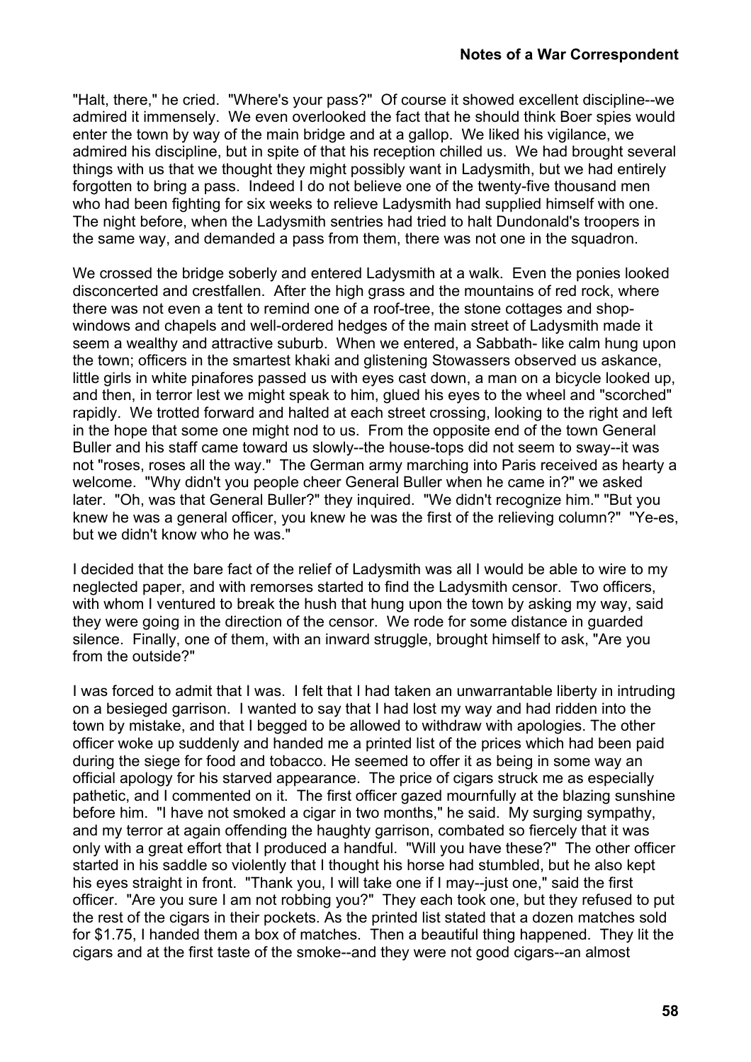"Halt, there," he cried. "Where's your pass?" Of course it showed excellent discipline--we admired it immensely. We even overlooked the fact that he should think Boer spies would enter the town by way of the main bridge and at a gallop. We liked his vigilance, we admired his discipline, but in spite of that his reception chilled us. We had brought several things with us that we thought they might possibly want in Ladysmith, but we had entirely forgotten to bring a pass. Indeed I do not believe one of the twenty-five thousand men who had been fighting for six weeks to relieve Ladysmith had supplied himself with one. The night before, when the Ladysmith sentries had tried to halt Dundonald's troopers in the same way, and demanded a pass from them, there was not one in the squadron.

We crossed the bridge soberly and entered Ladysmith at a walk. Even the ponies looked disconcerted and crestfallen. After the high grass and the mountains of red rock, where there was not even a tent to remind one of a roof-tree, the stone cottages and shop-windows and chapels and well-ordered hedges of the main street of Ladysmith made it seem a wealthy and attractive suburb. When we entered, a Sabbath- like calm hung upon the town; officers in the smartest khaki and glistening Stowassers observed us askance, little girls in white pinafores passed us with eyes cast down, a man on a bicycle looked up, and then, in terror lest we might speak to him, glued his eyes to the wheel and "scorched" rapidly. We trotted forward and halted at each street crossing, looking to the right and left in the hope that some one might nod to us. From the opposite end of the town General Buller and his staff came toward us slowly--the house-tops did not seem to sway--it was not "roses, roses all the way." The German army marching into Paris received as hearty a welcome. "Why didn't you people cheer General Buller when he came in?" we asked later. "Oh, was that General Buller?" they inquired. "We didn't recognize him." "But you knew he was a general officer, you knew he was the first of the relieving column?" "Ye-es, but we didn't know who he was."

I decided that the bare fact of the relief of Ladysmith was all I would be able to wire to my neglected paper, and with remorses started to find the Ladysmith censor. Two officers, with whom I ventured to break the hush that hung upon the town by asking my way, said they were going in the direction of the censor. We rode for some distance in guarded silence. Finally, one of them, with an inward struggle, brought himself to ask, "Are you from the outside?"

I was forced to admit that I was. I felt that I had taken an unwarrantable liberty in intruding on a besieged garrison. I wanted to say that I had lost my way and had ridden into the town by mistake, and that I begged to be allowed to withdraw with apologies. The other officer woke up suddenly and handed me a printed list of the prices which had been paid during the siege for food and tobacco. He seemed to offer it as being in some way an official apology for his starved appearance. The price of cigars struck me as especially pathetic, and I commented on it. The first officer gazed mournfully at the blazing sunshine before him. "I have not smoked a cigar in two months," he said. My surging sympathy, and my terror at again offending the haughty garrison, combated so fiercely that it was only with a great effort that I produced a handful. "Will you have these?" The other officer started in his saddle so violently that I thought his horse had stumbled, but he also kept his eyes straight in front. "Thank you, I will take one if I may--just one," said the first officer. "Are you sure I am not robbing you?" They each took one, but they refused to put the rest of the cigars in their pockets. As the printed list stated that a dozen matches sold for $1.75, I handed them a box of matches. Then a beautiful thing happened. They lit the cigars and at the first taste of the smoke--and they were not good cigars--an almost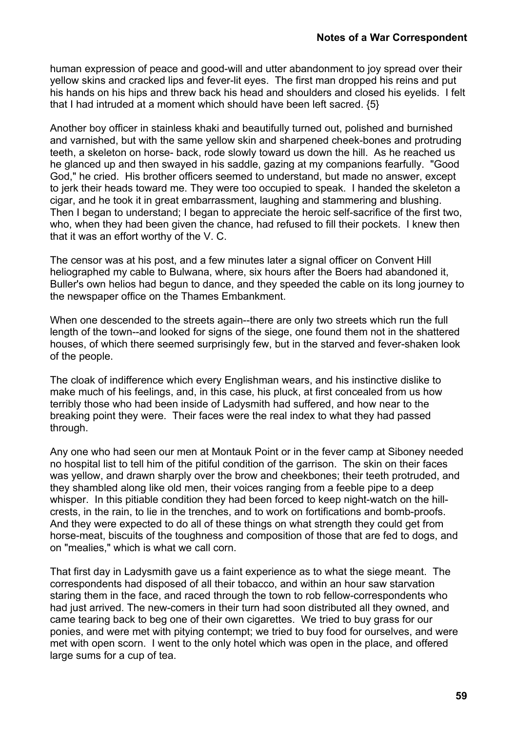human expression of peace and good-will and utter abandonment to joy spread over their yellow skins and cracked lips and fever-lit eyes. The first man dropped his reins and put his hands on his hips and threw back his head and shoulders and closed his eyelids. I felt that I had intruded at a moment which should have been left sacred. {5}

Another boy officer in stainless khaki and beautifully turned out, polished and burnished and varnished, but with the same yellow skin and sharpened cheek-bones and protruding teeth, a skeleton on horse- back, rode slowly toward us down the hill. As he reached us he glanced up and then swayed in his saddle, gazing at my companions fearfully. "Good God," he cried. His brother officers seemed to understand, but made no answer, except to jerk their heads toward me. They were too occupied to speak. I handed the skeleton a cigar, and he took it in great embarrassment, laughing and stammering and blushing. Then I began to understand; I began to appreciate the heroic self-sacrifice of the first two, who, when they had been given the chance, had refused to fill their pockets. I knew then that it was an effort worthy of the V. C.

The censor was at his post, and a few minutes later a signal officer on Convent Hill heliographed my cable to Bulwana, where, six hours after the Boers had abandoned it, Buller's own helios had begun to dance, and they speeded the cable on its long journey to the newspaper office on the Thames Embankment.

When one descended to the streets again--there are only two streets which run the full length of the town--and looked for signs of the siege, one found them not in the shattered houses, of which there seemed surprisingly few, but in the starved and fever-shaken look of the people.

The cloak of indifference which every Englishman wears, and his instinctive dislike to make much of his feelings, and, in this case, his pluck, at first concealed from us how terribly those who had been inside of Ladysmith had suffered, and how near to the breaking point they were. Their faces were the real index to what they had passed through.

Any one who had seen our men at Montauk Point or in the fever camp at Siboney needed no hospital list to tell him of the pitiful condition of the garrison. The skin on their faces was yellow, and drawn sharply over the brow and cheekbones; their teeth protruded, and they shambled along like old men, their voices ranging from a feeble pipe to a deep whisper. In this pitiable condition they had been forced to keep night-watch on the hill-crests, in the rain, to lie in the trenches, and to work on fortifications and bomb-proofs. And they were expected to do all of these things on what strength they could get from horse-meat, biscuits of the toughness and composition of those that are fed to dogs, and on "mealies," which is what we call corn.

That first day in Ladysmith gave us a faint experience as to what the siege meant. The correspondents had disposed of all their tobacco, and within an hour saw starvation staring them in the face, and raced through the town to rob fellow-correspondents who had just arrived. The new-comers in their turn had soon distributed all they owned, and came tearing back to beg one of their own cigarettes. We tried to buy grass for our ponies, and were met with pitying contempt; we tried to buy food for ourselves, and were met with open scorn. I went to the only hotel which was open in the place, and offered large sums for a cup of tea.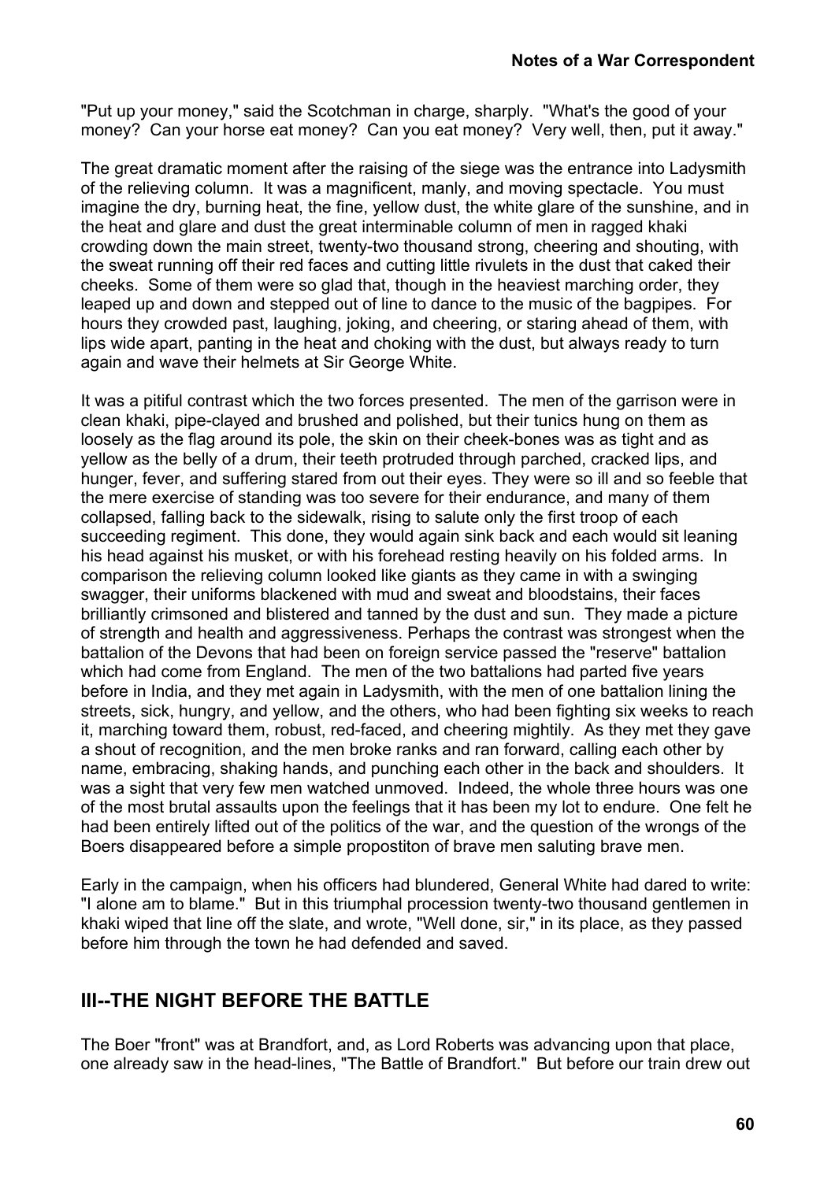"Put up your money," said the Scotchman in charge, sharply. "What's the good of your money? Can your horse eat money? Can you eat money? Very well, then, put it away."

The great dramatic moment after the raising of the siege was the entrance into Ladysmith of the relieving column. It was a magnificent, manly, and moving spectacle. You must imagine the dry, burning heat, the fine, yellow dust, the white glare of the sunshine, and in the heat and glare and dust the great interminable column of men in ragged khaki crowding down the main street, twenty-two thousand strong, cheering and shouting, with the sweat running off their red faces and cutting little rivulets in the dust that caked their cheeks. Some of them were so glad that, though in the heaviest marching order, they leaped up and down and stepped out of line to dance to the music of the bagpipes. For hours they crowded past, laughing, joking, and cheering, or staring ahead of them, with lips wide apart, panting in the heat and choking with the dust, but always ready to turn again and wave their helmets at Sir George White.

It was a pitiful contrast which the two forces presented. The men of the garrison were in clean khaki, pipe-clayed and brushed and polished, but their tunics hung on them as loosely as the flag around its pole, the skin on their cheek-bones was as tight and as yellow as the belly of a drum, their teeth protruded through parched, cracked lips, and hunger, fever, and suffering stared from out their eyes. They were so ill and so feeble that the mere exercise of standing was too severe for their endurance, and many of them collapsed, falling back to the sidewalk, rising to salute only the first troop of each succeeding regiment. This done, they would again sink back and each would sit leaning his head against his musket, or with his forehead resting heavily on his folded arms. In comparison the relieving column looked like giants as they came in with a swinging swagger, their uniforms blackened with mud and sweat and bloodstains, their faces brilliantly crimsoned and blistered and tanned by the dust and sun. They made a picture of strength and health and aggressiveness. Perhaps the contrast was strongest when the battalion of the Devons that had been on foreign service passed the "reserve" battalion which had come from England. The men of the two battalions had parted five years before in India, and they met again in Ladysmith, with the men of one battalion lining the streets, sick, hungry, and yellow, and the others, who had been fighting six weeks to reach it, marching toward them, robust, red-faced, and cheering mightily. As they met they gave a shout of recognition, and the men broke ranks and ran forward, calling each other by name, embracing, shaking hands, and punching each other in the back and shoulders. It was a sight that very few men watched unmoved. Indeed, the whole three hours was one of the most brutal assaults upon the feelings that it has been my lot to endure. One felt he had been entirely lifted out of the politics of the war, and the question of the wrongs of the Boers disappeared before a simple propostiton of brave men saluting brave men.

Early in the campaign, when his officers had blundered, General White had dared to write: "I alone am to blame." But in this triumphal procession twenty-two thousand gentlemen in khaki wiped that line off the slate, and wrote, "Well done, sir," in its place, as they passed before him through the town he had defended and saved.

## III--THE NIGHT BEFORE THE BATTLE

The Boer "front" was at Brandfort, and, as Lord Roberts was advancing upon that place, one already saw in the head-lines, "The Battle of Brandfort." But before our train drew out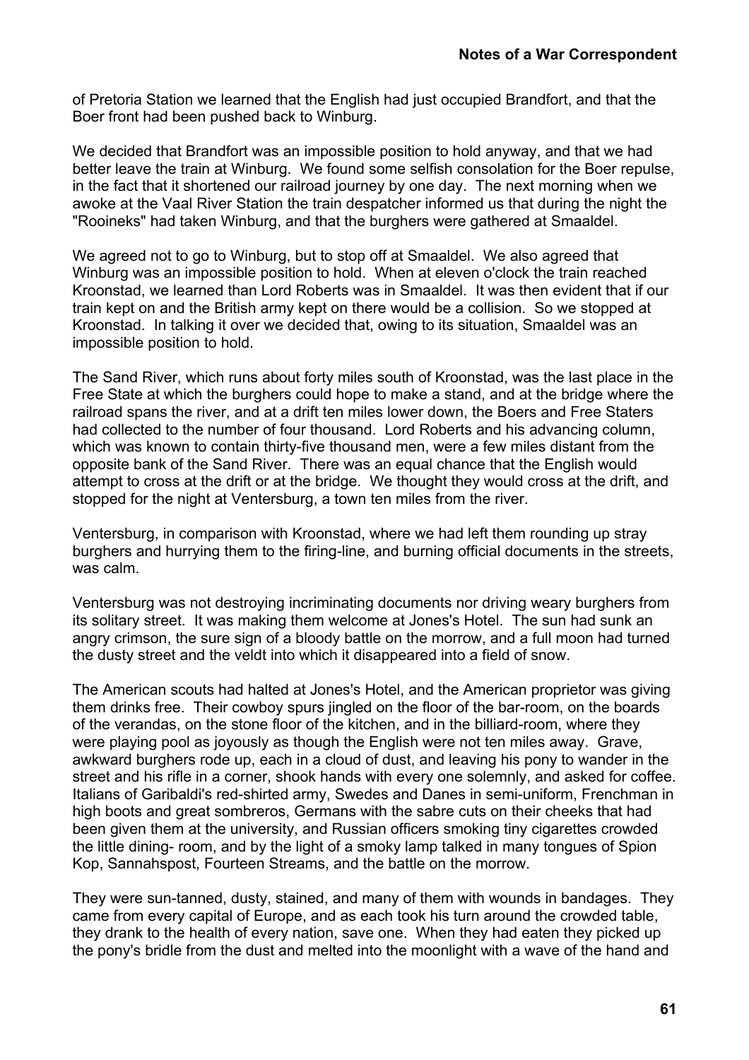of Pretoria Station we learned that the English had just occupied Brandfort, and that the Boer front had been pushed back to Winburg.

We decided that Brandfort was an impossible position to hold anyway, and that we had better leave the train at Winburg. We found some selfish consolation for the Boer repulse, in the fact that it shortened our railroad journey by one day. The next morning when we awoke at the Vaal River Station the train despatcher informed us that during the night the "Rooineks" had taken Winburg, and that the burghers were gathered at Smaaldel.

We agreed not to go to Winburg, but to stop off at Smaaldel. We also agreed that Winburg was an impossible position to hold. When at eleven o'clock the train reached Kroonstad, we learned than Lord Roberts was in Smaaldel. It was then evident that if our train kept on and the British army kept on there would be a collision. So we stopped at Kroonstad. In talking it over we decided that, owing to its situation, Smaaldel was an impossible position to hold.

The Sand River, which runs about forty miles south of Kroonstad, was the last place in the Free State at which the burghers could hope to make a stand, and at the bridge where the railroad spans the river, and at a drift ten miles lower down, the Boers and Free Staters had collected to the number of four thousand. Lord Roberts and his advancing column, which was known to contain thirty-five thousand men, were a few miles distant from the opposite bank of the Sand River. There was an equal chance that the English would attempt to cross at the drift or at the bridge. We thought they would cross at the drift, and stopped for the night at Ventersburg, a town ten miles from the river.

Ventersburg, in comparison with Kroonstad, where we had left them rounding up stray burghers and hurrying them to the firing-line, and burning official documents in the streets, was calm.

Ventersburg was not destroying incriminating documents nor driving weary burghers from its solitary street. It was making them welcome at Jones's Hotel. The sun had sunk an angry crimson, the sure sign of a bloody battle on the morrow, and a full moon had turned the dusty street and the veldt into which it disappeared into a field of snow.

The American scouts had halted at Jones's Hotel, and the American proprietor was giving them drinks free. Their cowboy spurs jingled on the floor of the bar-room, on the boards of the verandas, on the stone floor of the kitchen, and in the billiard-room, where they were playing pool as joyously as though the English were not ten miles away. Grave, awkward burghers rode up, each in a cloud of dust, and leaving his pony to wander in the street and his rifle in a corner, shook hands with every one solemnly, and asked for coffee. Italians of Garibaldi's red-shirted army, Swedes and Danes in semi-uniform, Frenchman in high boots and great sombreros, Germans with the sabre cuts on their cheeks that had been given them at the university, and Russian officers smoking tiny cigarettes crowded the little dining- room, and by the light of a smoky lamp talked in many tongues of Spion Kop, Sannahspost, Fourteen Streams, and the battle on the morrow.

They were sun-tanned, dusty, stained, and many of them with wounds in bandages. They came from every capital of Europe, and as each took his turn around the crowded table, they drank to the health of every nation, save one. When they had eaten they picked up the pony's bridle from the dust and melted into the moonlight with a wave of the hand and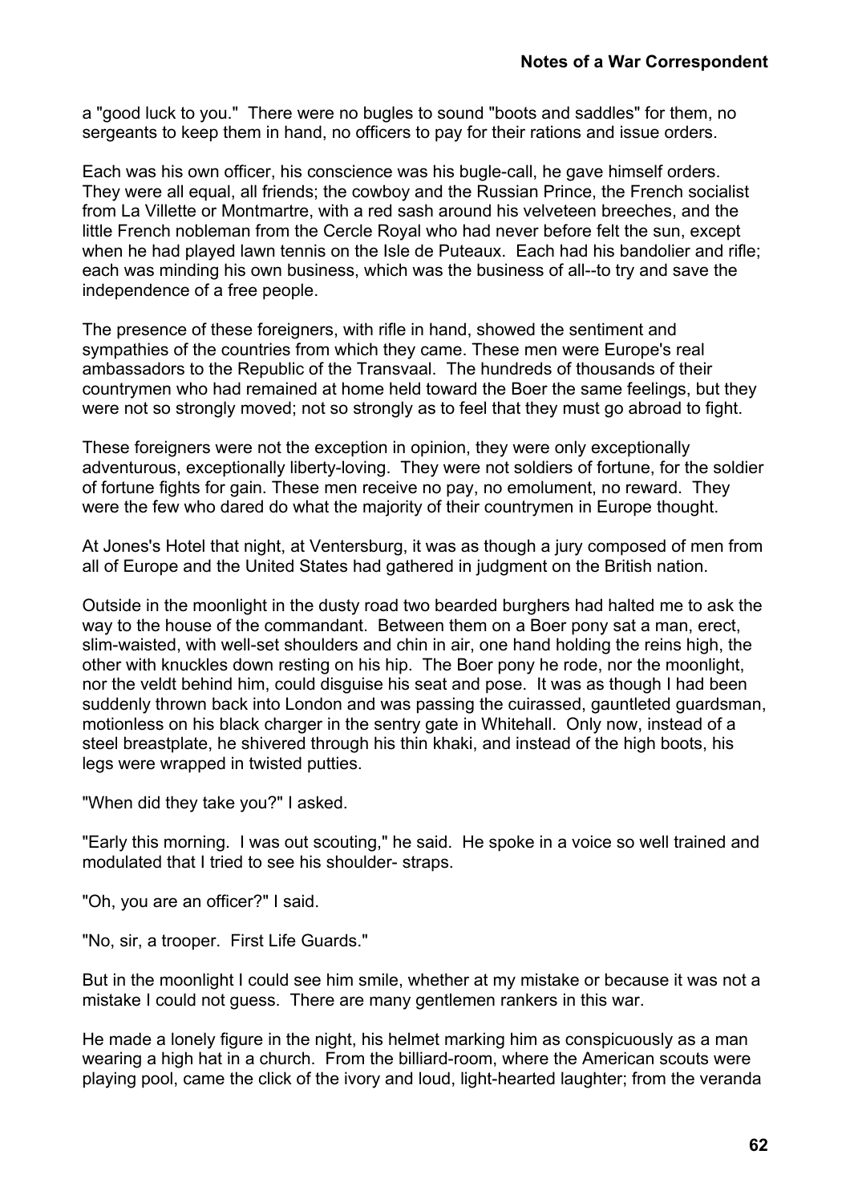a "good luck to you." There were no bugles to sound "boots and saddles" for them, no sergeants to keep them in hand, no officers to pay for their rations and issue orders.

Each was his own officer, his conscience was his bugle-call, he gave himself orders. They were all equal, all friends; the cowboy and the Russian Prince, the French socialist from La Villette or Montmartre, with a red sash around his velveteen breeches, and the little French nobleman from the Cercle Royal who had never before felt the sun, except when he had played lawn tennis on the Isle de Puteaux. Each had his bandolier and rifle; each was minding his own business, which was the business of all--to try and save the independence of a free people.

The presence of these foreigners, with rifle in hand, showed the sentiment and sympathies of the countries from which they came. These men were Europe's real ambassadors to the Republic of the Transvaal. The hundreds of thousands of their countrymen who had remained at home held toward the Boer the same feelings, but they were not so strongly moved; not so strongly as to feel that they must go abroad to fight.

These foreigners were not the exception in opinion, they were only exceptionally adventurous, exceptionally liberty-loving. They were not soldiers of fortune, for the soldier of fortune fights for gain. These men receive no pay, no emolument, no reward. They were the few who dared do what the majority of their countrymen in Europe thought.

At Jones's Hotel that night, at Ventersburg, it was as though a jury composed of men from all of Europe and the United States had gathered in judgment on the British nation.

Outside in the moonlight in the dusty road two bearded burghers had halted me to ask the way to the house of the commandant. Between them on a Boer pony sat a man, erect, slim-waisted, with well-set shoulders and chin in air, one hand holding the reins high, the other with knuckles down resting on his hip. The Boer pony he rode, nor the moonlight, nor the veldt behind him, could disguise his seat and pose. It was as though I had been suddenly thrown back into London and was passing the cuirassed, gauntleted guardsman, motionless on his black charger in the sentry gate in Whitehall. Only now, instead of a steel breastplate, he shivered through his thin khaki, and instead of the high boots, his legs were wrapped in twisted putties.

"When did they take you?" I asked.

"Early this morning. I was out scouting," he said. He spoke in a voice so well trained and modulated that I tried to see his shoulder- straps.

"Oh, you are an officer?" I said.

"No, sir, a trooper. First Life Guards."

But in the moonlight I could see him smile, whether at my mistake or because it was not a mistake I could not guess. There are many gentlemen rankers in this war.

He made a lonely figure in the night, his helmet marking him as conspicuously as a man wearing a high hat in a church. From the billiard-room, where the American scouts were playing pool, came the click of the ivory and loud, light-hearted laughter; from the veranda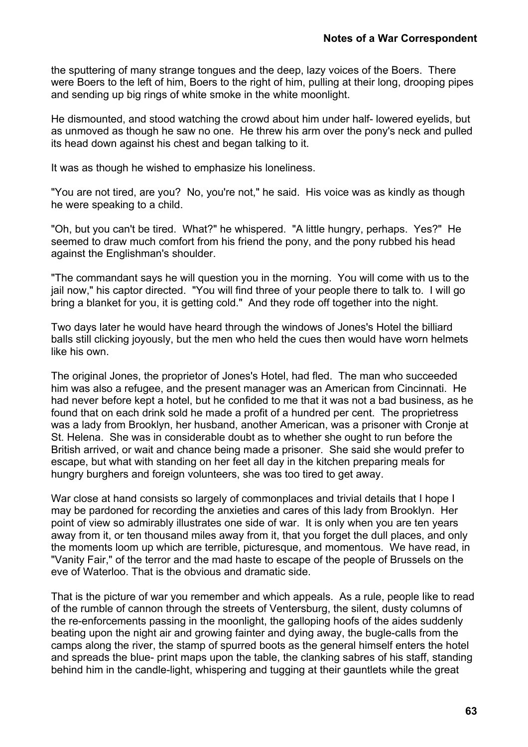the sputtering of many strange tongues and the deep, lazy voices of the Boers. There were Boers to the left of him, Boers to the right of him, pulling at their long, drooping pipes and sending up big rings of white smoke in the white moonlight.

He dismounted, and stood watching the crowd about him under half- lowered eyelids, but as unmoved as though he saw no one. He threw his arm over the pony's neck and pulled its head down against his chest and began talking to it.

It was as though he wished to emphasize his loneliness.

"You are not tired, are you? No, you're not," he said. His voice was as kindly as though he were speaking to a child.

"Oh, but you can't be tired. What?" he whispered. "A little hungry, perhaps. Yes?" He seemed to draw much comfort from his friend the pony, and the pony rubbed his head against the Englishman's shoulder.

"The commandant says he will question you in the morning. You will come with us to the jail now," his captor directed. "You will find three of your people there to talk to. I will go bring a blanket for you, it is getting cold." And they rode off together into the night.

Two days later he would have heard through the windows of Jones's Hotel the billiard balls still clicking joyously, but the men who held the cues then would have worn helmets like his own.

The original Jones, the proprietor of Jones's Hotel, had fled. The man who succeeded him was also a refugee, and the present manager was an American from Cincinnati. He had never before kept a hotel, but he confided to me that it was not a bad business, as he found that on each drink sold he made a profit of a hundred per cent. The proprietress was a lady from Brooklyn, her husband, another American, was a prisoner with Cronje at St. Helena. She was in considerable doubt as to whether she ought to run before the British arrived, or wait and chance being made a prisoner. She said she would prefer to escape, but what with standing on her feet all day in the kitchen preparing meals for hungry burghers and foreign volunteers, she was too tired to get away.

War close at hand consists so largely of commonplaces and trivial details that I hope I may be pardoned for recording the anxieties and cares of this lady from Brooklyn. Her point of view so admirably illustrates one side of war. It is only when you are ten years away from it, or ten thousand miles away from it, that you forget the dull places, and only the moments loom up which are terrible, picturesque, and momentous. We have read, in "Vanity Fair," of the terror and the mad haste to escape of the people of Brussels on the eve of Waterloo. That is the obvious and dramatic side.

That is the picture of war you remember and which appeals. As a rule, people like to read of the rumble of cannon through the streets of Ventersburg, the silent, dusty columns of the re-enforcements passing in the moonlight, the galloping hoofs of the aides suddenly beating upon the night air and growing fainter and dying away, the bugle-calls from the camps along the river, the stamp of spurred boots as the general himself enters the hotel and spreads the blue- print maps upon the table, the clanking sabres of his staff, standing behind him in the candle-light, whispering and tugging at their gauntlets while the great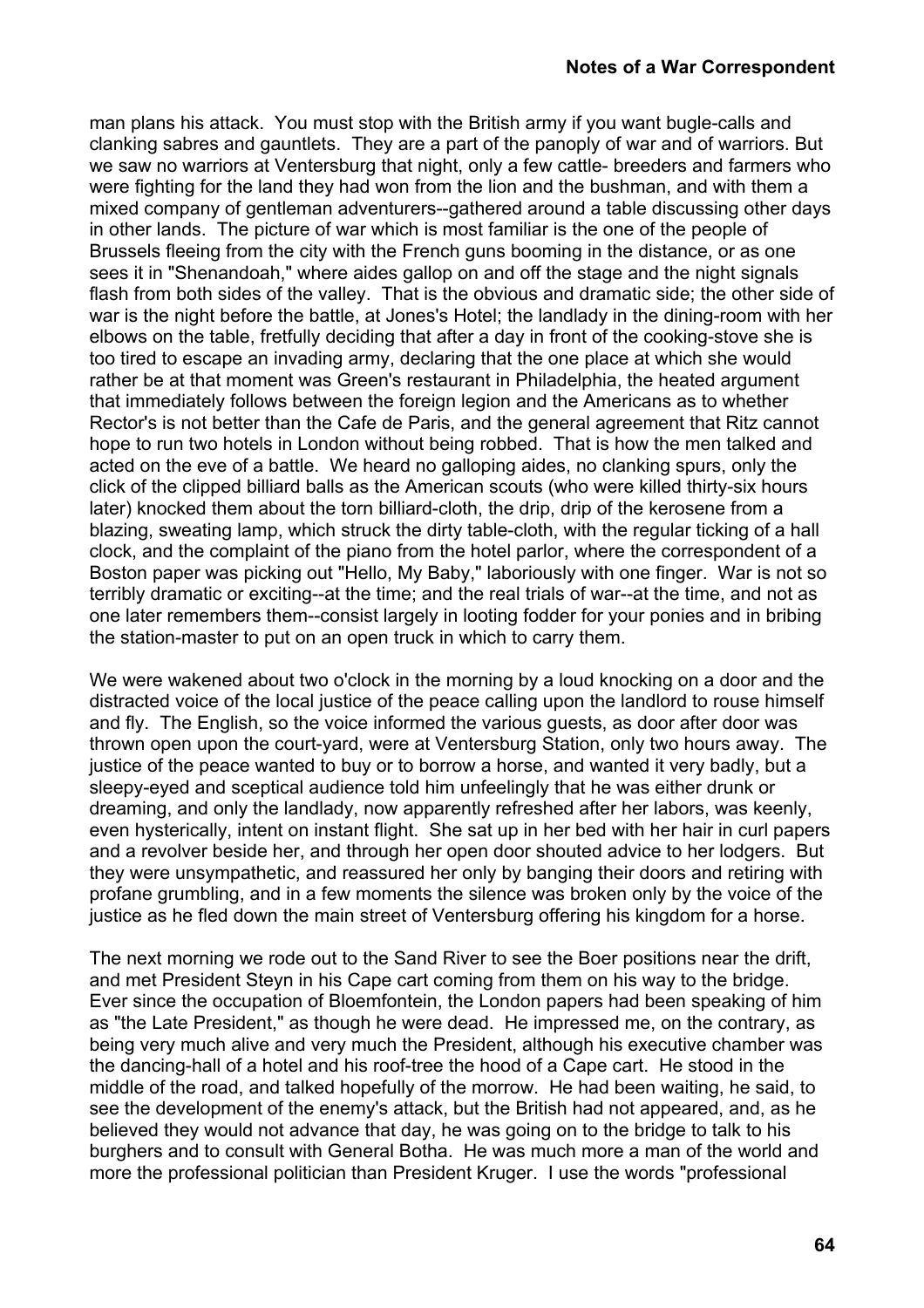man plans his attack. You must stop with the British army if you want bugle-calls and clanking sabres and gauntlets. They are a part of the panoply of war and of warriors. But we saw no warriors at Ventersburg that night, only a few cattle- breeders and farmers who were fighting for the land they had won from the lion and the bushman, and with them a mixed company of gentleman adventurers--gathered around a table discussing other days in other lands. The picture of war which is most familiar is the one of the people of Brussels fleeing from the city with the French guns booming in the distance, or as one sees it in "Shenandoah," where aides gallop on and off the stage and the night signals flash from both sides of the valley. That is the obvious and dramatic side; the other side of war is the night before the battle, at Jones's Hotel; the landlady in the dining-room with her elbows on the table, fretfully deciding that after a day in front of the cooking-stove she is too tired to escape an invading army, declaring that the one place at which she would rather be at that moment was Green's restaurant in Philadelphia, the heated argument that immediately follows between the foreign legion and the Americans as to whether Rector's is not better than the Cafe de Paris, and the general agreement that Ritz cannot hope to run two hotels in London without being robbed. That is how the men talked and acted on the eve of a battle. We heard no galloping aides, no clanking spurs, only the click of the clipped billiard balls as the American scouts (who were killed thirty-six hours later) knocked them about the torn billiard-cloth, the drip, drip of the kerosene from a blazing, sweating lamp, which struck the dirty table-cloth, with the regular ticking of a hall clock, and the complaint of the piano from the hotel parlor, where the correspondent of a Boston paper was picking out "Hello, My Baby," laboriously with one finger. War is not so terribly dramatic or exciting--at the time; and the real trials of war--at the time, and not as one later remembers them--consist largely in looting fodder for your ponies and in bribing the station-master to put on an open truck in which to carry them.

We were wakened about two o'clock in the morning by a loud knocking on a door and the distracted voice of the local justice of the peace calling upon the landlord to rouse himself and fly. The English, so the voice informed the various guests, as door after door was thrown open upon the court-yard, were at Ventersburg Station, only two hours away. The justice of the peace wanted to buy or to borrow a horse, and wanted it very badly, but a sleepy-eyed and sceptical audience told him unfeelingly that he was either drunk or dreaming, and only the landlady, now apparently refreshed after her labors, was keenly, even hysterically, intent on instant flight. She sat up in her bed with her hair in curl papers and a revolver beside her, and through her open door shouted advice to her lodgers. But they were unsympathetic, and reassured her only by banging their doors and retiring with profane grumbling, and in a few moments the silence was broken only by the voice of the justice as he fled down the main street of Ventersburg offering his kingdom for a horse.

The next morning we rode out to the Sand River to see the Boer positions near the drift, and met President Steyn in his Cape cart coming from them on his way to the bridge. Ever since the occupation of Bloemfontein, the London papers had been speaking of him as "the Late President," as though he were dead. He impressed me, on the contrary, as being very much alive and very much the President, although his executive chamber was the dancing-hall of a hotel and his roof-tree the hood of a Cape cart. He stood in the middle of the road, and talked hopefully of the morrow. He had been waiting, he said, to see the development of the enemy's attack, but the British had not appeared, and, as he believed they would not advance that day, he was going on to the bridge to talk to his burghers and to consult with General Botha. He was much more a man of the world and more the professional politician than President Kruger. I use the words "professional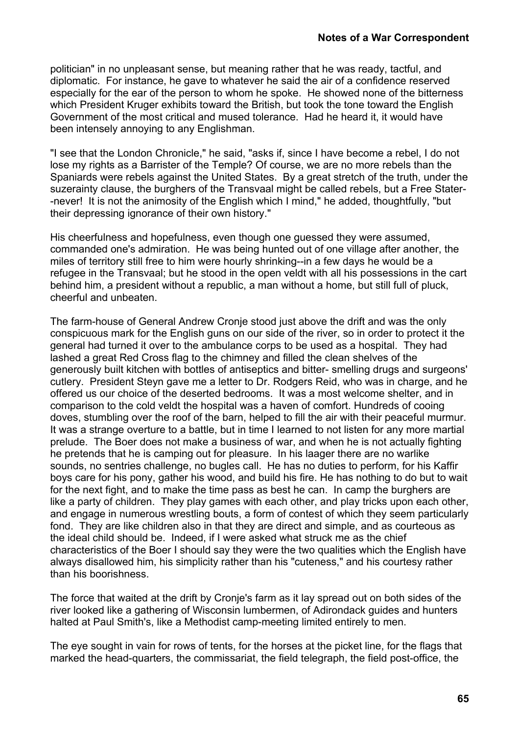politician" in no unpleasant sense, but meaning rather that he was ready, tactful, and diplomatic. For instance, he gave to whatever he said the air of a confidence reserved especially for the ear of the person to whom he spoke. He showed none of the bitterness which President Kruger exhibits toward the British, but took the tone toward the English Government of the most critical and mused tolerance. Had he heard it, it would have been intensely annoying to any Englishman.

"I see that the London Chronicle," he said, "asks if, since I have become a rebel, I do not lose my rights as a Barrister of the Temple? Of course, we are no more rebels than the Spaniards were rebels against the United States. By a great stretch of the truth, under the suzerainty clause, the burghers of the Transvaal might be called rebels, but a Free Stater--never! It is not the animosity of the English which I mind," he added, thoughtfully, "but their depressing ignorance of their own history."

His cheerfulness and hopefulness, even though one guessed they were assumed, commanded one's admiration. He was being hunted out of one village after another, the miles of territory still free to him were hourly shrinking--in a few days he would be a refugee in the Transvaal; but he stood in the open veldt with all his possessions in the cart behind him, a president without a republic, a man without a home, but still full of pluck, cheerful and unbeaten.

The farm-house of General Andrew Cronje stood just above the drift and was the only conspicuous mark for the English guns on our side of the river, so in order to protect it the general had turned it over to the ambulance corps to be used as a hospital. They had lashed a great Red Cross flag to the chimney and filled the clean shelves of the generously built kitchen with bottles of antiseptics and bitter- smelling drugs and surgeons' cutlery. President Steyn gave me a letter to Dr. Rodgers Reid, who was in charge, and he offered us our choice of the deserted bedrooms. It was a most welcome shelter, and in comparison to the cold veldt the hospital was a haven of comfort. Hundreds of cooing doves, stumbling over the roof of the barn, helped to fill the air with their peaceful murmur. It was a strange overture to a battle, but in time I learned to not listen for any more martial prelude. The Boer does not make a business of war, and when he is not actually fighting he pretends that he is camping out for pleasure. In his laager there are no warlike sounds, no sentries challenge, no bugles call. He has no duties to perform, for his Kaffir boys care for his pony, gather his wood, and build his fire. He has nothing to do but to wait for the next fight, and to make the time pass as best he can. In camp the burghers are like a party of children. They play games with each other, and play tricks upon each other, and engage in numerous wrestling bouts, a form of contest of which they seem particularly fond. They are like children also in that they are direct and simple, and as courteous as the ideal child should be. Indeed, if I were asked what struck me as the chief characteristics of the Boer I should say they were the two qualities which the English have always disallowed him, his simplicity rather than his "cuteness," and his courtesy rather than his boorishness.

The force that waited at the drift by Cronje's farm as it lay spread out on both sides of the river looked like a gathering of Wisconsin lumbermen, of Adirondack guides and hunters halted at Paul Smith's, like a Methodist camp-meeting limited entirely to men.

The eye sought in vain for rows of tents, for the horses at the picket line, for the flags that marked the head-quarters, the commissariat, the field telegraph, the field post-office, the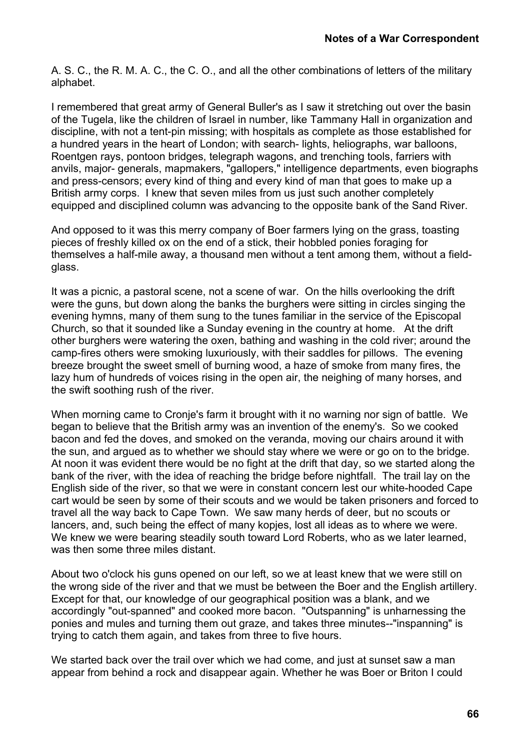A. S. C., the R. M. A. C., the C. O., and all the other combinations of letters of the military alphabet.

I remembered that great army of General Buller's as I saw it stretching out over the basin of the Tugela, like the children of Israel in number, like Tammany Hall in organization and discipline, with not a tent-pin missing; with hospitals as complete as those established for a hundred years in the heart of London; with search- lights, heliographs, war balloons, Roentgen rays, pontoon bridges, telegraph wagons, and trenching tools, farriers with anvils, major- generals, mapmakers, "gallopers," intelligence departments, even biographs and press-censors; every kind of thing and every kind of man that goes to make up a British army corps. I knew that seven miles from us just such another completely equipped and disciplined column was advancing to the opposite bank of the Sand River.

And opposed to it was this merry company of Boer farmers lying on the grass, toasting pieces of freshly killed ox on the end of a stick, their hobbled ponies foraging for themselves a half-mile away, a thousand men without a tent among them, without a field-glass.

It was a picnic, a pastoral scene, not a scene of war. On the hills overlooking the drift were the guns, but down along the banks the burghers were sitting in circles singing the evening hymns, many of them sung to the tunes familiar in the service of the Episcopal Church, so that it sounded like a Sunday evening in the country at home. At the drift other burghers were watering the oxen, bathing and washing in the cold river; around the camp-fires others were smoking luxuriously, with their saddles for pillows. The evening breeze brought the sweet smell of burning wood, a haze of smoke from many fires, the lazy hum of hundreds of voices rising in the open air, the neighing of many horses, and the swift soothing rush of the river.

When morning came to Cronje's farm it brought with it no warning nor sign of battle. We began to believe that the British army was an invention of the enemy's. So we cooked bacon and fed the doves, and smoked on the veranda, moving our chairs around it with the sun, and argued as to whether we should stay where we were or go on to the bridge. At noon it was evident there would be no fight at the drift that day, so we started along the bank of the river, with the idea of reaching the bridge before nightfall. The trail lay on the English side of the river, so that we were in constant concern lest our white-hooded Cape cart would be seen by some of their scouts and we would be taken prisoners and forced to travel all the way back to Cape Town. We saw many herds of deer, but no scouts or lancers, and, such being the effect of many kopjes, lost all ideas as to where we were. We knew we were bearing steadily south toward Lord Roberts, who as we later learned, was then some three miles distant.

About two o'clock his guns opened on our left, so we at least knew that we were still on the wrong side of the river and that we must be between the Boer and the English artillery. Except for that, our knowledge of our geographical position was a blank, and we accordingly "out-spanned" and cooked more bacon. "Outspanning" is unharnessing the ponies and mules and turning them out graze, and takes three minutes--"inspanning" is trying to catch them again, and takes from three to five hours.

We started back over the trail over which we had come, and just at sunset saw a man appear from behind a rock and disappear again. Whether he was Boer or Briton I could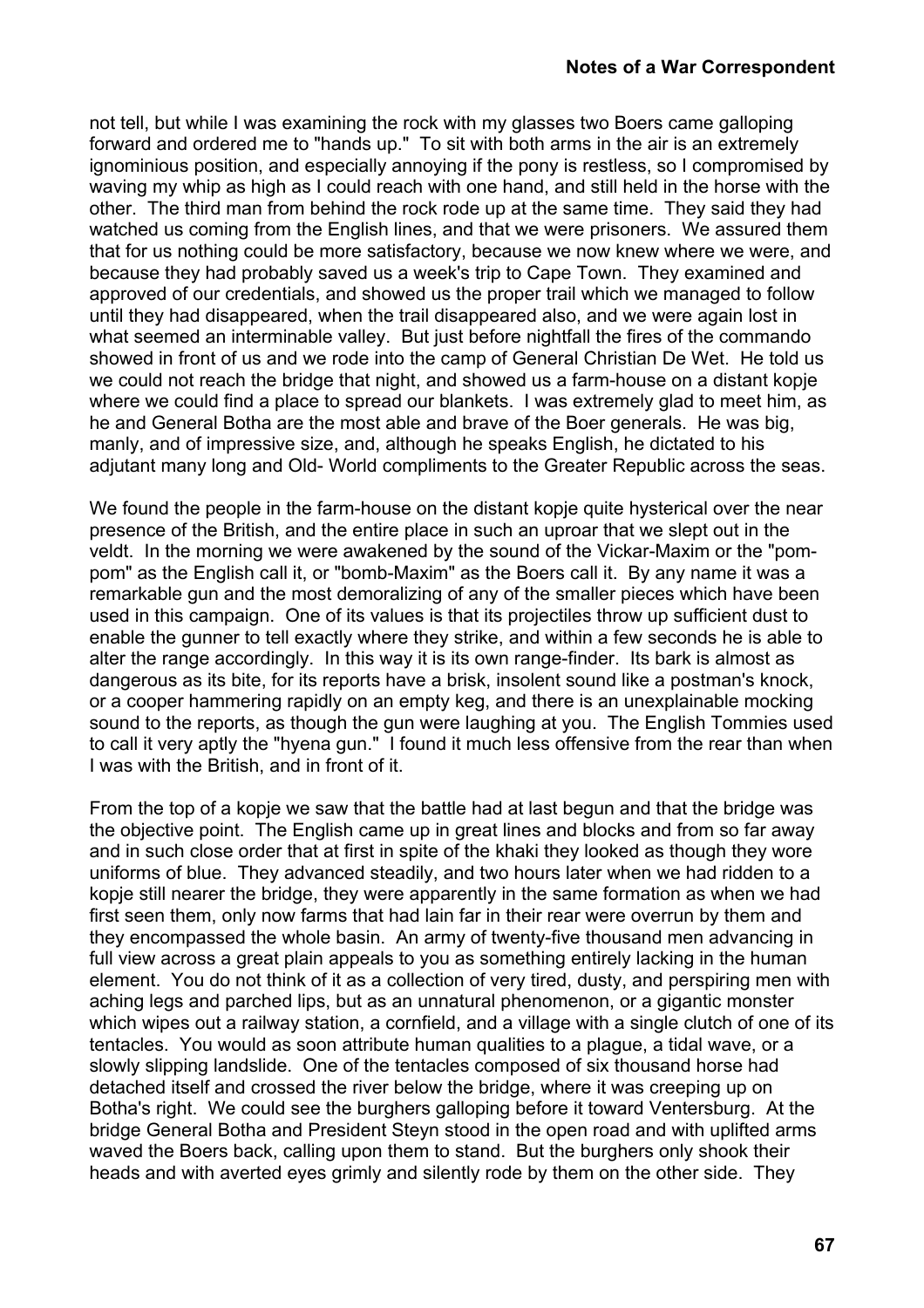not tell, but while I was examining the rock with my glasses two Boers came galloping forward and ordered me to "hands up." To sit with both arms in the air is an extremely ignominious position, and especially annoying if the pony is restless, so I compromised by waving my whip as high as I could reach with one hand, and still held in the horse with the other. The third man from behind the rock rode up at the same time. They said they had watched us coming from the English lines, and that we were prisoners. We assured them that for us nothing could be more satisfactory, because we now knew where we were, and because they had probably saved us a week's trip to Cape Town. They examined and approved of our credentials, and showed us the proper trail which we managed to follow until they had disappeared, when the trail disappeared also, and we were again lost in what seemed an interminable valley. But just before nightfall the fires of the commando showed in front of us and we rode into the camp of General Christian De Wet. He told us we could not reach the bridge that night, and showed us a farm-house on a distant kopje where we could find a place to spread our blankets. I was extremely glad to meet him, as he and General Botha are the most able and brave of the Boer generals. He was big, manly, and of impressive size, and, although he speaks English, he dictated to his adjutant many long and Old- World compliments to the Greater Republic across the seas.

We found the people in the farm-house on the distant kopje quite hysterical over the near presence of the British, and the entire place in such an uproar that we slept out in the veldt. In the morning we were awakened by the sound of the Vickar-Maxim or the "pom-pom" as the English call it, or "bomb-Maxim" as the Boers call it. By any name it was a remarkable gun and the most demoralizing of any of the smaller pieces which have been used in this campaign. One of its values is that its projectiles throw up sufficient dust to enable the gunner to tell exactly where they strike, and within a few seconds he is able to alter the range accordingly. In this way it is its own range-finder. Its bark is almost as dangerous as its bite, for its reports have a brisk, insolent sound like a postman's knock, or a cooper hammering rapidly on an empty keg, and there is an unexplainable mocking sound to the reports, as though the gun were laughing at you. The English Tommies used to call it very aptly the "hyena gun." I found it much less offensive from the rear than when I was with the British, and in front of it.

From the top of a kopje we saw that the battle had at last begun and that the bridge was the objective point. The English came up in great lines and blocks and from so far away and in such close order that at first in spite of the khaki they looked as though they wore uniforms of blue. They advanced steadily, and two hours later when we had ridden to a kopje still nearer the bridge, they were apparently in the same formation as when we had first seen them, only now farms that had lain far in their rear were overrun by them and they encompassed the whole basin. An army of twenty-five thousand men advancing in full view across a great plain appeals to you as something entirely lacking in the human element. You do not think of it as a collection of very tired, dusty, and perspiring men with aching legs and parched lips, but as an unnatural phenomenon, or a gigantic monster which wipes out a railway station, a cornfield, and a village with a single clutch of one of its tentacles. You would as soon attribute human qualities to a plague, a tidal wave, or a slowly slipping landslide. One of the tentacles composed of six thousand horse had detached itself and crossed the river below the bridge, where it was creeping up on Botha's right. We could see the burghers galloping before it toward Ventersburg. At the bridge General Botha and President Steyn stood in the open road and with uplifted arms waved the Boers back, calling upon them to stand. But the burghers only shook their heads and with averted eyes grimly and silently rode by them on the other side. They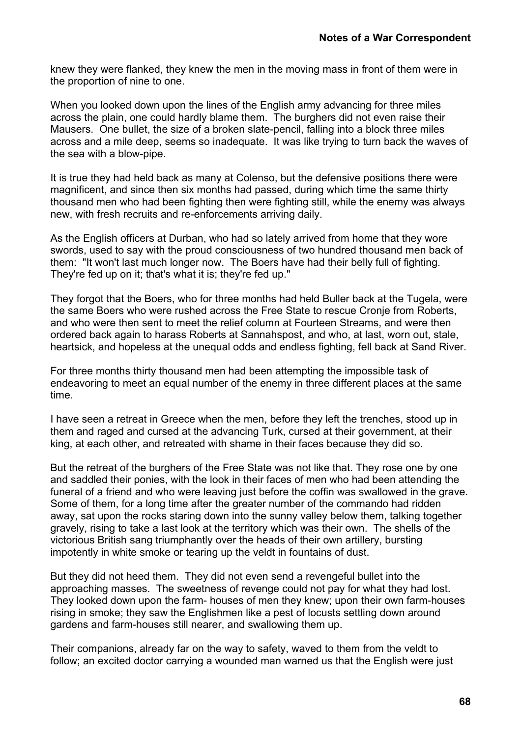knew they were flanked, they knew the men in the moving mass in front of them were in the proportion of nine to one.

When you looked down upon the lines of the English army advancing for three miles across the plain, one could hardly blame them. The burghers did not even raise their Mausers. One bullet, the size of a broken slate-pencil, falling into a block three miles across and a mile deep, seems so inadequate. It was like trying to turn back the waves of the sea with a blow-pipe.

It is true they had held back as many at Colenso, but the defensive positions there were magnificent, and since then six months had passed, during which time the same thirty thousand men who had been fighting then were fighting still, while the enemy was always new, with fresh recruits and re-enforcements arriving daily.

As the English officers at Durban, who had so lately arrived from home that they wore swords, used to say with the proud consciousness of two hundred thousand men back of them: "It won't last much longer now. The Boers have had their belly full of fighting. They're fed up on it; that's what it is; they're fed up."

They forgot that the Boers, who for three months had held Buller back at the Tugela, were the same Boers who were rushed across the Free State to rescue Cronje from Roberts, and who were then sent to meet the relief column at Fourteen Streams, and were then ordered back again to harass Roberts at Sannahspost, and who, at last, worn out, stale, heartsick, and hopeless at the unequal odds and endless fighting, fell back at Sand River.

For three months thirty thousand men had been attempting the impossible task of endeavoring to meet an equal number of the enemy in three different places at the same time.

I have seen a retreat in Greece when the men, before they left the trenches, stood up in them and raged and cursed at the advancing Turk, cursed at their government, at their king, at each other, and retreated with shame in their faces because they did so.

But the retreat of the burghers of the Free State was not like that. They rose one by one and saddled their ponies, with the look in their faces of men who had been attending the funeral of a friend and who were leaving just before the coffin was swallowed in the grave. Some of them, for a long time after the greater number of the commando had ridden away, sat upon the rocks staring down into the sunny valley below them, talking together gravely, rising to take a last look at the territory which was their own. The shells of the victorious British sang triumphantly over the heads of their own artillery, bursting impotently in white smoke or tearing up the veldt in fountains of dust.

But they did not heed them. They did not even send a revengeful bullet into the approaching masses. The sweetness of revenge could not pay for what they had lost. They looked down upon the farm- houses of men they knew; upon their own farm-houses rising in smoke; they saw the Englishmen like a pest of locusts settling down around gardens and farm-houses still nearer, and swallowing them up.

Their companions, already far on the way to safety, waved to them from the veldt to follow; an excited doctor carrying a wounded man warned us that the English were just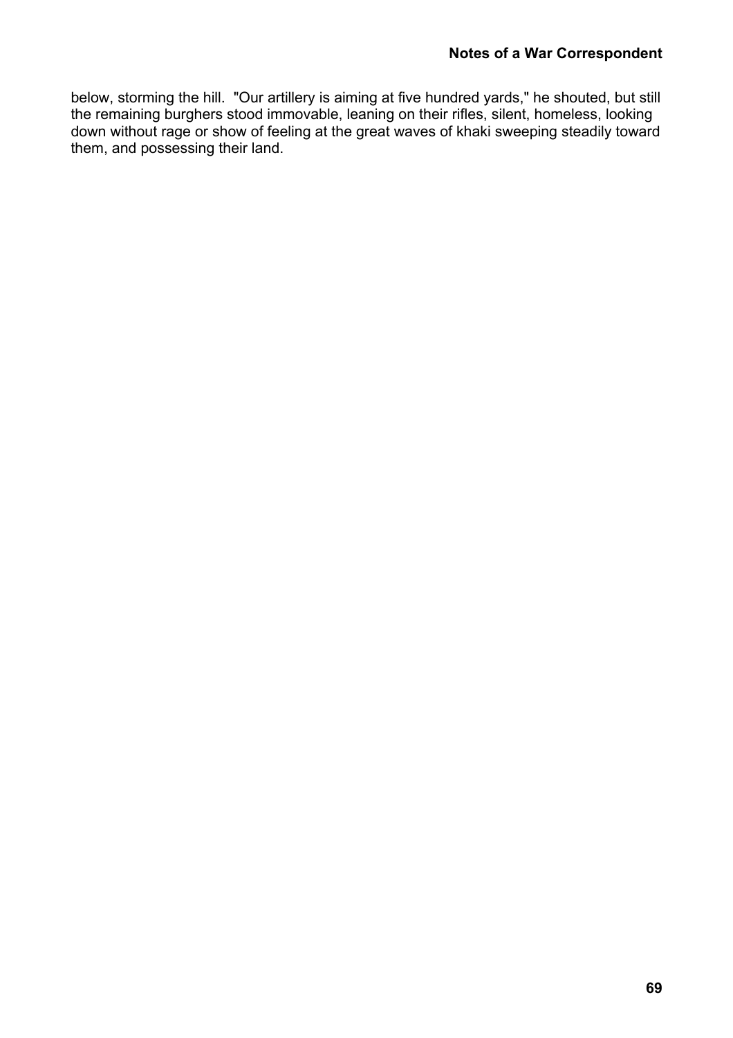below, storming the hill. "Our artillery is aiming at five hundred yards," he shouted, but still the remaining burghers stood immovable, leaning on their rifles, silent, homeless, looking down without rage or show of feeling at the great waves of khaki sweeping steadily toward them, and possessing their land.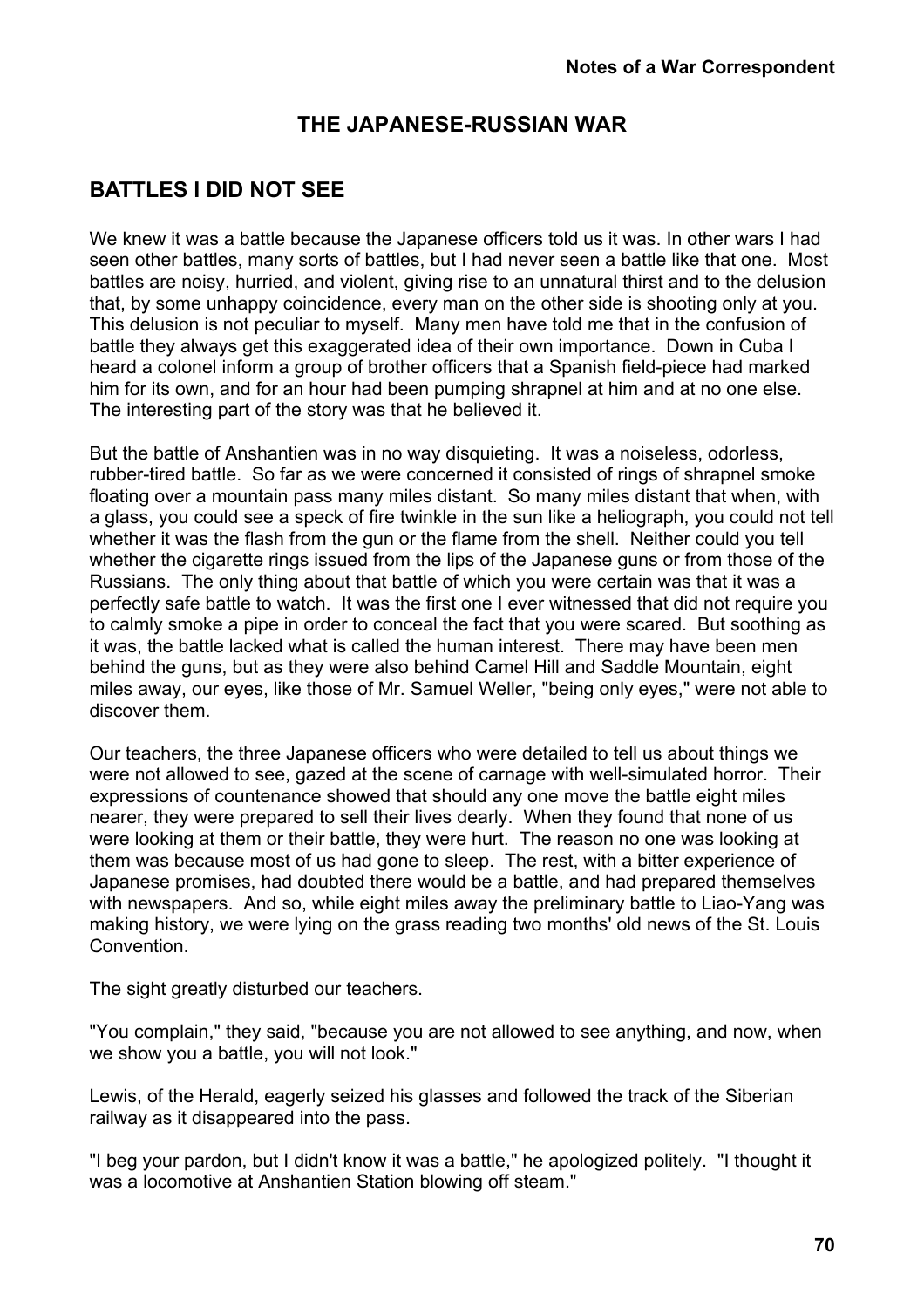## THE JAPANESE-RUSSIAN WAR

## BATTLES I DID NOT SEE

We knew it was a battle because the Japanese officers told us it was. In other wars I had seen other battles, many sorts of battles, but I had never seen a battle like that one. Most battles are noisy, hurried, and violent, giving rise to an unnatural thirst and to the delusion that, by some unhappy coincidence, every man on the other side is shooting only at you. This delusion is not peculiar to myself. Many men have told me that in the confusion of battle they always get this exaggerated idea of their own importance. Down in Cuba I heard a colonel inform a group of brother officers that a Spanish field-piece had marked him for its own, and for an hour had been pumping shrapnel at him and at no one else. The interesting part of the story was that he believed it.

But the battle of Anshantien was in no way disquieting. It was a noiseless, odorless, rubber-tired battle. So far as we were concerned it consisted of rings of shrapnel smoke floating over a mountain pass many miles distant. So many miles distant that when, with a glass, you could see a speck of fire twinkle in the sun like a heliograph, you could not tell whether it was the flash from the gun or the flame from the shell. Neither could you tell whether the cigarette rings issued from the lips of the Japanese guns or from those of the Russians. The only thing about that battle of which you were certain was that it was a perfectly safe battle to watch. It was the first one I ever witnessed that did not require you to calmly smoke a pipe in order to conceal the fact that you were scared. But soothing as it was, the battle lacked what is called the human interest. There may have been men behind the guns, but as they were also behind Camel Hill and Saddle Mountain, eight miles away, our eyes, like those of Mr. Samuel Weller, "being only eyes," were not able to discover them.

Our teachers, the three Japanese officers who were detailed to tell us about things we were not allowed to see, gazed at the scene of carnage with well-simulated horror. Their expressions of countenance showed that should any one move the battle eight miles nearer, they were prepared to sell their lives dearly. When they found that none of us were looking at them or their battle, they were hurt. The reason no one was looking at them was because most of us had gone to sleep. The rest, with a bitter experience of Japanese promises, had doubted there would be a battle, and had prepared themselves with newspapers. And so, while eight miles away the preliminary battle to Liao-Yang was making history, we were lying on the grass reading two months' old news of the St. Louis Convention.

The sight greatly disturbed our teachers.

"You complain," they said, "because you are not allowed to see anything, and now, when we show you a battle, you will not look."

Lewis, of the Herald, eagerly seized his glasses and followed the track of the Siberian railway as it disappeared into the pass.

"I beg your pardon, but I didn't know it was a battle," he apologized politely. "I thought it was a locomotive at Anshantien Station blowing off steam."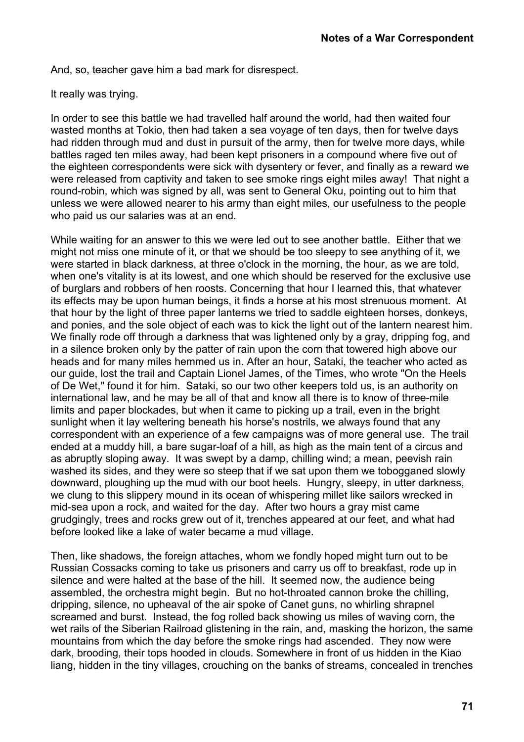And, so, teacher gave him a bad mark for disrespect.

It really was trying.

In order to see this battle we had travelled half around the world, had then waited four wasted months at Tokio, then had taken a sea voyage of ten days, then for twelve days had ridden through mud and dust in pursuit of the army, then for twelve more days, while battles raged ten miles away, had been kept prisoners in a compound where five out of the eighteen correspondents were sick with dysentery or fever, and finally as a reward we were released from captivity and taken to see smoke rings eight miles away! That night a round-robin, which was signed by all, was sent to General Oku, pointing out to him that unless we were allowed nearer to his army than eight miles, our usefulness to the people who paid us our salaries was at an end.

While waiting for an answer to this we were led out to see another battle. Either that we might not miss one minute of it, or that we should be too sleepy to see anything of it, we were started in black darkness, at three o'clock in the morning, the hour, as we are told, when one's vitality is at its lowest, and one which should be reserved for the exclusive use of burglars and robbers of hen roosts. Concerning that hour I learned this, that whatever its effects may be upon human beings, it finds a horse at his most strenuous moment. At that hour by the light of three paper lanterns we tried to saddle eighteen horses, donkeys, and ponies, and the sole object of each was to kick the light out of the lantern nearest him. We finally rode off through a darkness that was lightened only by a gray, dripping fog, and in a silence broken only by the patter of rain upon the corn that towered high above our heads and for many miles hemmed us in. After an hour, Sataki, the teacher who acted as our guide, lost the trail and Captain Lionel James, of the Times, who wrote "On the Heels of De Wet," found it for him. Sataki, so our two other keepers told us, is an authority on international law, and he may be all of that and know all there is to know of three-mile limits and paper blockades, but when it came to picking up a trail, even in the bright sunlight when it lay weltering beneath his horse's nostrils, we always found that any correspondent with an experience of a few campaigns was of more general use. The trail ended at a muddy hill, a bare sugar-loaf of a hill, as high as the main tent of a circus and as abruptly sloping away. It was swept by a damp, chilling wind; a mean, peevish rain washed its sides, and they were so steep that if we sat upon them we tobogganed slowly downward, ploughing up the mud with our boot heels. Hungry, sleepy, in utter darkness, we clung to this slippery mound in its ocean of whispering millet like sailors wrecked in mid-sea upon a rock, and waited for the day. After two hours a gray mist came grudgingly, trees and rocks grew out of it, trenches appeared at our feet, and what had before looked like a lake of water became a mud village.

Then, like shadows, the foreign attaches, whom we fondly hoped might turn out to be Russian Cossacks coming to take us prisoners and carry us off to breakfast, rode up in silence and were halted at the base of the hill. It seemed now, the audience being assembled, the orchestra might begin. But no hot-throated cannon broke the chilling, dripping, silence, no upheaval of the air spoke of Canet guns, no whirling shrapnel screamed and burst. Instead, the fog rolled back showing us miles of waving corn, the wet rails of the Siberian Railroad glistening in the rain, and, masking the horizon, the same mountains from which the day before the smoke rings had ascended. They now were dark, brooding, their tops hooded in clouds. Somewhere in front of us hidden in the Kiao liang, hidden in the tiny villages, crouching on the banks of streams, concealed in trenches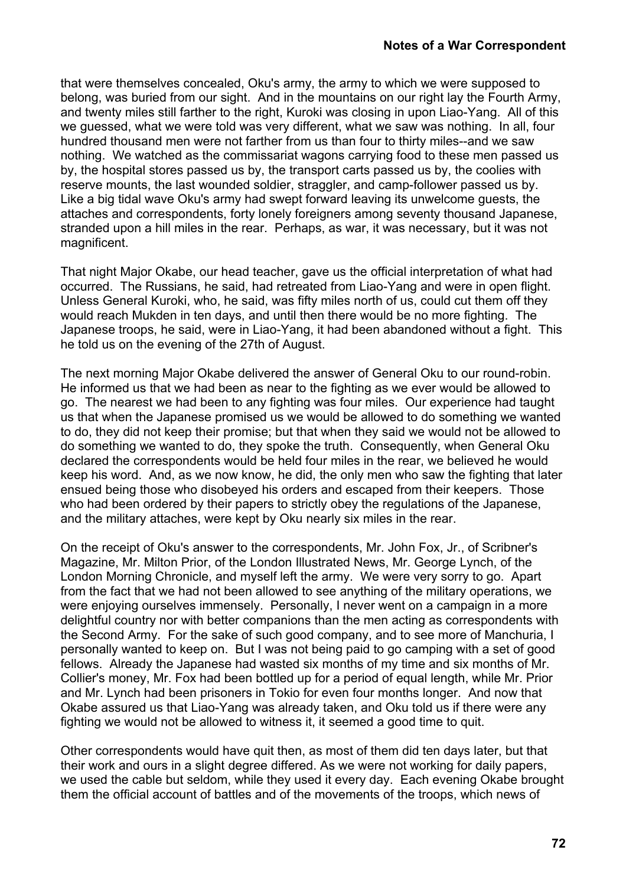that were themselves concealed, Oku's army, the army to which we were supposed to belong, was buried from our sight. And in the mountains on our right lay the Fourth Army, and twenty miles still farther to the right, Kuroki was closing in upon Liao-Yang. All of this we guessed, what we were told was very different, what we saw was nothing. In all, four hundred thousand men were not farther from us than four to thirty miles--and we saw nothing. We watched as the commissariat wagons carrying food to these men passed us by, the hospital stores passed us by, the transport carts passed us by, the coolies with reserve mounts, the last wounded soldier, straggler, and camp-follower passed us by. Like a big tidal wave Oku's army had swept forward leaving its unwelcome guests, the attaches and correspondents, forty lonely foreigners among seventy thousand Japanese, stranded upon a hill miles in the rear. Perhaps, as war, it was necessary, but it was not magnificent.

That night Major Okabe, our head teacher, gave us the official interpretation of what had occurred. The Russians, he said, had retreated from Liao-Yang and were in open flight. Unless General Kuroki, who, he said, was fifty miles north of us, could cut them off they would reach Mukden in ten days, and until then there would be no more fighting. The Japanese troops, he said, were in Liao-Yang, it had been abandoned without a fight. This he told us on the evening of the 27th of August.

The next morning Major Okabe delivered the answer of General Oku to our round-robin. He informed us that we had been as near to the fighting as we ever would be allowed to go. The nearest we had been to any fighting was four miles. Our experience had taught us that when the Japanese promised us we would be allowed to do something we wanted to do, they did not keep their promise; but that when they said we would not be allowed to do something we wanted to do, they spoke the truth. Consequently, when General Oku declared the correspondents would be held four miles in the rear, we believed he would keep his word. And, as we now know, he did, the only men who saw the fighting that later ensued being those who disobeyed his orders and escaped from their keepers. Those who had been ordered by their papers to strictly obey the regulations of the Japanese, and the military attaches, were kept by Oku nearly six miles in the rear.

On the receipt of Oku's answer to the correspondents, Mr. John Fox, Jr., of Scribner's Magazine, Mr. Milton Prior, of the London Illustrated News, Mr. George Lynch, of the London Morning Chronicle, and myself left the army. We were very sorry to go. Apart from the fact that we had not been allowed to see anything of the military operations, we were enjoying ourselves immensely. Personally, I never went on a campaign in a more delightful country nor with better companions than the men acting as correspondents with the Second Army. For the sake of such good company, and to see more of Manchuria, I personally wanted to keep on. But I was not being paid to go camping with a set of good fellows. Already the Japanese had wasted six months of my time and six months of Mr. Collier's money, Mr. Fox had been bottled up for a period of equal length, while Mr. Prior and Mr. Lynch had been prisoners in Tokio for even four months longer. And now that Okabe assured us that Liao-Yang was already taken, and Oku told us if there were any fighting we would not be allowed to witness it, it seemed a good time to quit.

Other correspondents would have quit then, as most of them did ten days later, but that their work and ours in a slight degree differed. As we were not working for daily papers, we used the cable but seldom, while they used it every day. Each evening Okabe brought them the official account of battles and of the movements of the troops, which news of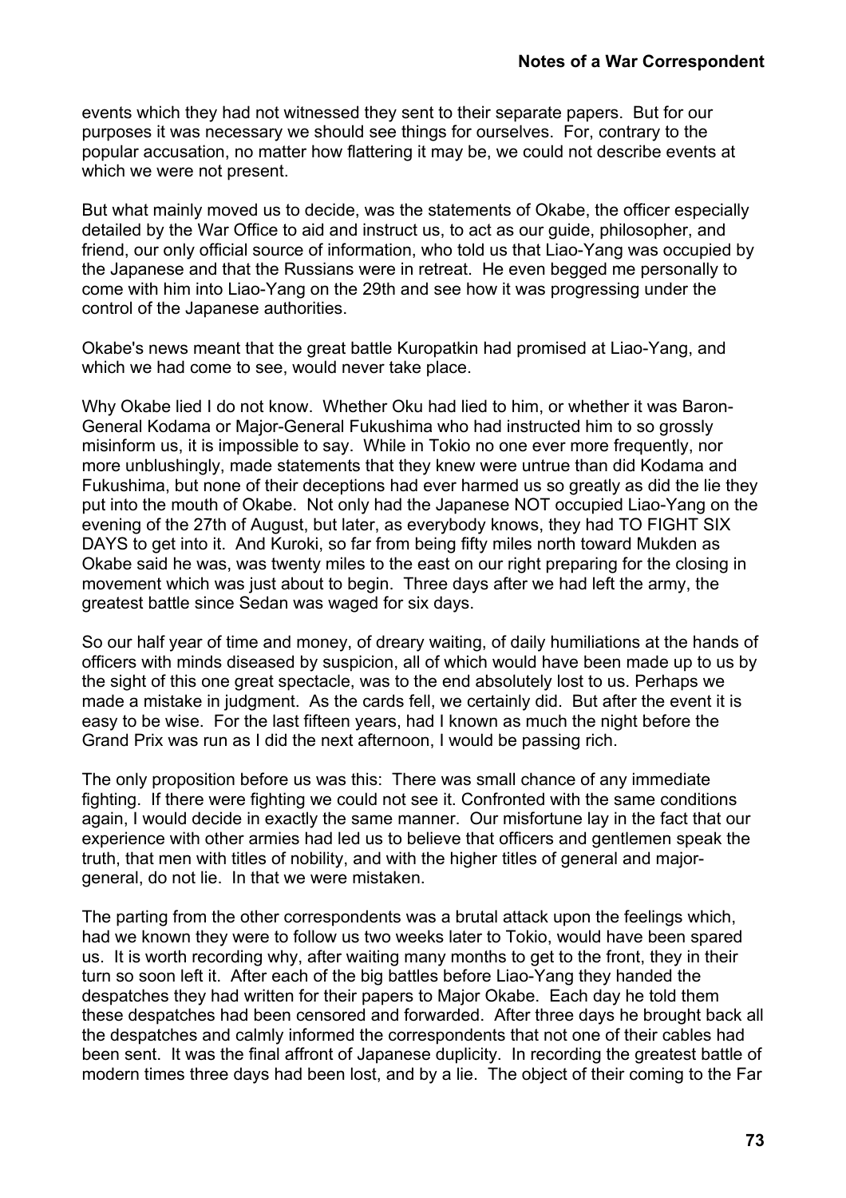events which they had not witnessed they sent to their separate papers. But for our purposes it was necessary we should see things for ourselves. For, contrary to the popular accusation, no matter how flattering it may be, we could not describe events at which we were not present.

But what mainly moved us to decide, was the statements of Okabe, the officer especially detailed by the War Office to aid and instruct us, to act as our guide, philosopher, and friend, our only official source of information, who told us that Liao-Yang was occupied by the Japanese and that the Russians were in retreat. He even begged me personally to come with him into Liao-Yang on the 29th and see how it was progressing under the control of the Japanese authorities.

Okabe's news meant that the great battle Kuropatkin had promised at Liao-Yang, and which we had come to see, would never take place.

Why Okabe lied I do not know. Whether Oku had lied to him, or whether it was Baron-General Kodama or Major-General Fukushima who had instructed him to so grossly misinform us, it is impossible to say. While in Tokio no one ever more frequently, nor more unblushingly, made statements that they knew were untrue than did Kodama and Fukushima, but none of their deceptions had ever harmed us so greatly as did the lie they put into the mouth of Okabe. Not only had the Japanese NOT occupied Liao-Yang on the evening of the 27th of August, but later, as everybody knows, they had TO FIGHT SIX DAYS to get into it. And Kuroki, so far from being fifty miles north toward Mukden as Okabe said he was, was twenty miles to the east on our right preparing for the closing in movement which was just about to begin. Three days after we had left the army, the greatest battle since Sedan was waged for six days.

So our half year of time and money, of dreary waiting, of daily humiliations at the hands of officers with minds diseased by suspicion, all of which would have been made up to us by the sight of this one great spectacle, was to the end absolutely lost to us. Perhaps we made a mistake in judgment. As the cards fell, we certainly did. But after the event it is easy to be wise. For the last fifteen years, had I known as much the night before the Grand Prix was run as I did the next afternoon, I would be passing rich.

The only proposition before us was this: There was small chance of any immediate fighting. If there were fighting we could not see it. Confronted with the same conditions again, I would decide in exactly the same manner. Our misfortune lay in the fact that our experience with other armies had led us to believe that officers and gentlemen speak the truth, that men with titles of nobility, and with the higher titles of general and major-general, do not lie. In that we were mistaken.

The parting from the other correspondents was a brutal attack upon the feelings which, had we known they were to follow us two weeks later to Tokio, would have been spared us. It is worth recording why, after waiting many months to get to the front, they in their turn so soon left it. After each of the big battles before Liao-Yang they handed the despatches they had written for their papers to Major Okabe. Each day he told them these despatches had been censored and forwarded. After three days he brought back all the despatches and calmly informed the correspondents that not one of their cables had been sent. It was the final affront of Japanese duplicity. In recording the greatest battle of modern times three days had been lost, and by a lie. The object of their coming to the Far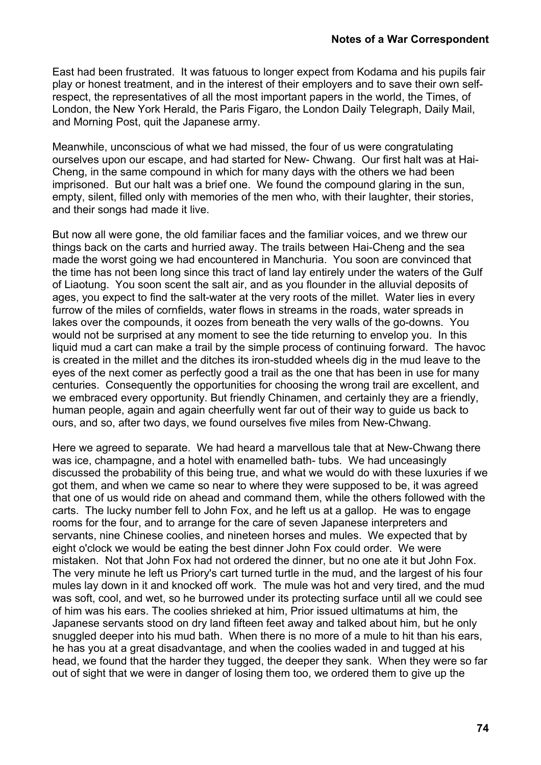East had been frustrated. It was fatuous to longer expect from Kodama and his pupils fair play or honest treatment, and in the interest of their employers and to save their own self-respect, the representatives of all the most important papers in the world, the Times, of London, the New York Herald, the Paris Figaro, the London Daily Telegraph, Daily Mail, and Morning Post, quit the Japanese army.

Meanwhile, unconscious of what we had missed, the four of us were congratulating ourselves upon our escape, and had started for New- Chwang. Our first halt was at Hai-Cheng, in the same compound in which for many days with the others we had been imprisoned. But our halt was a brief one. We found the compound glaring in the sun, empty, silent, filled only with memories of the men who, with their laughter, their stories, and their songs had made it live.

But now all were gone, the old familiar faces and the familiar voices, and we threw our things back on the carts and hurried away. The trails between Hai-Cheng and the sea made the worst going we had encountered in Manchuria. You soon are convinced that the time has not been long since this tract of land lay entirely under the waters of the Gulf of Liaotung. You soon scent the salt air, and as you flounder in the alluvial deposits of ages, you expect to find the salt-water at the very roots of the millet. Water lies in every furrow of the miles of cornfields, water flows in streams in the roads, water spreads in lakes over the compounds, it oozes from beneath the very walls of the go-downs. You would not be surprised at any moment to see the tide returning to envelop you. In this liquid mud a cart can make a trail by the simple process of continuing forward. The havoc is created in the millet and the ditches its iron-studded wheels dig in the mud leave to the eyes of the next comer as perfectly good a trail as the one that has been in use for many centuries. Consequently the opportunities for choosing the wrong trail are excellent, and we embraced every opportunity. But friendly Chinamen, and certainly they are a friendly, human people, again and again cheerfully went far out of their way to guide us back to ours, and so, after two days, we found ourselves five miles from New-Chwang.

Here we agreed to separate. We had heard a marvellous tale that at New-Chwang there was ice, champagne, and a hotel with enamelled bath- tubs. We had unceasingly discussed the probability of this being true, and what we would do with these luxuries if we got them, and when we came so near to where they were supposed to be, it was agreed that one of us would ride on ahead and command them, while the others followed with the carts. The lucky number fell to John Fox, and he left us at a gallop. He was to engage rooms for the four, and to arrange for the care of seven Japanese interpreters and servants, nine Chinese coolies, and nineteen horses and mules. We expected that by eight o'clock we would be eating the best dinner John Fox could order. We were mistaken. Not that John Fox had not ordered the dinner, but no one ate it but John Fox. The very minute he left us Priory's cart turned turtle in the mud, and the largest of his four mules lay down in it and knocked off work. The mule was hot and very tired, and the mud was soft, cool, and wet, so he burrowed under its protecting surface until all we could see of him was his ears. The coolies shrieked at him, Prior issued ultimatums at him, the Japanese servants stood on dry land fifteen feet away and talked about him, but he only snuggled deeper into his mud bath. When there is no more of a mule to hit than his ears, he has you at a great disadvantage, and when the coolies waded in and tugged at his head, we found that the harder they tugged, the deeper they sank. When they were so far out of sight that we were in danger of losing them too, we ordered them to give up the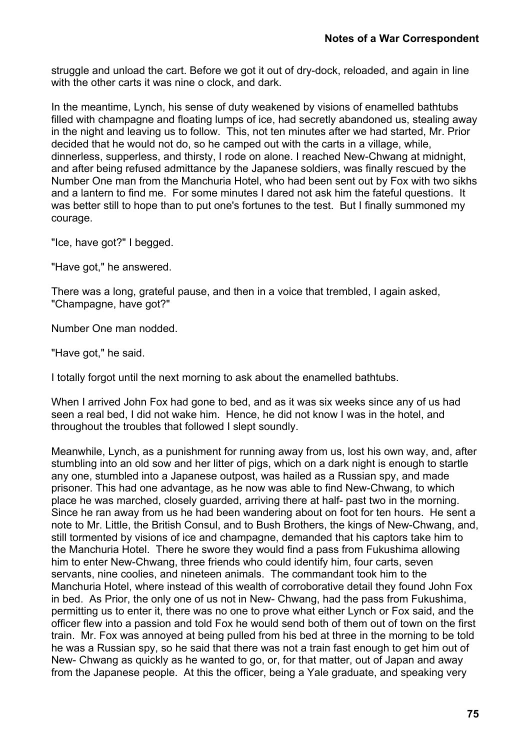struggle and unload the cart. Before we got it out of dry-dock, reloaded, and again in line with the other carts it was nine o clock, and dark.

In the meantime, Lynch, his sense of duty weakened by visions of enamelled bathtubs filled with champagne and floating lumps of ice, had secretly abandoned us, stealing away in the night and leaving us to follow. This, not ten minutes after we had started, Mr. Prior decided that he would not do, so he camped out with the carts in a village, while, dinnerless, supperless, and thirsty, I rode on alone. I reached New-Chwang at midnight, and after being refused admittance by the Japanese soldiers, was finally rescued by the Number One man from the Manchuria Hotel, who had been sent out by Fox with two sikhs and a lantern to find me. For some minutes I dared not ask him the fateful questions. It was better still to hope than to put one's fortunes to the test. But I finally summoned my courage.

"Ice, have got?" I begged.

"Have got," he answered.

There was a long, grateful pause, and then in a voice that trembled, I again asked, "Champagne, have got?"

Number One man nodded.

"Have got," he said.

I totally forgot until the next morning to ask about the enamelled bathtubs.

When I arrived John Fox had gone to bed, and as it was six weeks since any of us had seen a real bed, I did not wake him. Hence, he did not know I was in the hotel, and throughout the troubles that followed I slept soundly.

Meanwhile, Lynch, as a punishment for running away from us, lost his own way, and, after stumbling into an old sow and her litter of pigs, which on a dark night is enough to startle any one, stumbled into a Japanese outpost, was hailed as a Russian spy, and made prisoner. This had one advantage, as he now was able to find New-Chwang, to which place he was marched, closely guarded, arriving there at half- past two in the morning. Since he ran away from us he had been wandering about on foot for ten hours. He sent a note to Mr. Little, the British Consul, and to Bush Brothers, the kings of New-Chwang, and, still tormented by visions of ice and champagne, demanded that his captors take him to the Manchuria Hotel. There he swore they would find a pass from Fukushima allowing him to enter New-Chwang, three friends who could identify him, four carts, seven servants, nine coolies, and nineteen animals. The commandant took him to the Manchuria Hotel, where instead of this wealth of corroborative detail they found John Fox in bed. As Prior, the only one of us not in New- Chwang, had the pass from Fukushima, permitting us to enter it, there was no one to prove what either Lynch or Fox said, and the officer flew into a passion and told Fox he would send both of them out of town on the first train. Mr. Fox was annoyed at being pulled from his bed at three in the morning to be told he was a Russian spy, so he said that there was not a train fast enough to get him out of New- Chwang as quickly as he wanted to go, or, for that matter, out of Japan and away from the Japanese people. At this the officer, being a Yale graduate, and speaking very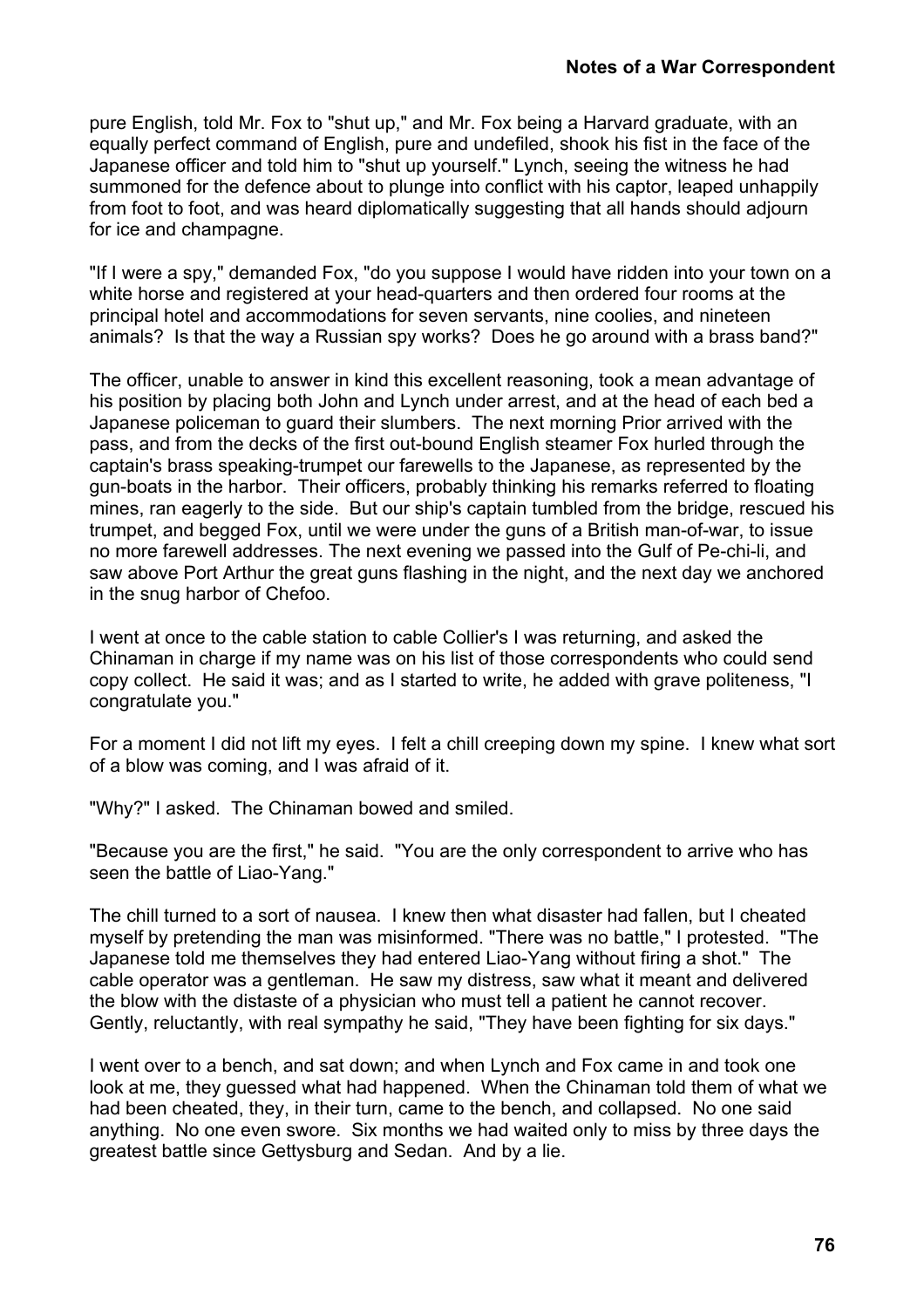pure English, told Mr. Fox to "shut up," and Mr. Fox being a Harvard graduate, with an equally perfect command of English, pure and undefiled, shook his fist in the face of the Japanese officer and told him to "shut up yourself." Lynch, seeing the witness he had summoned for the defence about to plunge into conflict with his captor, leaped unhappily from foot to foot, and was heard diplomatically suggesting that all hands should adjourn for ice and champagne.

"If I were a spy," demanded Fox, "do you suppose I would have ridden into your town on a white horse and registered at your head-quarters and then ordered four rooms at the principal hotel and accommodations for seven servants, nine coolies, and nineteen animals? Is that the way a Russian spy works? Does he go around with a brass band?"

The officer, unable to answer in kind this excellent reasoning, took a mean advantage of his position by placing both John and Lynch under arrest, and at the head of each bed a Japanese policeman to guard their slumbers. The next morning Prior arrived with the pass, and from the decks of the first out-bound English steamer Fox hurled through the captain's brass speaking-trumpet our farewells to the Japanese, as represented by the gun-boats in the harbor. Their officers, probably thinking his remarks referred to floating mines, ran eagerly to the side. But our ship's captain tumbled from the bridge, rescued his trumpet, and begged Fox, until we were under the guns of a British man-of-war, to issue no more farewell addresses. The next evening we passed into the Gulf of Pe-chi-li, and saw above Port Arthur the great guns flashing in the night, and the next day we anchored in the snug harbor of Chefoo.

I went at once to the cable station to cable Collier's I was returning, and asked the Chinaman in charge if my name was on his list of those correspondents who could send copy collect. He said it was; and as I started to write, he added with grave politeness, "I congratulate you."

For a moment I did not lift my eyes. I felt a chill creeping down my spine. I knew what sort of a blow was coming, and I was afraid of it.

"Why?" I asked. The Chinaman bowed and smiled.

"Because you are the first," he said. "You are the only correspondent to arrive who has seen the battle of Liao-Yang."

The chill turned to a sort of nausea. I knew then what disaster had fallen, but I cheated myself by pretending the man was misinformed. "There was no battle," I protested. "The Japanese told me themselves they had entered Liao-Yang without firing a shot." The cable operator was a gentleman. He saw my distress, saw what it meant and delivered the blow with the distaste of a physician who must tell a patient he cannot recover. Gently, reluctantly, with real sympathy he said, "They have been fighting for six days."

I went over to a bench, and sat down; and when Lynch and Fox came in and took one look at me, they guessed what had happened. When the Chinaman told them of what we had been cheated, they, in their turn, came to the bench, and collapsed. No one said anything. No one even swore. Six months we had waited only to miss by three days the greatest battle since Gettysburg and Sedan. And by a lie.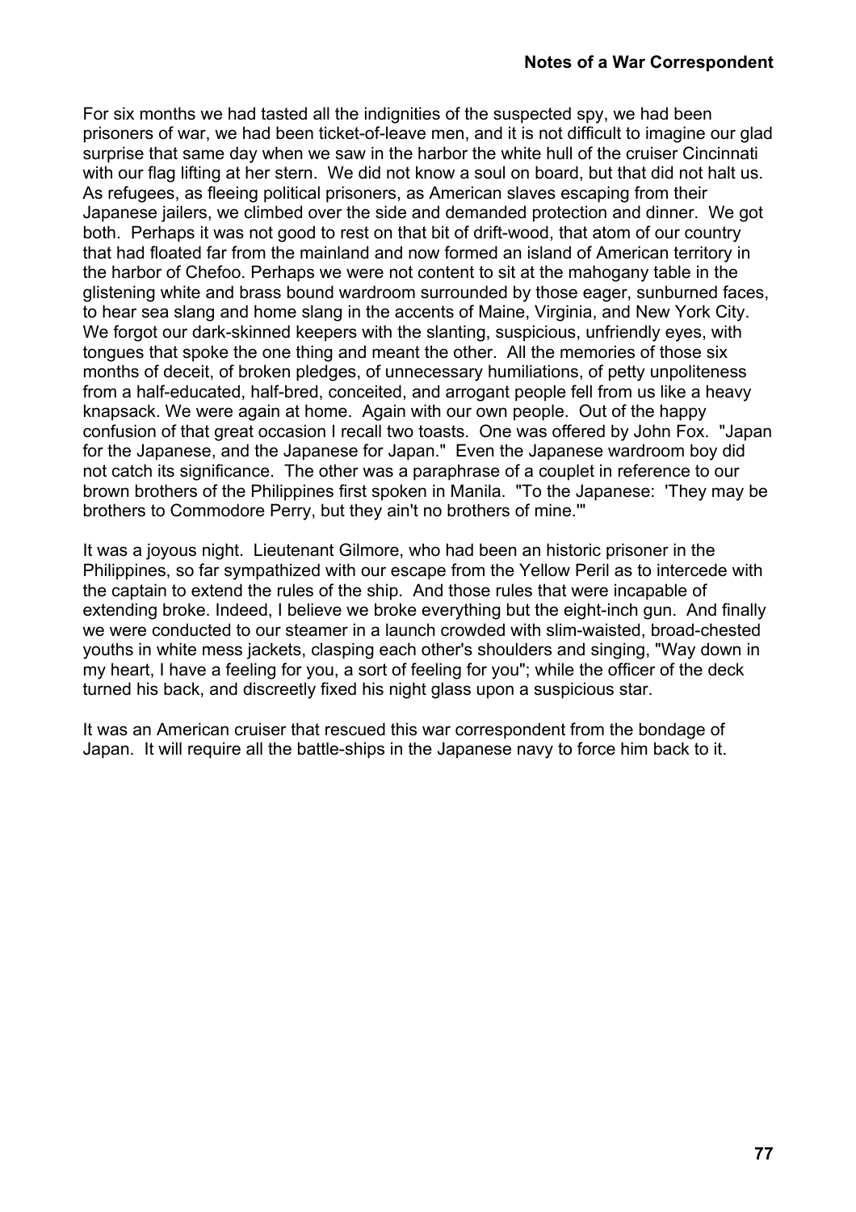For six months we had tasted all the indignities of the suspected spy, we had been prisoners of war, we had been ticket-of-leave men, and it is not difficult to imagine our glad surprise that same day when we saw in the harbor the white hull of the cruiser Cincinnati with our flag lifting at her stern. We did not know a soul on board, but that did not halt us. As refugees, as fleeing political prisoners, as American slaves escaping from their Japanese jailers, we climbed over the side and demanded protection and dinner. We got both. Perhaps it was not good to rest on that bit of drift-wood, that atom of our country that had floated far from the mainland and now formed an island of American territory in the harbor of Chefoo. Perhaps we were not content to sit at the mahogany table in the glistening white and brass bound wardroom surrounded by those eager, sunburned faces, to hear sea slang and home slang in the accents of Maine, Virginia, and New York City. We forgot our dark-skinned keepers with the slanting, suspicious, unfriendly eyes, with tongues that spoke the one thing and meant the other. All the memories of those six months of deceit, of broken pledges, of unnecessary humiliations, of petty unpoliteness from a half-educated, half-bred, conceited, and arrogant people fell from us like a heavy knapsack. We were again at home. Again with our own people. Out of the happy confusion of that great occasion I recall two toasts. One was offered by John Fox. "Japan for the Japanese, and the Japanese for Japan." Even the Japanese wardroom boy did not catch its significance. The other was a paraphrase of a couplet in reference to our brown brothers of the Philippines first spoken in Manila. "To the Japanese: 'They may be brothers to Commodore Perry, but they ain't no brothers of mine.'"

It was a joyous night. Lieutenant Gilmore, who had been an historic prisoner in the Philippines, so far sympathized with our escape from the Yellow Peril as to intercede with the captain to extend the rules of the ship. And those rules that were incapable of extending broke. Indeed, I believe we broke everything but the eight-inch gun. And finally we were conducted to our steamer in a launch crowded with slim-waisted, broad-chested youths in white mess jackets, clasping each other's shoulders and singing, "Way down in my heart, I have a feeling for you, a sort of feeling for you"; while the officer of the deck turned his back, and discreetly fixed his night glass upon a suspicious star.

It was an American cruiser that rescued this war correspondent from the bondage of Japan. It will require all the battle-ships in the Japanese navy to force him back to it.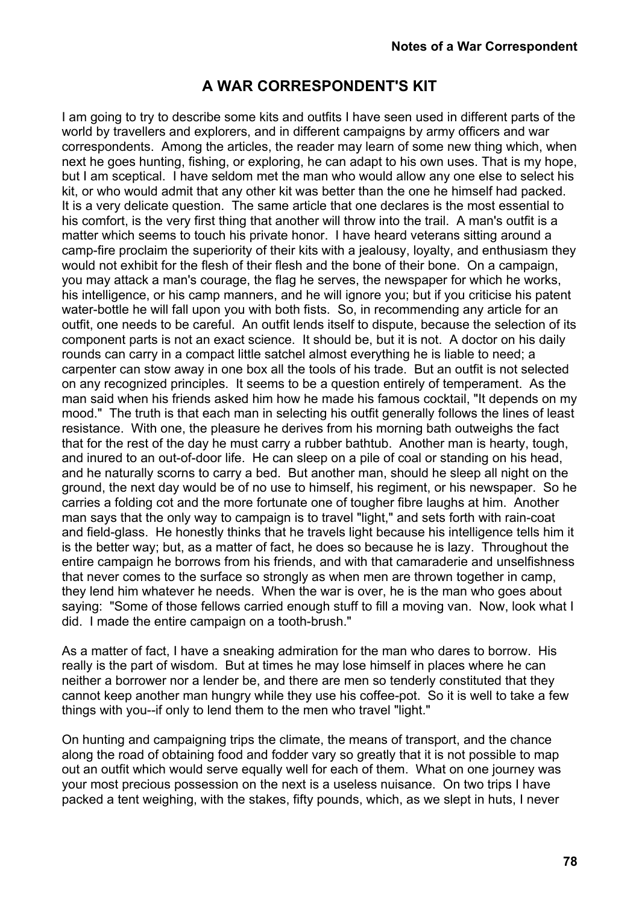## A WAR CORRESPONDENT'S KIT

I am going to try to describe some kits and outfits I have seen used in different parts of the world by travellers and explorers, and in different campaigns by army officers and war correspondents. Among the articles, the reader may learn of some new thing which, when next he goes hunting, fishing, or exploring, he can adapt to his own uses. That is my hope, but I am sceptical. I have seldom met the man who would allow any one else to select his kit, or who would admit that any other kit was better than the one he himself had packed. It is a very delicate question. The same article that one declares is the most essential to his comfort, is the very first thing that another will throw into the trail. A man's outfit is a matter which seems to touch his private honor. I have heard veterans sitting around a camp-fire proclaim the superiority of their kits with a jealousy, loyalty, and enthusiasm they would not exhibit for the flesh of their flesh and the bone of their bone. On a campaign, you may attack a man's courage, the flag he serves, the newspaper for which he works, his intelligence, or his camp manners, and he will ignore you; but if you criticise his patent water-bottle he will fall upon you with both fists. So, in recommending any article for an outfit, one needs to be careful. An outfit lends itself to dispute, because the selection of its component parts is not an exact science. It should be, but it is not. A doctor on his daily rounds can carry in a compact little satchel almost everything he is liable to need; a carpenter can stow away in one box all the tools of his trade. But an outfit is not selected on any recognized principles. It seems to be a question entirely of temperament. As the man said when his friends asked him how he made his famous cocktail, "It depends on my mood." The truth is that each man in selecting his outfit generally follows the lines of least resistance. With one, the pleasure he derives from his morning bath outweighs the fact that for the rest of the day he must carry a rubber bathtub. Another man is hearty, tough, and inured to an out-of-door life. He can sleep on a pile of coal or standing on his head, and he naturally scorns to carry a bed. But another man, should he sleep all night on the ground, the next day would be of no use to himself, his regiment, or his newspaper. So he carries a folding cot and the more fortunate one of tougher fibre laughs at him. Another man says that the only way to campaign is to travel "light," and sets forth with rain-coat and field-glass. He honestly thinks that he travels light because his intelligence tells him it is the better way; but, as a matter of fact, he does so because he is lazy. Throughout the entire campaign he borrows from his friends, and with that camaraderie and unselfishness that never comes to the surface so strongly as when men are thrown together in camp, they lend him whatever he needs. When the war is over, he is the man who goes about saying: "Some of those fellows carried enough stuff to fill a moving van. Now, look what I did. I made the entire campaign on a tooth-brush."

As a matter of fact, I have a sneaking admiration for the man who dares to borrow. His really is the part of wisdom. But at times he may lose himself in places where he can neither a borrower nor a lender be, and there are men so tenderly constituted that they cannot keep another man hungry while they use his coffee-pot. So it is well to take a few things with you--if only to lend them to the men who travel "light."

On hunting and campaigning trips the climate, the means of transport, and the chance along the road of obtaining food and fodder vary so greatly that it is not possible to map out an outfit which would serve equally well for each of them. What on one journey was your most precious possession on the next is a useless nuisance. On two trips I have packed a tent weighing, with the stakes, fifty pounds, which, as we slept in huts, I never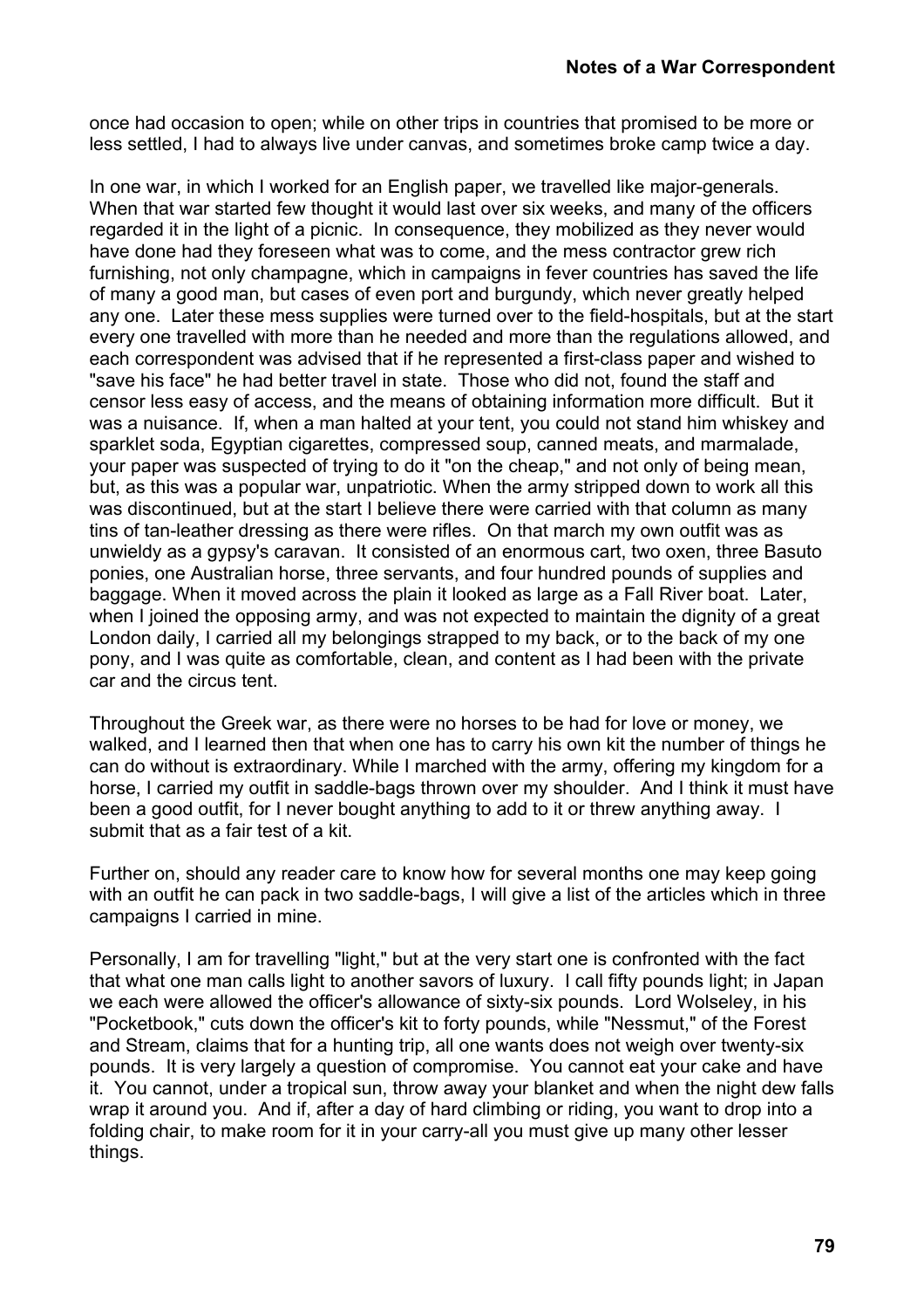once had occasion to open; while on other trips in countries that promised to be more or less settled, I had to always live under canvas, and sometimes broke camp twice a day.

In one war, in which I worked for an English paper, we travelled like major-generals. When that war started few thought it would last over six weeks, and many of the officers regarded it in the light of a picnic. In consequence, they mobilized as they never would have done had they foreseen what was to come, and the mess contractor grew rich furnishing, not only champagne, which in campaigns in fever countries has saved the life of many a good man, but cases of even port and burgundy, which never greatly helped any one. Later these mess supplies were turned over to the field-hospitals, but at the start every one travelled with more than he needed and more than the regulations allowed, and each correspondent was advised that if he represented a first-class paper and wished to "save his face" he had better travel in state. Those who did not, found the staff and censor less easy of access, and the means of obtaining information more difficult. But it was a nuisance. If, when a man halted at your tent, you could not stand him whiskey and sparklet soda, Egyptian cigarettes, compressed soup, canned meats, and marmalade, your paper was suspected of trying to do it "on the cheap," and not only of being mean, but, as this was a popular war, unpatriotic. When the army stripped down to work all this was discontinued, but at the start I believe there were carried with that column as many tins of tan-leather dressing as there were rifles. On that march my own outfit was as unwieldy as a gypsy's caravan. It consisted of an enormous cart, two oxen, three Basuto ponies, one Australian horse, three servants, and four hundred pounds of supplies and baggage. When it moved across the plain it looked as large as a Fall River boat. Later, when I joined the opposing army, and was not expected to maintain the dignity of a great London daily, I carried all my belongings strapped to my back, or to the back of my one pony, and I was quite as comfortable, clean, and content as I had been with the private car and the circus tent.

Throughout the Greek war, as there were no horses to be had for love or money, we walked, and I learned then that when one has to carry his own kit the number of things he can do without is extraordinary. While I marched with the army, offering my kingdom for a horse, I carried my outfit in saddle-bags thrown over my shoulder. And I think it must have been a good outfit, for I never bought anything to add to it or threw anything away. I submit that as a fair test of a kit.

Further on, should any reader care to know how for several months one may keep going with an outfit he can pack in two saddle-bags, I will give a list of the articles which in three campaigns I carried in mine.

Personally, I am for travelling "light," but at the very start one is confronted with the fact that what one man calls light to another savors of luxury. I call fifty pounds light; in Japan we each were allowed the officer's allowance of sixty-six pounds. Lord Wolseley, in his "Pocketbook," cuts down the officer's kit to forty pounds, while "Nessmut," of the Forest and Stream, claims that for a hunting trip, all one wants does not weigh over twenty-six pounds. It is very largely a question of compromise. You cannot eat your cake and have it. You cannot, under a tropical sun, throw away your blanket and when the night dew falls wrap it around you. And if, after a day of hard climbing or riding, you want to drop into a folding chair, to make room for it in your carry-all you must give up many other lesser things.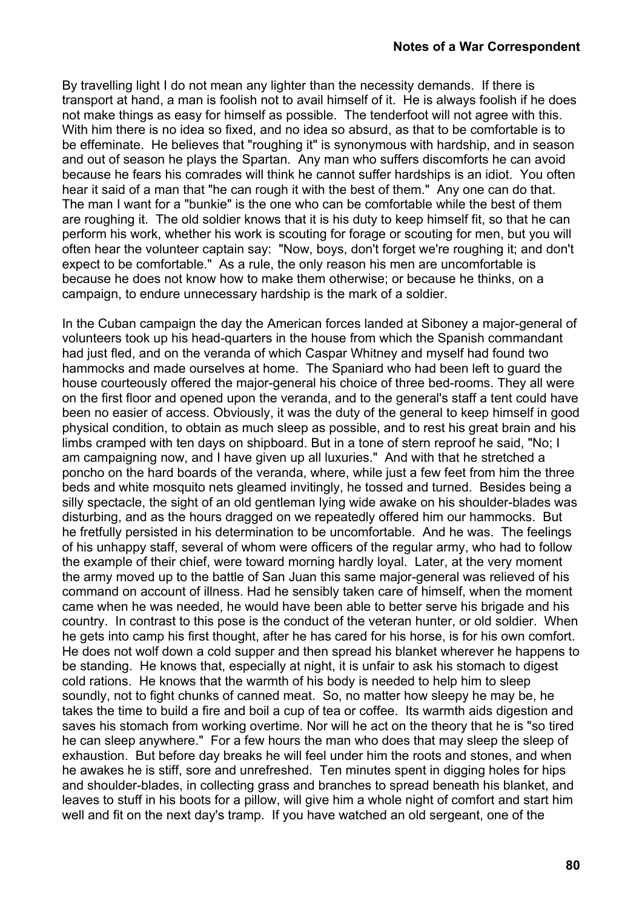By travelling light I do not mean any lighter than the necessity demands. If there is transport at hand, a man is foolish not to avail himself of it. He is always foolish if he does not make things as easy for himself as possible. The tenderfoot will not agree with this. With him there is no idea so fixed, and no idea so absurd, as that to be comfortable is to be effeminate. He believes that "roughing it" is synonymous with hardship, and in season and out of season he plays the Spartan. Any man who suffers discomforts he can avoid because he fears his comrades will think he cannot suffer hardships is an idiot. You often hear it said of a man that "he can rough it with the best of them." Any one can do that. The man I want for a "bunkie" is the one who can be comfortable while the best of them are roughing it. The old soldier knows that it is his duty to keep himself fit, so that he can perform his work, whether his work is scouting for forage or scouting for men, but you will often hear the volunteer captain say: "Now, boys, don't forget we're roughing it; and don't expect to be comfortable." As a rule, the only reason his men are uncomfortable is because he does not know how to make them otherwise; or because he thinks, on a campaign, to endure unnecessary hardship is the mark of a soldier.

In the Cuban campaign the day the American forces landed at Siboney a major-general of volunteers took up his head-quarters in the house from which the Spanish commandant had just fled, and on the veranda of which Caspar Whitney and myself had found two hammocks and made ourselves at home. The Spaniard who had been left to guard the house courteously offered the major-general his choice of three bed-rooms. They all were on the first floor and opened upon the veranda, and to the general's staff a tent could have been no easier of access. Obviously, it was the duty of the general to keep himself in good physical condition, to obtain as much sleep as possible, and to rest his great brain and his limbs cramped with ten days on shipboard. But in a tone of stern reproof he said, "No; I am campaigning now, and I have given up all luxuries." And with that he stretched a poncho on the hard boards of the veranda, where, while just a few feet from him the three beds and white mosquito nets gleamed invitingly, he tossed and turned. Besides being a silly spectacle, the sight of an old gentleman lying wide awake on his shoulder-blades was disturbing, and as the hours dragged on we repeatedly offered him our hammocks. But he fretfully persisted in his determination to be uncomfortable. And he was. The feelings of his unhappy staff, several of whom were officers of the regular army, who had to follow the example of their chief, were toward morning hardly loyal. Later, at the very moment the army moved up to the battle of San Juan this same major-general was relieved of his command on account of illness. Had he sensibly taken care of himself, when the moment came when he was needed, he would have been able to better serve his brigade and his country. In contrast to this pose is the conduct of the veteran hunter, or old soldier. When he gets into camp his first thought, after he has cared for his horse, is for his own comfort. He does not wolf down a cold supper and then spread his blanket wherever he happens to be standing. He knows that, especially at night, it is unfair to ask his stomach to digest cold rations. He knows that the warmth of his body is needed to help him to sleep soundly, not to fight chunks of canned meat. So, no matter how sleepy he may be, he takes the time to build a fire and boil a cup of tea or coffee. Its warmth aids digestion and saves his stomach from working overtime. Nor will he act on the theory that he is "so tired he can sleep anywhere." For a few hours the man who does that may sleep the sleep of exhaustion. But before day breaks he will feel under him the roots and stones, and when he awakes he is stiff, sore and unrefreshed. Ten minutes spent in digging holes for hips and shoulder-blades, in collecting grass and branches to spread beneath his blanket, and leaves to stuff in his boots for a pillow, will give him a whole night of comfort and start him well and fit on the next day's tramp. If you have watched an old sergeant, one of the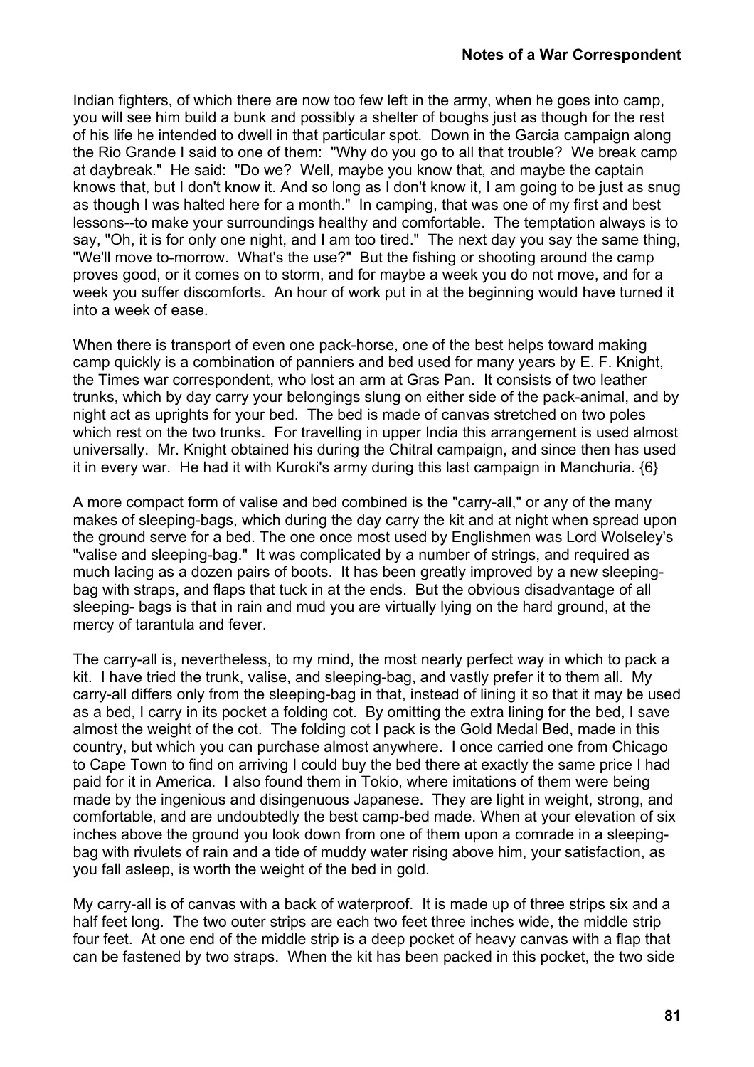Indian fighters, of which there are now too few left in the army, when he goes into camp, you will see him build a bunk and possibly a shelter of boughs just as though for the rest of his life he intended to dwell in that particular spot. Down in the Garcia campaign along the Rio Grande I said to one of them: "Why do you go to all that trouble? We break camp at daybreak." He said: "Do we? Well, maybe you know that, and maybe the captain knows that, but I don't know it. And so long as I don't know it, I am going to be just as snug as though I was halted here for a month." In camping, that was one of my first and best lessons--to make your surroundings healthy and comfortable. The temptation always is to say, "Oh, it is for only one night, and I am too tired." The next day you say the same thing, "We'll move to-morrow. What's the use?" But the fishing or shooting around the camp proves good, or it comes on to storm, and for maybe a week you do not move, and for a week you suffer discomforts. An hour of work put in at the beginning would have turned it into a week of ease.

When there is transport of even one pack-horse, one of the best helps toward making camp quickly is a combination of panniers and bed used for many years by E. F. Knight, the Times war correspondent, who lost an arm at Gras Pan. It consists of two leather trunks, which by day carry your belongings slung on either side of the pack-animal, and by night act as uprights for your bed. The bed is made of canvas stretched on two poles which rest on the two trunks. For travelling in upper India this arrangement is used almost universally. Mr. Knight obtained his during the Chitral campaign, and since then has used it in every war. He had it with Kuroki's army during this last campaign in Manchuria. {6}

A more compact form of valise and bed combined is the "carry-all," or any of the many makes of sleeping-bags, which during the day carry the kit and at night when spread upon the ground serve for a bed. The one once most used by Englishmen was Lord Wolseley's "valise and sleeping-bag." It was complicated by a number of strings, and required as much lacing as a dozen pairs of boots. It has been greatly improved by a new sleeping-bag with straps, and flaps that tuck in at the ends. But the obvious disadvantage of all sleeping- bags is that in rain and mud you are virtually lying on the hard ground, at the mercy of tarantula and fever.

The carry-all is, nevertheless, to my mind, the most nearly perfect way in which to pack a kit. I have tried the trunk, valise, and sleeping-bag, and vastly prefer it to them all. My carry-all differs only from the sleeping-bag in that, instead of lining it so that it may be used as a bed, I carry in its pocket a folding cot. By omitting the extra lining for the bed, I save almost the weight of the cot. The folding cot I pack is the Gold Medal Bed, made in this country, but which you can purchase almost anywhere. I once carried one from Chicago to Cape Town to find on arriving I could buy the bed there at exactly the same price I had paid for it in America. I also found them in Tokio, where imitations of them were being made by the ingenious and disingenuous Japanese. They are light in weight, strong, and comfortable, and are undoubtedly the best camp-bed made. When at your elevation of six inches above the ground you look down from one of them upon a comrade in a sleeping-bag with rivulets of rain and a tide of muddy water rising above him, your satisfaction, as you fall asleep, is worth the weight of the bed in gold.

My carry-all is of canvas with a back of waterproof. It is made up of three strips six and a half feet long. The two outer strips are each two feet three inches wide, the middle strip four feet. At one end of the middle strip is a deep pocket of heavy canvas with a flap that can be fastened by two straps. When the kit has been packed in this pocket, the two side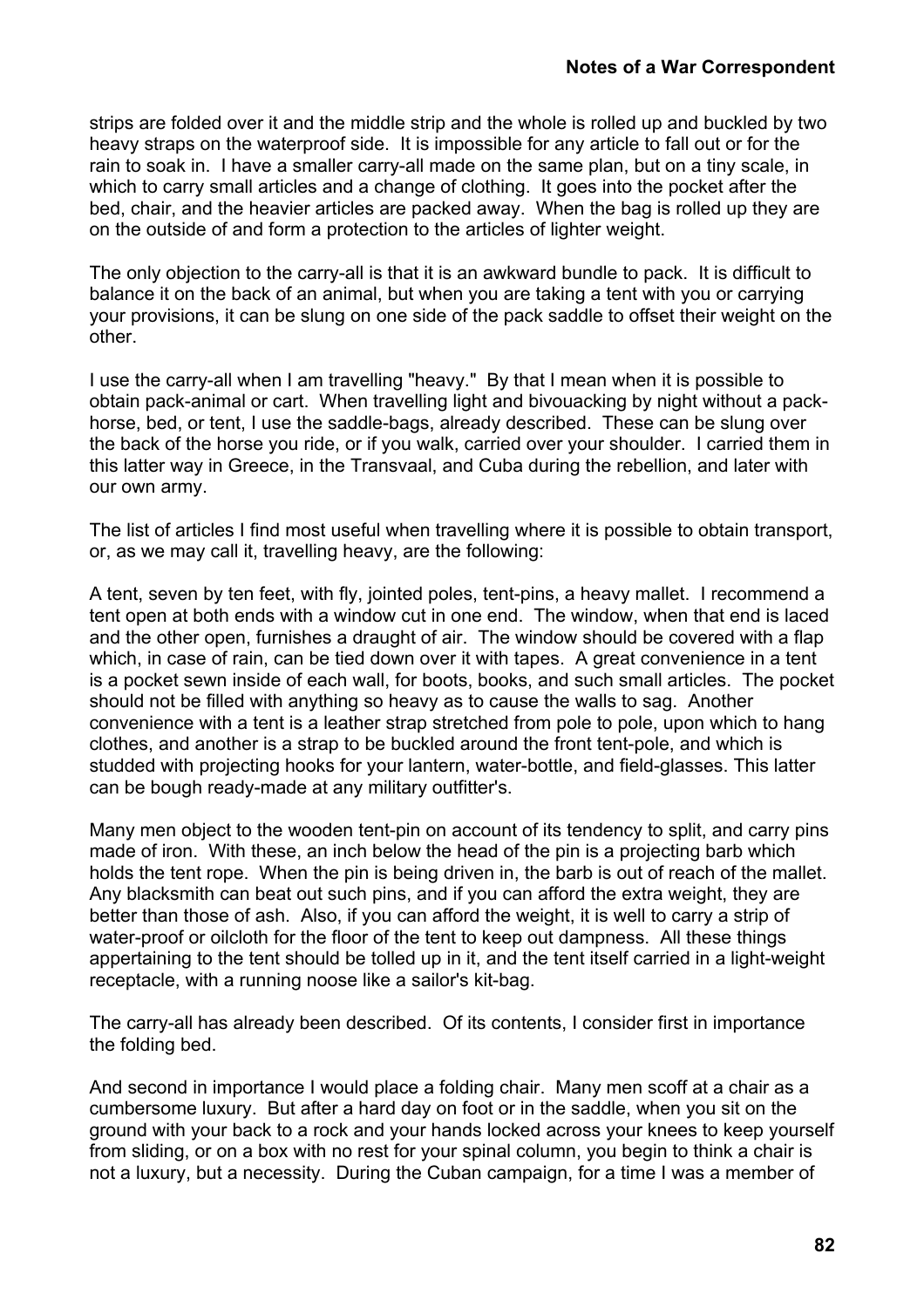strips are folded over it and the middle strip and the whole is rolled up and buckled by two heavy straps on the waterproof side. It is impossible for any article to fall out or for the rain to soak in. I have a smaller carry-all made on the same plan, but on a tiny scale, in which to carry small articles and a change of clothing. It goes into the pocket after the bed, chair, and the heavier articles are packed away. When the bag is rolled up they are on the outside of and form a protection to the articles of lighter weight.

The only objection to the carry-all is that it is an awkward bundle to pack. It is difficult to balance it on the back of an animal, but when you are taking a tent with you or carrying your provisions, it can be slung on one side of the pack saddle to offset their weight on the other.

I use the carry-all when I am travelling "heavy." By that I mean when it is possible to obtain pack-animal or cart. When travelling light and bivouacking by night without a pack-horse, bed, or tent, I use the saddle-bags, already described. These can be slung over the back of the horse you ride, or if you walk, carried over your shoulder. I carried them in this latter way in Greece, in the Transvaal, and Cuba during the rebellion, and later with our own army.

The list of articles I find most useful when travelling where it is possible to obtain transport, or, as we may call it, travelling heavy, are the following:

A tent, seven by ten feet, with fly, jointed poles, tent-pins, a heavy mallet. I recommend a tent open at both ends with a window cut in one end. The window, when that end is laced and the other open, furnishes a draught of air. The window should be covered with a flap which, in case of rain, can be tied down over it with tapes. A great convenience in a tent is a pocket sewn inside of each wall, for boots, books, and such small articles. The pocket should not be filled with anything so heavy as to cause the walls to sag. Another convenience with a tent is a leather strap stretched from pole to pole, upon which to hang clothes, and another is a strap to be buckled around the front tent-pole, and which is studded with projecting hooks for your lantern, water-bottle, and field-glasses. This latter can be bough ready-made at any military outfitter's.

Many men object to the wooden tent-pin on account of its tendency to split, and carry pins made of iron. With these, an inch below the head of the pin is a projecting barb which holds the tent rope. When the pin is being driven in, the barb is out of reach of the mallet. Any blacksmith can beat out such pins, and if you can afford the extra weight, they are better than those of ash. Also, if you can afford the weight, it is well to carry a strip of water-proof or oilcloth for the floor of the tent to keep out dampness. All these things appertaining to the tent should be tolled up in it, and the tent itself carried in a light-weight receptacle, with a running noose like a sailor's kit-bag.

The carry-all has already been described. Of its contents, I consider first in importance the folding bed.

And second in importance I would place a folding chair. Many men scoff at a chair as a cumbersome luxury. But after a hard day on foot or in the saddle, when you sit on the ground with your back to a rock and your hands locked across your knees to keep yourself from sliding, or on a box with no rest for your spinal column, you begin to think a chair is not a luxury, but a necessity. During the Cuban campaign, for a time I was a member of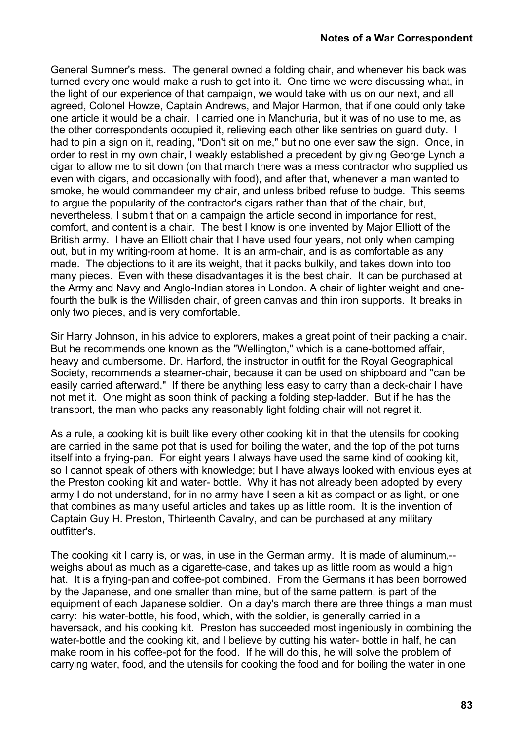General Sumner's mess. The general owned a folding chair, and whenever his back was turned every one would make a rush to get into it. One time we were discussing what, in the light of our experience of that campaign, we would take with us on our next, and all agreed, Colonel Howze, Captain Andrews, and Major Harmon, that if one could only take one article it would be a chair. I carried one in Manchuria, but it was of no use to me, as the other correspondents occupied it, relieving each other like sentries on guard duty. I had to pin a sign on it, reading, "Don't sit on me," but no one ever saw the sign. Once, in order to rest in my own chair, I weakly established a precedent by giving George Lynch a cigar to allow me to sit down (on that march there was a mess contractor who supplied us even with cigars, and occasionally with food), and after that, whenever a man wanted to smoke, he would commandeer my chair, and unless bribed refuse to budge. This seems to argue the popularity of the contractor's cigars rather than that of the chair, but, nevertheless, I submit that on a campaign the article second in importance for rest, comfort, and content is a chair. The best I know is one invented by Major Elliott of the British army. I have an Elliott chair that I have used four years, not only when camping out, but in my writing-room at home. It is an arm-chair, and is as comfortable as any made. The objections to it are its weight, that it packs bulkily, and takes down into too many pieces. Even with these disadvantages it is the best chair. It can be purchased at the Army and Navy and Anglo-Indian stores in London. A chair of lighter weight and one-fourth the bulk is the Willisden chair, of green canvas and thin iron supports. It breaks in only two pieces, and is very comfortable.

Sir Harry Johnson, in his advice to explorers, makes a great point of their packing a chair. But he recommends one known as the "Wellington," which is a cane-bottomed affair, heavy and cumbersome. Dr. Harford, the instructor in outfit for the Royal Geographical Society, recommends a steamer-chair, because it can be used on shipboard and "can be easily carried afterward." If there be anything less easy to carry than a deck-chair I have not met it. One might as soon think of packing a folding step-ladder. But if he has the transport, the man who packs any reasonably light folding chair will not regret it.

As a rule, a cooking kit is built like every other cooking kit in that the utensils for cooking are carried in the same pot that is used for boiling the water, and the top of the pot turns itself into a frying-pan. For eight years I always have used the same kind of cooking kit, so I cannot speak of others with knowledge; but I have always looked with envious eyes at the Preston cooking kit and water- bottle. Why it has not already been adopted by every army I do not understand, for in no army have I seen a kit as compact or as light, or one that combines as many useful articles and takes up as little room. It is the invention of Captain Guy H. Preston, Thirteenth Cavalry, and can be purchased at any military outfitter's.

The cooking kit I carry is, or was, in use in the German army. It is made of aluminum,--weighs about as much as a cigarette-case, and takes up as little room as would a high hat. It is a frying-pan and coffee-pot combined. From the Germans it has been borrowed by the Japanese, and one smaller than mine, but of the same pattern, is part of the equipment of each Japanese soldier. On a day's march there are three things a man must carry: his water-bottle, his food, which, with the soldier, is generally carried in a haversack, and his cooking kit. Preston has succeeded most ingeniously in combining the water-bottle and the cooking kit, and I believe by cutting his water- bottle in half, he can make room in his coffee-pot for the food. If he will do this, he will solve the problem of carrying water, food, and the utensils for cooking the food and for boiling the water in one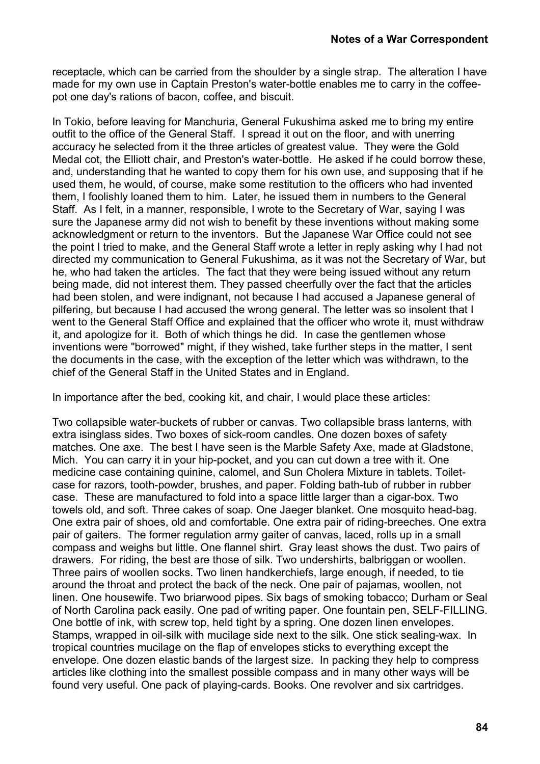receptacle, which can be carried from the shoulder by a single strap. The alteration I have made for my own use in Captain Preston's water-bottle enables me to carry in the coffee-pot one day's rations of bacon, coffee, and biscuit.

In Tokio, before leaving for Manchuria, General Fukushima asked me to bring my entire outfit to the office of the General Staff. I spread it out on the floor, and with unerring accuracy he selected from it the three articles of greatest value. They were the Gold Medal cot, the Elliott chair, and Preston's water-bottle. He asked if he could borrow these, and, understanding that he wanted to copy them for his own use, and supposing that if he used them, he would, of course, make some restitution to the officers who had invented them, I foolishly loaned them to him. Later, he issued them in numbers to the General Staff. As I felt, in a manner, responsible, I wrote to the Secretary of War, saying I was sure the Japanese army did not wish to benefit by these inventions without making some acknowledgment or return to the inventors. But the Japanese War Office could not see the point I tried to make, and the General Staff wrote a letter in reply asking why I had not directed my communication to General Fukushima, as it was not the Secretary of War, but he, who had taken the articles. The fact that they were being issued without any return being made, did not interest them. They passed cheerfully over the fact that the articles had been stolen, and were indignant, not because I had accused a Japanese general of pilfering, but because I had accused the wrong general. The letter was so insolent that I went to the General Staff Office and explained that the officer who wrote it, must withdraw it, and apologize for it. Both of which things he did. In case the gentlemen whose inventions were "borrowed" might, if they wished, take further steps in the matter, I sent the documents in the case, with the exception of the letter which was withdrawn, to the chief of the General Staff in the United States and in England.

In importance after the bed, cooking kit, and chair, I would place these articles:

Two collapsible water-buckets of rubber or canvas. Two collapsible brass lanterns, with extra isinglass sides. Two boxes of sick-room candles. One dozen boxes of safety matches. One axe. The best I have seen is the Marble Safety Axe, made at Gladstone, Mich. You can carry it in your hip-pocket, and you can cut down a tree with it. One medicine case containing quinine, calomel, and Sun Cholera Mixture in tablets. Toilet-case for razors, tooth-powder, brushes, and paper. Folding bath-tub of rubber in rubber case. These are manufactured to fold into a space little larger than a cigar-box. Two towels old, and soft. Three cakes of soap. One Jaeger blanket. One mosquito head-bag. One extra pair of shoes, old and comfortable. One extra pair of riding-breeches. One extra pair of gaiters. The former regulation army gaiter of canvas, laced, rolls up in a small compass and weighs but little. One flannel shirt. Gray least shows the dust. Two pairs of drawers. For riding, the best are those of silk. Two undershirts, balbriggan or woollen. Three pairs of woollen socks. Two linen handkerchiefs, large enough, if needed, to tie around the throat and protect the back of the neck. One pair of pajamas, woollen, not linen. One housewife. Two briarwood pipes. Six bags of smoking tobacco; Durham or Seal of North Carolina pack easily. One pad of writing paper. One fountain pen, SELF-FILLING. One bottle of ink, with screw top, held tight by a spring. One dozen linen envelopes. Stamps, wrapped in oil-silk with mucilage side next to the silk. One stick sealing-wax. In tropical countries mucilage on the flap of envelopes sticks to everything except the envelope. One dozen elastic bands of the largest size. In packing they help to compress articles like clothing into the smallest possible compass and in many other ways will be found very useful. One pack of playing-cards. Books. One revolver and six cartridges.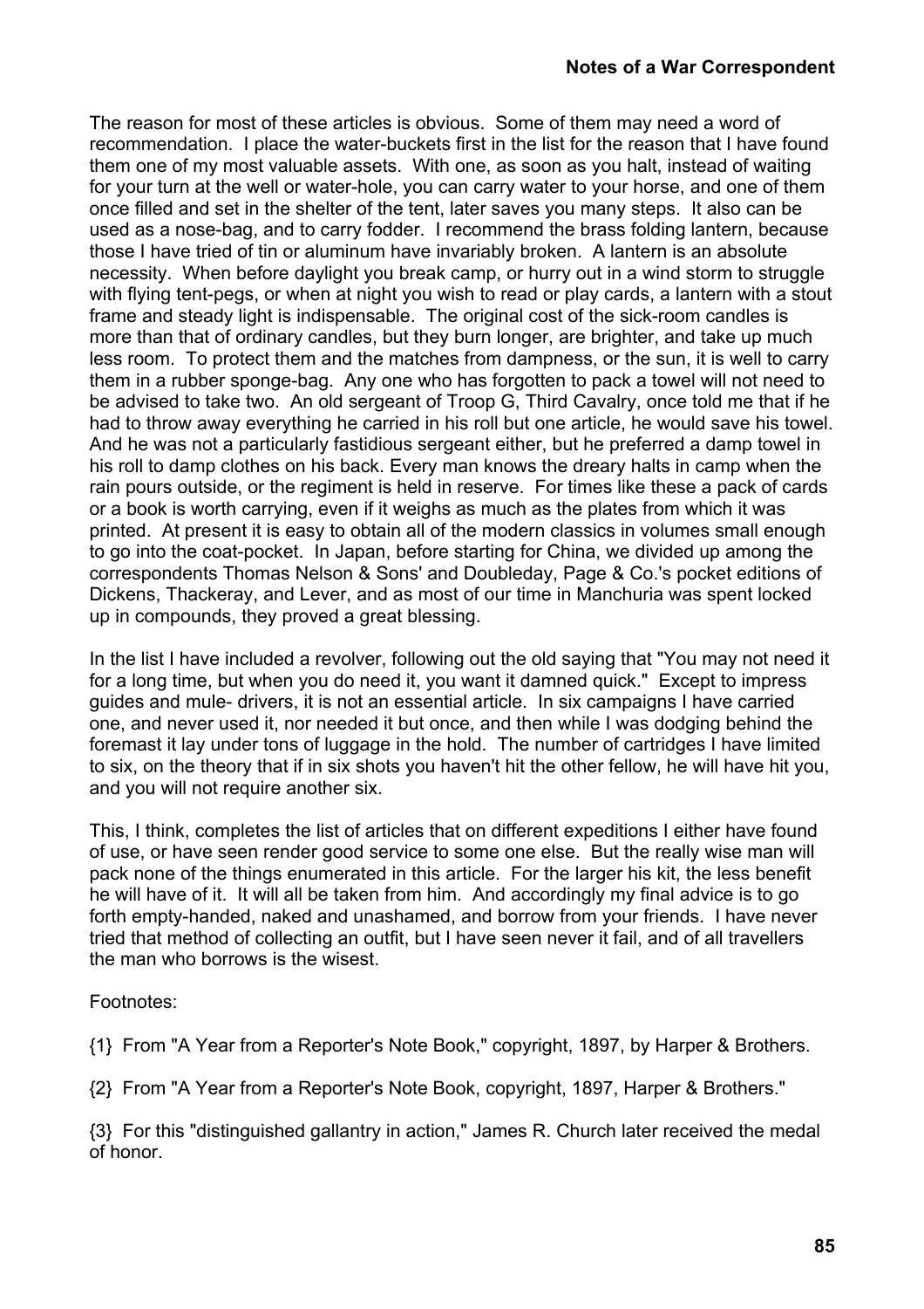The reason for most of these articles is obvious. Some of them may need a word of recommendation. I place the water-buckets first in the list for the reason that I have found them one of my most valuable assets. With one, as soon as you halt, instead of waiting for your turn at the well or water-hole, you can carry water to your horse, and one of them once filled and set in the shelter of the tent, later saves you many steps. It also can be used as a nose-bag, and to carry fodder. I recommend the brass folding lantern, because those I have tried of tin or aluminum have invariably broken. A lantern is an absolute necessity. When before daylight you break camp, or hurry out in a wind storm to struggle with flying tent-pegs, or when at night you wish to read or play cards, a lantern with a stout frame and steady light is indispensable. The original cost of the sick-room candles is more than that of ordinary candles, but they burn longer, are brighter, and take up much less room. To protect them and the matches from dampness, or the sun, it is well to carry them in a rubber sponge-bag. Any one who has forgotten to pack a towel will not need to be advised to take two. An old sergeant of Troop G, Third Cavalry, once told me that if he had to throw away everything he carried in his roll but one article, he would save his towel. And he was not a particularly fastidious sergeant either, but he preferred a damp towel in his roll to damp clothes on his back. Every man knows the dreary halts in camp when the rain pours outside, or the regiment is held in reserve. For times like these a pack of cards or a book is worth carrying, even if it weighs as much as the plates from which it was printed. At present it is easy to obtain all of the modern classics in volumes small enough to go into the coat-pocket. In Japan, before starting for China, we divided up among the correspondents Thomas Nelson & Sons' and Doubleday, Page & Co.'s pocket editions of Dickens, Thackeray, and Lever, and as most of our time in Manchuria was spent locked up in compounds, they proved a great blessing.

In the list I have included a revolver, following out the old saying that "You may not need it for a long time, but when you do need it, you want it damned quick." Except to impress guides and mule- drivers, it is not an essential article. In six campaigns I have carried one, and never used it, nor needed it but once, and then while I was dodging behind the foremast it lay under tons of luggage in the hold. The number of cartridges I have limited to six, on the theory that if in six shots you haven't hit the other fellow, he will have hit you, and you will not require another six.

This, I think, completes the list of articles that on different expeditions I either have found of use, or have seen render good service to some one else. But the really wise man will pack none of the things enumerated in this article. For the larger his kit, the less benefit he will have of it. It will all be taken from him. And accordingly my final advice is to go forth empty-handed, naked and unashamed, and borrow from your friends. I have never tried that method of collecting an outfit, but I have seen never it fail, and of all travellers the man who borrows is the wisest.

Footnotes:

{1} From "A Year from a Reporter's Note Book," copyright, 1897, by Harper & Brothers.

{2} From "A Year from a Reporter's Note Book, copyright, 1897, Harper & Brothers."

{3} For this "distinguished gallantry in action," James R. Church later received the medal of honor.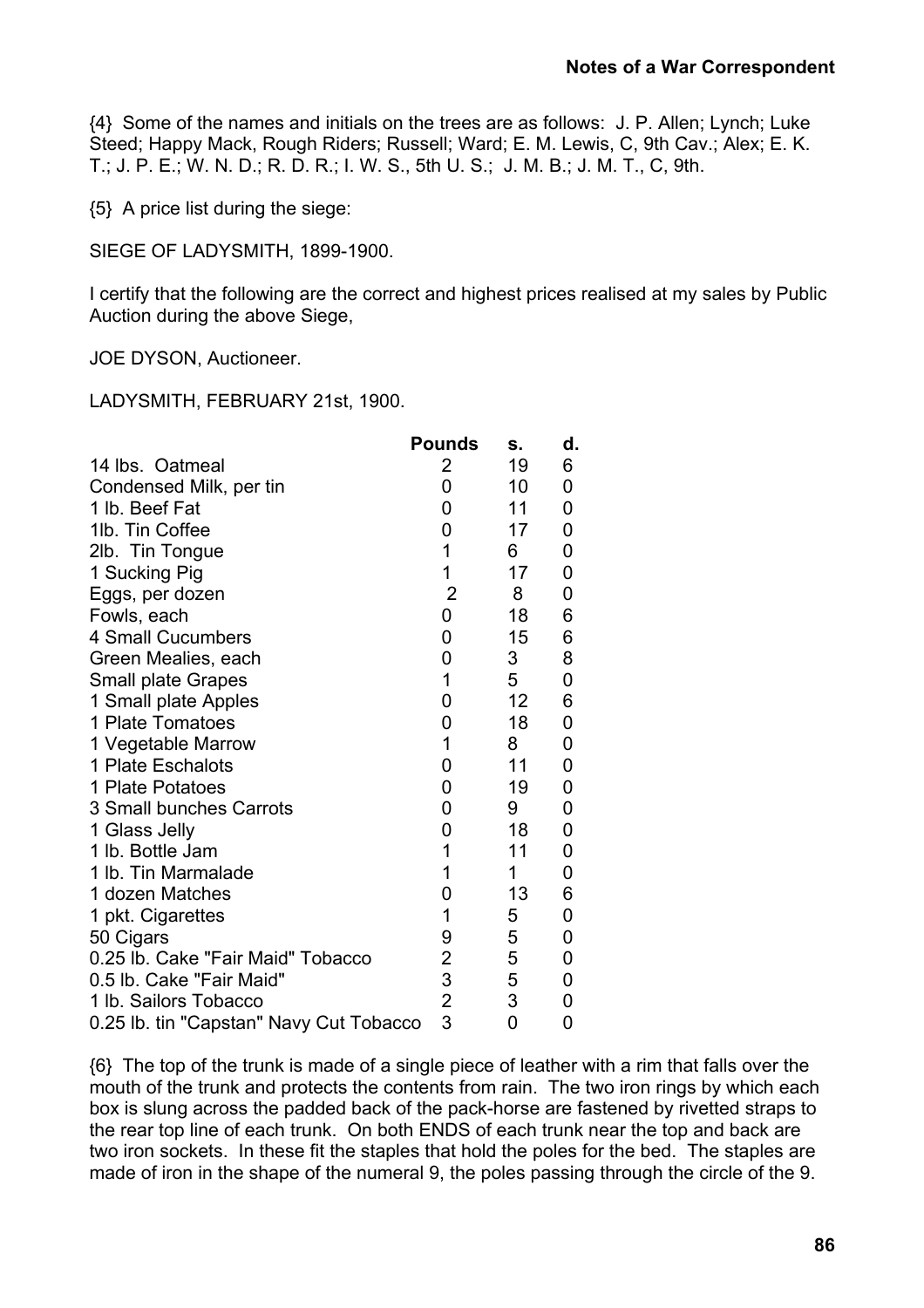{4} Some of the names and initials on the trees are as follows: J. P. Allen; Lynch; Luke Steed; Happy Mack, Rough Riders; Russell; Ward; E. M. Lewis, C, 9th Cav.; Alex; E. K. T.; J. P. E.; W. N. D.; R. D. R.; I. W. S., 5th U. S.; J. M. B.; J. M. T., C, 9th.

{5} A price list during the siege:

SIEGE OF LADYSMITH, 1899-1900.

I certify that the following are the correct and highest prices realised at my sales by Public Auction during the above Siege,

JOE DYSON, Auctioneer.

LADYSMITH, FEBRUARY 21st, 1900.

| | **Pounds** | **s.** | **d.** |
|---|---|---|---|
| 14 lbs. Oatmeal | 2 | 19 | 6 |
| Condensed Milk, per tin | 0 | 10 | 0 |
| 1 lb. Beef Fat | 0 | 11 | 0 |
| 1lb. Tin Coffee | 0 | 17 | 0 |
| 2lb. Tin Tongue | 1 | 6 | 0 |
| 1 Sucking Pig | 1 | 17 | 0 |
| Eggs, per dozen | 2 | 8 | 0 |
| Fowls, each | 0 | 18 | 6 |
| 4 Small Cucumbers | 0 | 15 | 6 |
| Green Mealies, each | 0 | 3 | 8 |
| Small plate Grapes | 1 | 5 | 0 |
| 1 Small plate Apples | 0 | 12 | 6 |
| 1 Plate Tomatoes | 0 | 18 | 0 |
| 1 Vegetable Marrow | 1 | 8 | 0 |
| 1 Plate Eschalots | 0 | 11 | 0 |
| 1 Plate Potatoes | 0 | 19 | 0 |
| 3 Small bunches Carrots | 0 | 9 | 0 |
| 1 Glass Jelly | 0 | 18 | 0 |
| 1 lb. Bottle Jam | 1 | 11 | 0 |
| 1 lb. Tin Marmalade | 1 | 1 | 0 |
| 1 dozen Matches | 0 | 13 | 6 |
| 1 pkt. Cigarettes | 1 | 5 | 0 |
| 50 Cigars | 9 | 5 | 0 |
| 0.25 lb. Cake "Fair Maid" Tobacco | 2 | 5 | 0 |
| 0.5 lb. Cake "Fair Maid" | 3 | 5 | 0 |
| 1 lb. Sailors Tobacco | 2 | 3 | 0 |
| 0.25 lb. tin "Capstan" Navy Cut Tobacco | 3 | 0 | 0 |

{6} The top of the trunk is made of a single piece of leather with a rim that falls over the mouth of the trunk and protects the contents from rain. The two iron rings by which each box is slung across the padded back of the pack-horse are fastened by rivetted straps to the rear top line of each trunk. On both ENDS of each trunk near the top and back are two iron sockets. In these fit the staples that hold the poles for the bed. The staples are made of iron in the shape of the numeral 9, the poles passing through the circle of the 9.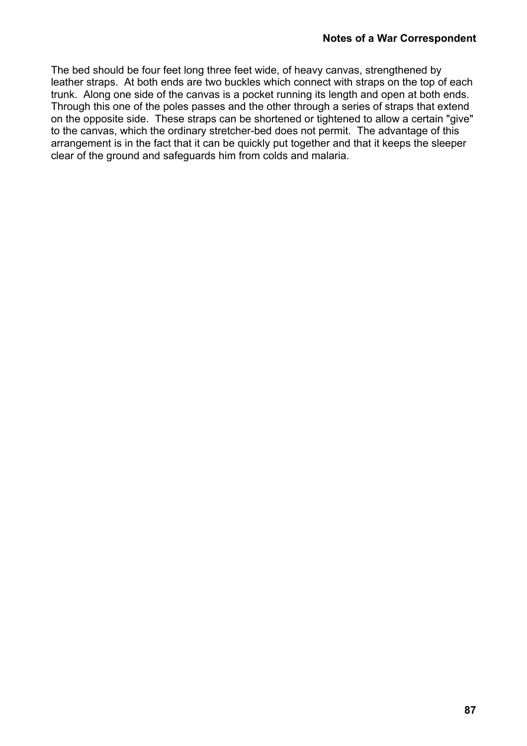The bed should be four feet long three feet wide, of heavy canvas, strengthened by leather straps. At both ends are two buckles which connect with straps on the top of each trunk. Along one side of the canvas is a pocket running its length and open at both ends. Through this one of the poles passes and the other through a series of straps that extend on the opposite side. These straps can be shortened or tightened to allow a certain "give" to the canvas, which the ordinary stretcher-bed does not permit. The advantage of this arrangement is in the fact that it can be quickly put together and that it keeps the sleeper clear of the ground and safeguards him from colds and malaria.